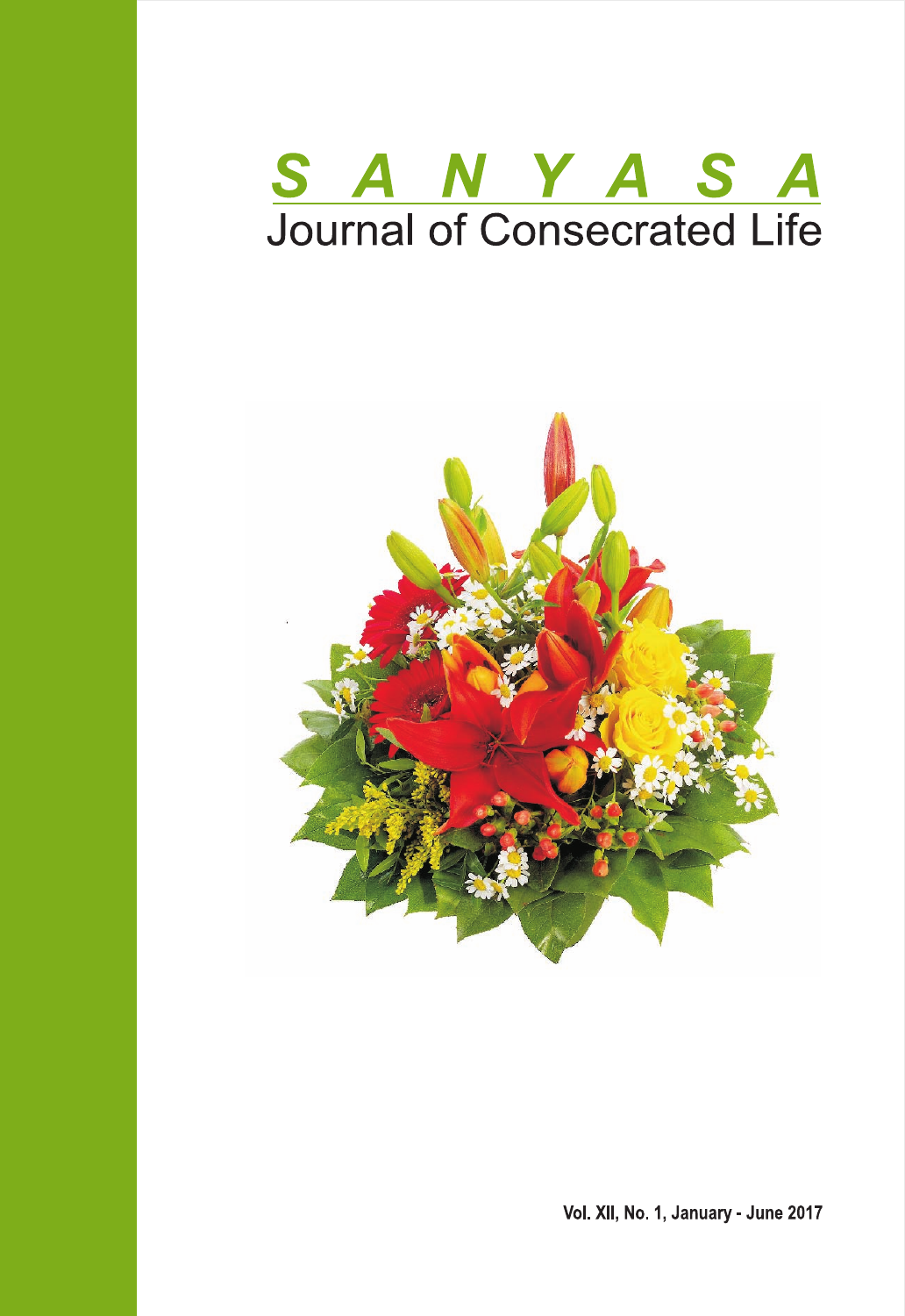# S A N Y A S A

## Journal of Consecrated Life

Vol. XII, No. 1, January - June 2017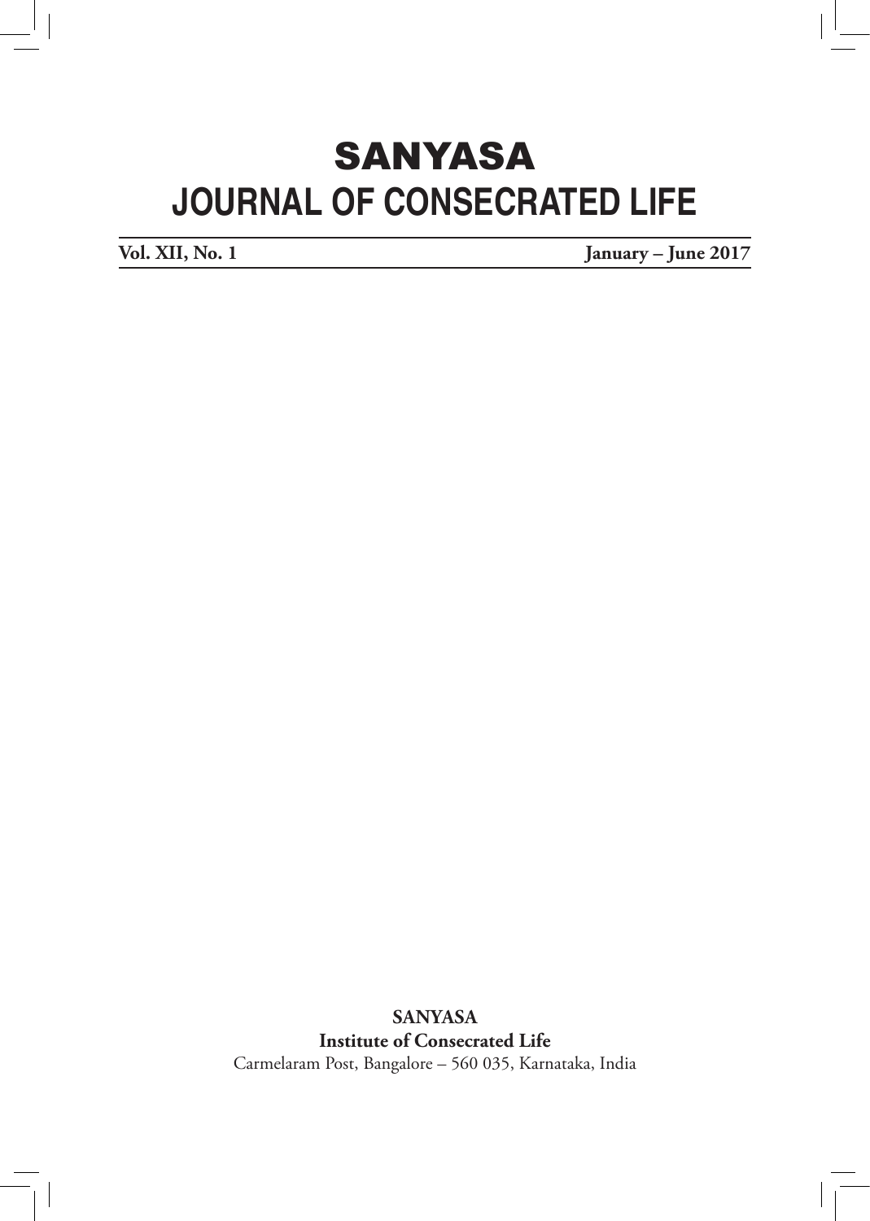# SANYASA
# JOURNAL OF CONSECRATED LIFE

**Vol. XII, No. 1** **January – June 2017**

**SANYASA**
**Institute of Consecrated Life**
Carmelaram Post, Bangalore – 560 035, Karnataka, India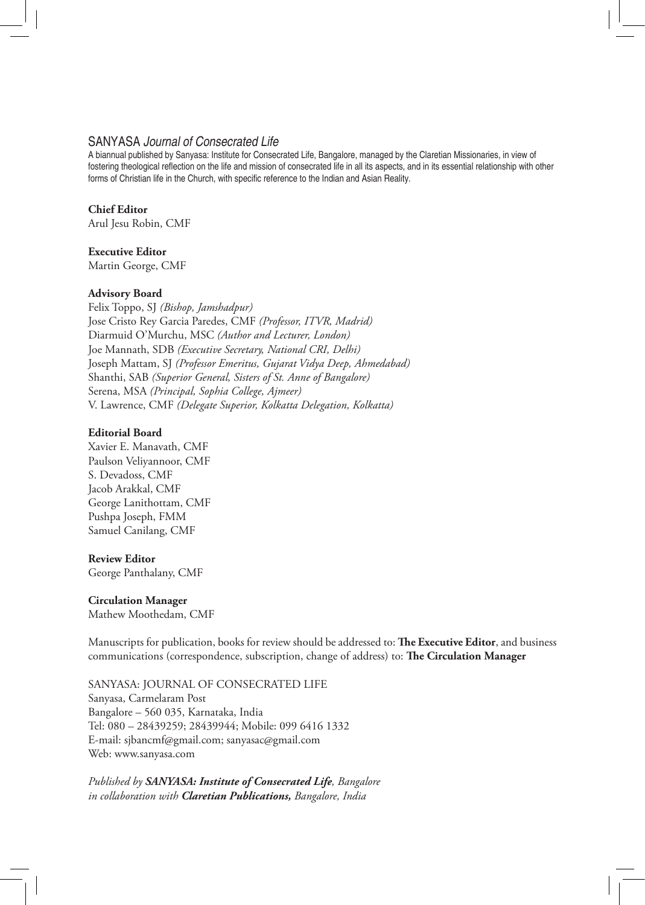# SANYASA *Journal of Consecrated Life*

A biannual published by Sanyasa: Institute for Consecrated Life, Bangalore, managed by the Claretian Missionaries, in view of fostering theological reflection on the life and mission of consecrated life in all its aspects, and in its essential relationship with other forms of Christian life in the Church, with specific reference to the Indian and Asian Reality.

**Chief Editor**
Arul Jesu Robin, CMF

**Executive Editor**
Martin George, CMF

**Advisory Board**
Felix Toppo, SJ *(Bishop, Jamshadpur)*
Jose Cristo Rey Garcia Paredes, CMF *(Professor, ITVR, Madrid)*
Diarmuid O'Murchu, MSC *(Author and Lecturer, London)*
Joe Mannath, SDB *(Executive Secretary, National CRI, Delhi)*
Joseph Mattam, SJ *(Professor Emeritus, Gujarat Vidya Deep, Ahmedabad)*
Shanthi, SAB *(Superior General, Sisters of St. Anne of Bangalore)*
Serena, MSA *(Principal, Sophia College, Ajmeer)*
V. Lawrence, CMF *(Delegate Superior, Kolkatta Delegation, Kolkatta)*

**Editorial Board**
Xavier E. Manavath, CMF
Paulson Veliyannoor, CMF
S. Devadoss, CMF
Jacob Arakkal, CMF
George Lanithottam, CMF
Pushpa Joseph, FMM
Samuel Canilang, CMF

**Review Editor**
George Panthalany, CMF

**Circulation Manager**
Mathew Moothedam, CMF

Manuscripts for publication, books for review should be addressed to: **The Executive Editor**, and business communications (correspondence, subscription, change of address) to: **The Circulation Manager**

SANYASA: JOURNAL OF CONSECRATED LIFE
Sanyasa, Carmelaram Post
Bangalore – 560 035, Karnataka, India
Tel: 080 – 28439259; 28439944; Mobile: 099 6416 1332
E-mail: sjbancmf@gmail.com; sanyasac@gmail.com
Web: www.sanyasa.com

*Published by **SANYASA: Institute of Consecrated Life**, Bangalore*
*in collaboration with **Claretian Publications,** Bangalore, India*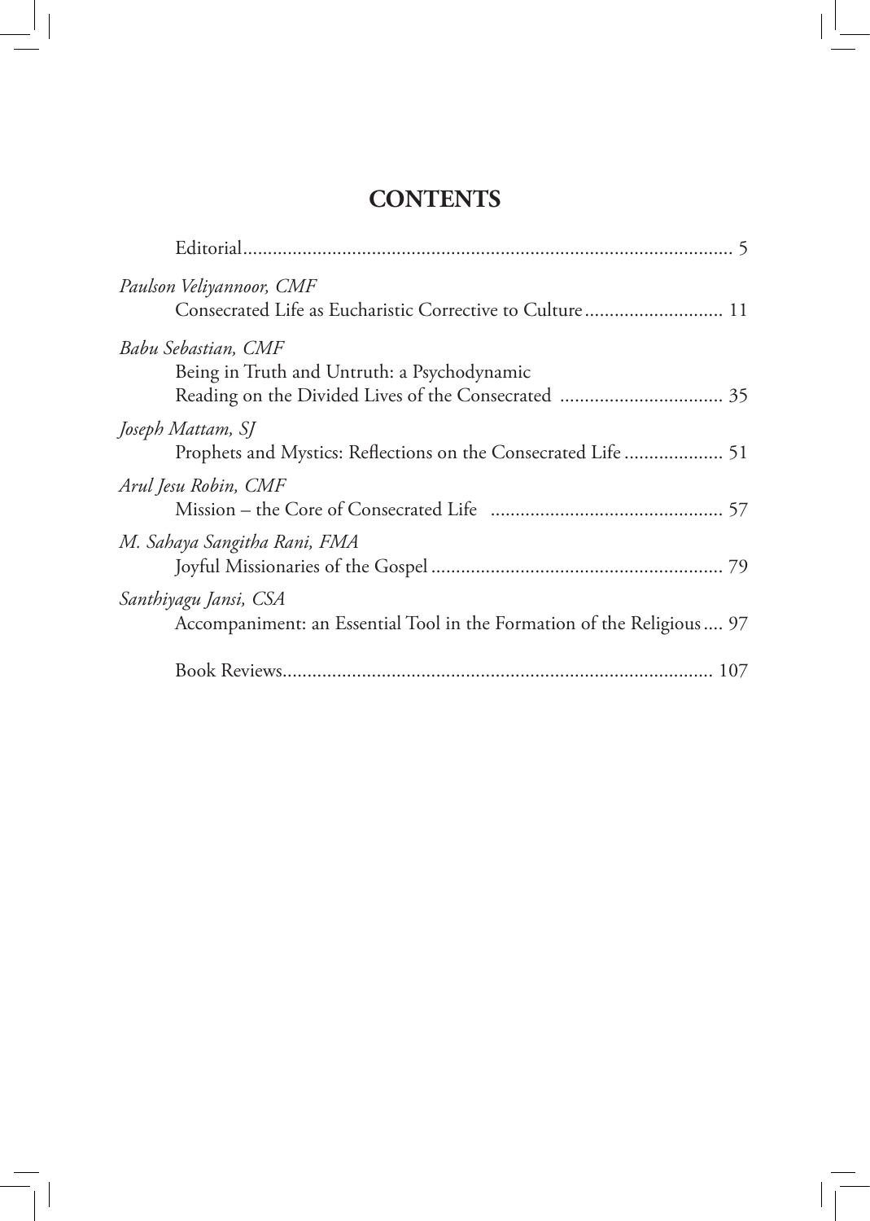# CONTENTS

Editorial .................................................................................................. 5

*Paulson Veliyannoor, CMF*
Consecrated Life as Eucharistic Corrective to Culture ............................ 11

*Babu Sebastian, CMF*
Being in Truth and Untruth: a Psychodynamic Reading on the Divided Lives of the Consecrated ................................. 35

*Joseph Mattam, SJ*
Prophets and Mystics: Reflections on the Consecrated Life .................... 51

*Arul Jesu Robin, CMF*
Mission – the Core of Consecrated Life ............................................... 57

*M. Sahaya Sangitha Rani, FMA*
Joyful Missionaries of the Gospel ........................................................... 79

*Santhiyagu Jansi, CSA*
Accompaniment: an Essential Tool in the Formation of the Religious .... 97

Book Reviews ...................................................................................... 107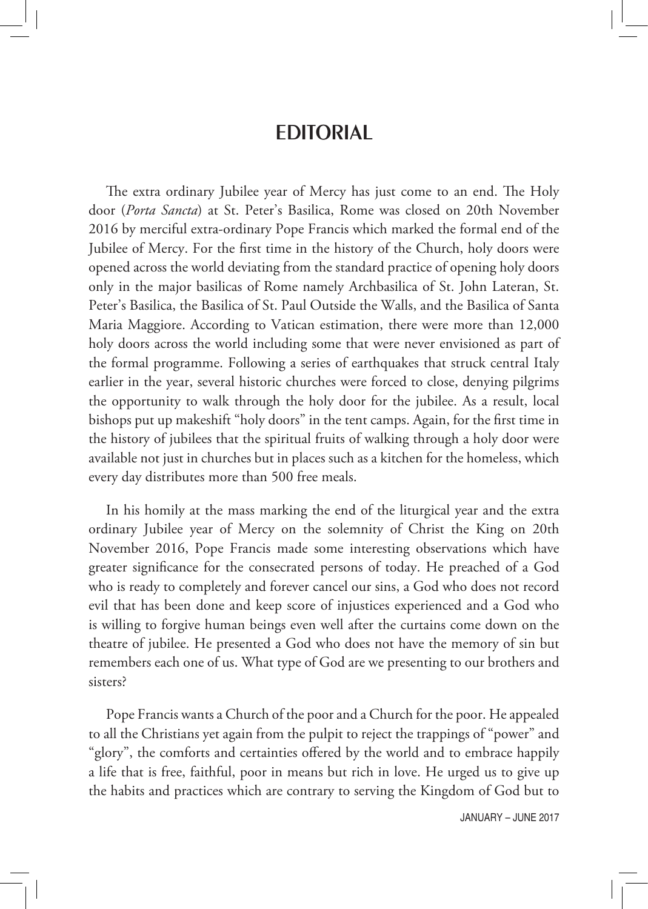# EDITORIAL

The extra ordinary Jubilee year of Mercy has just come to an end. The Holy door (*Porta Sancta*) at St. Peter's Basilica, Rome was closed on 20th November 2016 by merciful extra-ordinary Pope Francis which marked the formal end of the Jubilee of Mercy. For the first time in the history of the Church, holy doors were opened across the world deviating from the standard practice of opening holy doors only in the major basilicas of Rome namely Archbasilica of St. John Lateran, St. Peter's Basilica, the Basilica of St. Paul Outside the Walls, and the Basilica of Santa Maria Maggiore. According to Vatican estimation, there were more than 12,000 holy doors across the world including some that were never envisioned as part of the formal programme. Following a series of earthquakes that struck central Italy earlier in the year, several historic churches were forced to close, denying pilgrims the opportunity to walk through the holy door for the jubilee. As a result, local bishops put up makeshift "holy doors" in the tent camps. Again, for the first time in the history of jubilees that the spiritual fruits of walking through a holy door were available not just in churches but in places such as a kitchen for the homeless, which every day distributes more than 500 free meals.

In his homily at the mass marking the end of the liturgical year and the extra ordinary Jubilee year of Mercy on the solemnity of Christ the King on 20th November 2016, Pope Francis made some interesting observations which have greater significance for the consecrated persons of today. He preached of a God who is ready to completely and forever cancel our sins, a God who does not record evil that has been done and keep score of injustices experienced and a God who is willing to forgive human beings even well after the curtains come down on the theatre of jubilee. He presented a God who does not have the memory of sin but remembers each one of us. What type of God are we presenting to our brothers and sisters?

Pope Francis wants a Church of the poor and a Church for the poor. He appealed to all the Christians yet again from the pulpit to reject the trappings of "power" and "glory", the comforts and certainties offered by the world and to embrace happily a life that is free, faithful, poor in means but rich in love. He urged us to give up the habits and practices which are contrary to serving the Kingdom of God but to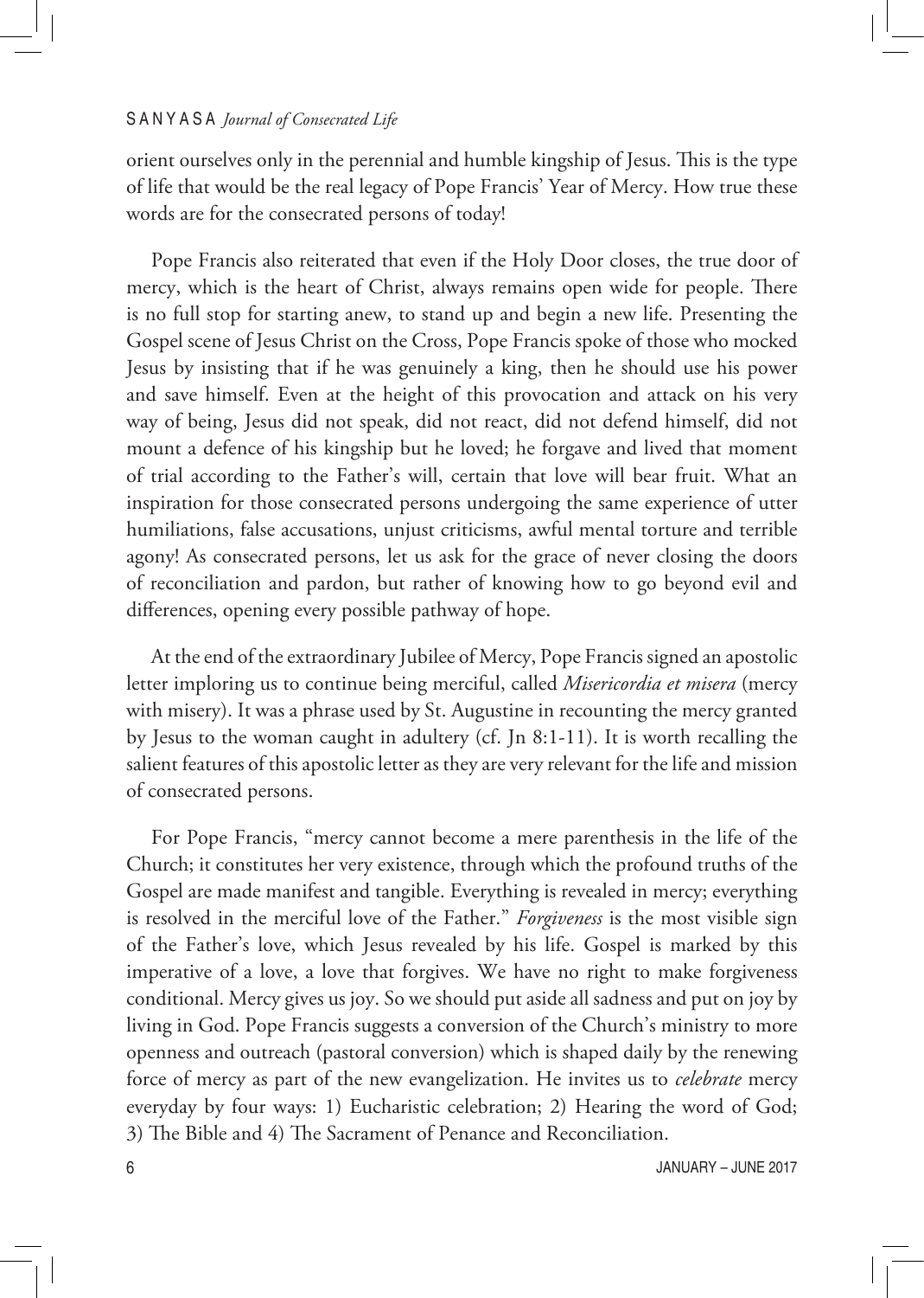orient ourselves only in the perennial and humble kingship of Jesus. This is the type of life that would be the real legacy of Pope Francis' Year of Mercy. How true these words are for the consecrated persons of today!

Pope Francis also reiterated that even if the Holy Door closes, the true door of mercy, which is the heart of Christ, always remains open wide for people. There is no full stop for starting anew, to stand up and begin a new life. Presenting the Gospel scene of Jesus Christ on the Cross, Pope Francis spoke of those who mocked Jesus by insisting that if he was genuinely a king, then he should use his power and save himself. Even at the height of this provocation and attack on his very way of being, Jesus did not speak, did not react, did not defend himself, did not mount a defence of his kingship but he loved; he forgave and lived that moment of trial according to the Father's will, certain that love will bear fruit. What an inspiration for those consecrated persons undergoing the same experience of utter humiliations, false accusations, unjust criticisms, awful mental torture and terrible agony! As consecrated persons, let us ask for the grace of never closing the doors of reconciliation and pardon, but rather of knowing how to go beyond evil and differences, opening every possible pathway of hope.

At the end of the extraordinary Jubilee of Mercy, Pope Francis signed an apostolic letter imploring us to continue being merciful, called *Misericordia et misera* (mercy with misery). It was a phrase used by St. Augustine in recounting the mercy granted by Jesus to the woman caught in adultery (cf. Jn 8:1-11). It is worth recalling the salient features of this apostolic letter as they are very relevant for the life and mission of consecrated persons.

For Pope Francis, "mercy cannot become a mere parenthesis in the life of the Church; it constitutes her very existence, through which the profound truths of the Gospel are made manifest and tangible. Everything is revealed in mercy; everything is resolved in the merciful love of the Father." *Forgiveness* is the most visible sign of the Father's love, which Jesus revealed by his life. Gospel is marked by this imperative of a love, a love that forgives. We have no right to make forgiveness conditional. Mercy gives us joy. So we should put aside all sadness and put on joy by living in God. Pope Francis suggests a conversion of the Church's ministry to more openness and outreach (pastoral conversion) which is shaped daily by the renewing force of mercy as part of the new evangelization. He invites us to *celebrate* mercy everyday by four ways: 1) Eucharistic celebration; 2) Hearing the word of God; 3) The Bible and 4) The Sacrament of Penance and Reconciliation.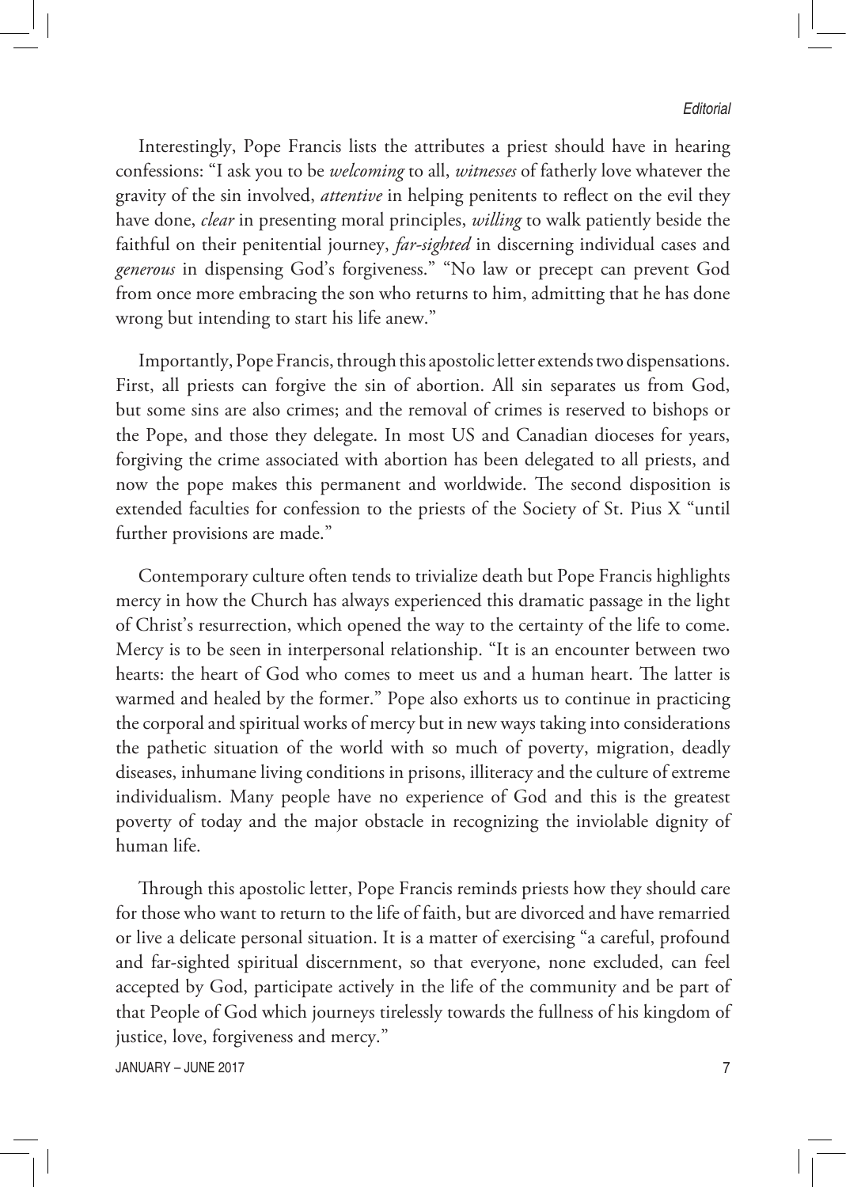Interestingly, Pope Francis lists the attributes a priest should have in hearing confessions: "I ask you to be *welcoming* to all, *witnesses* of fatherly love whatever the gravity of the sin involved, *attentive* in helping penitents to reflect on the evil they have done, *clear* in presenting moral principles, *willing* to walk patiently beside the faithful on their penitential journey, *far-sighted* in discerning individual cases and *generous* in dispensing God's forgiveness." "No law or precept can prevent God from once more embracing the son who returns to him, admitting that he has done wrong but intending to start his life anew."

Importantly, Pope Francis, through this apostolic letter extends two dispensations. First, all priests can forgive the sin of abortion. All sin separates us from God, but some sins are also crimes; and the removal of crimes is reserved to bishops or the Pope, and those they delegate. In most US and Canadian dioceses for years, forgiving the crime associated with abortion has been delegated to all priests, and now the pope makes this permanent and worldwide. The second disposition is extended faculties for confession to the priests of the Society of St. Pius X "until further provisions are made."

Contemporary culture often tends to trivialize death but Pope Francis highlights mercy in how the Church has always experienced this dramatic passage in the light of Christ's resurrection, which opened the way to the certainty of the life to come. Mercy is to be seen in interpersonal relationship. "It is an encounter between two hearts: the heart of God who comes to meet us and a human heart. The latter is warmed and healed by the former." Pope also exhorts us to continue in practicing the corporal and spiritual works of mercy but in new ways taking into considerations the pathetic situation of the world with so much of poverty, migration, deadly diseases, inhumane living conditions in prisons, illiteracy and the culture of extreme individualism. Many people have no experience of God and this is the greatest poverty of today and the major obstacle in recognizing the inviolable dignity of human life.

Through this apostolic letter, Pope Francis reminds priests how they should care for those who want to return to the life of faith, but are divorced and have remarried or live a delicate personal situation. It is a matter of exercising "a careful, profound and far-sighted spiritual discernment, so that everyone, none excluded, can feel accepted by God, participate actively in the life of the community and be part of that People of God which journeys tirelessly towards the fullness of his kingdom of justice, love, forgiveness and mercy."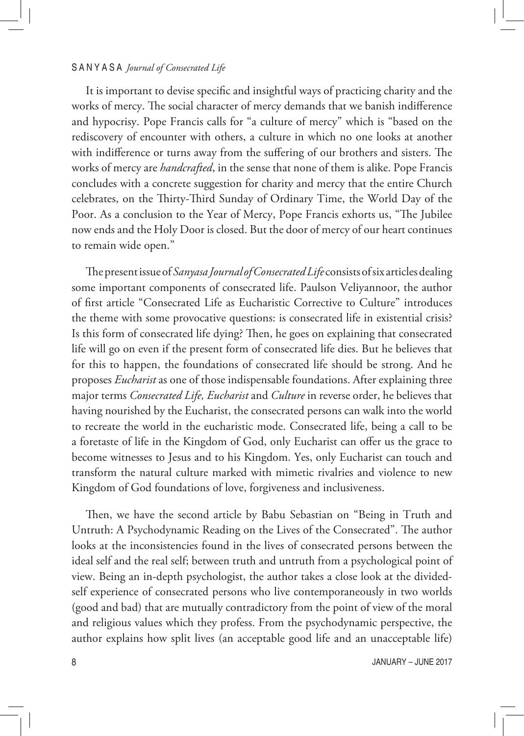It is important to devise specific and insightful ways of practicing charity and the works of mercy. The social character of mercy demands that we banish indifference and hypocrisy. Pope Francis calls for "a culture of mercy" which is "based on the rediscovery of encounter with others, a culture in which no one looks at another with indifference or turns away from the suffering of our brothers and sisters. The works of mercy are *handcrafted*, in the sense that none of them is alike. Pope Francis concludes with a concrete suggestion for charity and mercy that the entire Church celebrates, on the Thirty-Third Sunday of Ordinary Time, the World Day of the Poor. As a conclusion to the Year of Mercy, Pope Francis exhorts us, "The Jubilee now ends and the Holy Door is closed. But the door of mercy of our heart continues to remain wide open."

The present issue of *Sanyasa Journal of Consecrated Life* consists of six articles dealing some important components of consecrated life. Paulson Veliyannoor, the author of first article "Consecrated Life as Eucharistic Corrective to Culture" introduces the theme with some provocative questions: is consecrated life in existential crisis? Is this form of consecrated life dying? Then, he goes on explaining that consecrated life will go on even if the present form of consecrated life dies. But he believes that for this to happen, the foundations of consecrated life should be strong. And he proposes *Eucharist* as one of those indispensable foundations. After explaining three major terms *Consecrated Life, Eucharist* and *Culture* in reverse order, he believes that having nourished by the Eucharist, the consecrated persons can walk into the world to recreate the world in the eucharistic mode. Consecrated life, being a call to be a foretaste of life in the Kingdom of God, only Eucharist can offer us the grace to become witnesses to Jesus and to his Kingdom. Yes, only Eucharist can touch and transform the natural culture marked with mimetic rivalries and violence to new Kingdom of God foundations of love, forgiveness and inclusiveness.

Then, we have the second article by Babu Sebastian on "Being in Truth and Untruth: A Psychodynamic Reading on the Lives of the Consecrated". The author looks at the inconsistencies found in the lives of consecrated persons between the ideal self and the real self; between truth and untruth from a psychological point of view. Being an in-depth psychologist, the author takes a close look at the divided-self experience of consecrated persons who live contemporaneously in two worlds (good and bad) that are mutually contradictory from the point of view of the moral and religious values which they profess. From the psychodynamic perspective, the author explains how split lives (an acceptable good life and an unacceptable life)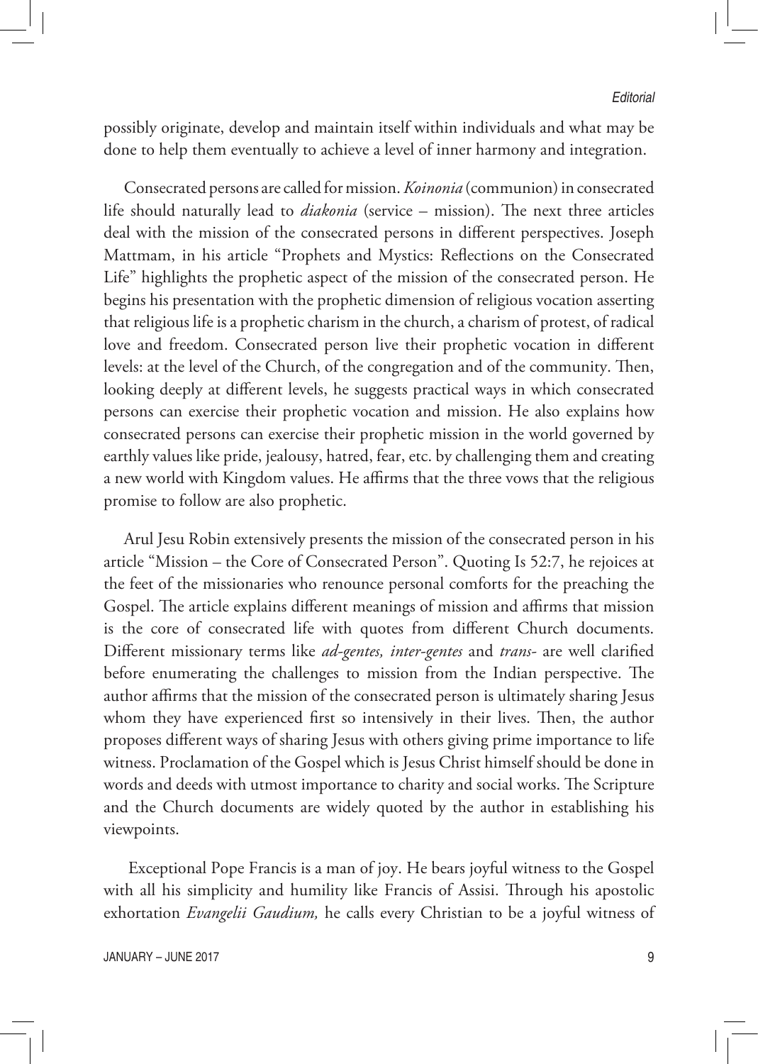possibly originate, develop and maintain itself within individuals and what may be done to help them eventually to achieve a level of inner harmony and integration.

Consecrated persons are called for mission. *Koinonia* (communion) in consecrated life should naturally lead to *diakonia* (service – mission). The next three articles deal with the mission of the consecrated persons in different perspectives. Joseph Mattmam, in his article "Prophets and Mystics: Reflections on the Consecrated Life" highlights the prophetic aspect of the mission of the consecrated person. He begins his presentation with the prophetic dimension of religious vocation asserting that religious life is a prophetic charism in the church, a charism of protest, of radical love and freedom. Consecrated person live their prophetic vocation in different levels: at the level of the Church, of the congregation and of the community. Then, looking deeply at different levels, he suggests practical ways in which consecrated persons can exercise their prophetic vocation and mission. He also explains how consecrated persons can exercise their prophetic mission in the world governed by earthly values like pride, jealousy, hatred, fear, etc. by challenging them and creating a new world with Kingdom values. He affirms that the three vows that the religious promise to follow are also prophetic.

Arul Jesu Robin extensively presents the mission of the consecrated person in his article "Mission – the Core of Consecrated Person". Quoting Is 52:7, he rejoices at the feet of the missionaries who renounce personal comforts for the preaching the Gospel. The article explains different meanings of mission and affirms that mission is the core of consecrated life with quotes from different Church documents. Different missionary terms like *ad-gentes, inter-gentes* and *trans-* are well clarified before enumerating the challenges to mission from the Indian perspective. The author affirms that the mission of the consecrated person is ultimately sharing Jesus whom they have experienced first so intensively in their lives. Then, the author proposes different ways of sharing Jesus with others giving prime importance to life witness. Proclamation of the Gospel which is Jesus Christ himself should be done in words and deeds with utmost importance to charity and social works. The Scripture and the Church documents are widely quoted by the author in establishing his viewpoints.

Exceptional Pope Francis is a man of joy. He bears joyful witness to the Gospel with all his simplicity and humility like Francis of Assisi. Through his apostolic exhortation *Evangelii Gaudium,* he calls every Christian to be a joyful witness of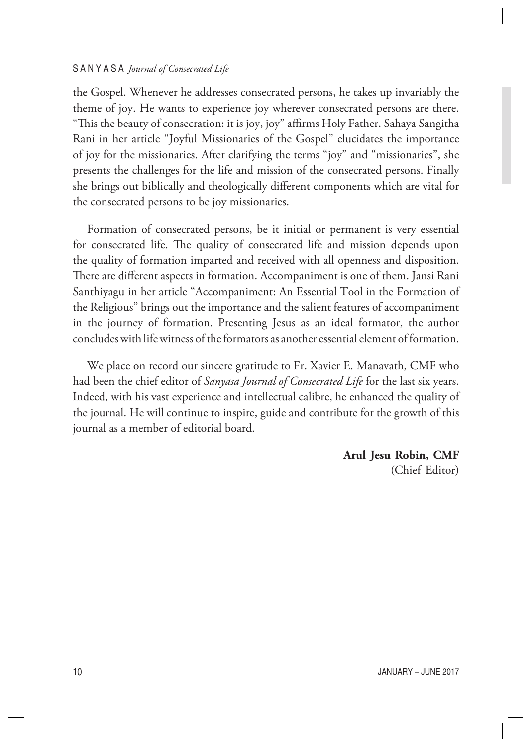the Gospel. Whenever he addresses consecrated persons, he takes up invariably the theme of joy. He wants to experience joy wherever consecrated persons are there. "This the beauty of consecration: it is joy, joy" affirms Holy Father. Sahaya Sangitha Rani in her article "Joyful Missionaries of the Gospel" elucidates the importance of joy for the missionaries. After clarifying the terms "joy" and "missionaries", she presents the challenges for the life and mission of the consecrated persons. Finally she brings out biblically and theologically different components which are vital for the consecrated persons to be joy missionaries.

Formation of consecrated persons, be it initial or permanent is very essential for consecrated life. The quality of consecrated life and mission depends upon the quality of formation imparted and received with all openness and disposition. There are different aspects in formation. Accompaniment is one of them. Jansi Rani Santhiyagu in her article "Accompaniment: An Essential Tool in the Formation of the Religious" brings out the importance and the salient features of accompaniment in the journey of formation. Presenting Jesus as an ideal formator, the author concludes with life witness of the formators as another essential element of formation.

We place on record our sincere gratitude to Fr. Xavier E. Manavath, CMF who had been the chief editor of *Sanyasa Journal of Consecrated Life* for the last six years. Indeed, with his vast experience and intellectual calibre, he enhanced the quality of the journal. He will continue to inspire, guide and contribute for the growth of this journal as a member of editorial board.

**Arul Jesu Robin, CMF**
(Chief Editor)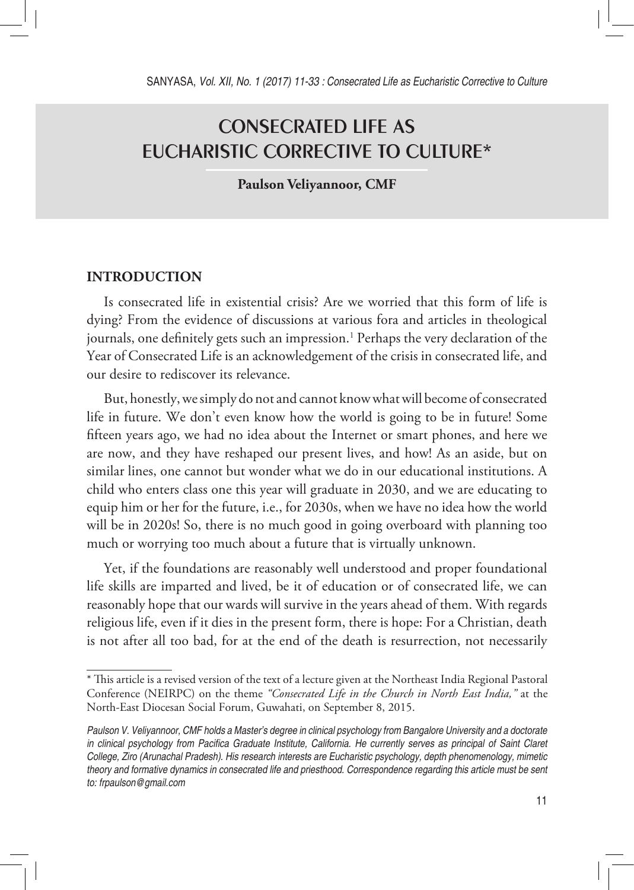# CONSECRATED LIFE AS EUCHARISTIC CORRECTIVE TO CULTURE*

**Paulson Veliyannoor, CMF**

## INTRODUCTION

Is consecrated life in existential crisis? Are we worried that this form of life is dying? From the evidence of discussions at various fora and articles in theological journals, one definitely gets such an impression.[1] Perhaps the very declaration of the Year of Consecrated Life is an acknowledgement of the crisis in consecrated life, and our desire to rediscover its relevance.

But, honestly, we simply do not and cannot know what will become of consecrated life in future. We don't even know how the world is going to be in future! Some fifteen years ago, we had no idea about the Internet or smart phones, and here we are now, and they have reshaped our present lives, and how! As an aside, but on similar lines, one cannot but wonder what we do in our educational institutions. A child who enters class one this year will graduate in 2030, and we are educating to equip him or her for the future, i.e., for 2030s, when we have no idea how the world will be in 2020s! So, there is no much good in going overboard with planning too much or worrying too much about a future that is virtually unknown.

Yet, if the foundations are reasonably well understood and proper foundational life skills are imparted and lived, be it of education or of consecrated life, we can reasonably hope that our wards will survive in the years ahead of them. With regards religious life, even if it dies in the present form, there is hope: For a Christian, death is not after all too bad, for at the end of the death is resurrection, not necessarily

---

\* This article is a revised version of the text of a lecture given at the Northeast India Regional Pastoral Conference (NEIRPC) on the theme *"Consecrated Life in the Church in North East India,"* at the North-East Diocesan Social Forum, Guwahati, on September 8, 2015.

*Paulson V. Veliyannoor, CMF holds a Master's degree in clinical psychology from Bangalore University and a doctorate in clinical psychology from Pacifica Graduate Institute, California. He currently serves as principal of Saint Claret College, Ziro (Arunachal Pradesh). His research interests are Eucharistic psychology, depth phenomenology, mimetic theory and formative dynamics in consecrated life and priesthood. Correspondence regarding this article must be sent to: frpaulson@gmail.com*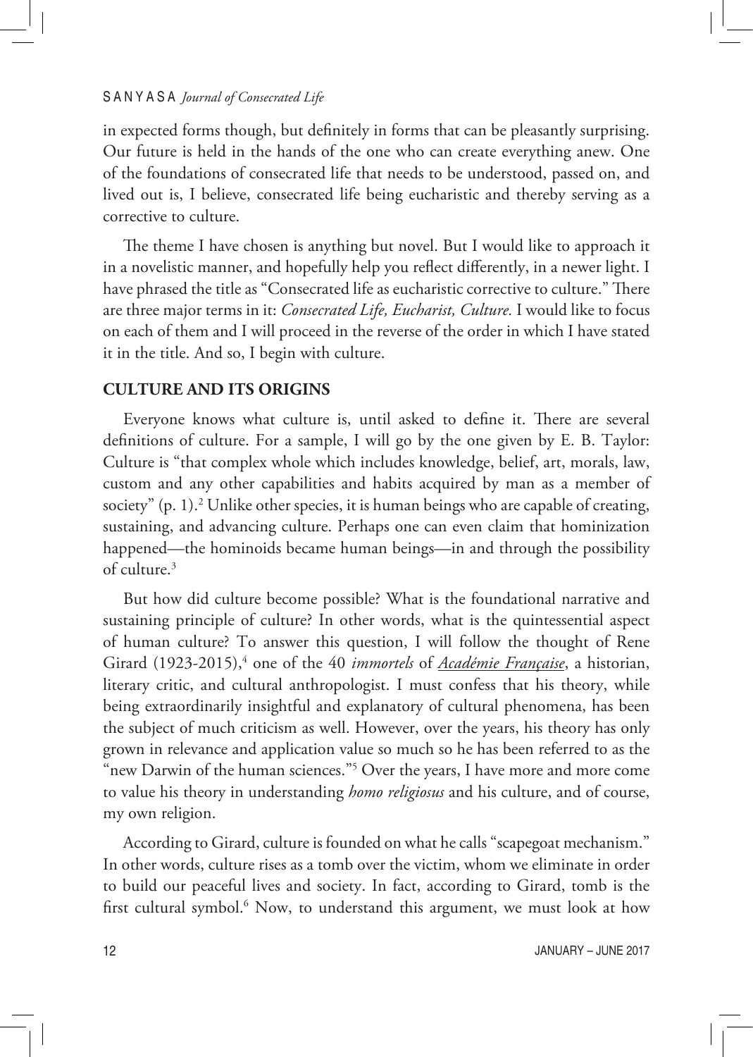in expected forms though, but definitely in forms that can be pleasantly surprising. Our future is held in the hands of the one who can create everything anew. One of the foundations of consecrated life that needs to be understood, passed on, and lived out is, I believe, consecrated life being eucharistic and thereby serving as a corrective to culture.

The theme I have chosen is anything but novel. But I would like to approach it in a novelistic manner, and hopefully help you reflect differently, in a newer light. I have phrased the title as "Consecrated life as eucharistic corrective to culture." There are three major terms in it: *Consecrated Life, Eucharist, Culture.* I would like to focus on each of them and I will proceed in the reverse of the order in which I have stated it in the title. And so, I begin with culture.

## CULTURE AND ITS ORIGINS

Everyone knows what culture is, until asked to define it. There are several definitions of culture. For a sample, I will go by the one given by E. B. Taylor: Culture is "that complex whole which includes knowledge, belief, art, morals, law, custom and any other capabilities and habits acquired by man as a member of society" (p. 1).[2] Unlike other species, it is human beings who are capable of creating, sustaining, and advancing culture. Perhaps one can even claim that hominization happened—the hominoids became human beings—in and through the possibility of culture.[3]

But how did culture become possible? What is the foundational narrative and sustaining principle of culture? In other words, what is the quintessential aspect of human culture? To answer this question, I will follow the thought of Rene Girard (1923-2015),[4] one of the 40 *immortels* of *Académie Française*, a historian, literary critic, and cultural anthropologist. I must confess that his theory, while being extraordinarily insightful and explanatory of cultural phenomena, has been the subject of much criticism as well. However, over the years, his theory has only grown in relevance and application value so much so he has been referred to as the "new Darwin of the human sciences."[5] Over the years, I have more and more come to value his theory in understanding *homo religiosus* and his culture, and of course, my own religion.

According to Girard, culture is founded on what he calls "scapegoat mechanism." In other words, culture rises as a tomb over the victim, whom we eliminate in order to build our peaceful lives and society. In fact, according to Girard, tomb is the first cultural symbol.[6] Now, to understand this argument, we must look at how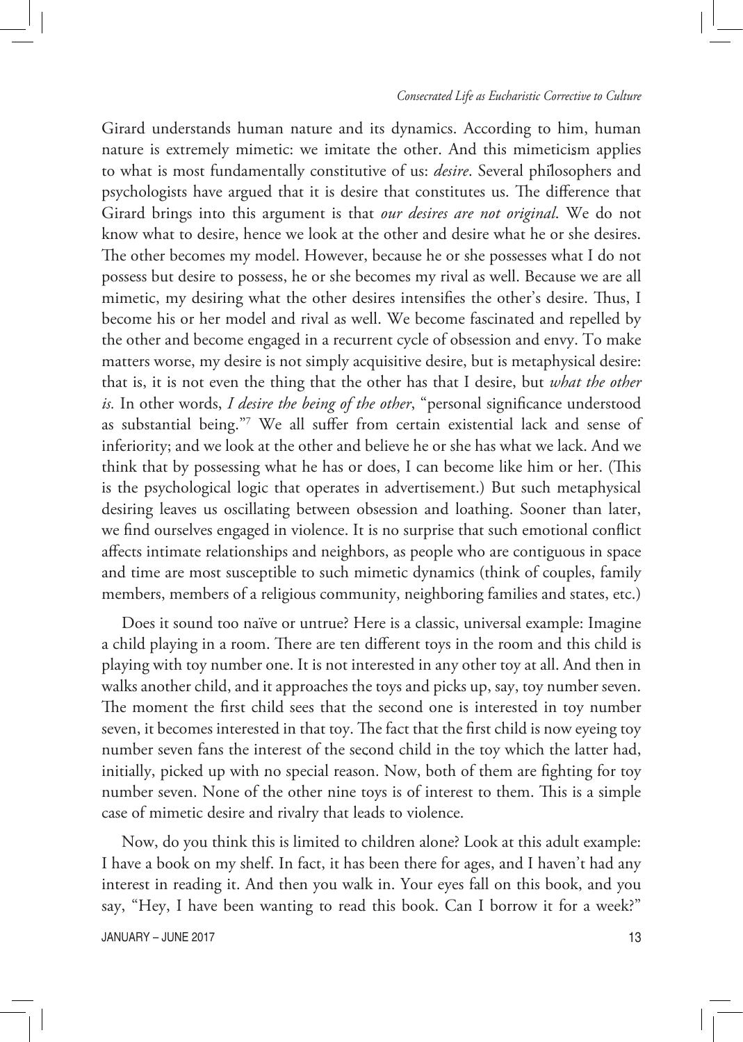Girard understands human nature and its dynamics. According to him, human nature is extremely mimetic: we imitate the other. And this mimeticism applies to what is most fundamentally constitutive of us: *desire*. Several philosophers and psychologists have argued that it is desire that constitutes us. The difference that Girard brings into this argument is that *our desires are not original*. We do not know what to desire, hence we look at the other and desire what he or she desires. The other becomes my model. However, because he or she possesses what I do not possess but desire to possess, he or she becomes my rival as well. Because we are all mimetic, my desiring what the other desires intensifies the other's desire. Thus, I become his or her model and rival as well. We become fascinated and repelled by the other and become engaged in a recurrent cycle of obsession and envy. To make matters worse, my desire is not simply acquisitive desire, but is metaphysical desire: that is, it is not even the thing that the other has that I desire, but *what the other is.* In other words, *I desire the being of the other*, "personal significance understood as substantial being."[7] We all suffer from certain existential lack and sense of inferiority; and we look at the other and believe he or she has what we lack. And we think that by possessing what he has or does, I can become like him or her. (This is the psychological logic that operates in advertisement.) But such metaphysical desiring leaves us oscillating between obsession and loathing. Sooner than later, we find ourselves engaged in violence. It is no surprise that such emotional conflict affects intimate relationships and neighbors, as people who are contiguous in space and time are most susceptible to such mimetic dynamics (think of couples, family members, members of a religious community, neighboring families and states, etc.)

Does it sound too naïve or untrue? Here is a classic, universal example: Imagine a child playing in a room. There are ten different toys in the room and this child is playing with toy number one. It is not interested in any other toy at all. And then in walks another child, and it approaches the toys and picks up, say, toy number seven. The moment the first child sees that the second one is interested in toy number seven, it becomes interested in that toy. The fact that the first child is now eyeing toy number seven fans the interest of the second child in the toy which the latter had, initially, picked up with no special reason. Now, both of them are fighting for toy number seven. None of the other nine toys is of interest to them. This is a simple case of mimetic desire and rivalry that leads to violence.

Now, do you think this is limited to children alone? Look at this adult example: I have a book on my shelf. In fact, it has been there for ages, and I haven't had any interest in reading it. And then you walk in. Your eyes fall on this book, and you say, "Hey, I have been wanting to read this book. Can I borrow it for a week?"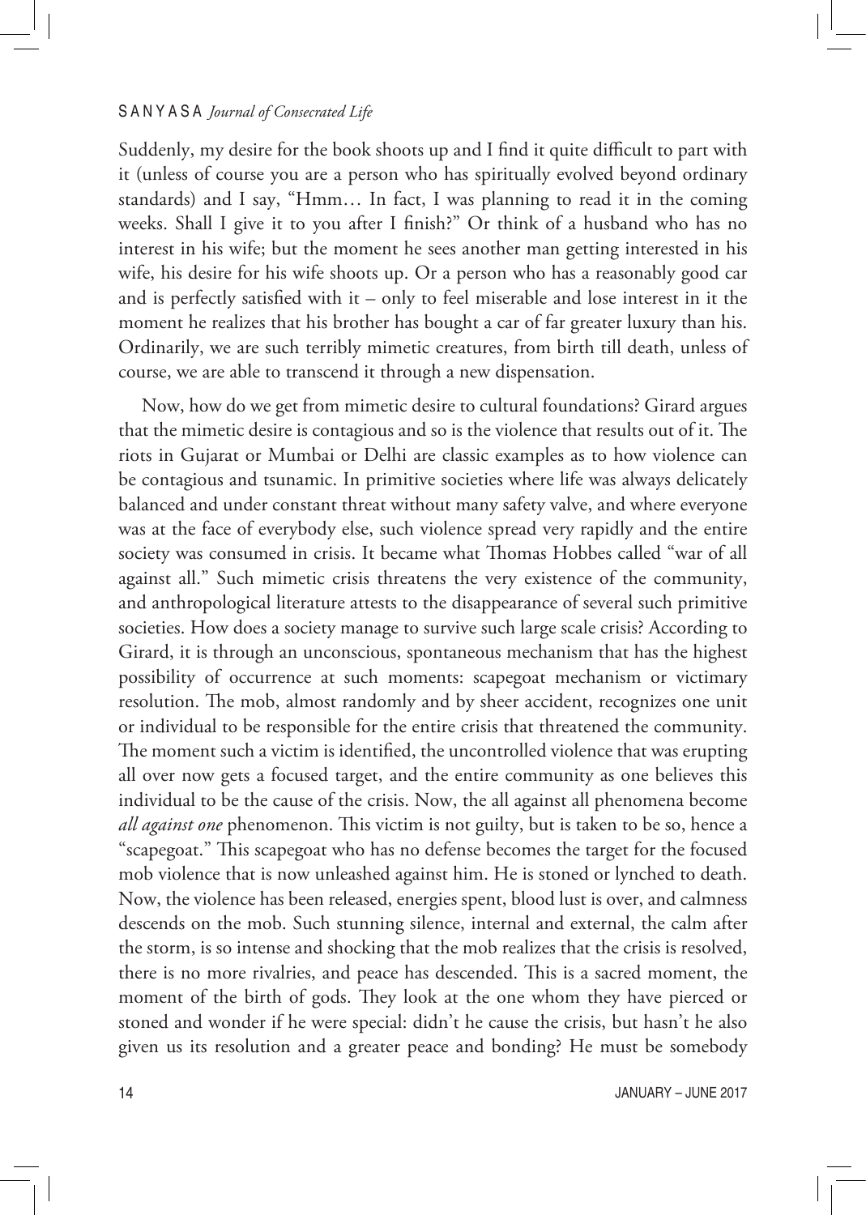Suddenly, my desire for the book shoots up and I find it quite difficult to part with it (unless of course you are a person who has spiritually evolved beyond ordinary standards) and I say, "Hmm… In fact, I was planning to read it in the coming weeks. Shall I give it to you after I finish?" Or think of a husband who has no interest in his wife; but the moment he sees another man getting interested in his wife, his desire for his wife shoots up. Or a person who has a reasonably good car and is perfectly satisfied with it – only to feel miserable and lose interest in it the moment he realizes that his brother has bought a car of far greater luxury than his. Ordinarily, we are such terribly mimetic creatures, from birth till death, unless of course, we are able to transcend it through a new dispensation.

Now, how do we get from mimetic desire to cultural foundations? Girard argues that the mimetic desire is contagious and so is the violence that results out of it. The riots in Gujarat or Mumbai or Delhi are classic examples as to how violence can be contagious and tsunamic. In primitive societies where life was always delicately balanced and under constant threat without many safety valve, and where everyone was at the face of everybody else, such violence spread very rapidly and the entire society was consumed in crisis. It became what Thomas Hobbes called "war of all against all." Such mimetic crisis threatens the very existence of the community, and anthropological literature attests to the disappearance of several such primitive societies. How does a society manage to survive such large scale crisis? According to Girard, it is through an unconscious, spontaneous mechanism that has the highest possibility of occurrence at such moments: scapegoat mechanism or victimary resolution. The mob, almost randomly and by sheer accident, recognizes one unit or individual to be responsible for the entire crisis that threatened the community. The moment such a victim is identified, the uncontrolled violence that was erupting all over now gets a focused target, and the entire community as one believes this individual to be the cause of the crisis. Now, the all against all phenomena become *all against one* phenomenon. This victim is not guilty, but is taken to be so, hence a "scapegoat." This scapegoat who has no defense becomes the target for the focused mob violence that is now unleashed against him. He is stoned or lynched to death. Now, the violence has been released, energies spent, blood lust is over, and calmness descends on the mob. Such stunning silence, internal and external, the calm after the storm, is so intense and shocking that the mob realizes that the crisis is resolved, there is no more rivalries, and peace has descended. This is a sacred moment, the moment of the birth of gods. They look at the one whom they have pierced or stoned and wonder if he were special: didn't he cause the crisis, but hasn't he also given us its resolution and a greater peace and bonding? He must be somebody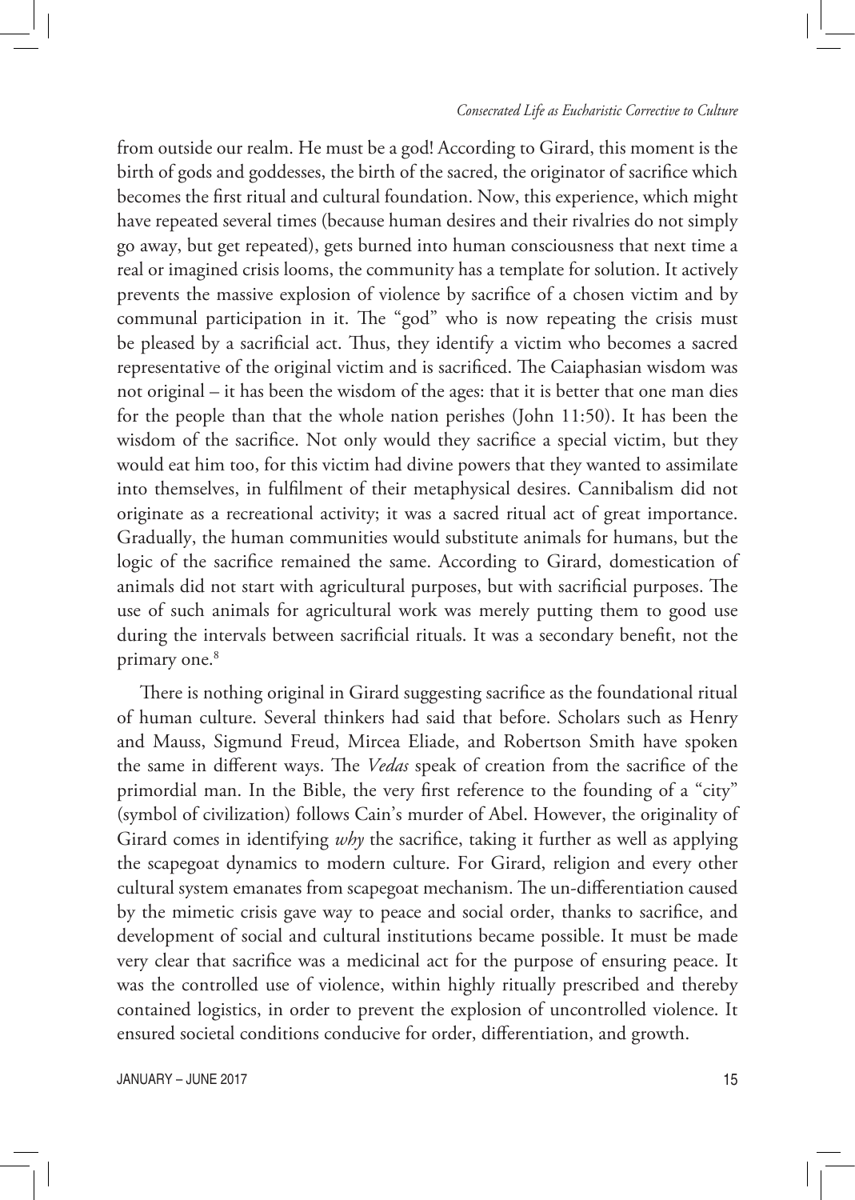from outside our realm. He must be a god! According to Girard, this moment is the birth of gods and goddesses, the birth of the sacred, the originator of sacrifice which becomes the first ritual and cultural foundation. Now, this experience, which might have repeated several times (because human desires and their rivalries do not simply go away, but get repeated), gets burned into human consciousness that next time a real or imagined crisis looms, the community has a template for solution. It actively prevents the massive explosion of violence by sacrifice of a chosen victim and by communal participation in it. The "god" who is now repeating the crisis must be pleased by a sacrificial act. Thus, they identify a victim who becomes a sacred representative of the original victim and is sacrificed. The Caiaphasian wisdom was not original – it has been the wisdom of the ages: that it is better that one man dies for the people than that the whole nation perishes (John 11:50). It has been the wisdom of the sacrifice. Not only would they sacrifice a special victim, but they would eat him too, for this victim had divine powers that they wanted to assimilate into themselves, in fulfilment of their metaphysical desires. Cannibalism did not originate as a recreational activity; it was a sacred ritual act of great importance. Gradually, the human communities would substitute animals for humans, but the logic of the sacrifice remained the same. According to Girard, domestication of animals did not start with agricultural purposes, but with sacrificial purposes. The use of such animals for agricultural work was merely putting them to good use during the intervals between sacrificial rituals. It was a secondary benefit, not the primary one.[8]

There is nothing original in Girard suggesting sacrifice as the foundational ritual of human culture. Several thinkers had said that before. Scholars such as Henry and Mauss, Sigmund Freud, Mircea Eliade, and Robertson Smith have spoken the same in different ways. The *Vedas* speak of creation from the sacrifice of the primordial man. In the Bible, the very first reference to the founding of a "city" (symbol of civilization) follows Cain's murder of Abel. However, the originality of Girard comes in identifying *why* the sacrifice, taking it further as well as applying the scapegoat dynamics to modern culture. For Girard, religion and every other cultural system emanates from scapegoat mechanism. The un-differentiation caused by the mimetic crisis gave way to peace and social order, thanks to sacrifice, and development of social and cultural institutions became possible. It must be made very clear that sacrifice was a medicinal act for the purpose of ensuring peace. It was the controlled use of violence, within highly ritually prescribed and thereby contained logistics, in order to prevent the explosion of uncontrolled violence. It ensured societal conditions conducive for order, differentiation, and growth.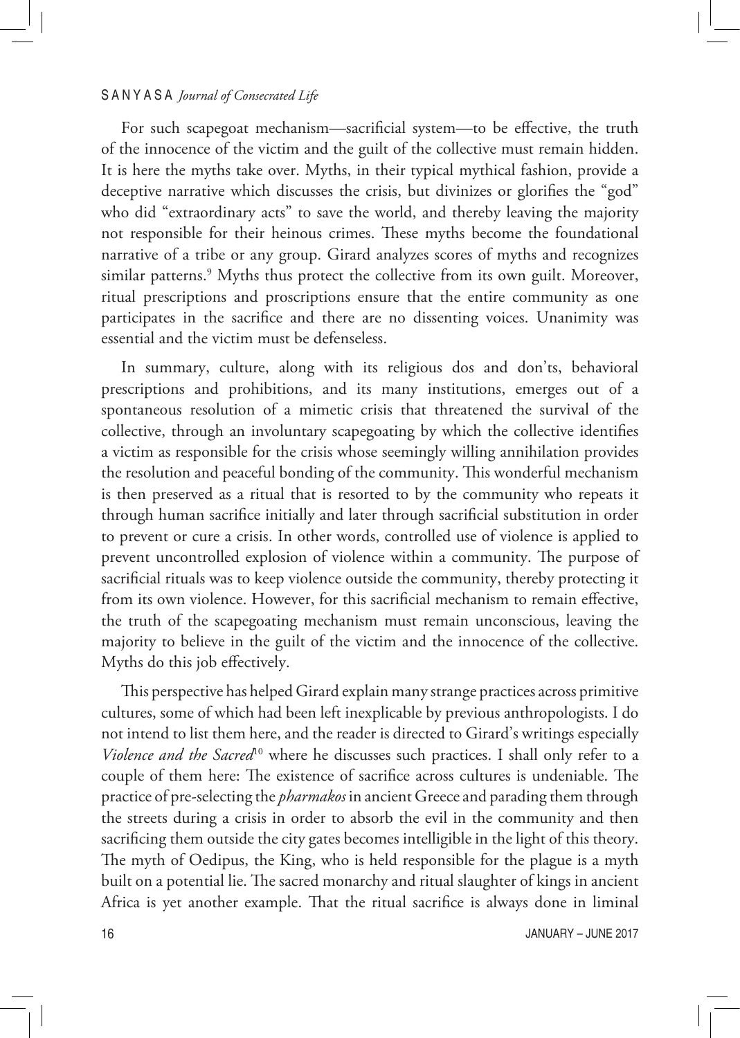For such scapegoat mechanism—sacrificial system—to be effective, the truth of the innocence of the victim and the guilt of the collective must remain hidden. It is here the myths take over. Myths, in their typical mythical fashion, provide a deceptive narrative which discusses the crisis, but divinizes or glorifies the "god" who did "extraordinary acts" to save the world, and thereby leaving the majority not responsible for their heinous crimes. These myths become the foundational narrative of a tribe or any group. Girard analyzes scores of myths and recognizes similar patterns.[9] Myths thus protect the collective from its own guilt. Moreover, ritual prescriptions and proscriptions ensure that the entire community as one participates in the sacrifice and there are no dissenting voices. Unanimity was essential and the victim must be defenseless.

In summary, culture, along with its religious dos and don'ts, behavioral prescriptions and prohibitions, and its many institutions, emerges out of a spontaneous resolution of a mimetic crisis that threatened the survival of the collective, through an involuntary scapegoating by which the collective identifies a victim as responsible for the crisis whose seemingly willing annihilation provides the resolution and peaceful bonding of the community. This wonderful mechanism is then preserved as a ritual that is resorted to by the community who repeats it through human sacrifice initially and later through sacrificial substitution in order to prevent or cure a crisis. In other words, controlled use of violence is applied to prevent uncontrolled explosion of violence within a community. The purpose of sacrificial rituals was to keep violence outside the community, thereby protecting it from its own violence. However, for this sacrificial mechanism to remain effective, the truth of the scapegoating mechanism must remain unconscious, leaving the majority to believe in the guilt of the victim and the innocence of the collective. Myths do this job effectively.

This perspective has helped Girard explain many strange practices across primitive cultures, some of which had been left inexplicable by previous anthropologists. I do not intend to list them here, and the reader is directed to Girard's writings especially *Violence and the Sacred*[10] where he discusses such practices. I shall only refer to a couple of them here: The existence of sacrifice across cultures is undeniable. The practice of pre-selecting the *pharmakos* in ancient Greece and parading them through the streets during a crisis in order to absorb the evil in the community and then sacrificing them outside the city gates becomes intelligible in the light of this theory. The myth of Oedipus, the King, who is held responsible for the plague is a myth built on a potential lie. The sacred monarchy and ritual slaughter of kings in ancient Africa is yet another example. That the ritual sacrifice is always done in liminal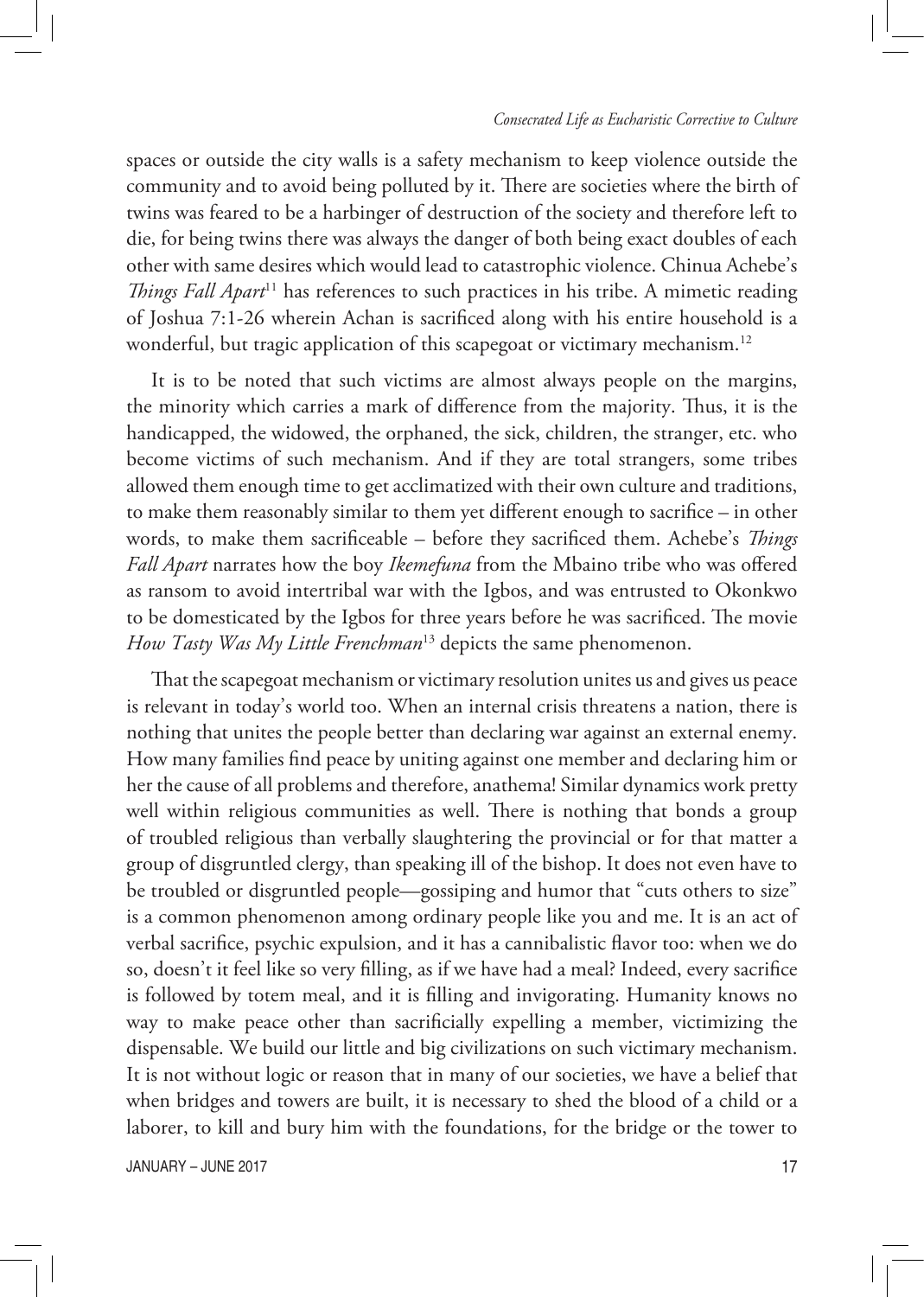spaces or outside the city walls is a safety mechanism to keep violence outside the community and to avoid being polluted by it. There are societies where the birth of twins was feared to be a harbinger of destruction of the society and therefore left to die, for being twins there was always the danger of both being exact doubles of each other with same desires which would lead to catastrophic violence. Chinua Achebe's *Things Fall Apart*[11] has references to such practices in his tribe. A mimetic reading of Joshua 7:1-26 wherein Achan is sacrificed along with his entire household is a wonderful, but tragic application of this scapegoat or victimary mechanism.[12]

It is to be noted that such victims are almost always people on the margins, the minority which carries a mark of difference from the majority. Thus, it is the handicapped, the widowed, the orphaned, the sick, children, the stranger, etc. who become victims of such mechanism. And if they are total strangers, some tribes allowed them enough time to get acclimatized with their own culture and traditions, to make them reasonably similar to them yet different enough to sacrifice – in other words, to make them sacrificeable – before they sacrificed them. Achebe's *Things Fall Apart* narrates how the boy *Ikemefuna* from the Mbaino tribe who was offered as ransom to avoid intertribal war with the Igbos, and was entrusted to Okonkwo to be domesticated by the Igbos for three years before he was sacrificed. The movie *How Tasty Was My Little Frenchman*[13] depicts the same phenomenon.

That the scapegoat mechanism or victimary resolution unites us and gives us peace is relevant in today's world too. When an internal crisis threatens a nation, there is nothing that unites the people better than declaring war against an external enemy. How many families find peace by uniting against one member and declaring him or her the cause of all problems and therefore, anathema! Similar dynamics work pretty well within religious communities as well. There is nothing that bonds a group of troubled religious than verbally slaughtering the provincial or for that matter a group of disgruntled clergy, than speaking ill of the bishop. It does not even have to be troubled or disgruntled people—gossiping and humor that "cuts others to size" is a common phenomenon among ordinary people like you and me. It is an act of verbal sacrifice, psychic expulsion, and it has a cannibalistic flavor too: when we do so, doesn't it feel like so very filling, as if we have had a meal? Indeed, every sacrifice is followed by totem meal, and it is filling and invigorating. Humanity knows no way to make peace other than sacrificially expelling a member, victimizing the dispensable. We build our little and big civilizations on such victimary mechanism. It is not without logic or reason that in many of our societies, we have a belief that when bridges and towers are built, it is necessary to shed the blood of a child or a laborer, to kill and bury him with the foundations, for the bridge or the tower to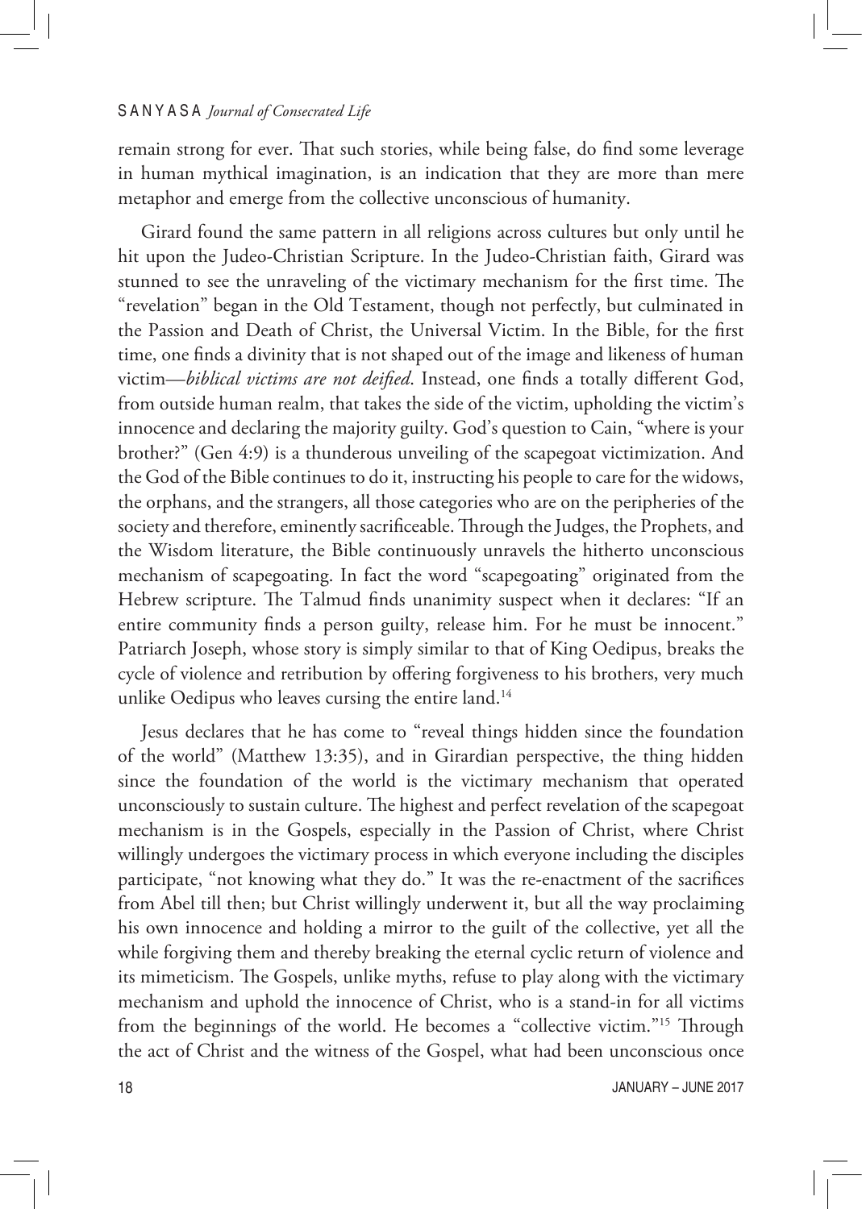remain strong for ever. That such stories, while being false, do find some leverage in human mythical imagination, is an indication that they are more than mere metaphor and emerge from the collective unconscious of humanity.

Girard found the same pattern in all religions across cultures but only until he hit upon the Judeo-Christian Scripture. In the Judeo-Christian faith, Girard was stunned to see the unraveling of the victimary mechanism for the first time. The "revelation" began in the Old Testament, though not perfectly, but culminated in the Passion and Death of Christ, the Universal Victim. In the Bible, for the first time, one finds a divinity that is not shaped out of the image and likeness of human victim—*biblical victims are not deified*. Instead, one finds a totally different God, from outside human realm, that takes the side of the victim, upholding the victim's innocence and declaring the majority guilty. God's question to Cain, "where is your brother?" (Gen 4:9) is a thunderous unveiling of the scapegoat victimization. And the God of the Bible continues to do it, instructing his people to care for the widows, the orphans, and the strangers, all those categories who are on the peripheries of the society and therefore, eminently sacrificeable. Through the Judges, the Prophets, and the Wisdom literature, the Bible continuously unravels the hitherto unconscious mechanism of scapegoating. In fact the word "scapegoating" originated from the Hebrew scripture. The Talmud finds unanimity suspect when it declares: "If an entire community finds a person guilty, release him. For he must be innocent." Patriarch Joseph, whose story is simply similar to that of King Oedipus, breaks the cycle of violence and retribution by offering forgiveness to his brothers, very much unlike Oedipus who leaves cursing the entire land.[14]

Jesus declares that he has come to "reveal things hidden since the foundation of the world" (Matthew 13:35), and in Girardian perspective, the thing hidden since the foundation of the world is the victimary mechanism that operated unconsciously to sustain culture. The highest and perfect revelation of the scapegoat mechanism is in the Gospels, especially in the Passion of Christ, where Christ willingly undergoes the victimary process in which everyone including the disciples participate, "not knowing what they do." It was the re-enactment of the sacrifices from Abel till then; but Christ willingly underwent it, but all the way proclaiming his own innocence and holding a mirror to the guilt of the collective, yet all the while forgiving them and thereby breaking the eternal cyclic return of violence and its mimeticism. The Gospels, unlike myths, refuse to play along with the victimary mechanism and uphold the innocence of Christ, who is a stand-in for all victims from the beginnings of the world. He becomes a "collective victim."[15] Through the act of Christ and the witness of the Gospel, what had been unconscious once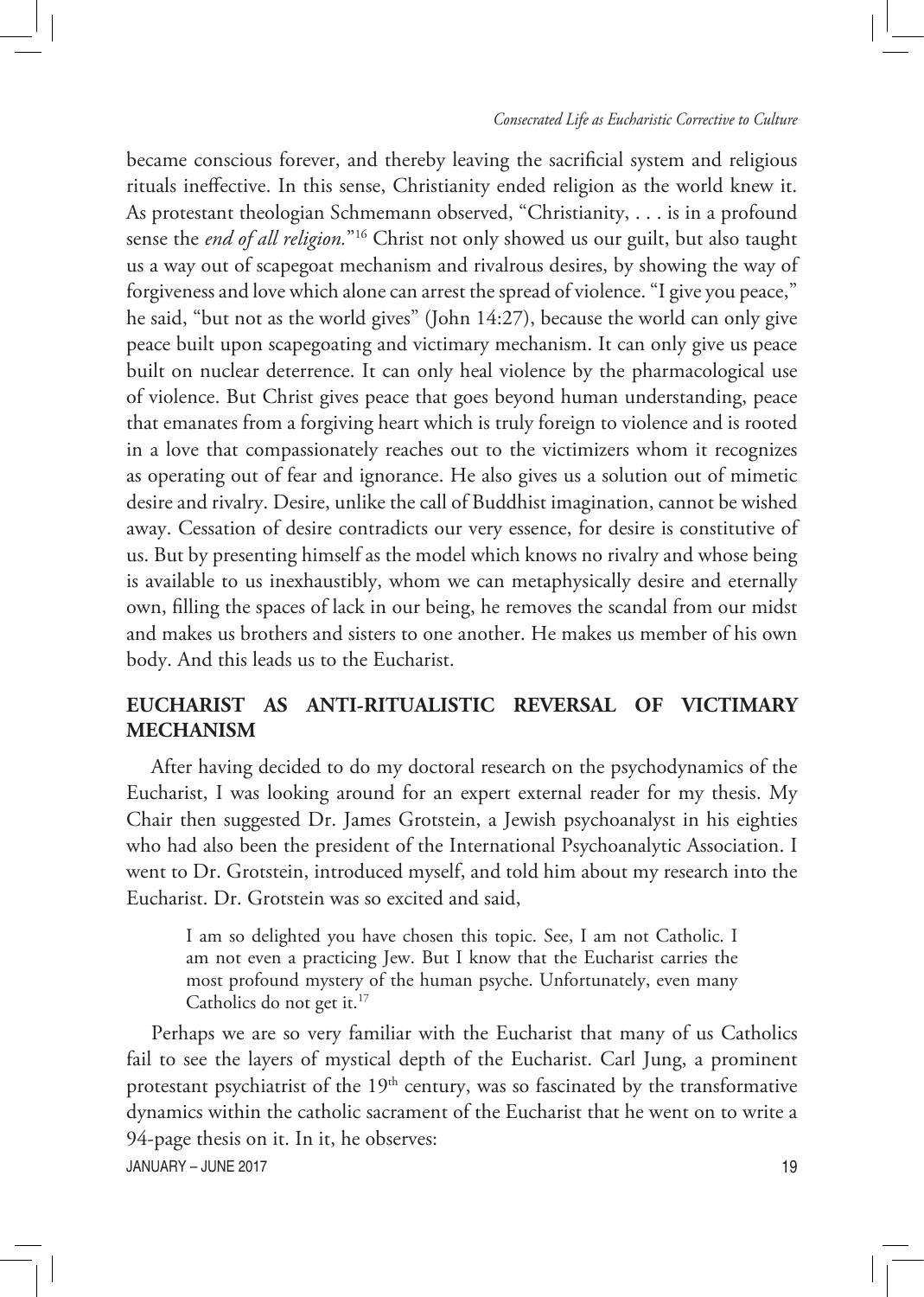became conscious forever, and thereby leaving the sacrificial system and religious rituals ineffective. In this sense, Christianity ended religion as the world knew it. As protestant theologian Schmemann observed, "Christianity, . . . is in a profound sense the *end of all religion.*"[16] Christ not only showed us our guilt, but also taught us a way out of scapegoat mechanism and rivalrous desires, by showing the way of forgiveness and love which alone can arrest the spread of violence. "I give you peace," he said, "but not as the world gives" (John 14:27), because the world can only give peace built upon scapegoating and victimary mechanism. It can only give us peace built on nuclear deterrence. It can only heal violence by the pharmacological use of violence. But Christ gives peace that goes beyond human understanding, peace that emanates from a forgiving heart which is truly foreign to violence and is rooted in a love that compassionately reaches out to the victimizers whom it recognizes as operating out of fear and ignorance. He also gives us a solution out of mimetic desire and rivalry. Desire, unlike the call of Buddhist imagination, cannot be wished away. Cessation of desire contradicts our very essence, for desire is constitutive of us. But by presenting himself as the model which knows no rivalry and whose being is available to us inexhaustibly, whom we can metaphysically desire and eternally own, filling the spaces of lack in our being, he removes the scandal from our midst and makes us brothers and sisters to one another. He makes us member of his own body. And this leads us to the Eucharist.

## EUCHARIST AS ANTI-RITUALISTIC REVERSAL OF VICTIMARY MECHANISM

After having decided to do my doctoral research on the psychodynamics of the Eucharist, I was looking around for an expert external reader for my thesis. My Chair then suggested Dr. James Grotstein, a Jewish psychoanalyst in his eighties who had also been the president of the International Psychoanalytic Association. I went to Dr. Grotstein, introduced myself, and told him about my research into the Eucharist. Dr. Grotstein was so excited and said,

> I am so delighted you have chosen this topic. See, I am not Catholic. I am not even a practicing Jew. But I know that the Eucharist carries the most profound mystery of the human psyche. Unfortunately, even many Catholics do not get it.[17]

Perhaps we are so very familiar with the Eucharist that many of us Catholics fail to see the layers of mystical depth of the Eucharist. Carl Jung, a prominent protestant psychiatrist of the 19th century, was so fascinated by the transformative dynamics within the catholic sacrament of the Eucharist that he went on to write a 94-page thesis on it. In it, he observes: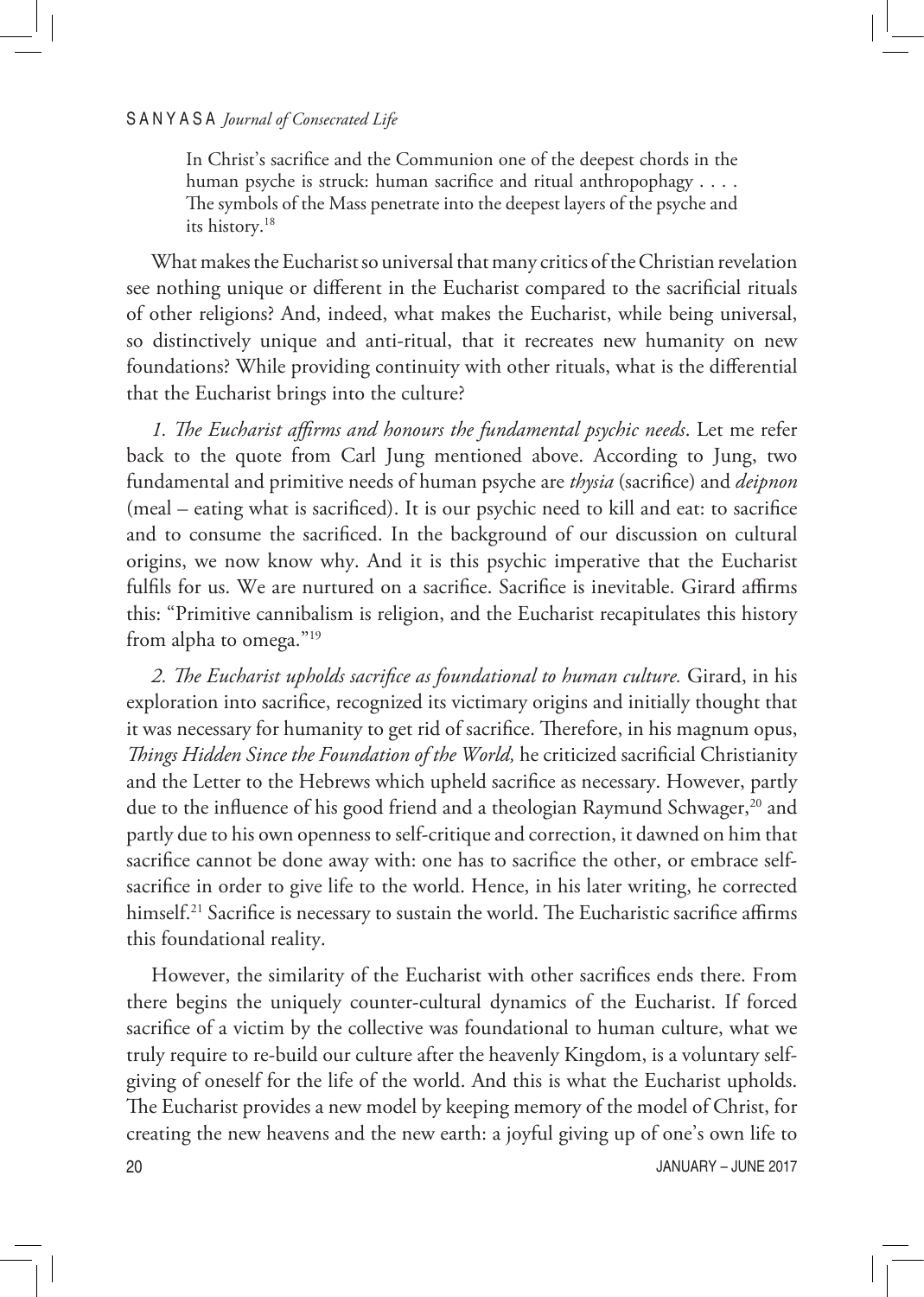> In Christ's sacrifice and the Communion one of the deepest chords in the human psyche is struck: human sacrifice and ritual anthropophagy . . . . The symbols of the Mass penetrate into the deepest layers of the psyche and its history.[18]

What makes the Eucharist so universal that many critics of the Christian revelation see nothing unique or different in the Eucharist compared to the sacrificial rituals of other religions? And, indeed, what makes the Eucharist, while being universal, so distinctively unique and anti-ritual, that it recreates new humanity on new foundations? While providing continuity with other rituals, what is the differential that the Eucharist brings into the culture?

*1. The Eucharist affirms and honours the fundamental psychic needs*. Let me refer back to the quote from Carl Jung mentioned above. According to Jung, two fundamental and primitive needs of human psyche are *thysia* (sacrifice) and *deipnon* (meal – eating what is sacrificed). It is our psychic need to kill and eat: to sacrifice and to consume the sacrificed. In the background of our discussion on cultural origins, we now know why. And it is this psychic imperative that the Eucharist fulfils for us. We are nurtured on a sacrifice. Sacrifice is inevitable. Girard affirms this: "Primitive cannibalism is religion, and the Eucharist recapitulates this history from alpha to omega."[19]

*2. The Eucharist upholds sacrifice as foundational to human culture.* Girard, in his exploration into sacrifice, recognized its victimary origins and initially thought that it was necessary for humanity to get rid of sacrifice. Therefore, in his magnum opus, *Things Hidden Since the Foundation of the World,* he criticized sacrificial Christianity and the Letter to the Hebrews which upheld sacrifice as necessary. However, partly due to the influence of his good friend and a theologian Raymund Schwager,[20] and partly due to his own openness to self-critique and correction, it dawned on him that sacrifice cannot be done away with: one has to sacrifice the other, or embrace self-sacrifice in order to give life to the world. Hence, in his later writing, he corrected himself.[21] Sacrifice is necessary to sustain the world. The Eucharistic sacrifice affirms this foundational reality.

However, the similarity of the Eucharist with other sacrifices ends there. From there begins the uniquely counter-cultural dynamics of the Eucharist. If forced sacrifice of a victim by the collective was foundational to human culture, what we truly require to re-build our culture after the heavenly Kingdom, is a voluntary self-giving of oneself for the life of the world. And this is what the Eucharist upholds. The Eucharist provides a new model by keeping memory of the model of Christ, for creating the new heavens and the new earth: a joyful giving up of one's own life to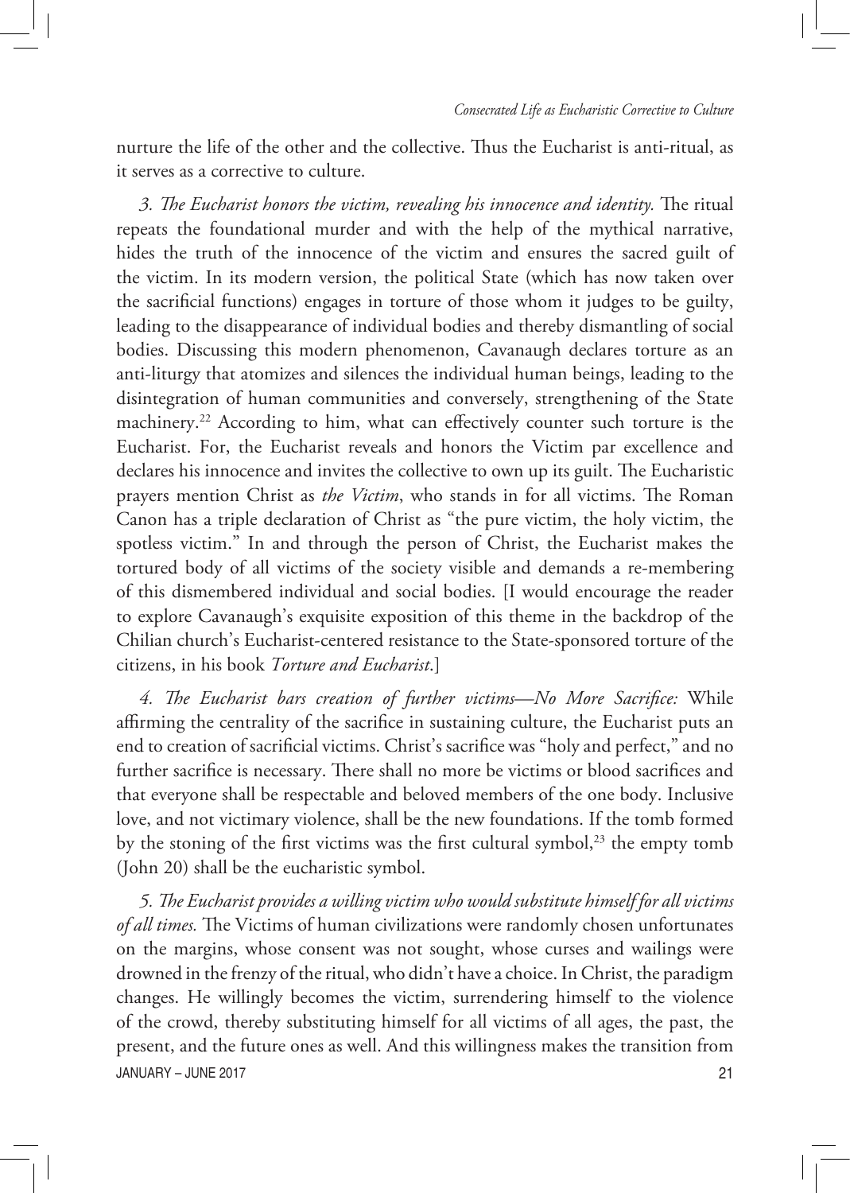nurture the life of the other and the collective. Thus the Eucharist is anti-ritual, as it serves as a corrective to culture.

*3. The Eucharist honors the victim, revealing his innocence and identity.* The ritual repeats the foundational murder and with the help of the mythical narrative, hides the truth of the innocence of the victim and ensures the sacred guilt of the victim. In its modern version, the political State (which has now taken over the sacrificial functions) engages in torture of those whom it judges to be guilty, leading to the disappearance of individual bodies and thereby dismantling of social bodies. Discussing this modern phenomenon, Cavanaugh declares torture as an anti-liturgy that atomizes and silences the individual human beings, leading to the disintegration of human communities and conversely, strengthening of the State machinery.[22] According to him, what can effectively counter such torture is the Eucharist. For, the Eucharist reveals and honors the Victim par excellence and declares his innocence and invites the collective to own up its guilt. The Eucharistic prayers mention Christ as *the Victim*, who stands in for all victims. The Roman Canon has a triple declaration of Christ as "the pure victim, the holy victim, the spotless victim." In and through the person of Christ, the Eucharist makes the tortured body of all victims of the society visible and demands a re-membering of this dismembered individual and social bodies. [I would encourage the reader to explore Cavanaugh's exquisite exposition of this theme in the backdrop of the Chilian church's Eucharist-centered resistance to the State-sponsored torture of the citizens, in his book *Torture and Eucharist*.]

*4. The Eucharist bars creation of further victims—No More Sacrifice:* While affirming the centrality of the sacrifice in sustaining culture, the Eucharist puts an end to creation of sacrificial victims. Christ's sacrifice was "holy and perfect," and no further sacrifice is necessary. There shall no more be victims or blood sacrifices and that everyone shall be respectable and beloved members of the one body. Inclusive love, and not victimary violence, shall be the new foundations. If the tomb formed by the stoning of the first victims was the first cultural symbol,[23] the empty tomb (John 20) shall be the eucharistic symbol.

*5. The Eucharist provides a willing victim who would substitute himself for all victims of all times.* The Victims of human civilizations were randomly chosen unfortunates on the margins, whose consent was not sought, whose curses and wailings were drowned in the frenzy of the ritual, who didn't have a choice. In Christ, the paradigm changes. He willingly becomes the victim, surrendering himself to the violence of the crowd, thereby substituting himself for all victims of all ages, the past, the present, and the future ones as well. And this willingness makes the transition from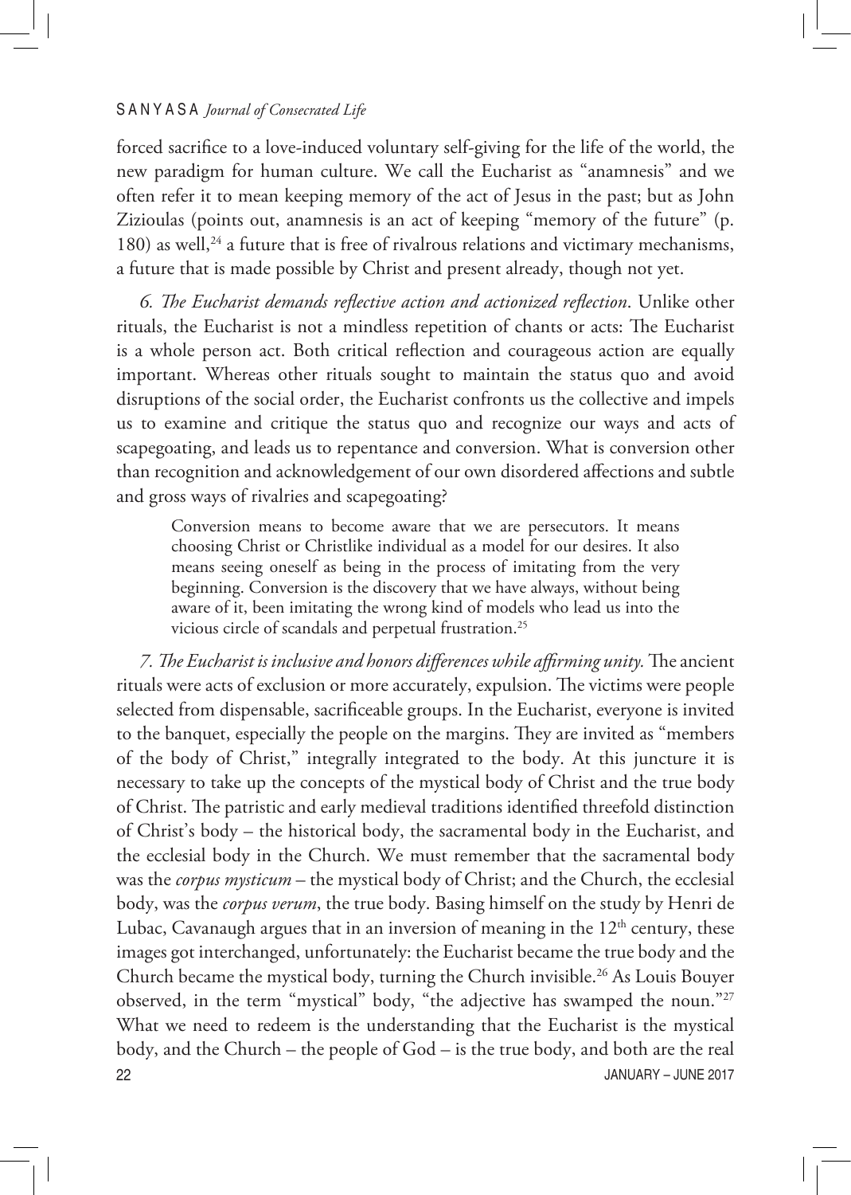forced sacrifice to a love-induced voluntary self-giving for the life of the world, the new paradigm for human culture. We call the Eucharist as "anamnesis" and we often refer it to mean keeping memory of the act of Jesus in the past; but as John Zizioulas (points out, anamnesis is an act of keeping "memory of the future" (p. 180) as well,[24] a future that is free of rivalrous relations and victimary mechanisms, a future that is made possible by Christ and present already, though not yet.

*6. The Eucharist demands reflective action and actionized reflection*. Unlike other rituals, the Eucharist is not a mindless repetition of chants or acts: The Eucharist is a whole person act. Both critical reflection and courageous action are equally important. Whereas other rituals sought to maintain the status quo and avoid disruptions of the social order, the Eucharist confronts us the collective and impels us to examine and critique the status quo and recognize our ways and acts of scapegoating, and leads us to repentance and conversion. What is conversion other than recognition and acknowledgement of our own disordered affections and subtle and gross ways of rivalries and scapegoating?

> Conversion means to become aware that we are persecutors. It means choosing Christ or Christlike individual as a model for our desires. It also means seeing oneself as being in the process of imitating from the very beginning. Conversion is the discovery that we have always, without being aware of it, been imitating the wrong kind of models who lead us into the vicious circle of scandals and perpetual frustration.[25]

*7. The Eucharist is inclusive and honors differences while affirming unity.* The ancient rituals were acts of exclusion or more accurately, expulsion. The victims were people selected from dispensable, sacrificeable groups. In the Eucharist, everyone is invited to the banquet, especially the people on the margins. They are invited as "members of the body of Christ," integrally integrated to the body. At this juncture it is necessary to take up the concepts of the mystical body of Christ and the true body of Christ. The patristic and early medieval traditions identified threefold distinction of Christ's body – the historical body, the sacramental body in the Eucharist, and the ecclesial body in the Church. We must remember that the sacramental body was the *corpus mysticum* – the mystical body of Christ; and the Church, the ecclesial body, was the *corpus verum*, the true body. Basing himself on the study by Henri de Lubac, Cavanaugh argues that in an inversion of meaning in the 12th century, these images got interchanged, unfortunately: the Eucharist became the true body and the Church became the mystical body, turning the Church invisible.[26] As Louis Bouyer observed, in the term "mystical" body, "the adjective has swamped the noun."[27] What we need to redeem is the understanding that the Eucharist is the mystical body, and the Church – the people of God – is the true body, and both are the real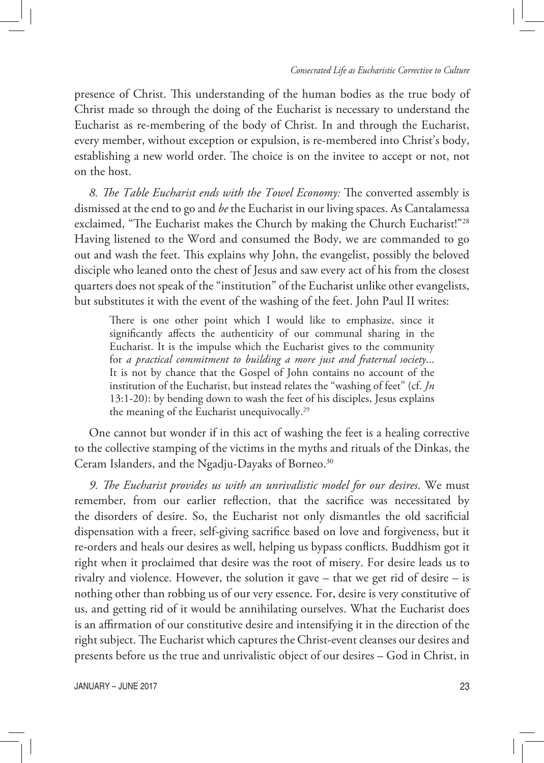presence of Christ. This understanding of the human bodies as the true body of Christ made so through the doing of the Eucharist is necessary to understand the Eucharist as re-membering of the body of Christ. In and through the Eucharist, every member, without exception or expulsion, is re-membered into Christ's body, establishing a new world order. The choice is on the invitee to accept or not, not on the host.

*8. The Table Eucharist ends with the Towel Economy:* The converted assembly is dismissed at the end to go and *be* the Eucharist in our living spaces. As Cantalamessa exclaimed, "The Eucharist makes the Church by making the Church Eucharist!"[28] Having listened to the Word and consumed the Body, we are commanded to go out and wash the feet. This explains why John, the evangelist, possibly the beloved disciple who leaned onto the chest of Jesus and saw every act of his from the closest quarters does not speak of the "institution" of the Eucharist unlike other evangelists, but substitutes it with the event of the washing of the feet. John Paul II writes:

> There is one other point which I would like to emphasize, since it significantly affects the authenticity of our communal sharing in the Eucharist. It is the impulse which the Eucharist gives to the community for *a practical commitment to building a more just and fraternal society*... It is not by chance that the Gospel of John contains no account of the institution of the Eucharist, but instead relates the "washing of feet" (cf. *Jn* 13:1-20): by bending down to wash the feet of his disciples, Jesus explains the meaning of the Eucharist unequivocally.[29]

One cannot but wonder if in this act of washing the feet is a healing corrective to the collective stamping of the victims in the myths and rituals of the Dinkas, the Ceram Islanders, and the Ngadju-Dayaks of Borneo.[30]

*9. The Eucharist provides us with an unrivalistic model for our desires*. We must remember, from our earlier reflection, that the sacrifice was necessitated by the disorders of desire. So, the Eucharist not only dismantles the old sacrificial dispensation with a freer, self-giving sacrifice based on love and forgiveness, but it re-orders and heals our desires as well, helping us bypass conflicts. Buddhism got it right when it proclaimed that desire was the root of misery. For desire leads us to rivalry and violence. However, the solution it gave – that we get rid of desire – is nothing other than robbing us of our very essence. For, desire is very constitutive of us, and getting rid of it would be annihilating ourselves. What the Eucharist does is an affirmation of our constitutive desire and intensifying it in the direction of the right subject. The Eucharist which captures the Christ-event cleanses our desires and presents before us the true and unrivalistic object of our desires – God in Christ, in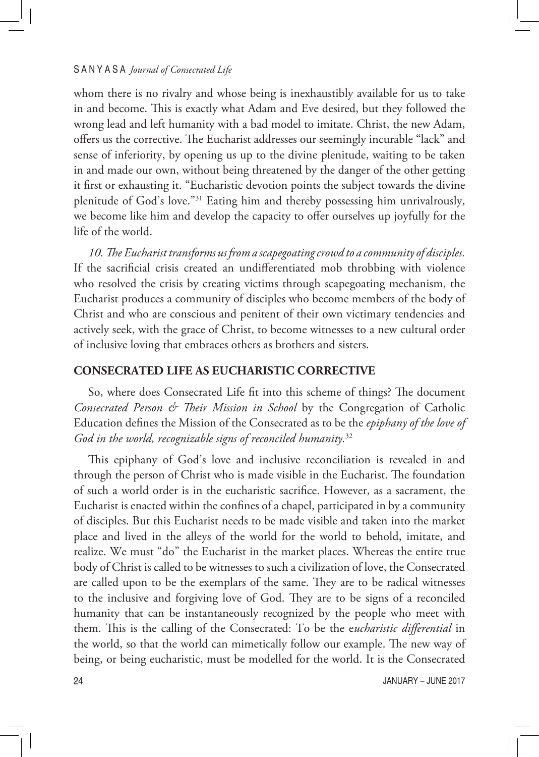whom there is no rivalry and whose being is inexhaustibly available for us to take in and become. This is exactly what Adam and Eve desired, but they followed the wrong lead and left humanity with a bad model to imitate. Christ, the new Adam, offers us the corrective. The Eucharist addresses our seemingly incurable "lack" and sense of inferiority, by opening us up to the divine plenitude, waiting to be taken in and made our own, without being threatened by the danger of the other getting it first or exhausting it. "Eucharistic devotion points the subject towards the divine plenitude of God's love."[31] Eating him and thereby possessing him unrivalrously, we become like him and develop the capacity to offer ourselves up joyfully for the life of the world.

*10. The Eucharist transforms us from a scapegoating crowd to a community of disciples.* If the sacrificial crisis created an undifferentiated mob throbbing with violence who resolved the crisis by creating victims through scapegoating mechanism, the Eucharist produces a community of disciples who become members of the body of Christ and who are conscious and penitent of their own victimary tendencies and actively seek, with the grace of Christ, to become witnesses to a new cultural order of inclusive loving that embraces others as brothers and sisters.

## CONSECRATED LIFE AS EUCHARISTIC CORRECTIVE

So, where does Consecrated Life fit into this scheme of things? The document *Consecrated Person & Their Mission in School* by the Congregation of Catholic Education defines the Mission of the Consecrated as to be the *epiphany of the love of God in the world, recognizable signs of reconciled humanity.*[32]

This epiphany of God's love and inclusive reconciliation is revealed in and through the person of Christ who is made visible in the Eucharist. The foundation of such a world order is in the eucharistic sacrifice. However, as a sacrament, the Eucharist is enacted within the confines of a chapel, participated in by a community of disciples. But this Eucharist needs to be made visible and taken into the market place and lived in the alleys of the world for the world to behold, imitate, and realize. We must "do" the Eucharist in the market places. Whereas the entire true body of Christ is called to be witnesses to such a civilization of love, the Consecrated are called upon to be the exemplars of the same. They are to be radical witnesses to the inclusive and forgiving love of God. They are to be signs of a reconciled humanity that can be instantaneously recognized by the people who meet with them. This is the calling of the Consecrated: To be the e*ucharistic differential* in the world, so that the world can mimetically follow our example. The new way of being, or being eucharistic, must be modelled for the world. It is the Consecrated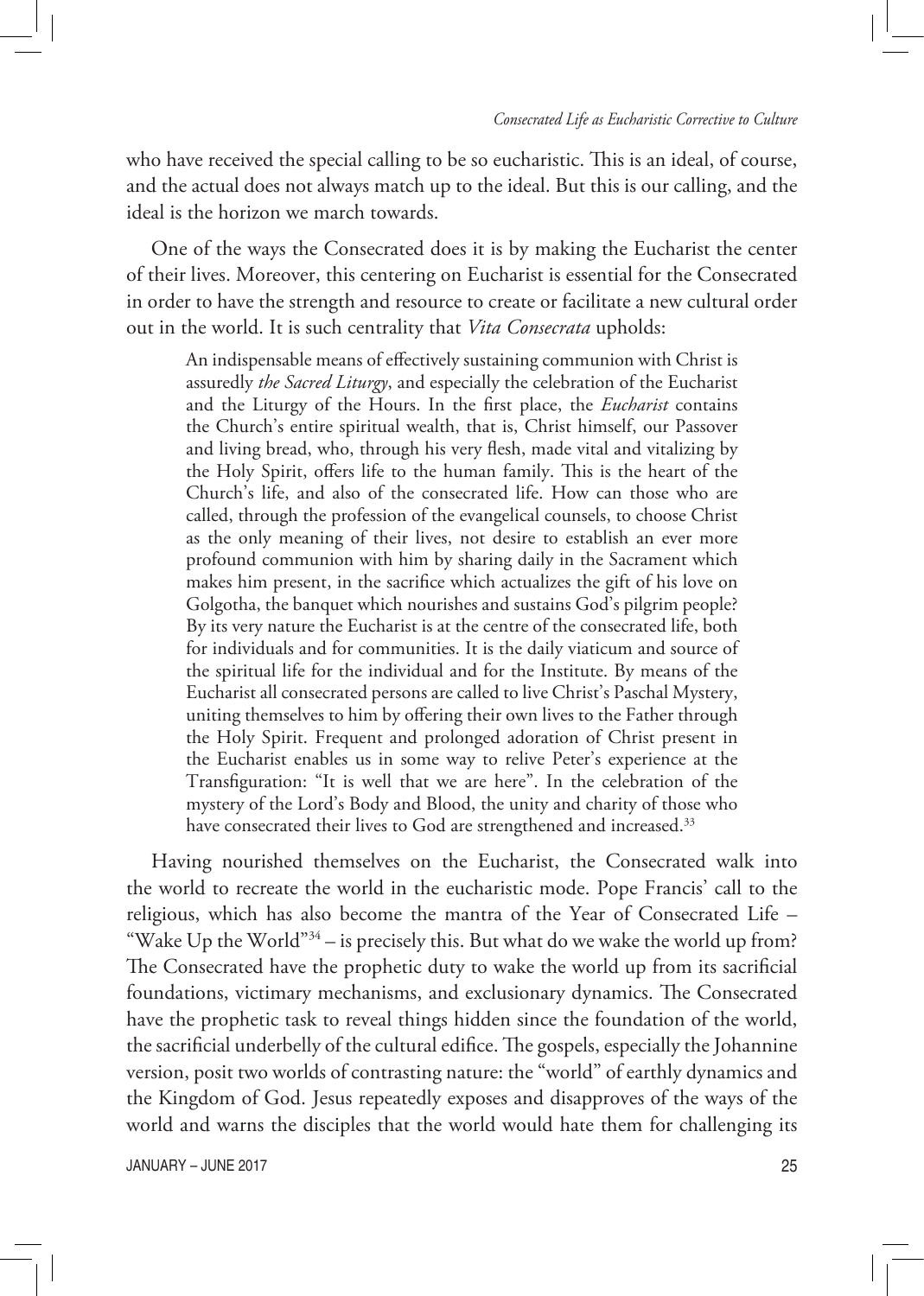who have received the special calling to be so eucharistic. This is an ideal, of course, and the actual does not always match up to the ideal. But this is our calling, and the ideal is the horizon we march towards.

One of the ways the Consecrated does it is by making the Eucharist the center of their lives. Moreover, this centering on Eucharist is essential for the Consecrated in order to have the strength and resource to create or facilitate a new cultural order out in the world. It is such centrality that *Vita Consecrata* upholds:

> An indispensable means of effectively sustaining communion with Christ is assuredly *the Sacred Liturgy*, and especially the celebration of the Eucharist and the Liturgy of the Hours. In the first place, the *Eucharist* contains the Church's entire spiritual wealth, that is, Christ himself, our Passover and living bread, who, through his very flesh, made vital and vitalizing by the Holy Spirit, offers life to the human family. This is the heart of the Church's life, and also of the consecrated life. How can those who are called, through the profession of the evangelical counsels, to choose Christ as the only meaning of their lives, not desire to establish an ever more profound communion with him by sharing daily in the Sacrament which makes him present, in the sacrifice which actualizes the gift of his love on Golgotha, the banquet which nourishes and sustains God's pilgrim people? By its very nature the Eucharist is at the centre of the consecrated life, both for individuals and for communities. It is the daily viaticum and source of the spiritual life for the individual and for the Institute. By means of the Eucharist all consecrated persons are called to live Christ's Paschal Mystery, uniting themselves to him by offering their own lives to the Father through the Holy Spirit. Frequent and prolonged adoration of Christ present in the Eucharist enables us in some way to relive Peter's experience at the Transfiguration: "It is well that we are here". In the celebration of the mystery of the Lord's Body and Blood, the unity and charity of those who have consecrated their lives to God are strengthened and increased.[33]

Having nourished themselves on the Eucharist, the Consecrated walk into the world to recreate the world in the eucharistic mode. Pope Francis' call to the religious, which has also become the mantra of the Year of Consecrated Life – "Wake Up the World"[34] – is precisely this. But what do we wake the world up from? The Consecrated have the prophetic duty to wake the world up from its sacrificial foundations, victimary mechanisms, and exclusionary dynamics. The Consecrated have the prophetic task to reveal things hidden since the foundation of the world, the sacrificial underbelly of the cultural edifice. The gospels, especially the Johannine version, posit two worlds of contrasting nature: the "world" of earthly dynamics and the Kingdom of God. Jesus repeatedly exposes and disapproves of the ways of the world and warns the disciples that the world would hate them for challenging its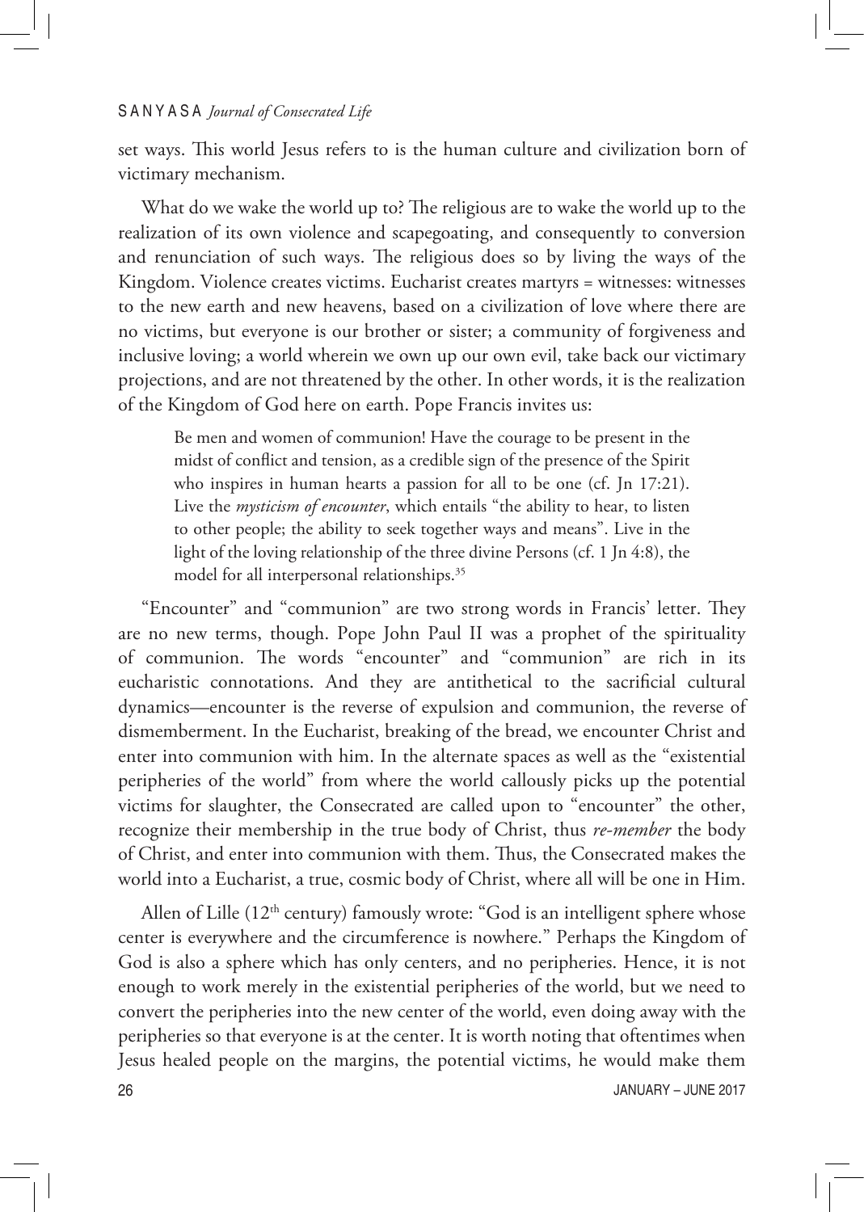set ways. This world Jesus refers to is the human culture and civilization born of victimary mechanism.

What do we wake the world up to? The religious are to wake the world up to the realization of its own violence and scapegoating, and consequently to conversion and renunciation of such ways. The religious does so by living the ways of the Kingdom. Violence creates victims. Eucharist creates martyrs = witnesses: witnesses to the new earth and new heavens, based on a civilization of love where there are no victims, but everyone is our brother or sister; a community of forgiveness and inclusive loving; a world wherein we own up our own evil, take back our victimary projections, and are not threatened by the other. In other words, it is the realization of the Kingdom of God here on earth. Pope Francis invites us:

> Be men and women of communion! Have the courage to be present in the midst of conflict and tension, as a credible sign of the presence of the Spirit who inspires in human hearts a passion for all to be one (cf. Jn 17:21). Live the *mysticism of encounter*, which entails "the ability to hear, to listen to other people; the ability to seek together ways and means". Live in the light of the loving relationship of the three divine Persons (cf. 1 Jn 4:8), the model for all interpersonal relationships.[35]

"Encounter" and "communion" are two strong words in Francis' letter. They are no new terms, though. Pope John Paul II was a prophet of the spirituality of communion. The words "encounter" and "communion" are rich in its eucharistic connotations. And they are antithetical to the sacrificial cultural dynamics—encounter is the reverse of expulsion and communion, the reverse of dismemberment. In the Eucharist, breaking of the bread, we encounter Christ and enter into communion with him. In the alternate spaces as well as the "existential peripheries of the world" from where the world callously picks up the potential victims for slaughter, the Consecrated are called upon to "encounter" the other, recognize their membership in the true body of Christ, thus *re-member* the body of Christ, and enter into communion with them. Thus, the Consecrated makes the world into a Eucharist, a true, cosmic body of Christ, where all will be one in Him.

Allen of Lille (12th century) famously wrote: "God is an intelligent sphere whose center is everywhere and the circumference is nowhere." Perhaps the Kingdom of God is also a sphere which has only centers, and no peripheries. Hence, it is not enough to work merely in the existential peripheries of the world, but we need to convert the peripheries into the new center of the world, even doing away with the peripheries so that everyone is at the center. It is worth noting that oftentimes when Jesus healed people on the margins, the potential victims, he would make them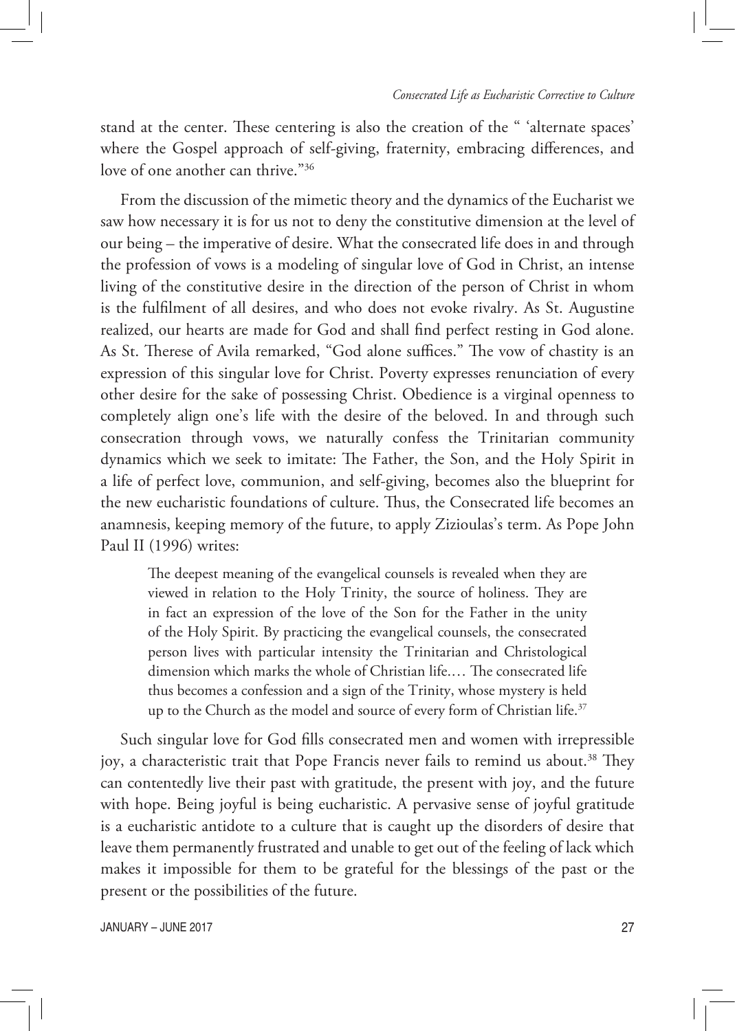stand at the center. These centering is also the creation of the " 'alternate spaces' where the Gospel approach of self-giving, fraternity, embracing differences, and love of one another can thrive."[36]

From the discussion of the mimetic theory and the dynamics of the Eucharist we saw how necessary it is for us not to deny the constitutive dimension at the level of our being – the imperative of desire. What the consecrated life does in and through the profession of vows is a modeling of singular love of God in Christ, an intense living of the constitutive desire in the direction of the person of Christ in whom is the fulfilment of all desires, and who does not evoke rivalry. As St. Augustine realized, our hearts are made for God and shall find perfect resting in God alone. As St. Therese of Avila remarked, "God alone suffices." The vow of chastity is an expression of this singular love for Christ. Poverty expresses renunciation of every other desire for the sake of possessing Christ. Obedience is a virginal openness to completely align one's life with the desire of the beloved. In and through such consecration through vows, we naturally confess the Trinitarian community dynamics which we seek to imitate: The Father, the Son, and the Holy Spirit in a life of perfect love, communion, and self-giving, becomes also the blueprint for the new eucharistic foundations of culture. Thus, the Consecrated life becomes an anamnesis, keeping memory of the future, to apply Zizioulas's term. As Pope John Paul II (1996) writes:

> The deepest meaning of the evangelical counsels is revealed when they are viewed in relation to the Holy Trinity, the source of holiness. They are in fact an expression of the love of the Son for the Father in the unity of the Holy Spirit. By practicing the evangelical counsels, the consecrated person lives with particular intensity the Trinitarian and Christological dimension which marks the whole of Christian life.… The consecrated life thus becomes a confession and a sign of the Trinity, whose mystery is held up to the Church as the model and source of every form of Christian life.[37]

Such singular love for God fills consecrated men and women with irrepressible joy, a characteristic trait that Pope Francis never fails to remind us about.[38] They can contentedly live their past with gratitude, the present with joy, and the future with hope. Being joyful is being eucharistic. A pervasive sense of joyful gratitude is a eucharistic antidote to a culture that is caught up the disorders of desire that leave them permanently frustrated and unable to get out of the feeling of lack which makes it impossible for them to be grateful for the blessings of the past or the present or the possibilities of the future.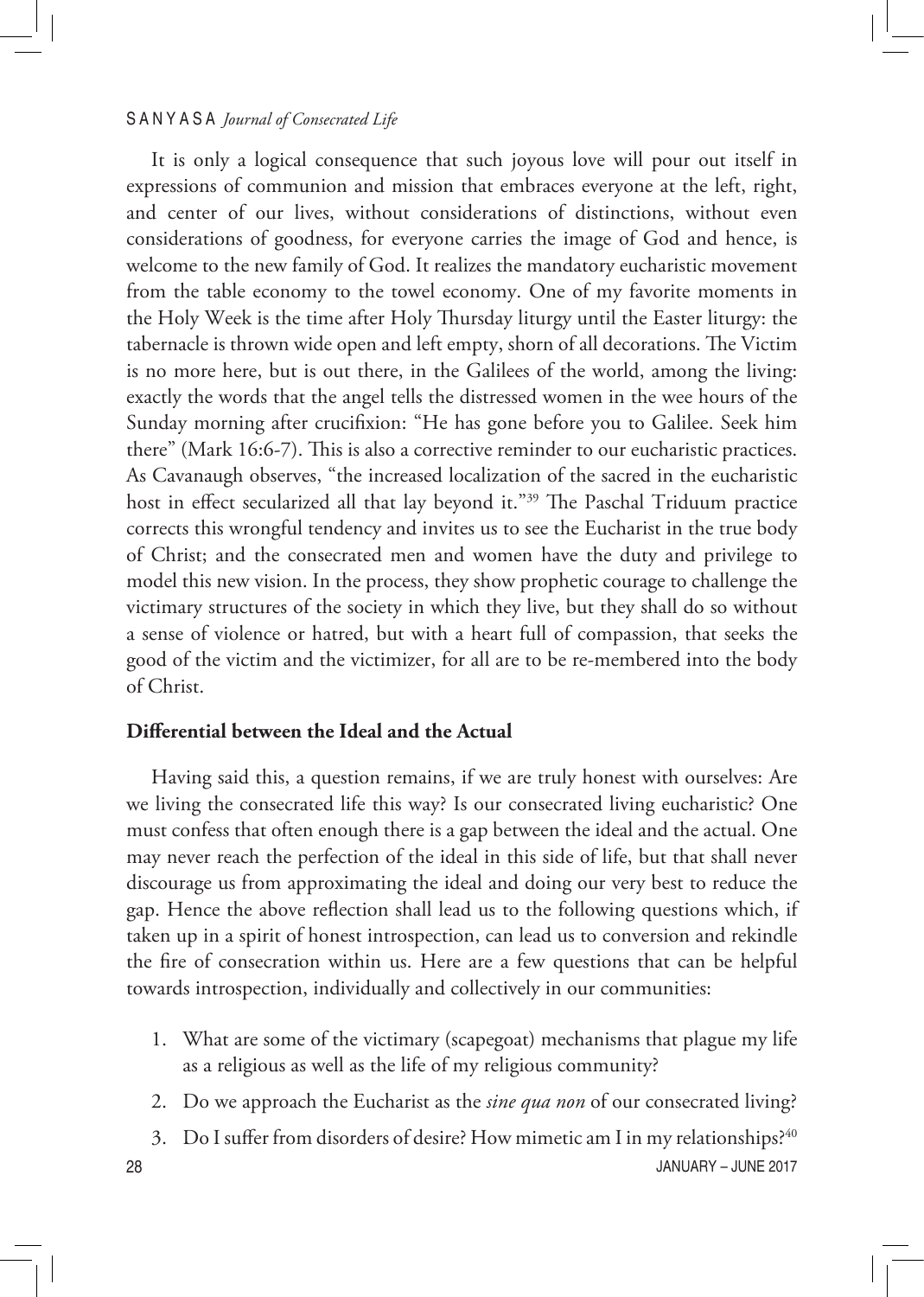It is only a logical consequence that such joyous love will pour out itself in expressions of communion and mission that embraces everyone at the left, right, and center of our lives, without considerations of distinctions, without even considerations of goodness, for everyone carries the image of God and hence, is welcome to the new family of God. It realizes the mandatory eucharistic movement from the table economy to the towel economy. One of my favorite moments in the Holy Week is the time after Holy Thursday liturgy until the Easter liturgy: the tabernacle is thrown wide open and left empty, shorn of all decorations. The Victim is no more here, but is out there, in the Galilees of the world, among the living: exactly the words that the angel tells the distressed women in the wee hours of the Sunday morning after crucifixion: "He has gone before you to Galilee. Seek him there" (Mark 16:6-7). This is also a corrective reminder to our eucharistic practices. As Cavanaugh observes, "the increased localization of the sacred in the eucharistic host in effect secularized all that lay beyond it."[39] The Paschal Triduum practice corrects this wrongful tendency and invites us to see the Eucharist in the true body of Christ; and the consecrated men and women have the duty and privilege to model this new vision. In the process, they show prophetic courage to challenge the victimary structures of the society in which they live, but they shall do so without a sense of violence or hatred, but with a heart full of compassion, that seeks the good of the victim and the victimizer, for all are to be re-membered into the body of Christ.

## Differential between the Ideal and the Actual

Having said this, a question remains, if we are truly honest with ourselves: Are we living the consecrated life this way? Is our consecrated living eucharistic? One must confess that often enough there is a gap between the ideal and the actual. One may never reach the perfection of the ideal in this side of life, but that shall never discourage us from approximating the ideal and doing our very best to reduce the gap. Hence the above reflection shall lead us to the following questions which, if taken up in a spirit of honest introspection, can lead us to conversion and rekindle the fire of consecration within us. Here are a few questions that can be helpful towards introspection, individually and collectively in our communities:

1. What are some of the victimary (scapegoat) mechanisms that plague my life as a religious as well as the life of my religious community?
2. Do we approach the Eucharist as the *sine qua non* of our consecrated living?
3. Do I suffer from disorders of desire? How mimetic am I in my relationships?[40]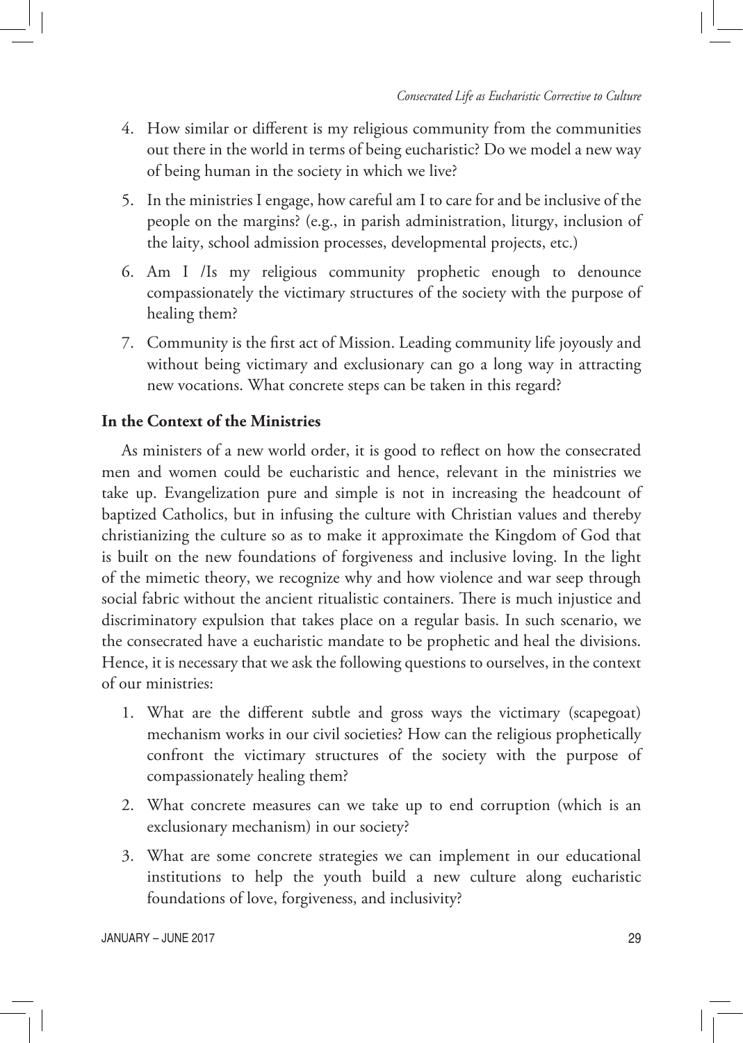4. How similar or different is my religious community from the communities out there in the world in terms of being eucharistic? Do we model a new way of being human in the society in which we live?
5. In the ministries I engage, how careful am I to care for and be inclusive of the people on the margins? (e.g., in parish administration, liturgy, inclusion of the laity, school admission processes, developmental projects, etc.)
6. Am I /Is my religious community prophetic enough to denounce compassionately the victimary structures of the society with the purpose of healing them?
7. Community is the first act of Mission. Leading community life joyously and without being victimary and exclusionary can go a long way in attracting new vocations. What concrete steps can be taken in this regard?

**In the Context of the Ministries**

As ministers of a new world order, it is good to reflect on how the consecrated men and women could be eucharistic and hence, relevant in the ministries we take up. Evangelization pure and simple is not in increasing the headcount of baptized Catholics, but in infusing the culture with Christian values and thereby christianizing the culture so as to make it approximate the Kingdom of God that is built on the new foundations of forgiveness and inclusive loving. In the light of the mimetic theory, we recognize why and how violence and war seep through social fabric without the ancient ritualistic containers. There is much injustice and discriminatory expulsion that takes place on a regular basis. In such scenario, we the consecrated have a eucharistic mandate to be prophetic and heal the divisions. Hence, it is necessary that we ask the following questions to ourselves, in the context of our ministries:

1. What are the different subtle and gross ways the victimary (scapegoat) mechanism works in our civil societies? How can the religious prophetically confront the victimary structures of the society with the purpose of compassionately healing them?
2. What concrete measures can we take up to end corruption (which is an exclusionary mechanism) in our society?
3. What are some concrete strategies we can implement in our educational institutions to help the youth build a new culture along eucharistic foundations of love, forgiveness, and inclusivity?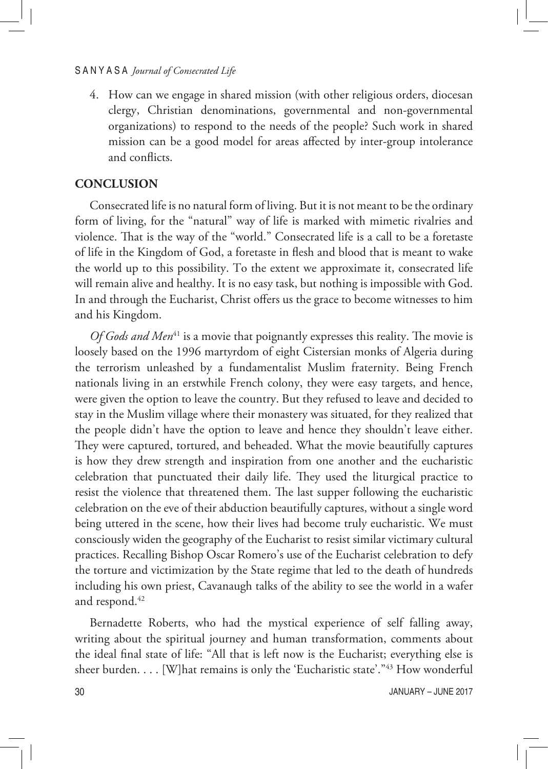4. How can we engage in shared mission (with other religious orders, diocesan clergy, Christian denominations, governmental and non-governmental organizations) to respond to the needs of the people? Such work in shared mission can be a good model for areas affected by inter-group intolerance and conflicts.

## CONCLUSION

Consecrated life is no natural form of living. But it is not meant to be the ordinary form of living, for the "natural" way of life is marked with mimetic rivalries and violence. That is the way of the "world." Consecrated life is a call to be a foretaste of life in the Kingdom of God, a foretaste in flesh and blood that is meant to wake the world up to this possibility. To the extent we approximate it, consecrated life will remain alive and healthy. It is no easy task, but nothing is impossible with God. In and through the Eucharist, Christ offers us the grace to become witnesses to him and his Kingdom.

*Of Gods and Men*[41] is a movie that poignantly expresses this reality. The movie is loosely based on the 1996 martyrdom of eight Cistersian monks of Algeria during the terrorism unleashed by a fundamentalist Muslim fraternity. Being French nationals living in an erstwhile French colony, they were easy targets, and hence, were given the option to leave the country. But they refused to leave and decided to stay in the Muslim village where their monastery was situated, for they realized that the people didn't have the option to leave and hence they shouldn't leave either. They were captured, tortured, and beheaded. What the movie beautifully captures is how they drew strength and inspiration from one another and the eucharistic celebration that punctuated their daily life. They used the liturgical practice to resist the violence that threatened them. The last supper following the eucharistic celebration on the eve of their abduction beautifully captures, without a single word being uttered in the scene, how their lives had become truly eucharistic. We must consciously widen the geography of the Eucharist to resist similar victimary cultural practices. Recalling Bishop Oscar Romero's use of the Eucharist celebration to defy the torture and victimization by the State regime that led to the death of hundreds including his own priest, Cavanaugh talks of the ability to see the world in a wafer and respond.[42]

Bernadette Roberts, who had the mystical experience of self falling away, writing about the spiritual journey and human transformation, comments about the ideal final state of life: "All that is left now is the Eucharist; everything else is sheer burden. . . . [W]hat remains is only the 'Eucharistic state'."[43] How wonderful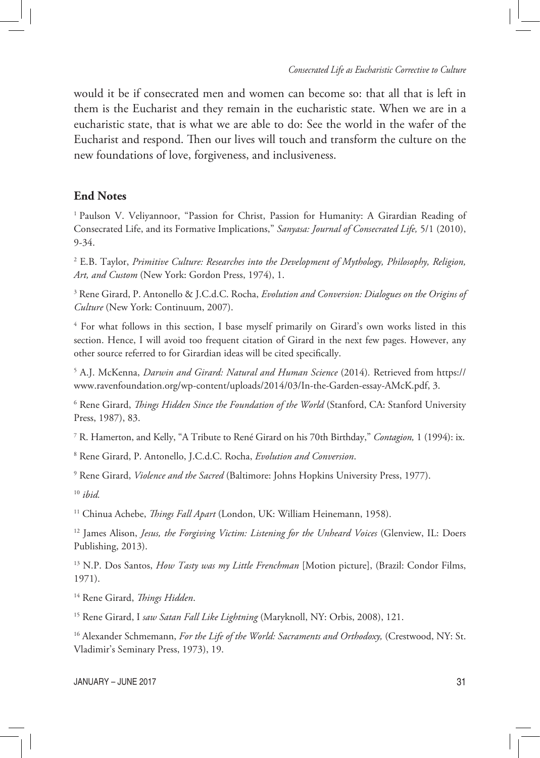would it be if consecrated men and women can become so: that all that is left in them is the Eucharist and they remain in the eucharistic state. When we are in a eucharistic state, that is what we are able to do: See the world in the wafer of the Eucharist and respond. Then our lives will touch and transform the culture on the new foundations of love, forgiveness, and inclusiveness.

## End Notes

[1] Paulson V. Veliyannoor, "Passion for Christ, Passion for Humanity: A Girardian Reading of Consecrated Life, and its Formative Implications," *Sanyasa: Journal of Consecrated Life,* 5/1 (2010), 9-34.

[2] E.B. Taylor, *Primitive Culture: Researches into the Development of Mythology, Philosophy, Religion, Art, and Custom* (New York: Gordon Press, 1974), 1.

[3] Rene Girard, P. Antonello & J.C.d.C. Rocha, *Evolution and Conversion: Dialogues on the Origins of Culture* (New York: Continuum, 2007).

[4] For what follows in this section, I base myself primarily on Girard's own works listed in this section. Hence, I will avoid too frequent citation of Girard in the next few pages. However, any other source referred to for Girardian ideas will be cited specifically.

[5] A.J. McKenna, *Darwin and Girard: Natural and Human Science* (2014). Retrieved from https://www.ravenfoundation.org/wp-content/uploads/2014/03/In-the-Garden-essay-AMcK.pdf, 3.

[6] Rene Girard, *Things Hidden Since the Foundation of the World* (Stanford, CA: Stanford University Press, 1987), 83.

[7] R. Hamerton, and Kelly, "A Tribute to René Girard on his 70th Birthday," *Contagion,* 1 (1994): ix.

[8] Rene Girard, P. Antonello, J.C.d.C. Rocha, *Evolution and Conversion*.

[9] Rene Girard, *Violence and the Sacred* (Baltimore: Johns Hopkins University Press, 1977).

[10] *ibid.*

[11] Chinua Achebe, *Things Fall Apart* (London, UK: William Heinemann, 1958).

[12] James Alison, *Jesus, the Forgiving Victim: Listening for the Unheard Voices* (Glenview, IL: Doers Publishing, 2013).

[13] N.P. Dos Santos, *How Tasty was my Little Frenchman* [Motion picture], (Brazil: Condor Films, 1971).

[14] Rene Girard, *Things Hidden*.

[15] Rene Girard, I *saw Satan Fall Like Lightning* (Maryknoll, NY: Orbis, 2008), 121.

[16] Alexander Schmemann, *For the Life of the World: Sacraments and Orthodoxy,* (Crestwood, NY: St. Vladimir's Seminary Press, 1973), 19.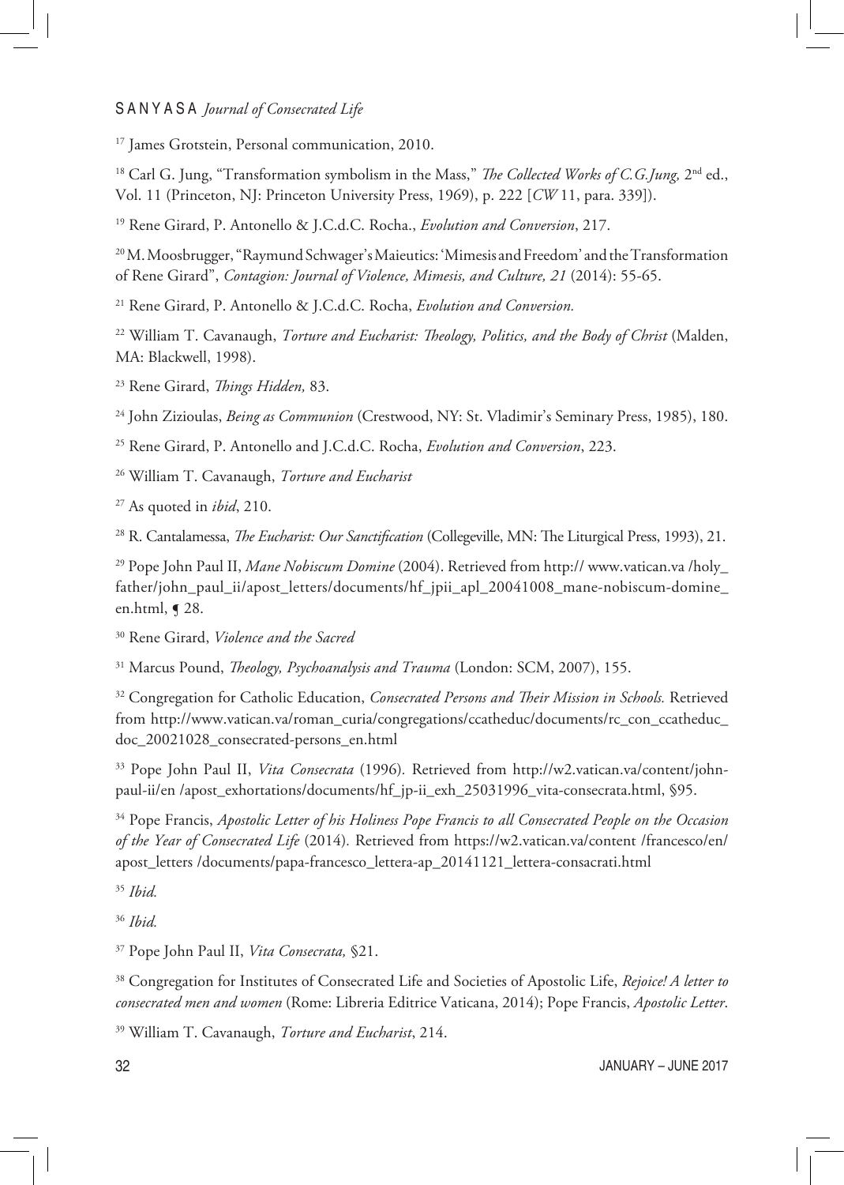[17] James Grotstein, Personal communication, 2010.

[18] Carl G. Jung, "Transformation symbolism in the Mass," *The Collected Works of C.G.Jung,* 2nd ed., Vol. 11 (Princeton, NJ: Princeton University Press, 1969), p. 222 [*CW* 11, para. 339]).

[19] Rene Girard, P. Antonello & J.C.d.C. Rocha., *Evolution and Conversion*, 217.

[20] M. Moosbrugger, "Raymund Schwager's Maieutics: 'Mimesis and Freedom' and the Transformation of Rene Girard", *Contagion: Journal of Violence, Mimesis, and Culture, 21* (2014): 55-65.

[21] Rene Girard, P. Antonello & J.C.d.C. Rocha, *Evolution and Conversion.*

[22] William T. Cavanaugh, *Torture and Eucharist: Theology, Politics, and the Body of Christ* (Malden, MA: Blackwell, 1998).

[23] Rene Girard, *Things Hidden,* 83.

[24] John Zizioulas, *Being as Communion* (Crestwood, NY: St. Vladimir's Seminary Press, 1985), 180.

[25] Rene Girard, P. Antonello and J.C.d.C. Rocha, *Evolution and Conversion*, 223.

[26] William T. Cavanaugh, *Torture and Eucharist*

[27] As quoted in *ibid*, 210.

[28] R. Cantalamessa, *The Eucharist: Our Sanctification* (Collegeville, MN: The Liturgical Press, 1993), 21.

[29] Pope John Paul II, *Mane Nobiscum Domine* (2004). Retrieved from http:// www.vatican.va /holy_father/john_paul_ii/apost_letters/documents/hf_jpii_apl_20041008_mane-nobiscum-domine_en.html, ¶ 28.

[30] Rene Girard, *Violence and the Sacred*

[31] Marcus Pound, *Theology, Psychoanalysis and Trauma* (London: SCM, 2007), 155.

[32] Congregation for Catholic Education, *Consecrated Persons and Their Mission in Schools.* Retrieved from http://www.vatican.va/roman_curia/congregations/ccatheduc/documents/rc_con_ccatheduc_doc_20021028_consecrated-persons_en.html

[33] Pope John Paul II, *Vita Consecrata* (1996). Retrieved from http://w2.vatican.va/content/john-paul-ii/en /apost_exhortations/documents/hf_jp-ii_exh_25031996_vita-consecrata.html, §95.

[34] Pope Francis, *Apostolic Letter of his Holiness Pope Francis to all Consecrated People on the Occasion of the Year of Consecrated Life* (2014). Retrieved from https://w2.vatican.va/content /francesco/en/apost_letters /documents/papa-francesco_lettera-ap_20141121_lettera-consacrati.html

[35] *Ibid.*

[36] *Ibid.*

[37] Pope John Paul II, *Vita Consecrata,* §21.

[38] Congregation for Institutes of Consecrated Life and Societies of Apostolic Life, *Rejoice! A letter to consecrated men and women* (Rome: Libreria Editrice Vaticana, 2014); Pope Francis, *Apostolic Letter*.

[39] William T. Cavanaugh, *Torture and Eucharist*, 214.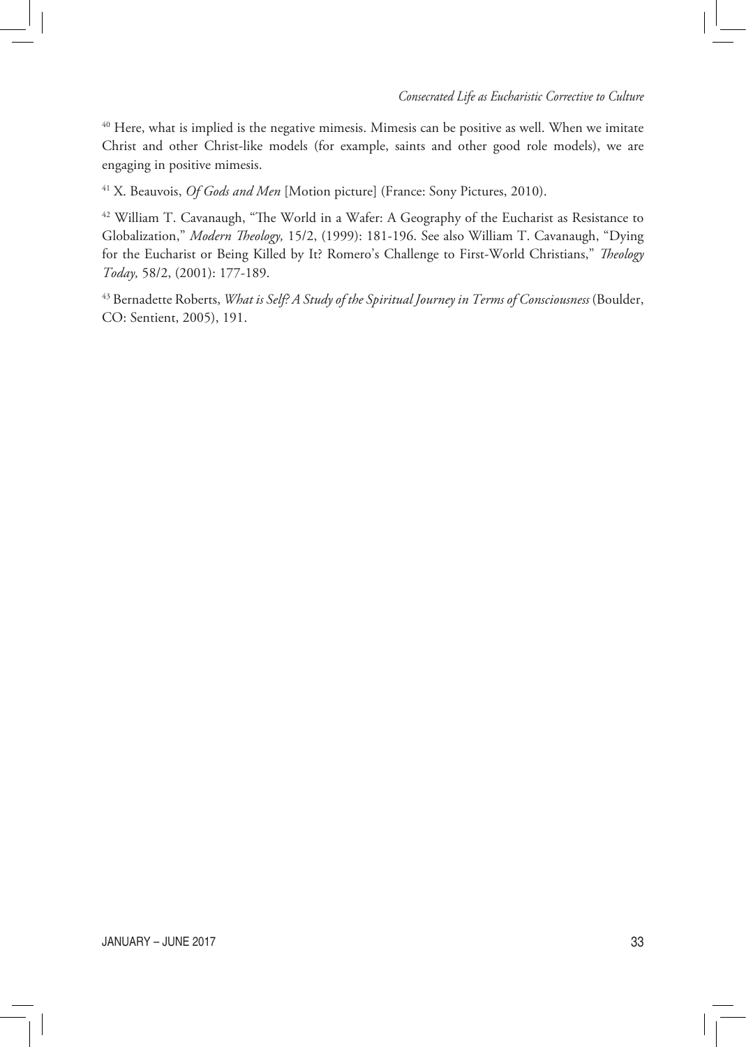[40] Here, what is implied is the negative mimesis. Mimesis can be positive as well. When we imitate Christ and other Christ-like models (for example, saints and other good role models), we are engaging in positive mimesis.

[41] X. Beauvois, *Of Gods and Men* [Motion picture] (France: Sony Pictures, 2010).

[42] William T. Cavanaugh, "The World in a Wafer: A Geography of the Eucharist as Resistance to Globalization," *Modern Theology,* 15/2, (1999): 181-196. See also William T. Cavanaugh, "Dying for the Eucharist or Being Killed by It? Romero's Challenge to First-World Christians," *Theology Today,* 58/2, (2001): 177-189.

[43] Bernadette Roberts, *What is Self? A Study of the Spiritual Journey in Terms of Consciousness* (Boulder, CO: Sentient, 2005), 191.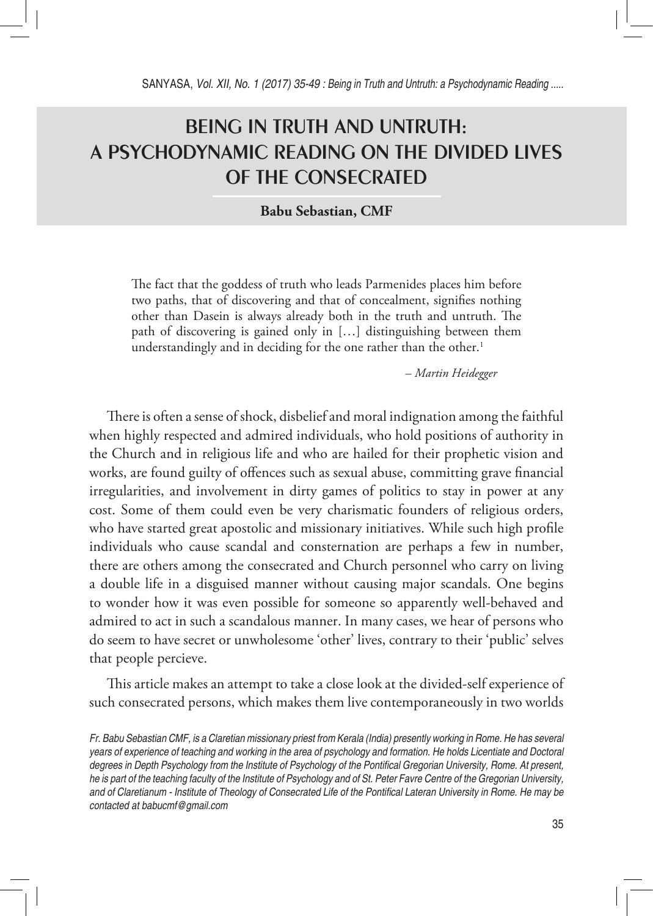# BEING IN TRUTH AND UNTRUTH: A PSYCHODYNAMIC READING ON THE DIVIDED LIVES OF THE CONSECRATED

**Babu Sebastian, CMF**

> The fact that the goddess of truth who leads Parmenides places him before two paths, that of discovering and that of concealment, signifies nothing other than Dasein is always already both in the truth and untruth. The path of discovering is gained only in […] distinguishing between them understandingly and in deciding for the one rather than the other.[1]
>
> – *Martin Heidegger*

There is often a sense of shock, disbelief and moral indignation among the faithful when highly respected and admired individuals, who hold positions of authority in the Church and in religious life and who are hailed for their prophetic vision and works, are found guilty of offences such as sexual abuse, committing grave financial irregularities, and involvement in dirty games of politics to stay in power at any cost. Some of them could even be very charismatic founders of religious orders, who have started great apostolic and missionary initiatives. While such high profile individuals who cause scandal and consternation are perhaps a few in number, there are others among the consecrated and Church personnel who carry on living a double life in a disguised manner without causing major scandals. One begins to wonder how it was even possible for someone so apparently well-behaved and admired to act in such a scandalous manner. In many cases, we hear of persons who do seem to have secret or unwholesome 'other' lives, contrary to their 'public' selves that people percieve.

This article makes an attempt to take a close look at the divided-self experience of such consecrated persons, which makes them live contemporaneously in two worlds

*Fr. Babu Sebastian CMF, is a Claretian missionary priest from Kerala (India) presently working in Rome. He has several years of experience of teaching and working in the area of psychology and formation. He holds Licentiate and Doctoral degrees in Depth Psychology from the Institute of Psychology of the Pontifical Gregorian University, Rome. At present, he is part of the teaching faculty of the Institute of Psychology and of St. Peter Favre Centre of the Gregorian University, and of Claretianum - Institute of Theology of Consecrated Life of the Pontifical Lateran University in Rome. He may be contacted at babucmf@gmail.com*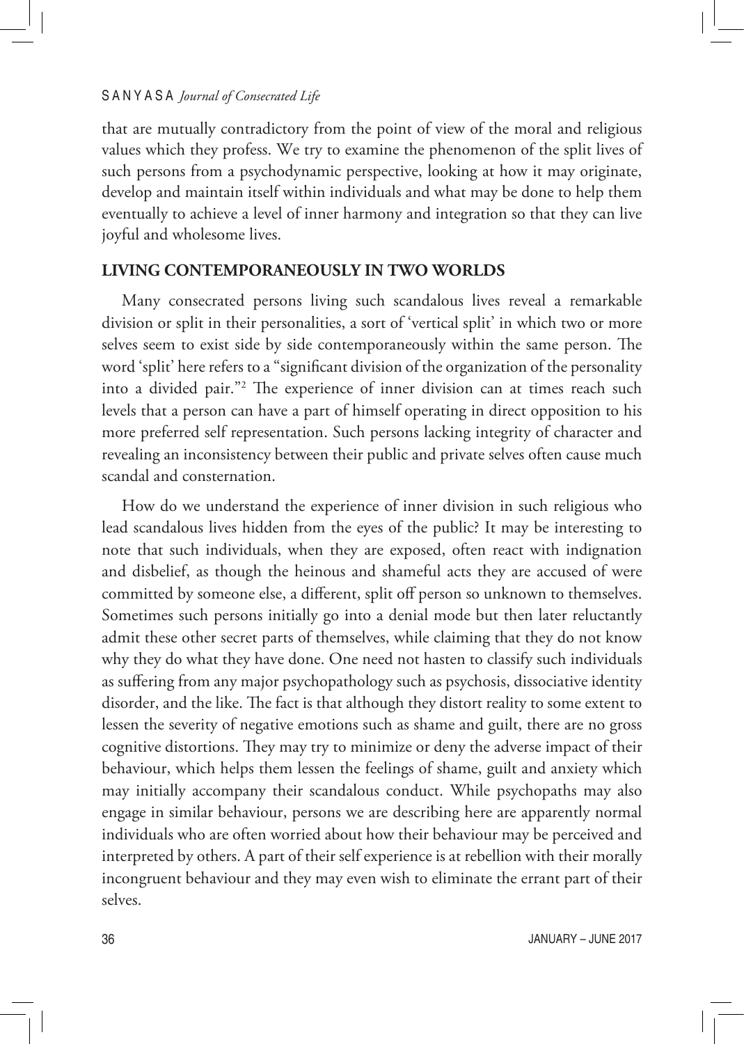that are mutually contradictory from the point of view of the moral and religious values which they profess. We try to examine the phenomenon of the split lives of such persons from a psychodynamic perspective, looking at how it may originate, develop and maintain itself within individuals and what may be done to help them eventually to achieve a level of inner harmony and integration so that they can live joyful and wholesome lives.

## LIVING CONTEMPORANEOUSLY IN TWO WORLDS

Many consecrated persons living such scandalous lives reveal a remarkable division or split in their personalities, a sort of 'vertical split' in which two or more selves seem to exist side by side contemporaneously within the same person. The word 'split' here refers to a "significant division of the organization of the personality into a divided pair."[2] The experience of inner division can at times reach such levels that a person can have a part of himself operating in direct opposition to his more preferred self representation. Such persons lacking integrity of character and revealing an inconsistency between their public and private selves often cause much scandal and consternation.

How do we understand the experience of inner division in such religious who lead scandalous lives hidden from the eyes of the public? It may be interesting to note that such individuals, when they are exposed, often react with indignation and disbelief, as though the heinous and shameful acts they are accused of were committed by someone else, a different, split off person so unknown to themselves. Sometimes such persons initially go into a denial mode but then later reluctantly admit these other secret parts of themselves, while claiming that they do not know why they do what they have done. One need not hasten to classify such individuals as suffering from any major psychopathology such as psychosis, dissociative identity disorder, and the like. The fact is that although they distort reality to some extent to lessen the severity of negative emotions such as shame and guilt, there are no gross cognitive distortions. They may try to minimize or deny the adverse impact of their behaviour, which helps them lessen the feelings of shame, guilt and anxiety which may initially accompany their scandalous conduct. While psychopaths may also engage in similar behaviour, persons we are describing here are apparently normal individuals who are often worried about how their behaviour may be perceived and interpreted by others. A part of their self experience is at rebellion with their morally incongruent behaviour and they may even wish to eliminate the errant part of their selves.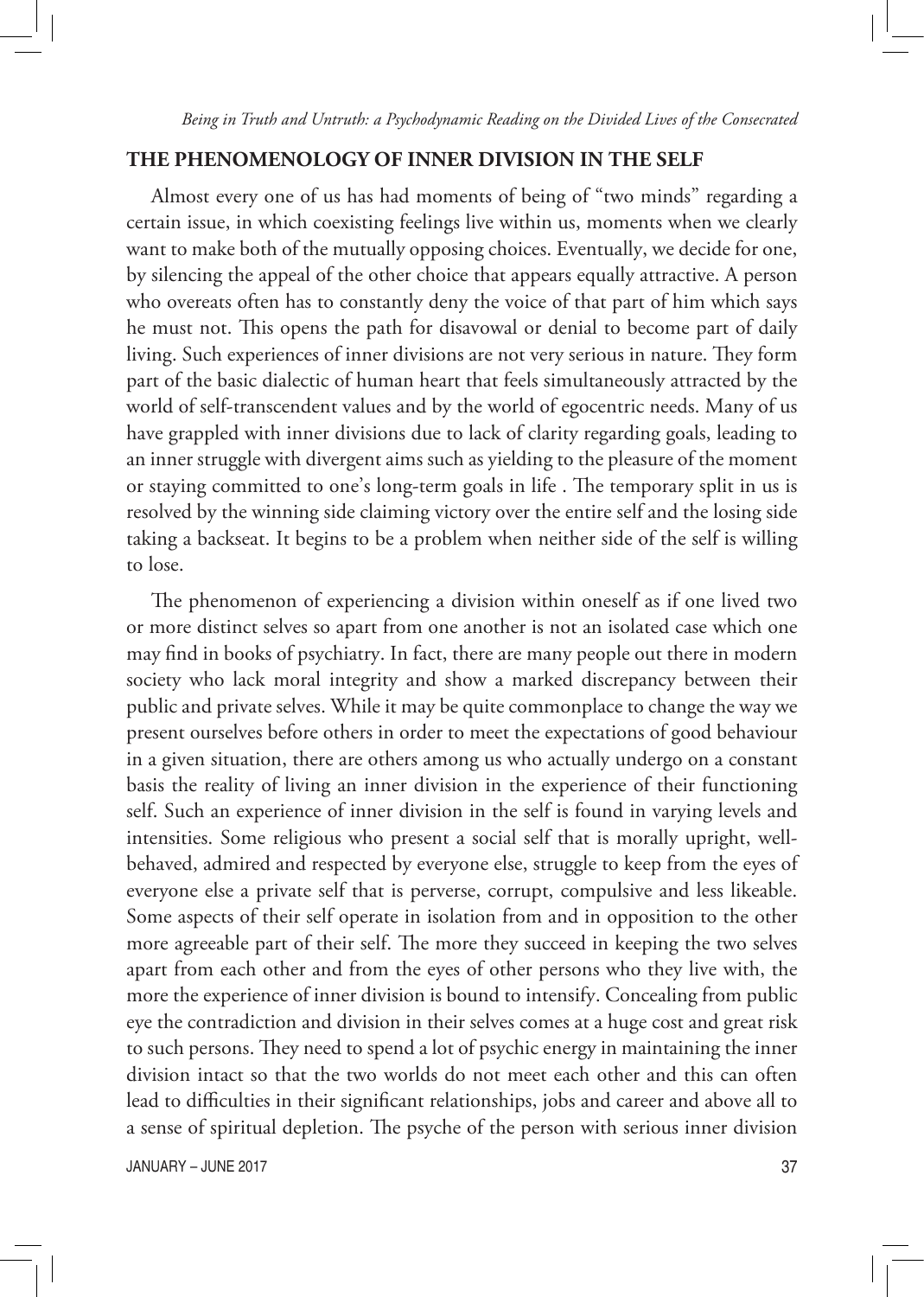## THE PHENOMENOLOGY OF INNER DIVISION IN THE SELF

Almost every one of us has had moments of being of "two minds" regarding a certain issue, in which coexisting feelings live within us, moments when we clearly want to make both of the mutually opposing choices. Eventually, we decide for one, by silencing the appeal of the other choice that appears equally attractive. A person who overeats often has to constantly deny the voice of that part of him which says he must not. This opens the path for disavowal or denial to become part of daily living. Such experiences of inner divisions are not very serious in nature. They form part of the basic dialectic of human heart that feels simultaneously attracted by the world of self-transcendent values and by the world of egocentric needs. Many of us have grappled with inner divisions due to lack of clarity regarding goals, leading to an inner struggle with divergent aims such as yielding to the pleasure of the moment or staying committed to one's long-term goals in life . The temporary split in us is resolved by the winning side claiming victory over the entire self and the losing side taking a backseat. It begins to be a problem when neither side of the self is willing to lose.

The phenomenon of experiencing a division within oneself as if one lived two or more distinct selves so apart from one another is not an isolated case which one may find in books of psychiatry. In fact, there are many people out there in modern society who lack moral integrity and show a marked discrepancy between their public and private selves. While it may be quite commonplace to change the way we present ourselves before others in order to meet the expectations of good behaviour in a given situation, there are others among us who actually undergo on a constant basis the reality of living an inner division in the experience of their functioning self. Such an experience of inner division in the self is found in varying levels and intensities. Some religious who present a social self that is morally upright, well-behaved, admired and respected by everyone else, struggle to keep from the eyes of everyone else a private self that is perverse, corrupt, compulsive and less likeable. Some aspects of their self operate in isolation from and in opposition to the other more agreeable part of their self. The more they succeed in keeping the two selves apart from each other and from the eyes of other persons who they live with, the more the experience of inner division is bound to intensify. Concealing from public eye the contradiction and division in their selves comes at a huge cost and great risk to such persons. They need to spend a lot of psychic energy in maintaining the inner division intact so that the two worlds do not meet each other and this can often lead to difficulties in their significant relationships, jobs and career and above all to a sense of spiritual depletion. The psyche of the person with serious inner division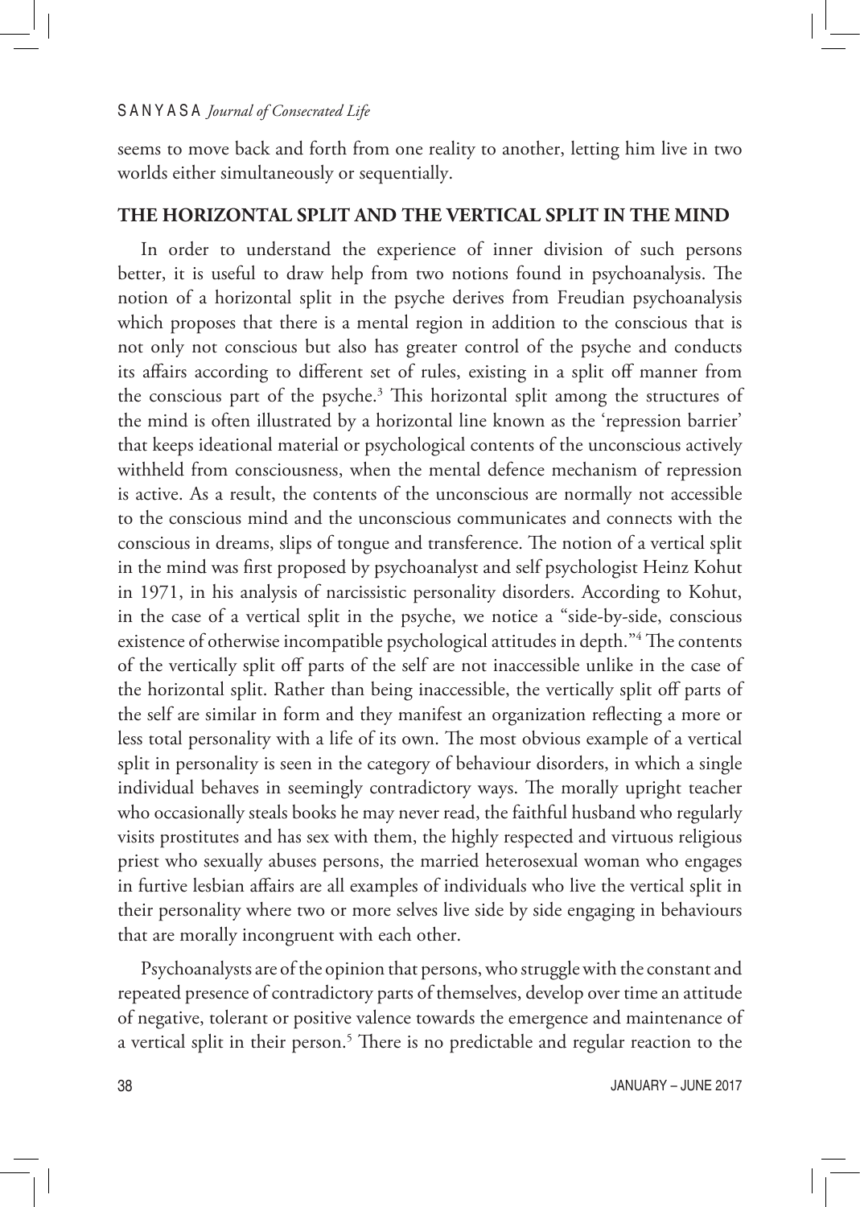seems to move back and forth from one reality to another, letting him live in two worlds either simultaneously or sequentially.

## THE HORIZONTAL SPLIT AND THE VERTICAL SPLIT IN THE MIND

In order to understand the experience of inner division of such persons better, it is useful to draw help from two notions found in psychoanalysis. The notion of a horizontal split in the psyche derives from Freudian psychoanalysis which proposes that there is a mental region in addition to the conscious that is not only not conscious but also has greater control of the psyche and conducts its affairs according to different set of rules, existing in a split off manner from the conscious part of the psyche.[3] This horizontal split among the structures of the mind is often illustrated by a horizontal line known as the 'repression barrier' that keeps ideational material or psychological contents of the unconscious actively withheld from consciousness, when the mental defence mechanism of repression is active. As a result, the contents of the unconscious are normally not accessible to the conscious mind and the unconscious communicates and connects with the conscious in dreams, slips of tongue and transference. The notion of a vertical split in the mind was first proposed by psychoanalyst and self psychologist Heinz Kohut in 1971, in his analysis of narcissistic personality disorders. According to Kohut, in the case of a vertical split in the psyche, we notice a "side-by-side, conscious existence of otherwise incompatible psychological attitudes in depth."[4] The contents of the vertically split off parts of the self are not inaccessible unlike in the case of the horizontal split. Rather than being inaccessible, the vertically split off parts of the self are similar in form and they manifest an organization reflecting a more or less total personality with a life of its own. The most obvious example of a vertical split in personality is seen in the category of behaviour disorders, in which a single individual behaves in seemingly contradictory ways. The morally upright teacher who occasionally steals books he may never read, the faithful husband who regularly visits prostitutes and has sex with them, the highly respected and virtuous religious priest who sexually abuses persons, the married heterosexual woman who engages in furtive lesbian affairs are all examples of individuals who live the vertical split in their personality where two or more selves live side by side engaging in behaviours that are morally incongruent with each other.

Psychoanalysts are of the opinion that persons, who struggle with the constant and repeated presence of contradictory parts of themselves, develop over time an attitude of negative, tolerant or positive valence towards the emergence and maintenance of a vertical split in their person.[5] There is no predictable and regular reaction to the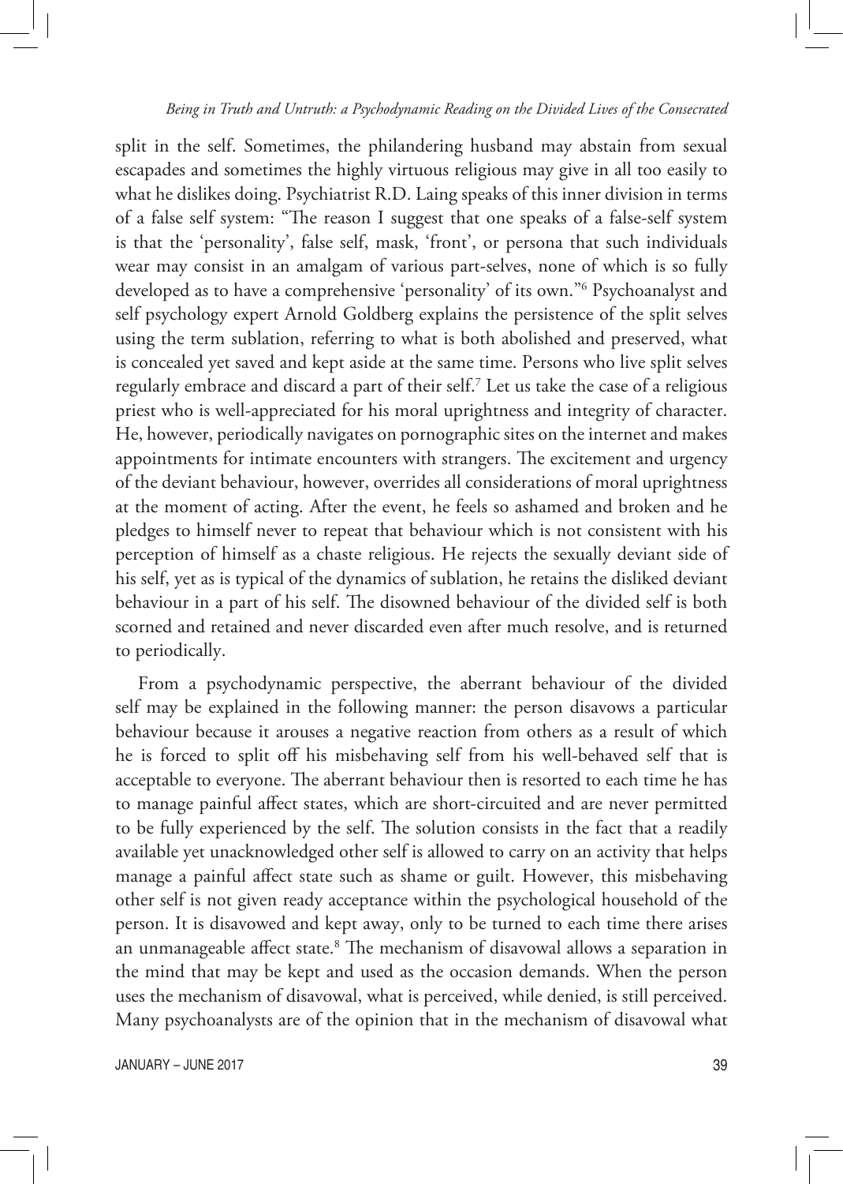split in the self. Sometimes, the philandering husband may abstain from sexual escapades and sometimes the highly virtuous religious may give in all too easily to what he dislikes doing. Psychiatrist R.D. Laing speaks of this inner division in terms of a false self system: "The reason I suggest that one speaks of a false-self system is that the 'personality', false self, mask, 'front', or persona that such individuals wear may consist in an amalgam of various part-selves, none of which is so fully developed as to have a comprehensive 'personality' of its own."[6] Psychoanalyst and self psychology expert Arnold Goldberg explains the persistence of the split selves using the term sublation, referring to what is both abolished and preserved, what is concealed yet saved and kept aside at the same time. Persons who live split selves regularly embrace and discard a part of their self.[7] Let us take the case of a religious priest who is well-appreciated for his moral uprightness and integrity of character. He, however, periodically navigates on pornographic sites on the internet and makes appointments for intimate encounters with strangers. The excitement and urgency of the deviant behaviour, however, overrides all considerations of moral uprightness at the moment of acting. After the event, he feels so ashamed and broken and he pledges to himself never to repeat that behaviour which is not consistent with his perception of himself as a chaste religious. He rejects the sexually deviant side of his self, yet as is typical of the dynamics of sublation, he retains the disliked deviant behaviour in a part of his self. The disowned behaviour of the divided self is both scorned and retained and never discarded even after much resolve, and is returned to periodically.

From a psychodynamic perspective, the aberrant behaviour of the divided self may be explained in the following manner: the person disavows a particular behaviour because it arouses a negative reaction from others as a result of which he is forced to split off his misbehaving self from his well-behaved self that is acceptable to everyone. The aberrant behaviour then is resorted to each time he has to manage painful affect states, which are short-circuited and are never permitted to be fully experienced by the self. The solution consists in the fact that a readily available yet unacknowledged other self is allowed to carry on an activity that helps manage a painful affect state such as shame or guilt. However, this misbehaving other self is not given ready acceptance within the psychological household of the person. It is disavowed and kept away, only to be turned to each time there arises an unmanageable affect state.[8] The mechanism of disavowal allows a separation in the mind that may be kept and used as the occasion demands. When the person uses the mechanism of disavowal, what is perceived, while denied, is still perceived. Many psychoanalysts are of the opinion that in the mechanism of disavowal what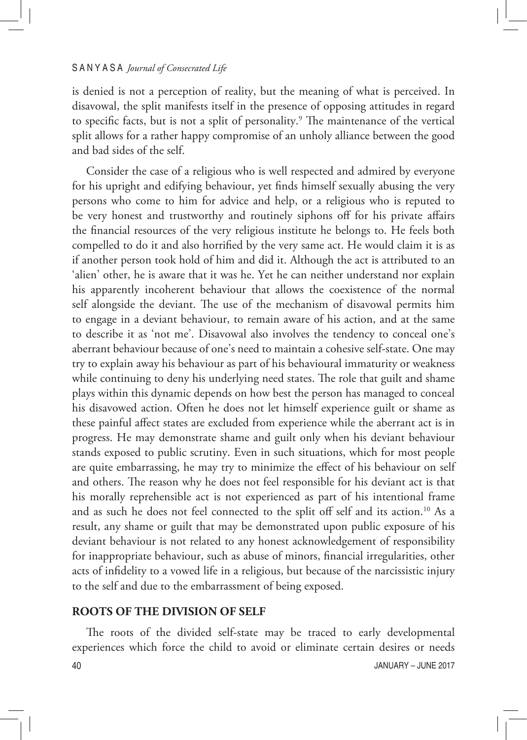is denied is not a perception of reality, but the meaning of what is perceived. In disavowal, the split manifests itself in the presence of opposing attitudes in regard to specific facts, but is not a split of personality.[9] The maintenance of the vertical split allows for a rather happy compromise of an unholy alliance between the good and bad sides of the self.

Consider the case of a religious who is well respected and admired by everyone for his upright and edifying behaviour, yet finds himself sexually abusing the very persons who come to him for advice and help, or a religious who is reputed to be very honest and trustworthy and routinely siphons off for his private affairs the financial resources of the very religious institute he belongs to. He feels both compelled to do it and also horrified by the very same act. He would claim it is as if another person took hold of him and did it. Although the act is attributed to an 'alien' other, he is aware that it was he. Yet he can neither understand nor explain his apparently incoherent behaviour that allows the coexistence of the normal self alongside the deviant. The use of the mechanism of disavowal permits him to engage in a deviant behaviour, to remain aware of his action, and at the same to describe it as 'not me'. Disavowal also involves the tendency to conceal one's aberrant behaviour because of one's need to maintain a cohesive self-state. One may try to explain away his behaviour as part of his behavioural immaturity or weakness while continuing to deny his underlying need states. The role that guilt and shame plays within this dynamic depends on how best the person has managed to conceal his disavowed action. Often he does not let himself experience guilt or shame as these painful affect states are excluded from experience while the aberrant act is in progress. He may demonstrate shame and guilt only when his deviant behaviour stands exposed to public scrutiny. Even in such situations, which for most people are quite embarrassing, he may try to minimize the effect of his behaviour on self and others. The reason why he does not feel responsible for his deviant act is that his morally reprehensible act is not experienced as part of his intentional frame and as such he does not feel connected to the split off self and its action.[10] As a result, any shame or guilt that may be demonstrated upon public exposure of his deviant behaviour is not related to any honest acknowledgement of responsibility for inappropriate behaviour, such as abuse of minors, financial irregularities, other acts of infidelity to a vowed life in a religious, but because of the narcissistic injury to the self and due to the embarrassment of being exposed.

## ROOTS OF THE DIVISION OF SELF

The roots of the divided self-state may be traced to early developmental experiences which force the child to avoid or eliminate certain desires or needs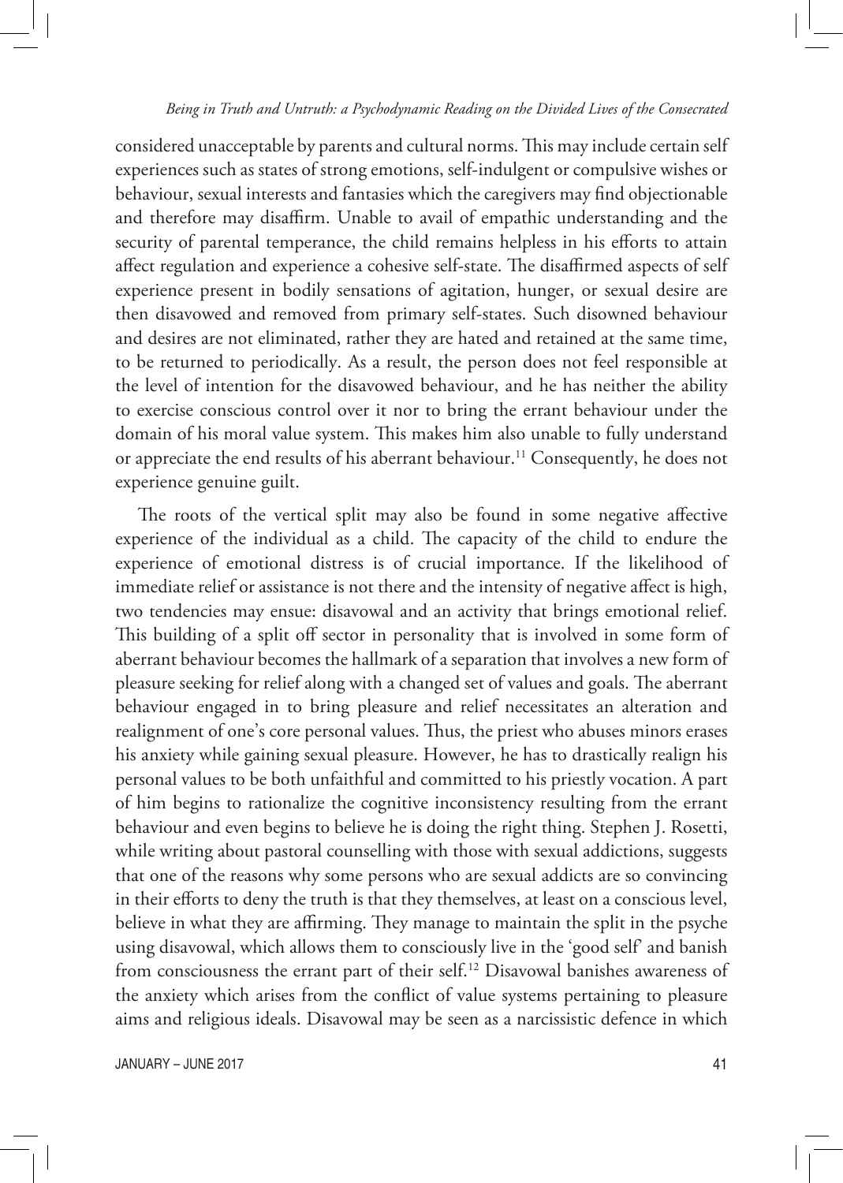considered unacceptable by parents and cultural norms. This may include certain self experiences such as states of strong emotions, self-indulgent or compulsive wishes or behaviour, sexual interests and fantasies which the caregivers may find objectionable and therefore may disaffirm. Unable to avail of empathic understanding and the security of parental temperance, the child remains helpless in his efforts to attain affect regulation and experience a cohesive self-state. The disaffirmed aspects of self experience present in bodily sensations of agitation, hunger, or sexual desire are then disavowed and removed from primary self-states. Such disowned behaviour and desires are not eliminated, rather they are hated and retained at the same time, to be returned to periodically. As a result, the person does not feel responsible at the level of intention for the disavowed behaviour, and he has neither the ability to exercise conscious control over it nor to bring the errant behaviour under the domain of his moral value system. This makes him also unable to fully understand or appreciate the end results of his aberrant behaviour.[11] Consequently, he does not experience genuine guilt.

The roots of the vertical split may also be found in some negative affective experience of the individual as a child. The capacity of the child to endure the experience of emotional distress is of crucial importance. If the likelihood of immediate relief or assistance is not there and the intensity of negative affect is high, two tendencies may ensue: disavowal and an activity that brings emotional relief. This building of a split off sector in personality that is involved in some form of aberrant behaviour becomes the hallmark of a separation that involves a new form of pleasure seeking for relief along with a changed set of values and goals. The aberrant behaviour engaged in to bring pleasure and relief necessitates an alteration and realignment of one's core personal values. Thus, the priest who abuses minors erases his anxiety while gaining sexual pleasure. However, he has to drastically realign his personal values to be both unfaithful and committed to his priestly vocation. A part of him begins to rationalize the cognitive inconsistency resulting from the errant behaviour and even begins to believe he is doing the right thing. Stephen J. Rosetti, while writing about pastoral counselling with those with sexual addictions, suggests that one of the reasons why some persons who are sexual addicts are so convincing in their efforts to deny the truth is that they themselves, at least on a conscious level, believe in what they are affirming. They manage to maintain the split in the psyche using disavowal, which allows them to consciously live in the 'good self' and banish from consciousness the errant part of their self.[12] Disavowal banishes awareness of the anxiety which arises from the conflict of value systems pertaining to pleasure aims and religious ideals. Disavowal may be seen as a narcissistic defence in which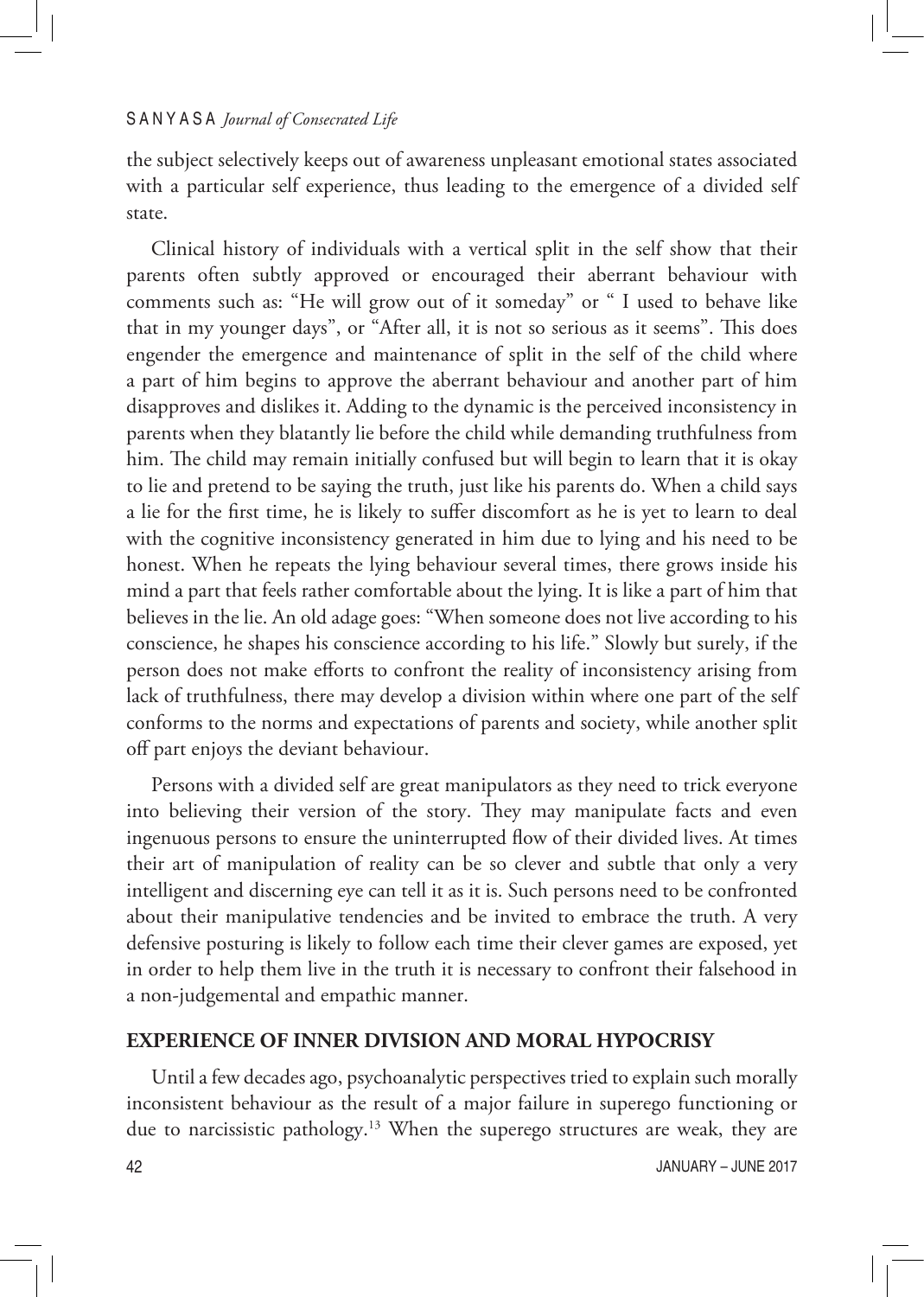the subject selectively keeps out of awareness unpleasant emotional states associated with a particular self experience, thus leading to the emergence of a divided self state.

Clinical history of individuals with a vertical split in the self show that their parents often subtly approved or encouraged their aberrant behaviour with comments such as: "He will grow out of it someday" or " I used to behave like that in my younger days", or "After all, it is not so serious as it seems". This does engender the emergence and maintenance of split in the self of the child where a part of him begins to approve the aberrant behaviour and another part of him disapproves and dislikes it. Adding to the dynamic is the perceived inconsistency in parents when they blatantly lie before the child while demanding truthfulness from him. The child may remain initially confused but will begin to learn that it is okay to lie and pretend to be saying the truth, just like his parents do. When a child says a lie for the first time, he is likely to suffer discomfort as he is yet to learn to deal with the cognitive inconsistency generated in him due to lying and his need to be honest. When he repeats the lying behaviour several times, there grows inside his mind a part that feels rather comfortable about the lying. It is like a part of him that believes in the lie. An old adage goes: "When someone does not live according to his conscience, he shapes his conscience according to his life." Slowly but surely, if the person does not make efforts to confront the reality of inconsistency arising from lack of truthfulness, there may develop a division within where one part of the self conforms to the norms and expectations of parents and society, while another split off part enjoys the deviant behaviour.

Persons with a divided self are great manipulators as they need to trick everyone into believing their version of the story. They may manipulate facts and even ingenuous persons to ensure the uninterrupted flow of their divided lives. At times their art of manipulation of reality can be so clever and subtle that only a very intelligent and discerning eye can tell it as it is. Such persons need to be confronted about their manipulative tendencies and be invited to embrace the truth. A very defensive posturing is likely to follow each time their clever games are exposed, yet in order to help them live in the truth it is necessary to confront their falsehood in a non-judgemental and empathic manner.

## EXPERIENCE OF INNER DIVISION AND MORAL HYPOCRISY

Until a few decades ago, psychoanalytic perspectives tried to explain such morally inconsistent behaviour as the result of a major failure in superego functioning or due to narcissistic pathology.[13] When the superego structures are weak, they are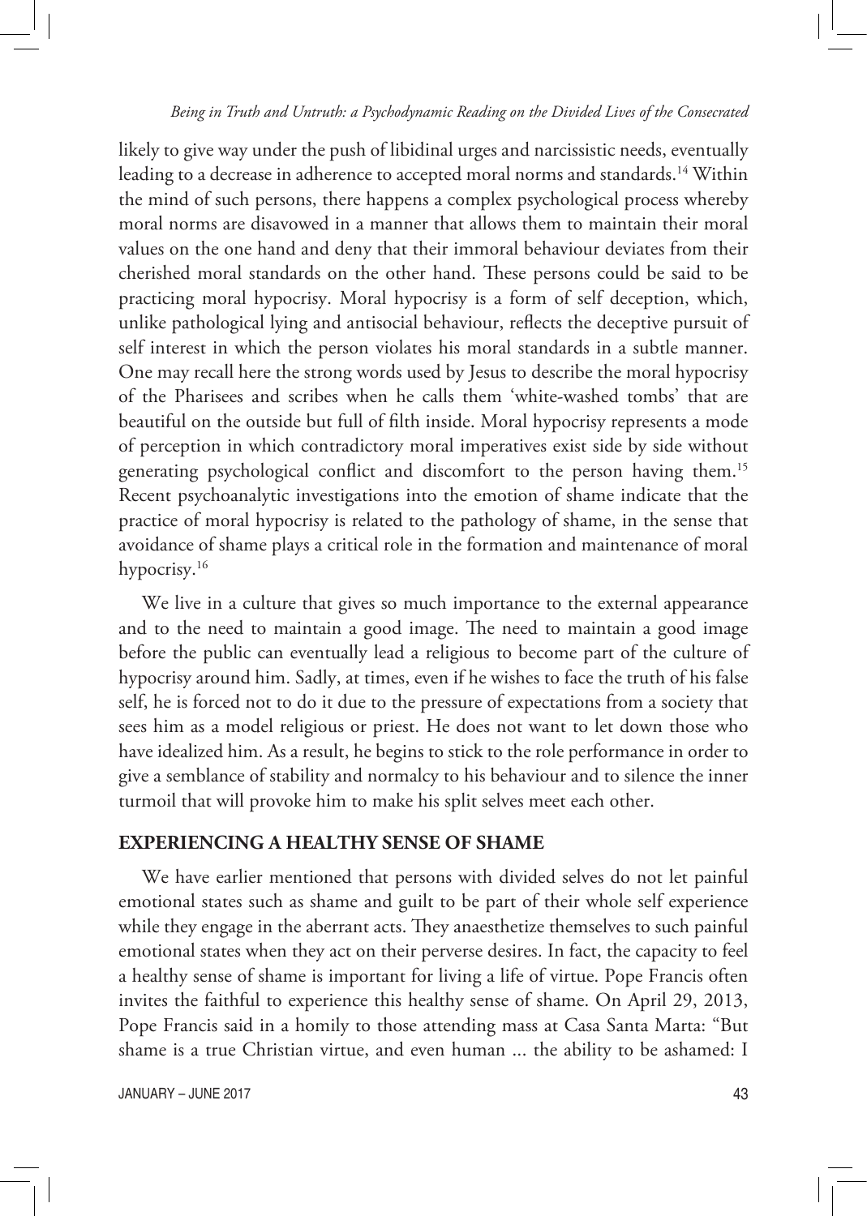likely to give way under the push of libidinal urges and narcissistic needs, eventually leading to a decrease in adherence to accepted moral norms and standards.[14] Within the mind of such persons, there happens a complex psychological process whereby moral norms are disavowed in a manner that allows them to maintain their moral values on the one hand and deny that their immoral behaviour deviates from their cherished moral standards on the other hand. These persons could be said to be practicing moral hypocrisy. Moral hypocrisy is a form of self deception, which, unlike pathological lying and antisocial behaviour, reflects the deceptive pursuit of self interest in which the person violates his moral standards in a subtle manner. One may recall here the strong words used by Jesus to describe the moral hypocrisy of the Pharisees and scribes when he calls them 'white-washed tombs' that are beautiful on the outside but full of filth inside. Moral hypocrisy represents a mode of perception in which contradictory moral imperatives exist side by side without generating psychological conflict and discomfort to the person having them.[15] Recent psychoanalytic investigations into the emotion of shame indicate that the practice of moral hypocrisy is related to the pathology of shame, in the sense that avoidance of shame plays a critical role in the formation and maintenance of moral hypocrisy.[16]

We live in a culture that gives so much importance to the external appearance and to the need to maintain a good image. The need to maintain a good image before the public can eventually lead a religious to become part of the culture of hypocrisy around him. Sadly, at times, even if he wishes to face the truth of his false self, he is forced not to do it due to the pressure of expectations from a society that sees him as a model religious or priest. He does not want to let down those who have idealized him. As a result, he begins to stick to the role performance in order to give a semblance of stability and normalcy to his behaviour and to silence the inner turmoil that will provoke him to make his split selves meet each other.

## EXPERIENCING A HEALTHY SENSE OF SHAME

We have earlier mentioned that persons with divided selves do not let painful emotional states such as shame and guilt to be part of their whole self experience while they engage in the aberrant acts. They anaesthetize themselves to such painful emotional states when they act on their perverse desires. In fact, the capacity to feel a healthy sense of shame is important for living a life of virtue. Pope Francis often invites the faithful to experience this healthy sense of shame. On April 29, 2013, Pope Francis said in a homily to those attending mass at Casa Santa Marta: "But shame is a true Christian virtue, and even human ... the ability to be ashamed: I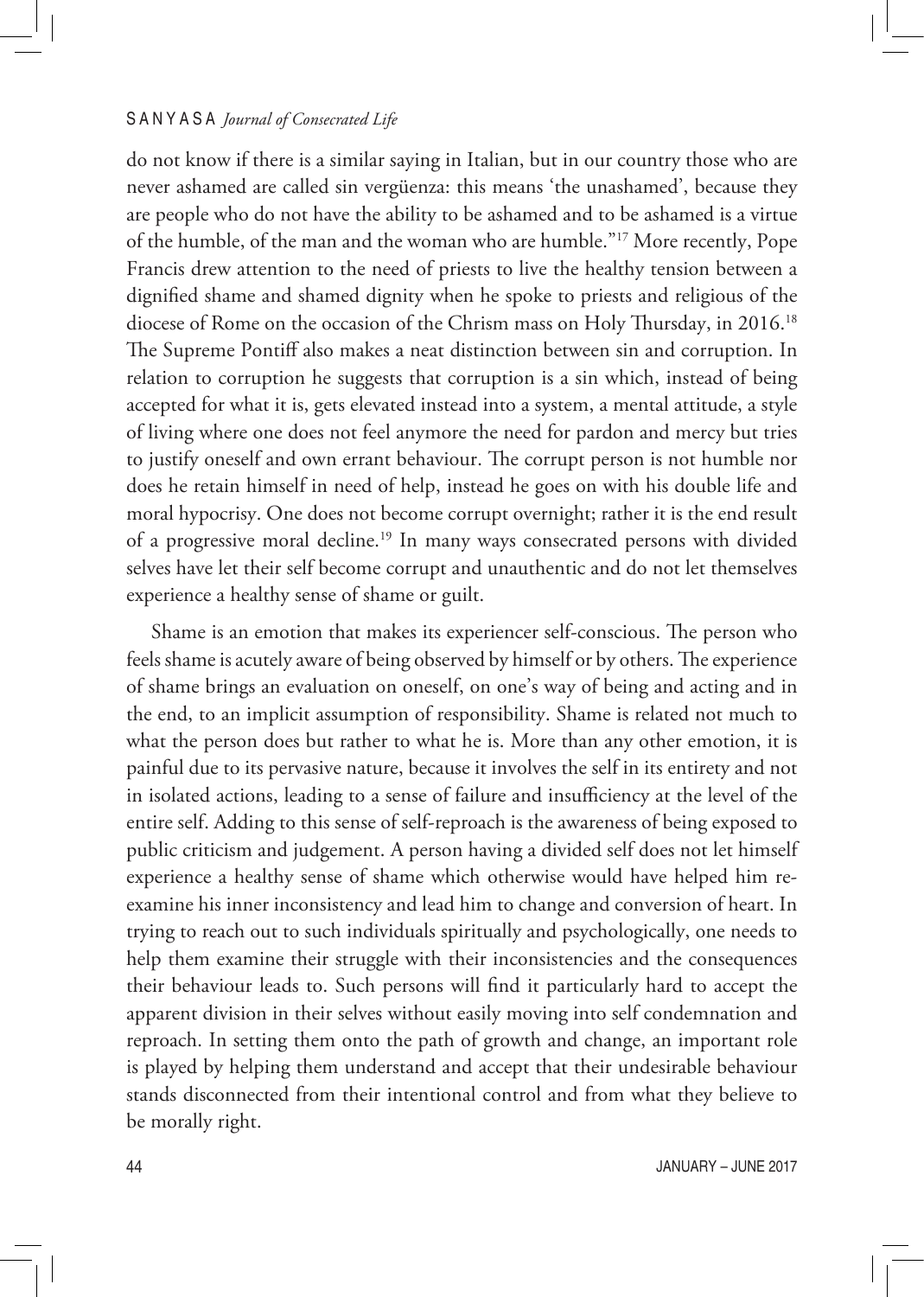do not know if there is a similar saying in Italian, but in our country those who are never ashamed are called sin vergüenza: this means 'the unashamed', because they are people who do not have the ability to be ashamed and to be ashamed is a virtue of the humble, of the man and the woman who are humble."[17] More recently, Pope Francis drew attention to the need of priests to live the healthy tension between a dignified shame and shamed dignity when he spoke to priests and religious of the diocese of Rome on the occasion of the Chrism mass on Holy Thursday, in 2016.[18] The Supreme Pontiff also makes a neat distinction between sin and corruption. In relation to corruption he suggests that corruption is a sin which, instead of being accepted for what it is, gets elevated instead into a system, a mental attitude, a style of living where one does not feel anymore the need for pardon and mercy but tries to justify oneself and own errant behaviour. The corrupt person is not humble nor does he retain himself in need of help, instead he goes on with his double life and moral hypocrisy. One does not become corrupt overnight; rather it is the end result of a progressive moral decline.[19] In many ways consecrated persons with divided selves have let their self become corrupt and unauthentic and do not let themselves experience a healthy sense of shame or guilt.

Shame is an emotion that makes its experiencer self-conscious. The person who feels shame is acutely aware of being observed by himself or by others. The experience of shame brings an evaluation on oneself, on one's way of being and acting and in the end, to an implicit assumption of responsibility. Shame is related not much to what the person does but rather to what he is. More than any other emotion, it is painful due to its pervasive nature, because it involves the self in its entirety and not in isolated actions, leading to a sense of failure and insufficiency at the level of the entire self. Adding to this sense of self-reproach is the awareness of being exposed to public criticism and judgement. A person having a divided self does not let himself experience a healthy sense of shame which otherwise would have helped him re-examine his inner inconsistency and lead him to change and conversion of heart. In trying to reach out to such individuals spiritually and psychologically, one needs to help them examine their struggle with their inconsistencies and the consequences their behaviour leads to. Such persons will find it particularly hard to accept the apparent division in their selves without easily moving into self condemnation and reproach. In setting them onto the path of growth and change, an important role is played by helping them understand and accept that their undesirable behaviour stands disconnected from their intentional control and from what they believe to be morally right.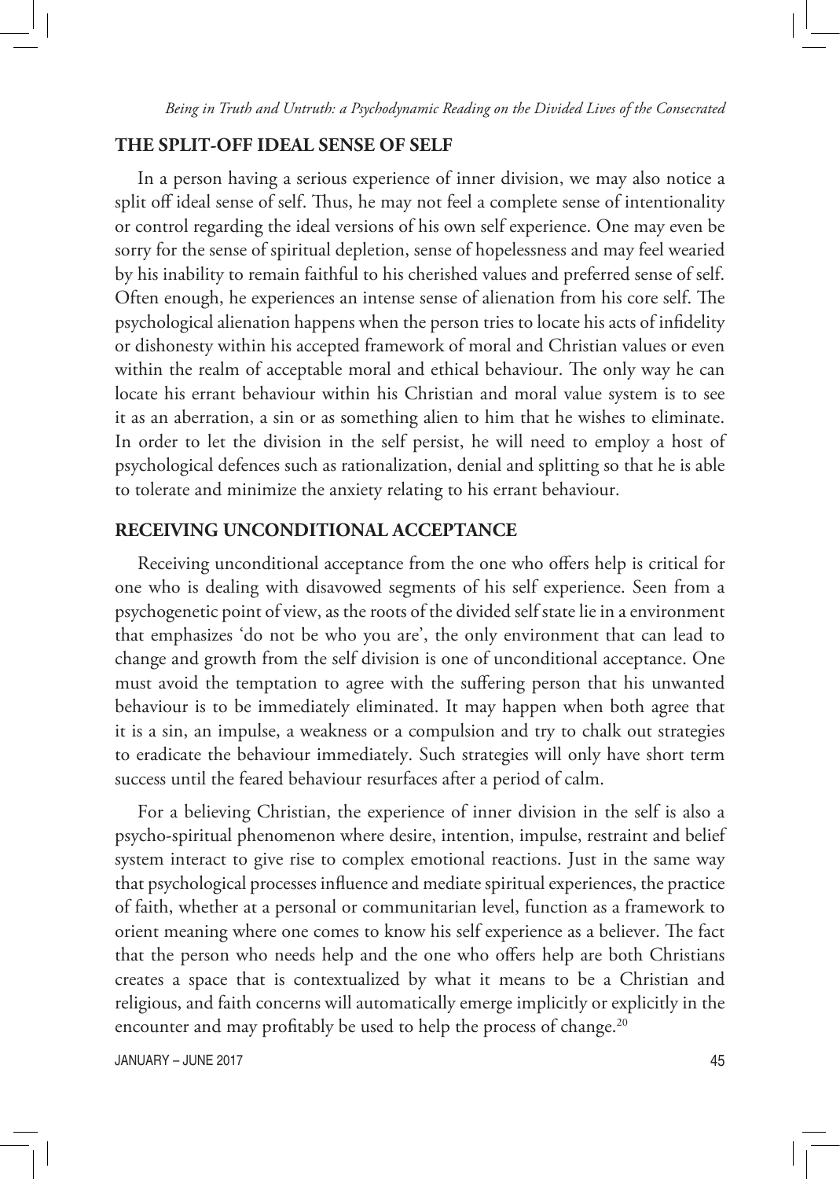## THE SPLIT-OFF IDEAL SENSE OF SELF

In a person having a serious experience of inner division, we may also notice a split off ideal sense of self. Thus, he may not feel a complete sense of intentionality or control regarding the ideal versions of his own self experience. One may even be sorry for the sense of spiritual depletion, sense of hopelessness and may feel wearied by his inability to remain faithful to his cherished values and preferred sense of self. Often enough, he experiences an intense sense of alienation from his core self. The psychological alienation happens when the person tries to locate his acts of infidelity or dishonesty within his accepted framework of moral and Christian values or even within the realm of acceptable moral and ethical behaviour. The only way he can locate his errant behaviour within his Christian and moral value system is to see it as an aberration, a sin or as something alien to him that he wishes to eliminate. In order to let the division in the self persist, he will need to employ a host of psychological defences such as rationalization, denial and splitting so that he is able to tolerate and minimize the anxiety relating to his errant behaviour.

## RECEIVING UNCONDITIONAL ACCEPTANCE

Receiving unconditional acceptance from the one who offers help is critical for one who is dealing with disavowed segments of his self experience. Seen from a psychogenetic point of view, as the roots of the divided self state lie in a environment that emphasizes 'do not be who you are', the only environment that can lead to change and growth from the self division is one of unconditional acceptance. One must avoid the temptation to agree with the suffering person that his unwanted behaviour is to be immediately eliminated. It may happen when both agree that it is a sin, an impulse, a weakness or a compulsion and try to chalk out strategies to eradicate the behaviour immediately. Such strategies will only have short term success until the feared behaviour resurfaces after a period of calm.

For a believing Christian, the experience of inner division in the self is also a psycho-spiritual phenomenon where desire, intention, impulse, restraint and belief system interact to give rise to complex emotional reactions. Just in the same way that psychological processes influence and mediate spiritual experiences, the practice of faith, whether at a personal or communitarian level, function as a framework to orient meaning where one comes to know his self experience as a believer. The fact that the person who needs help and the one who offers help are both Christians creates a space that is contextualized by what it means to be a Christian and religious, and faith concerns will automatically emerge implicitly or explicitly in the encounter and may profitably be used to help the process of change.[20]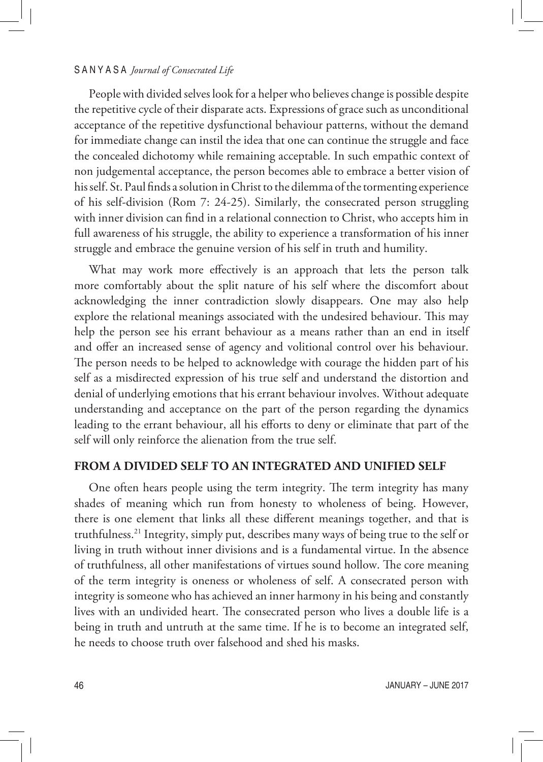People with divided selves look for a helper who believes change is possible despite the repetitive cycle of their disparate acts. Expressions of grace such as unconditional acceptance of the repetitive dysfunctional behaviour patterns, without the demand for immediate change can instil the idea that one can continue the struggle and face the concealed dichotomy while remaining acceptable. In such empathic context of non judgemental acceptance, the person becomes able to embrace a better vision of his self. St. Paul finds a solution in Christ to the dilemma of the tormenting experience of his self-division (Rom 7: 24-25). Similarly, the consecrated person struggling with inner division can find in a relational connection to Christ, who accepts him in full awareness of his struggle, the ability to experience a transformation of his inner struggle and embrace the genuine version of his self in truth and humility.

What may work more effectively is an approach that lets the person talk more comfortably about the split nature of his self where the discomfort about acknowledging the inner contradiction slowly disappears. One may also help explore the relational meanings associated with the undesired behaviour. This may help the person see his errant behaviour as a means rather than an end in itself and offer an increased sense of agency and volitional control over his behaviour. The person needs to be helped to acknowledge with courage the hidden part of his self as a misdirected expression of his true self and understand the distortion and denial of underlying emotions that his errant behaviour involves. Without adequate understanding and acceptance on the part of the person regarding the dynamics leading to the errant behaviour, all his efforts to deny or eliminate that part of the self will only reinforce the alienation from the true self.

## FROM A DIVIDED SELF TO AN INTEGRATED AND UNIFIED SELF

One often hears people using the term integrity. The term integrity has many shades of meaning which run from honesty to wholeness of being. However, there is one element that links all these different meanings together, and that is truthfulness.[21] Integrity, simply put, describes many ways of being true to the self or living in truth without inner divisions and is a fundamental virtue. In the absence of truthfulness, all other manifestations of virtues sound hollow. The core meaning of the term integrity is oneness or wholeness of self. A consecrated person with integrity is someone who has achieved an inner harmony in his being and constantly lives with an undivided heart. The consecrated person who lives a double life is a being in truth and untruth at the same time. If he is to become an integrated self, he needs to choose truth over falsehood and shed his masks.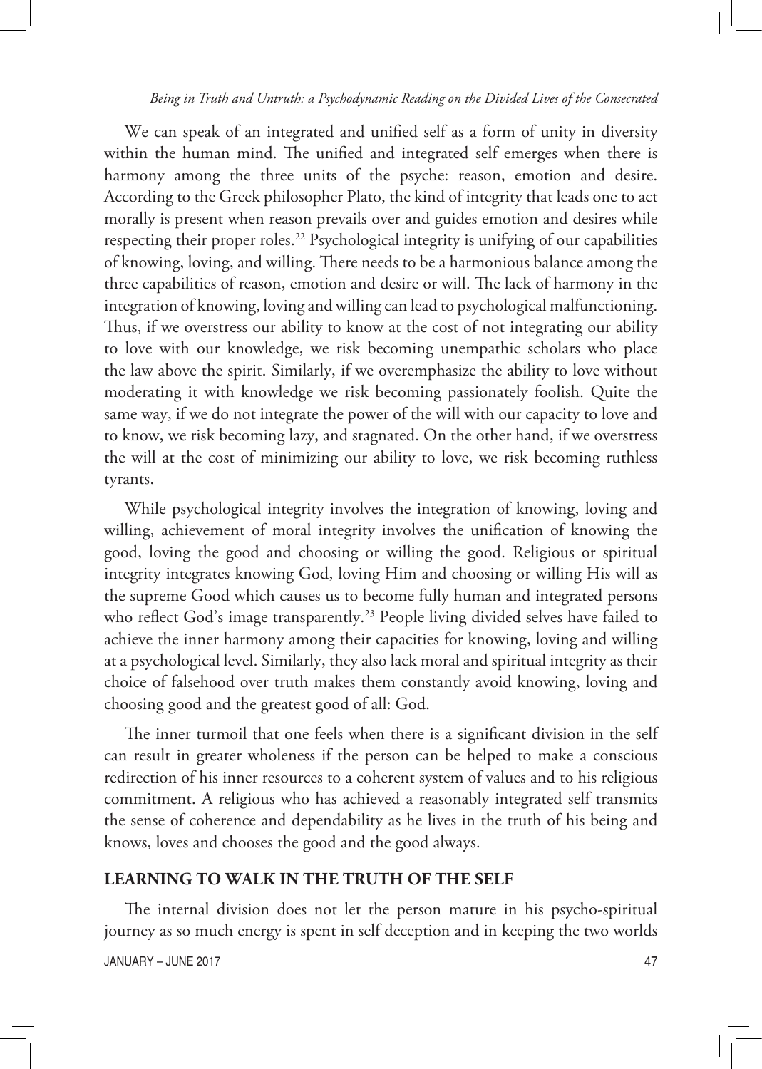We can speak of an integrated and unified self as a form of unity in diversity within the human mind. The unified and integrated self emerges when there is harmony among the three units of the psyche: reason, emotion and desire. According to the Greek philosopher Plato, the kind of integrity that leads one to act morally is present when reason prevails over and guides emotion and desires while respecting their proper roles.[22] Psychological integrity is unifying of our capabilities of knowing, loving, and willing. There needs to be a harmonious balance among the three capabilities of reason, emotion and desire or will. The lack of harmony in the integration of knowing, loving and willing can lead to psychological malfunctioning. Thus, if we overstress our ability to know at the cost of not integrating our ability to love with our knowledge, we risk becoming unempathic scholars who place the law above the spirit. Similarly, if we overemphasize the ability to love without moderating it with knowledge we risk becoming passionately foolish. Quite the same way, if we do not integrate the power of the will with our capacity to love and to know, we risk becoming lazy, and stagnated. On the other hand, if we overstress the will at the cost of minimizing our ability to love, we risk becoming ruthless tyrants.

While psychological integrity involves the integration of knowing, loving and willing, achievement of moral integrity involves the unification of knowing the good, loving the good and choosing or willing the good. Religious or spiritual integrity integrates knowing God, loving Him and choosing or willing His will as the supreme Good which causes us to become fully human and integrated persons who reflect God's image transparently.[23] People living divided selves have failed to achieve the inner harmony among their capacities for knowing, loving and willing at a psychological level. Similarly, they also lack moral and spiritual integrity as their choice of falsehood over truth makes them constantly avoid knowing, loving and choosing good and the greatest good of all: God.

The inner turmoil that one feels when there is a significant division in the self can result in greater wholeness if the person can be helped to make a conscious redirection of his inner resources to a coherent system of values and to his religious commitment. A religious who has achieved a reasonably integrated self transmits the sense of coherence and dependability as he lives in the truth of his being and knows, loves and chooses the good and the good always.

## LEARNING TO WALK IN THE TRUTH OF THE SELF

The internal division does not let the person mature in his psycho-spiritual journey as so much energy is spent in self deception and in keeping the two worlds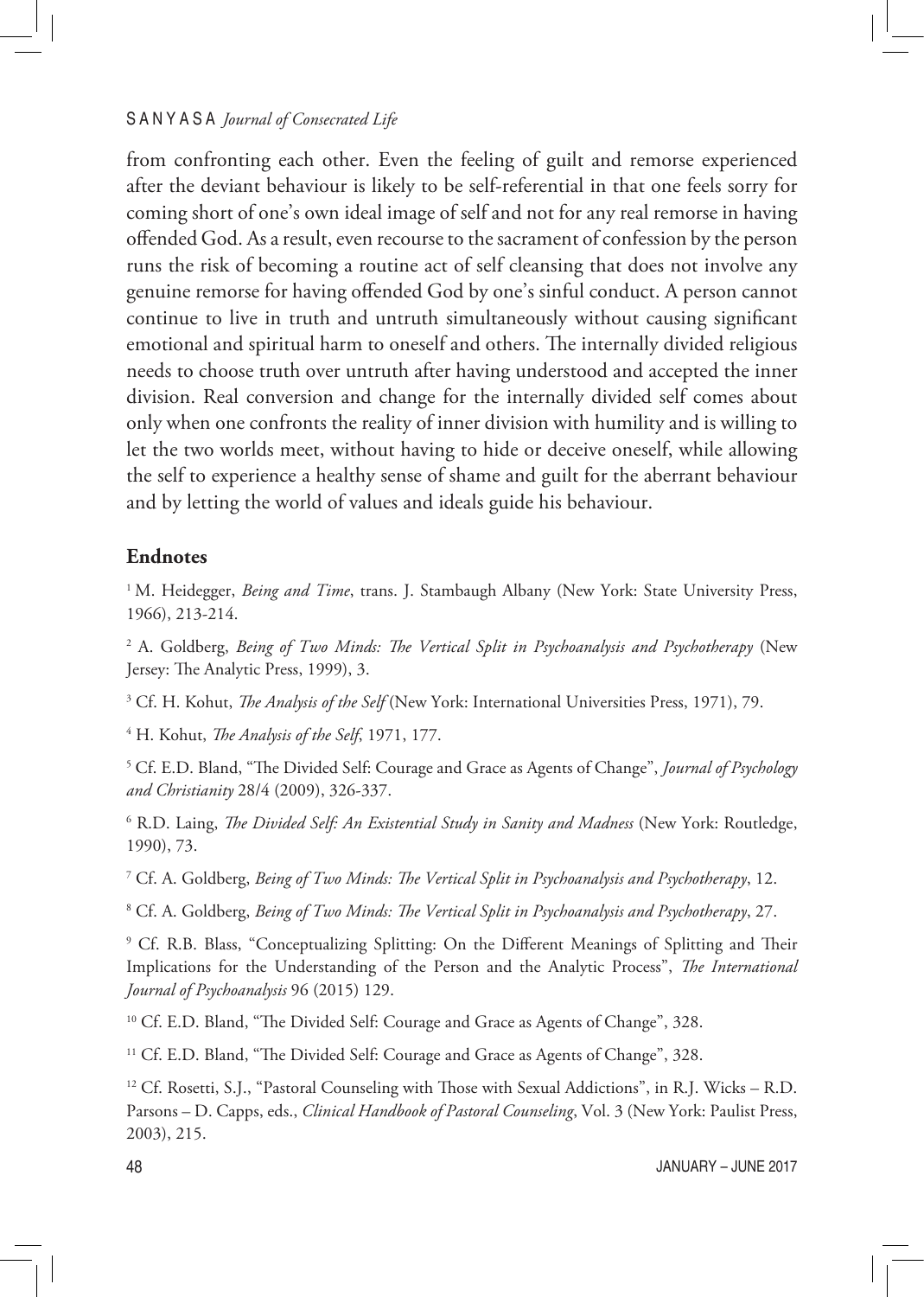from confronting each other. Even the feeling of guilt and remorse experienced after the deviant behaviour is likely to be self-referential in that one feels sorry for coming short of one's own ideal image of self and not for any real remorse in having offended God. As a result, even recourse to the sacrament of confession by the person runs the risk of becoming a routine act of self cleansing that does not involve any genuine remorse for having offended God by one's sinful conduct. A person cannot continue to live in truth and untruth simultaneously without causing significant emotional and spiritual harm to oneself and others. The internally divided religious needs to choose truth over untruth after having understood and accepted the inner division. Real conversion and change for the internally divided self comes about only when one confronts the reality of inner division with humility and is willing to let the two worlds meet, without having to hide or deceive oneself, while allowing the self to experience a healthy sense of shame and guilt for the aberrant behaviour and by letting the world of values and ideals guide his behaviour.

## Endnotes

[1] M. Heidegger, *Being and Time*, trans. J. Stambaugh Albany (New York: State University Press, 1966), 213-214.

[2] A. Goldberg, *Being of Two Minds: The Vertical Split in Psychoanalysis and Psychotherapy* (New Jersey: The Analytic Press, 1999), 3.

[3] Cf. H. Kohut, *The Analysis of the Self* (New York: International Universities Press, 1971), 79.

[4] H. Kohut, *The Analysis of the Self*, 1971, 177.

[5] Cf. E.D. Bland, "The Divided Self: Courage and Grace as Agents of Change", *Journal of Psychology and Christianity* 28/4 (2009), 326-337.

[6] R.D. Laing, *The Divided Self: An Existential Study in Sanity and Madness* (New York: Routledge, 1990), 73.

[7] Cf. A. Goldberg, *Being of Two Minds: The Vertical Split in Psychoanalysis and Psychotherapy*, 12.

[8] Cf. A. Goldberg, *Being of Two Minds: The Vertical Split in Psychoanalysis and Psychotherapy*, 27.

[9] Cf. R.B. Blass, "Conceptualizing Splitting: On the Different Meanings of Splitting and Their Implications for the Understanding of the Person and the Analytic Process", *The International Journal of Psychoanalysis* 96 (2015) 129.

[10] Cf. E.D. Bland, "The Divided Self: Courage and Grace as Agents of Change", 328.

[11] Cf. E.D. Bland, "The Divided Self: Courage and Grace as Agents of Change", 328.

[12] Cf. Rosetti, S.J., "Pastoral Counseling with Those with Sexual Addictions", in R.J. Wicks – R.D. Parsons – D. Capps, eds., *Clinical Handbook of Pastoral Counseling*, Vol. 3 (New York: Paulist Press, 2003), 215.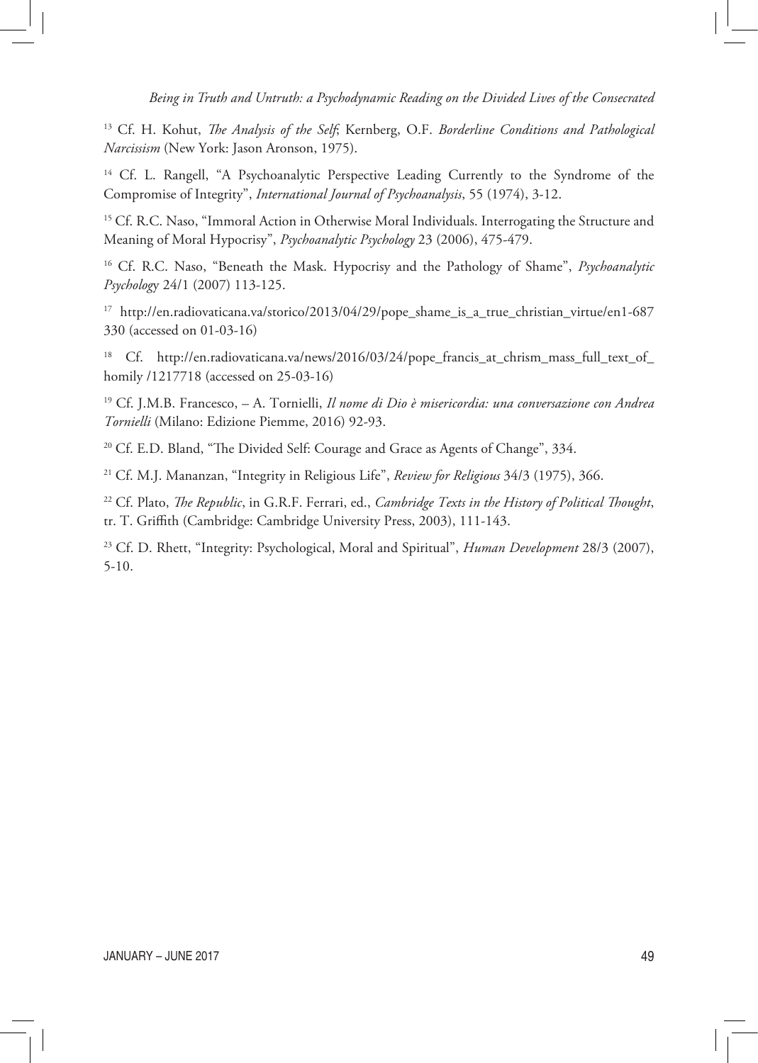[13] Cf. H. Kohut, *The Analysis of the Self*; Kernberg, O.F. *Borderline Conditions and Pathological Narcissism* (New York: Jason Aronson, 1975).

[14] Cf. L. Rangell, "A Psychoanalytic Perspective Leading Currently to the Syndrome of the Compromise of Integrity", *International Journal of Psychoanalysis*, 55 (1974), 3-12.

[15] Cf. R.C. Naso, "Immoral Action in Otherwise Moral Individuals. Interrogating the Structure and Meaning of Moral Hypocrisy", *Psychoanalytic Psychology* 23 (2006), 475-479.

[16] Cf. R.C. Naso, "Beneath the Mask. Hypocrisy and the Pathology of Shame", *Psychoanalytic Psychology* 24/1 (2007) 113-125.

[17] http://en.radiovaticana.va/storico/2013/04/29/pope_shame_is_a_true_christian_virtue/en1-687330 (accessed on 01-03-16)

[18] Cf. http://en.radiovaticana.va/news/2016/03/24/pope_francis_at_chrism_mass_full_text_of_homily /1217718 (accessed on 25-03-16)

[19] Cf. J.M.B. Francesco, – A. Tornielli, *Il nome di Dio è misericordia: una conversazione con Andrea Tornielli* (Milano: Edizione Piemme, 2016) 92-93.

[20] Cf. E.D. Bland, "The Divided Self: Courage and Grace as Agents of Change", 334.

[21] Cf. M.J. Mananzan, "Integrity in Religious Life", *Review for Religious* 34/3 (1975), 366.

[22] Cf. Plato, *The Republic*, in G.R.F. Ferrari, ed., *Cambridge Texts in the History of Political Thought*, tr. T. Griffith (Cambridge: Cambridge University Press, 2003), 111-143.

[23] Cf. D. Rhett, "Integrity: Psychological, Moral and Spiritual", *Human Development* 28/3 (2007), 5-10.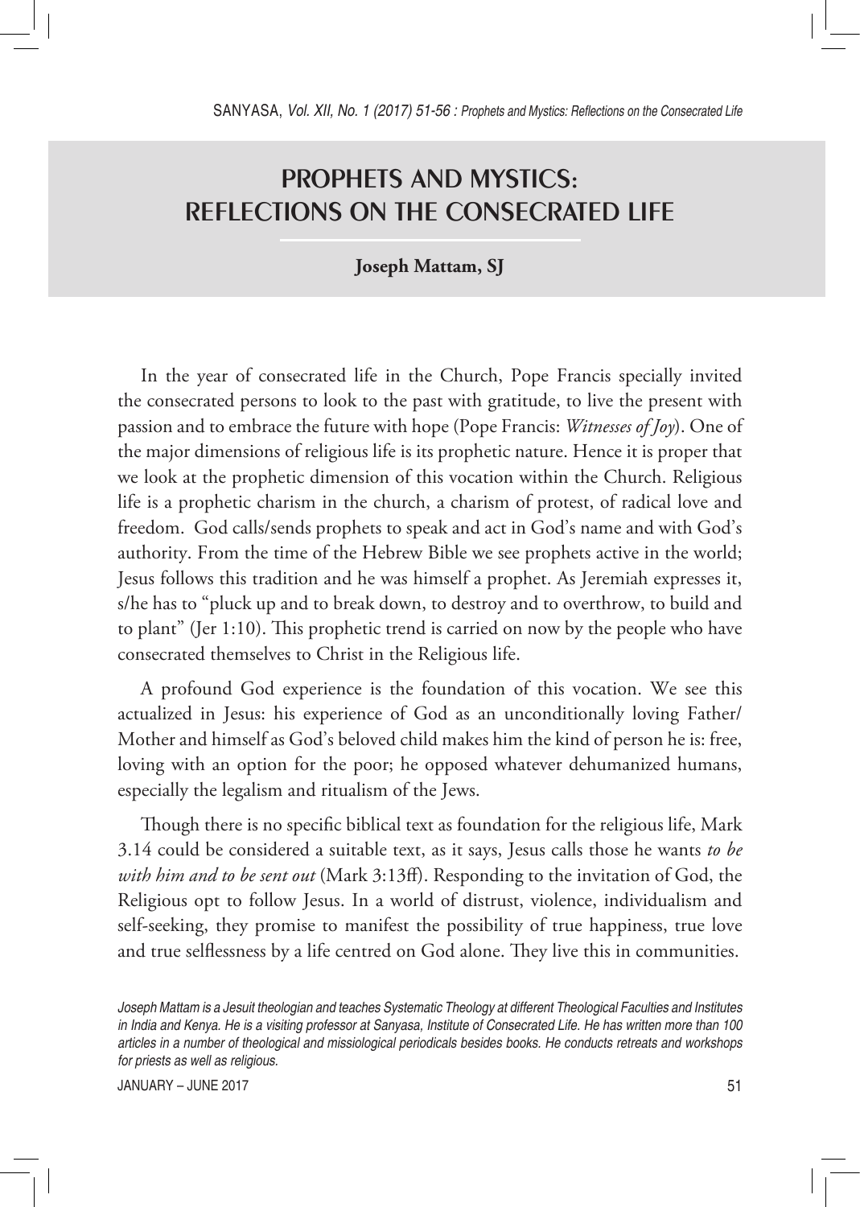# PROPHETS AND MYSTICS: REFLECTIONS ON THE CONSECRATED LIFE

**Joseph Mattam, SJ**

In the year of consecrated life in the Church, Pope Francis specially invited the consecrated persons to look to the past with gratitude, to live the present with passion and to embrace the future with hope (Pope Francis: *Witnesses of Joy*). One of the major dimensions of religious life is its prophetic nature. Hence it is proper that we look at the prophetic dimension of this vocation within the Church. Religious life is a prophetic charism in the church, a charism of protest, of radical love and freedom. God calls/sends prophets to speak and act in God's name and with God's authority. From the time of the Hebrew Bible we see prophets active in the world; Jesus follows this tradition and he was himself a prophet. As Jeremiah expresses it, s/he has to "pluck up and to break down, to destroy and to overthrow, to build and to plant" (Jer 1:10). This prophetic trend is carried on now by the people who have consecrated themselves to Christ in the Religious life.

A profound God experience is the foundation of this vocation. We see this actualized in Jesus: his experience of God as an unconditionally loving Father/ Mother and himself as God's beloved child makes him the kind of person he is: free, loving with an option for the poor; he opposed whatever dehumanized humans, especially the legalism and ritualism of the Jews.

Though there is no specific biblical text as foundation for the religious life, Mark 3.14 could be considered a suitable text, as it says, Jesus calls those he wants *to be with him and to be sent out* (Mark 3:13ff). Responding to the invitation of God, the Religious opt to follow Jesus. In a world of distrust, violence, individualism and self-seeking, they promise to manifest the possibility of true happiness, true love and true selflessness by a life centred on God alone. They live this in communities.

*Joseph Mattam is a Jesuit theologian and teaches Systematic Theology at different Theological Faculties and Institutes in India and Kenya. He is a visiting professor at Sanyasa, Institute of Consecrated Life. He has written more than 100 articles in a number of theological and missiological periodicals besides books. He conducts retreats and workshops for priests as well as religious.*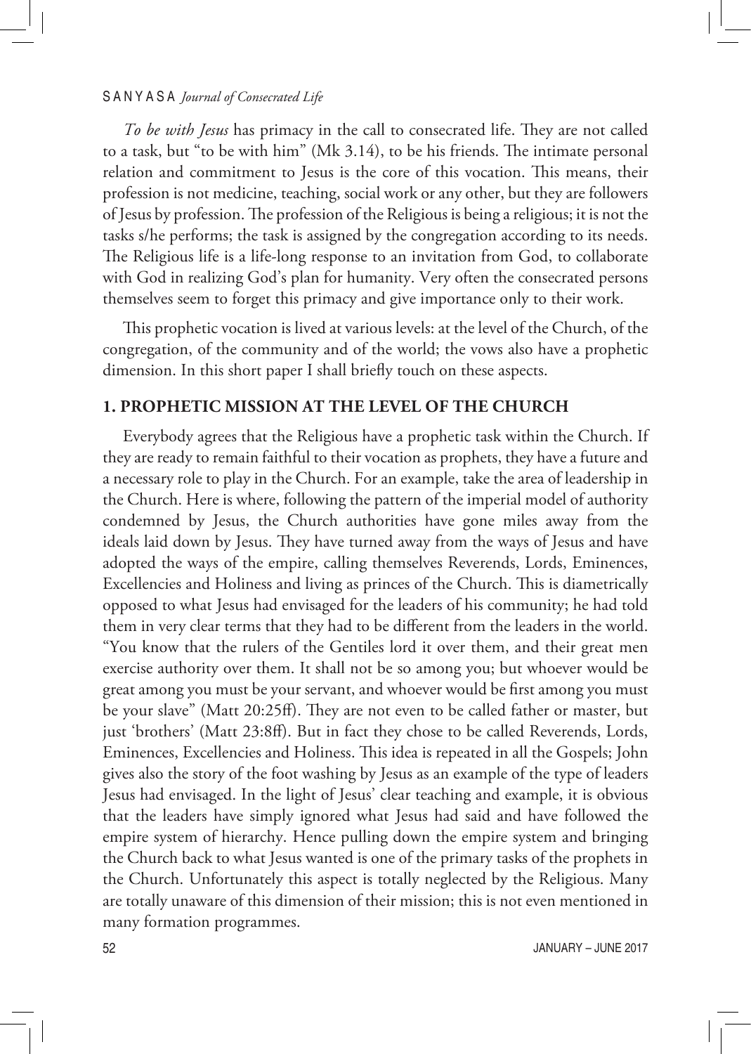*To be with Jesus* has primacy in the call to consecrated life. They are not called to a task, but "to be with him" (Mk 3.14), to be his friends. The intimate personal relation and commitment to Jesus is the core of this vocation. This means, their profession is not medicine, teaching, social work or any other, but they are followers of Jesus by profession. The profession of the Religious is being a religious; it is not the tasks s/he performs; the task is assigned by the congregation according to its needs. The Religious life is a life-long response to an invitation from God, to collaborate with God in realizing God's plan for humanity. Very often the consecrated persons themselves seem to forget this primacy and give importance only to their work.

This prophetic vocation is lived at various levels: at the level of the Church, of the congregation, of the community and of the world; the vows also have a prophetic dimension. In this short paper I shall briefly touch on these aspects.

## 1. PROPHETIC MISSION AT THE LEVEL OF THE CHURCH

Everybody agrees that the Religious have a prophetic task within the Church. If they are ready to remain faithful to their vocation as prophets, they have a future and a necessary role to play in the Church. For an example, take the area of leadership in the Church. Here is where, following the pattern of the imperial model of authority condemned by Jesus, the Church authorities have gone miles away from the ideals laid down by Jesus. They have turned away from the ways of Jesus and have adopted the ways of the empire, calling themselves Reverends, Lords, Eminences, Excellencies and Holiness and living as princes of the Church. This is diametrically opposed to what Jesus had envisaged for the leaders of his community; he had told them in very clear terms that they had to be different from the leaders in the world. "You know that the rulers of the Gentiles lord it over them, and their great men exercise authority over them. It shall not be so among you; but whoever would be great among you must be your servant, and whoever would be first among you must be your slave" (Matt 20:25ff). They are not even to be called father or master, but just 'brothers' (Matt 23:8ff). But in fact they chose to be called Reverends, Lords, Eminences, Excellencies and Holiness. This idea is repeated in all the Gospels; John gives also the story of the foot washing by Jesus as an example of the type of leaders Jesus had envisaged. In the light of Jesus' clear teaching and example, it is obvious that the leaders have simply ignored what Jesus had said and have followed the empire system of hierarchy. Hence pulling down the empire system and bringing the Church back to what Jesus wanted is one of the primary tasks of the prophets in the Church. Unfortunately this aspect is totally neglected by the Religious. Many are totally unaware of this dimension of their mission; this is not even mentioned in many formation programmes.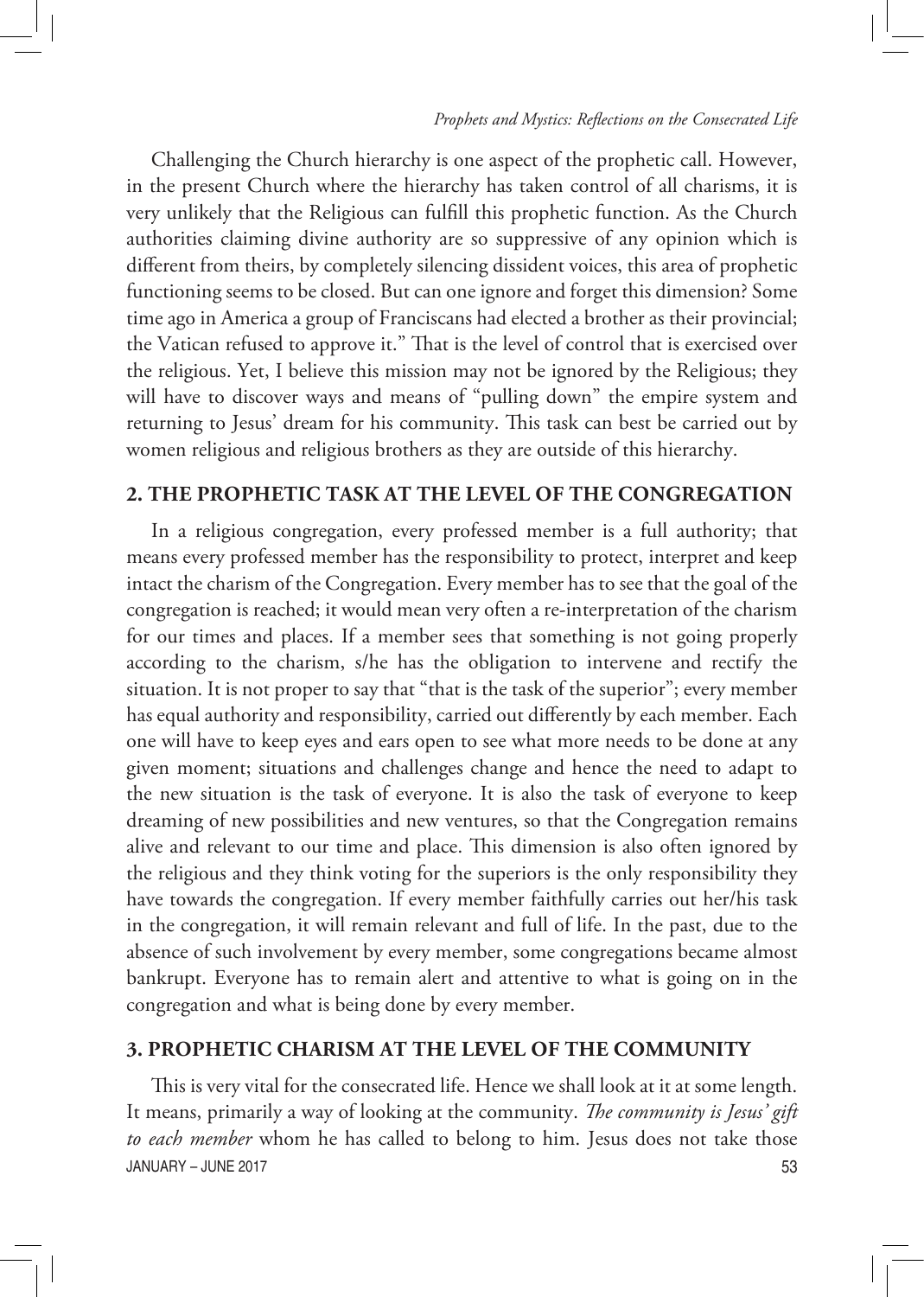Challenging the Church hierarchy is one aspect of the prophetic call. However, in the present Church where the hierarchy has taken control of all charisms, it is very unlikely that the Religious can fulfill this prophetic function. As the Church authorities claiming divine authority are so suppressive of any opinion which is different from theirs, by completely silencing dissident voices, this area of prophetic functioning seems to be closed. But can one ignore and forget this dimension? Some time ago in America a group of Franciscans had elected a brother as their provincial; the Vatican refused to approve it." That is the level of control that is exercised over the religious. Yet, I believe this mission may not be ignored by the Religious; they will have to discover ways and means of "pulling down" the empire system and returning to Jesus' dream for his community. This task can best be carried out by women religious and religious brothers as they are outside of this hierarchy.

## 2. THE PROPHETIC TASK AT THE LEVEL OF THE CONGREGATION

In a religious congregation, every professed member is a full authority; that means every professed member has the responsibility to protect, interpret and keep intact the charism of the Congregation. Every member has to see that the goal of the congregation is reached; it would mean very often a re-interpretation of the charism for our times and places. If a member sees that something is not going properly according to the charism, s/he has the obligation to intervene and rectify the situation. It is not proper to say that "that is the task of the superior"; every member has equal authority and responsibility, carried out differently by each member. Each one will have to keep eyes and ears open to see what more needs to be done at any given moment; situations and challenges change and hence the need to adapt to the new situation is the task of everyone. It is also the task of everyone to keep dreaming of new possibilities and new ventures, so that the Congregation remains alive and relevant to our time and place. This dimension is also often ignored by the religious and they think voting for the superiors is the only responsibility they have towards the congregation. If every member faithfully carries out her/his task in the congregation, it will remain relevant and full of life. In the past, due to the absence of such involvement by every member, some congregations became almost bankrupt. Everyone has to remain alert and attentive to what is going on in the congregation and what is being done by every member.

## 3. PROPHETIC CHARISM AT THE LEVEL OF THE COMMUNITY

This is very vital for the consecrated life. Hence we shall look at it at some length. It means, primarily a way of looking at the community. *The community is Jesus' gift to each member* whom he has called to belong to him. Jesus does not take those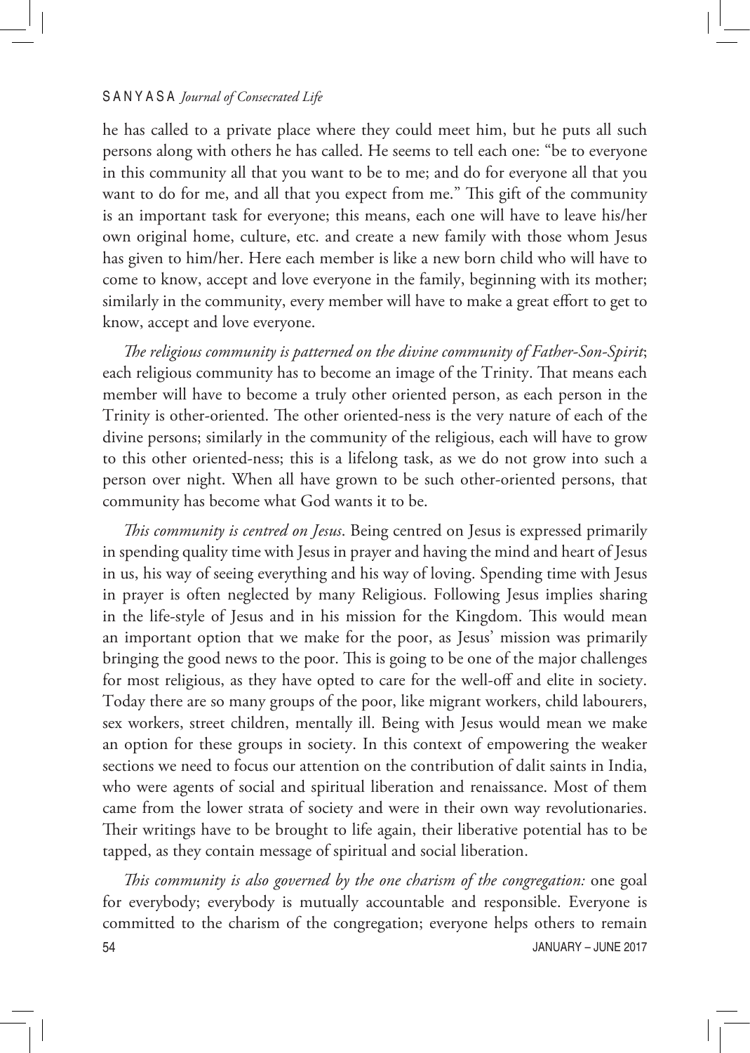he has called to a private place where they could meet him, but he puts all such persons along with others he has called. He seems to tell each one: "be to everyone in this community all that you want to be to me; and do for everyone all that you want to do for me, and all that you expect from me." This gift of the community is an important task for everyone; this means, each one will have to leave his/her own original home, culture, etc. and create a new family with those whom Jesus has given to him/her. Here each member is like a new born child who will have to come to know, accept and love everyone in the family, beginning with its mother; similarly in the community, every member will have to make a great effort to get to know, accept and love everyone.

*The religious community is patterned on the divine community of Father-Son-Spirit*; each religious community has to become an image of the Trinity. That means each member will have to become a truly other oriented person, as each person in the Trinity is other-oriented. The other oriented-ness is the very nature of each of the divine persons; similarly in the community of the religious, each will have to grow to this other oriented-ness; this is a lifelong task, as we do not grow into such a person over night. When all have grown to be such other-oriented persons, that community has become what God wants it to be.

*This community is centred on Jesus*. Being centred on Jesus is expressed primarily in spending quality time with Jesus in prayer and having the mind and heart of Jesus in us, his way of seeing everything and his way of loving. Spending time with Jesus in prayer is often neglected by many Religious. Following Jesus implies sharing in the life-style of Jesus and in his mission for the Kingdom. This would mean an important option that we make for the poor, as Jesus' mission was primarily bringing the good news to the poor. This is going to be one of the major challenges for most religious, as they have opted to care for the well-off and elite in society. Today there are so many groups of the poor, like migrant workers, child labourers, sex workers, street children, mentally ill. Being with Jesus would mean we make an option for these groups in society. In this context of empowering the weaker sections we need to focus our attention on the contribution of dalit saints in India, who were agents of social and spiritual liberation and renaissance. Most of them came from the lower strata of society and were in their own way revolutionaries. Their writings have to be brought to life again, their liberative potential has to be tapped, as they contain message of spiritual and social liberation.

*This community is also governed by the one charism of the congregation:* one goal for everybody; everybody is mutually accountable and responsible. Everyone is committed to the charism of the congregation; everyone helps others to remain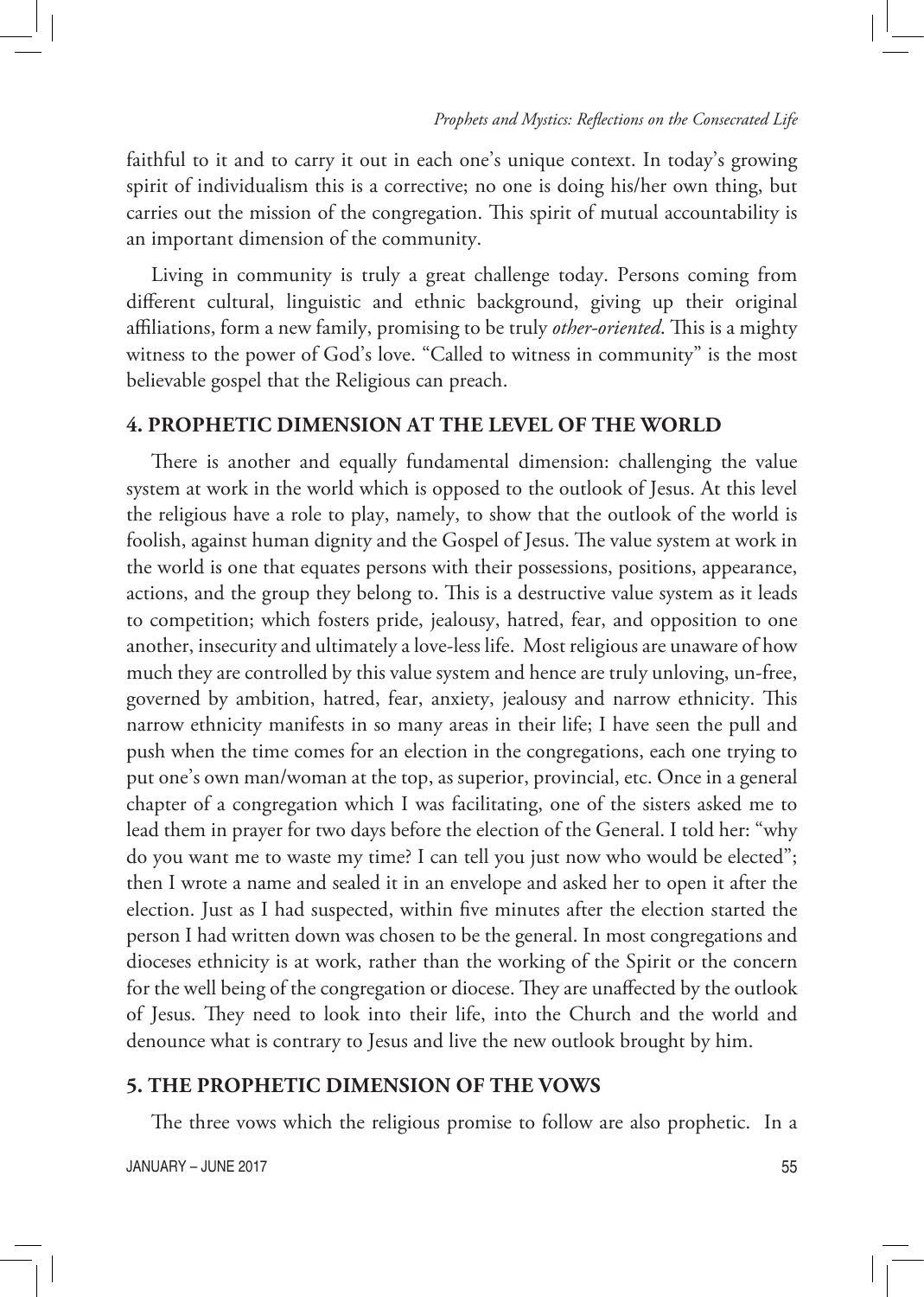faithful to it and to carry it out in each one's unique context. In today's growing spirit of individualism this is a corrective; no one is doing his/her own thing, but carries out the mission of the congregation. This spirit of mutual accountability is an important dimension of the community.

Living in community is truly a great challenge today. Persons coming from different cultural, linguistic and ethnic background, giving up their original affiliations, form a new family, promising to be truly *other-oriented*. This is a mighty witness to the power of God's love. "Called to witness in community" is the most believable gospel that the Religious can preach.

## 4. PROPHETIC DIMENSION AT THE LEVEL OF THE WORLD

There is another and equally fundamental dimension: challenging the value system at work in the world which is opposed to the outlook of Jesus. At this level the religious have a role to play, namely, to show that the outlook of the world is foolish, against human dignity and the Gospel of Jesus. The value system at work in the world is one that equates persons with their possessions, positions, appearance, actions, and the group they belong to. This is a destructive value system as it leads to competition; which fosters pride, jealousy, hatred, fear, and opposition to one another, insecurity and ultimately a love-less life. Most religious are unaware of how much they are controlled by this value system and hence are truly unloving, un-free, governed by ambition, hatred, fear, anxiety, jealousy and narrow ethnicity. This narrow ethnicity manifests in so many areas in their life; I have seen the pull and push when the time comes for an election in the congregations, each one trying to put one's own man/woman at the top, as superior, provincial, etc. Once in a general chapter of a congregation which I was facilitating, one of the sisters asked me to lead them in prayer for two days before the election of the General. I told her: "why do you want me to waste my time? I can tell you just now who would be elected"; then I wrote a name and sealed it in an envelope and asked her to open it after the election. Just as I had suspected, within five minutes after the election started the person I had written down was chosen to be the general. In most congregations and dioceses ethnicity is at work, rather than the working of the Spirit or the concern for the well being of the congregation or diocese. They are unaffected by the outlook of Jesus. They need to look into their life, into the Church and the world and denounce what is contrary to Jesus and live the new outlook brought by him.

## 5. THE PROPHETIC DIMENSION OF THE VOWS

The three vows which the religious promise to follow are also prophetic. In a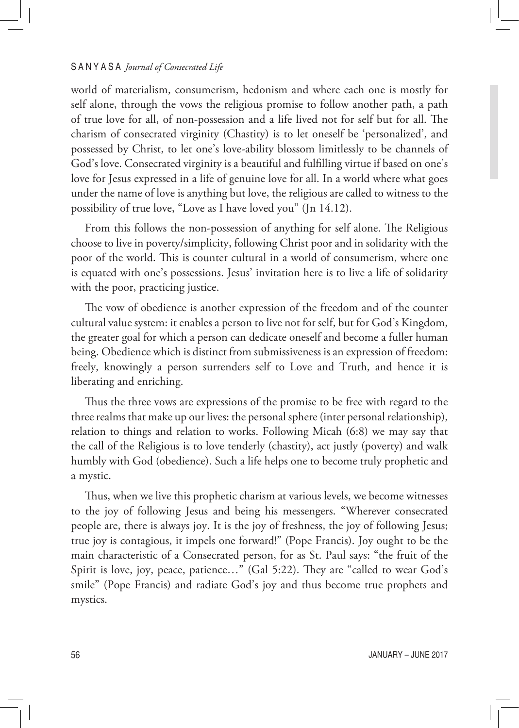world of materialism, consumerism, hedonism and where each one is mostly for self alone, through the vows the religious promise to follow another path, a path of true love for all, of non-possession and a life lived not for self but for all. The charism of consecrated virginity (Chastity) is to let oneself be 'personalized', and possessed by Christ, to let one's love-ability blossom limitlessly to be channels of God's love. Consecrated virginity is a beautiful and fulfilling virtue if based on one's love for Jesus expressed in a life of genuine love for all. In a world where what goes under the name of love is anything but love, the religious are called to witness to the possibility of true love, "Love as I have loved you" (Jn 14.12).

From this follows the non-possession of anything for self alone. The Religious choose to live in poverty/simplicity, following Christ poor and in solidarity with the poor of the world. This is counter cultural in a world of consumerism, where one is equated with one's possessions. Jesus' invitation here is to live a life of solidarity with the poor, practicing justice.

The vow of obedience is another expression of the freedom and of the counter cultural value system: it enables a person to live not for self, but for God's Kingdom, the greater goal for which a person can dedicate oneself and become a fuller human being. Obedience which is distinct from submissiveness is an expression of freedom: freely, knowingly a person surrenders self to Love and Truth, and hence it is liberating and enriching.

Thus the three vows are expressions of the promise to be free with regard to the three realms that make up our lives: the personal sphere (inter personal relationship), relation to things and relation to works. Following Micah (6:8) we may say that the call of the Religious is to love tenderly (chastity), act justly (poverty) and walk humbly with God (obedience). Such a life helps one to become truly prophetic and a mystic.

Thus, when we live this prophetic charism at various levels, we become witnesses to the joy of following Jesus and being his messengers. "Wherever consecrated people are, there is always joy. It is the joy of freshness, the joy of following Jesus; true joy is contagious, it impels one forward!" (Pope Francis). Joy ought to be the main characteristic of a Consecrated person, for as St. Paul says: "the fruit of the Spirit is love, joy, peace, patience…" (Gal 5:22). They are "called to wear God's smile" (Pope Francis) and radiate God's joy and thus become true prophets and mystics.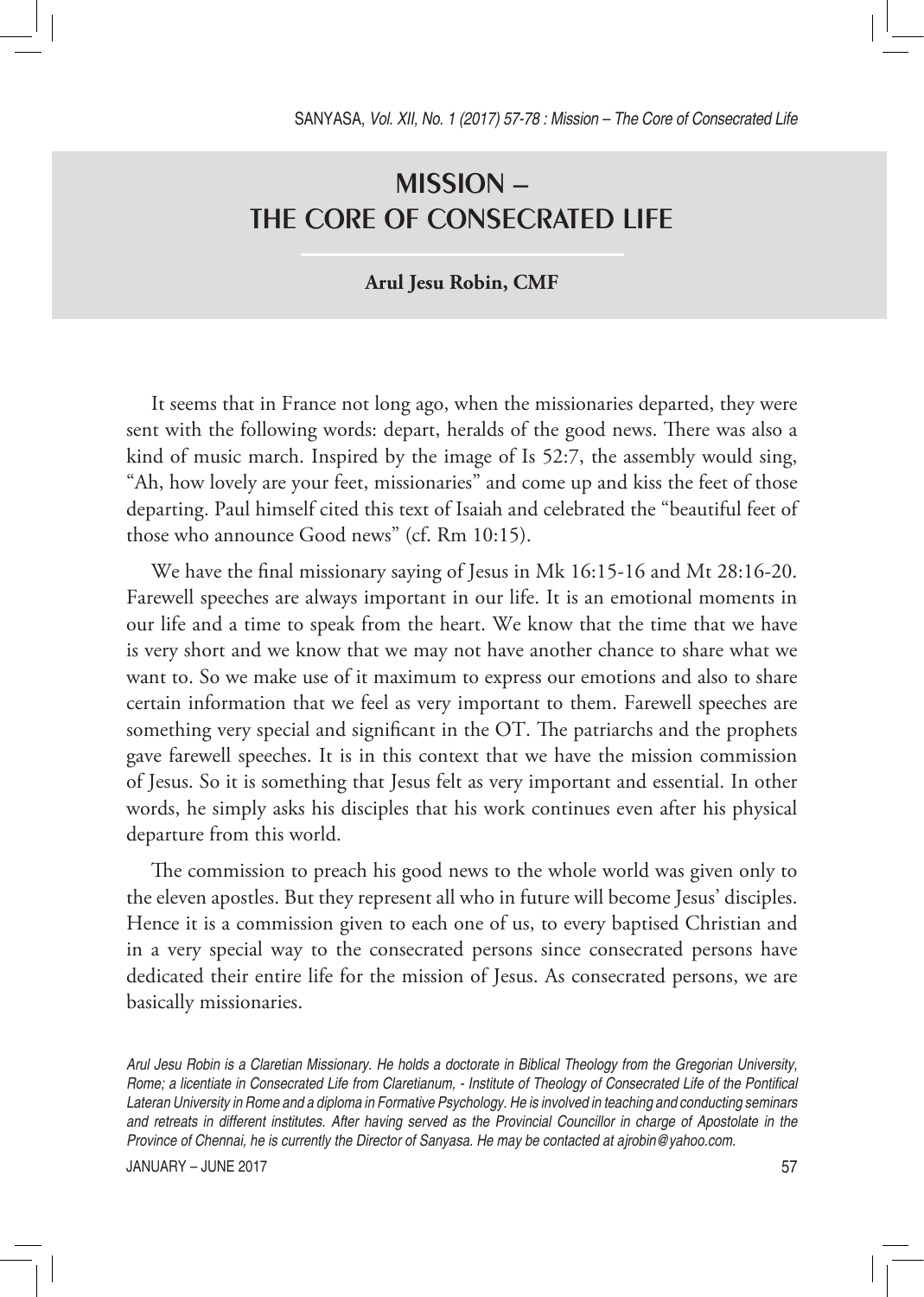# MISSION – THE CORE OF CONSECRATED LIFE

**Arul Jesu Robin, CMF**

It seems that in France not long ago, when the missionaries departed, they were sent with the following words: depart, heralds of the good news. There was also a kind of music march. Inspired by the image of Is 52:7, the assembly would sing, "Ah, how lovely are your feet, missionaries" and come up and kiss the feet of those departing. Paul himself cited this text of Isaiah and celebrated the "beautiful feet of those who announce Good news" (cf. Rm 10:15).

We have the final missionary saying of Jesus in Mk 16:15-16 and Mt 28:16-20. Farewell speeches are always important in our life. It is an emotional moments in our life and a time to speak from the heart. We know that the time that we have is very short and we know that we may not have another chance to share what we want to. So we make use of it maximum to express our emotions and also to share certain information that we feel as very important to them. Farewell speeches are something very special and significant in the OT. The patriarchs and the prophets gave farewell speeches. It is in this context that we have the mission commission of Jesus. So it is something that Jesus felt as very important and essential. In other words, he simply asks his disciples that his work continues even after his physical departure from this world.

The commission to preach his good news to the whole world was given only to the eleven apostles. But they represent all who in future will become Jesus' disciples. Hence it is a commission given to each one of us, to every baptised Christian and in a very special way to the consecrated persons since consecrated persons have dedicated their entire life for the mission of Jesus. As consecrated persons, we are basically missionaries.

*Arul Jesu Robin is a Claretian Missionary. He holds a doctorate in Biblical Theology from the Gregorian University, Rome; a licentiate in Consecrated Life from Claretianum, - Institute of Theology of Consecrated Life of the Pontifical Lateran University in Rome and a diploma in Formative Psychology. He is involved in teaching and conducting seminars and retreats in different institutes. After having served as the Provincial Councillor in charge of Apostolate in the Province of Chennai, he is currently the Director of Sanyasa. He may be contacted at ajrobin@yahoo.com.*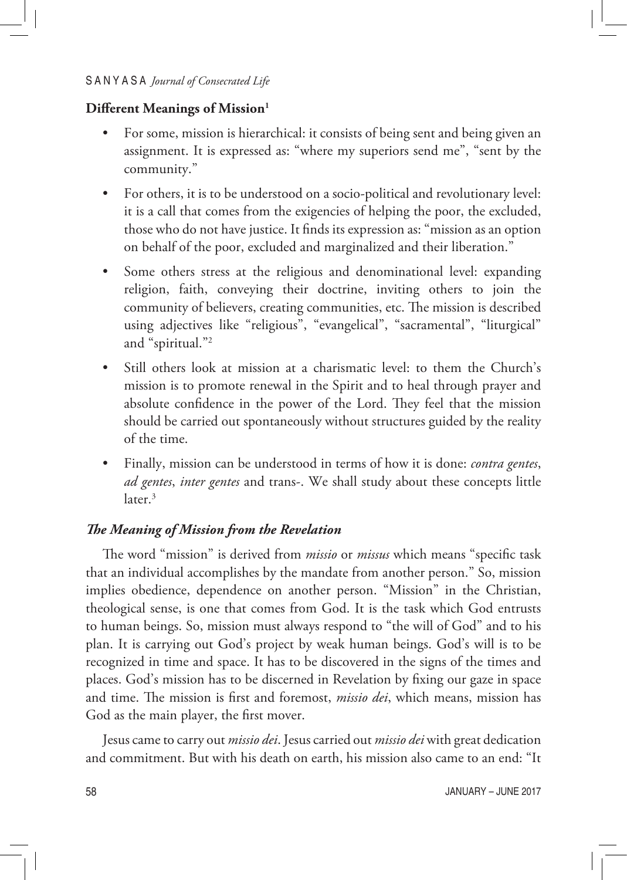**Different Meanings of Mission[1]**

- For some, mission is hierarchical: it consists of being sent and being given an assignment. It is expressed as: "where my superiors send me", "sent by the community."
- For others, it is to be understood on a socio-political and revolutionary level: it is a call that comes from the exigencies of helping the poor, the excluded, those who do not have justice. It finds its expression as: "mission as an option on behalf of the poor, excluded and marginalized and their liberation."
- Some others stress at the religious and denominational level: expanding religion, faith, conveying their doctrine, inviting others to join the community of believers, creating communities, etc. The mission is described using adjectives like "religious", "evangelical", "sacramental", "liturgical" and "spiritual."[2]
- Still others look at mission at a charismatic level: to them the Church's mission is to promote renewal in the Spirit and to heal through prayer and absolute confidence in the power of the Lord. They feel that the mission should be carried out spontaneously without structures guided by the reality of the time.
- Finally, mission can be understood in terms of how it is done: *contra gentes*, *ad gentes*, *inter gentes* and trans-. We shall study about these concepts little later.[3]

***The Meaning of Mission from the Revelation***

The word "mission" is derived from *missio* or *missus* which means "specific task that an individual accomplishes by the mandate from another person." So, mission implies obedience, dependence on another person. "Mission" in the Christian, theological sense, is one that comes from God. It is the task which God entrusts to human beings. So, mission must always respond to "the will of God" and to his plan. It is carrying out God's project by weak human beings. God's will is to be recognized in time and space. It has to be discovered in the signs of the times and places. God's mission has to be discerned in Revelation by fixing our gaze in space and time. The mission is first and foremost, *missio dei*, which means, mission has God as the main player, the first mover.

Jesus came to carry out *missio dei*. Jesus carried out *missio dei* with great dedication and commitment. But with his death on earth, his mission also came to an end: "It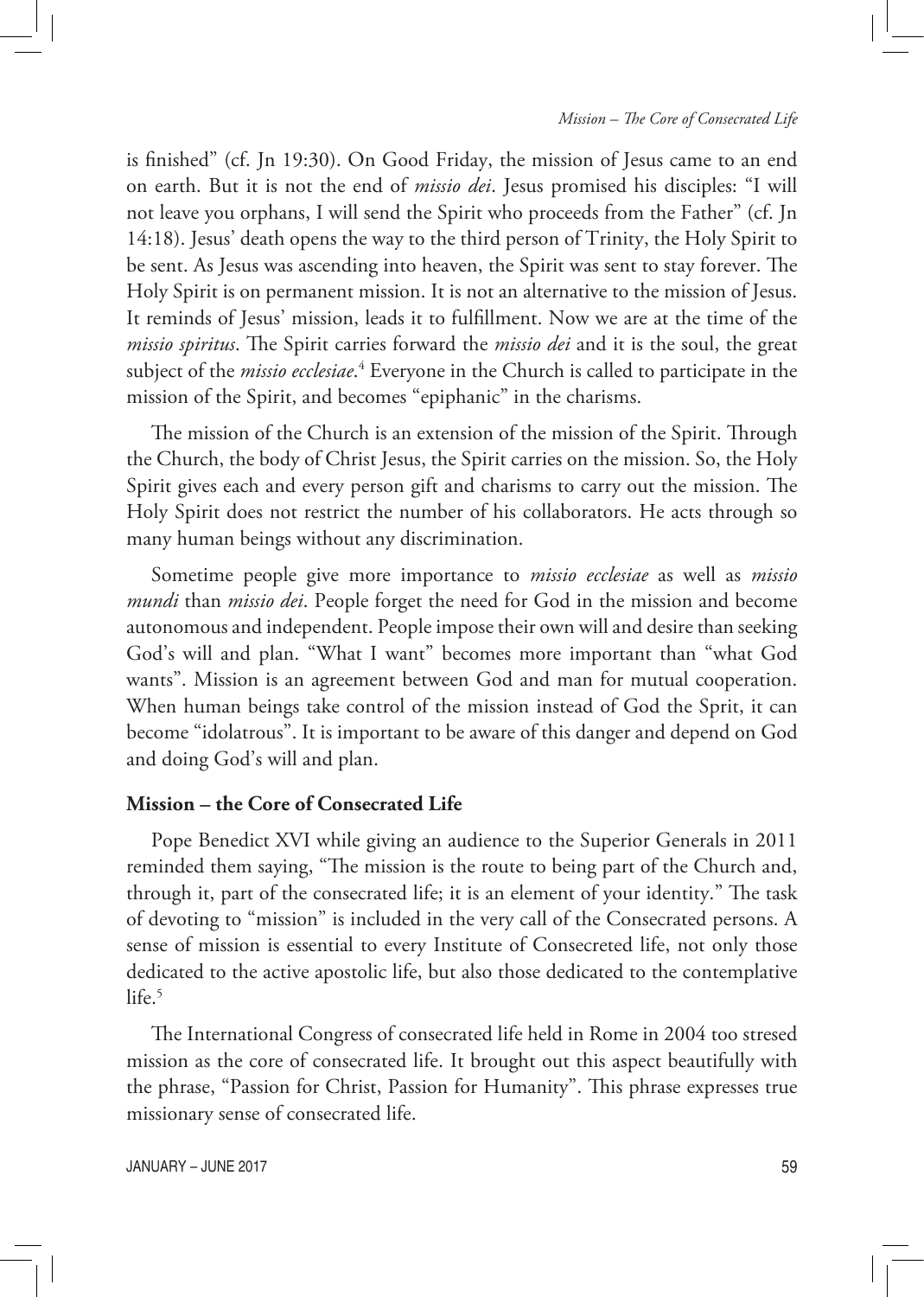is finished" (cf. Jn 19:30). On Good Friday, the mission of Jesus came to an end on earth. But it is not the end of *missio dei*. Jesus promised his disciples: "I will not leave you orphans, I will send the Spirit who proceeds from the Father" (cf. Jn 14:18). Jesus' death opens the way to the third person of Trinity, the Holy Spirit to be sent. As Jesus was ascending into heaven, the Spirit was sent to stay forever. The Holy Spirit is on permanent mission. It is not an alternative to the mission of Jesus. It reminds of Jesus' mission, leads it to fulfillment. Now we are at the time of the *missio spiritus*. The Spirit carries forward the *missio dei* and it is the soul, the great subject of the *missio ecclesiae*.[4] Everyone in the Church is called to participate in the mission of the Spirit, and becomes "epiphanic" in the charisms.

The mission of the Church is an extension of the mission of the Spirit. Through the Church, the body of Christ Jesus, the Spirit carries on the mission. So, the Holy Spirit gives each and every person gift and charisms to carry out the mission. The Holy Spirit does not restrict the number of his collaborators. He acts through so many human beings without any discrimination.

Sometime people give more importance to *missio ecclesiae* as well as *missio mundi* than *missio dei*. People forget the need for God in the mission and become autonomous and independent. People impose their own will and desire than seeking God's will and plan. "What I want" becomes more important than "what God wants". Mission is an agreement between God and man for mutual cooperation. When human beings take control of the mission instead of God the Sprit, it can become "idolatrous". It is important to be aware of this danger and depend on God and doing God's will and plan.

## Mission – the Core of Consecrated Life

Pope Benedict XVI while giving an audience to the Superior Generals in 2011 reminded them saying, "The mission is the route to being part of the Church and, through it, part of the consecrated life; it is an element of your identity." The task of devoting to "mission" is included in the very call of the Consecrated persons. A sense of mission is essential to every Institute of Consecreted life, not only those dedicated to the active apostolic life, but also those dedicated to the contemplative life.[5]

The International Congress of consecrated life held in Rome in 2004 too stresed mission as the core of consecrated life. It brought out this aspect beautifully with the phrase, "Passion for Christ, Passion for Humanity". This phrase expresses true missionary sense of consecrated life.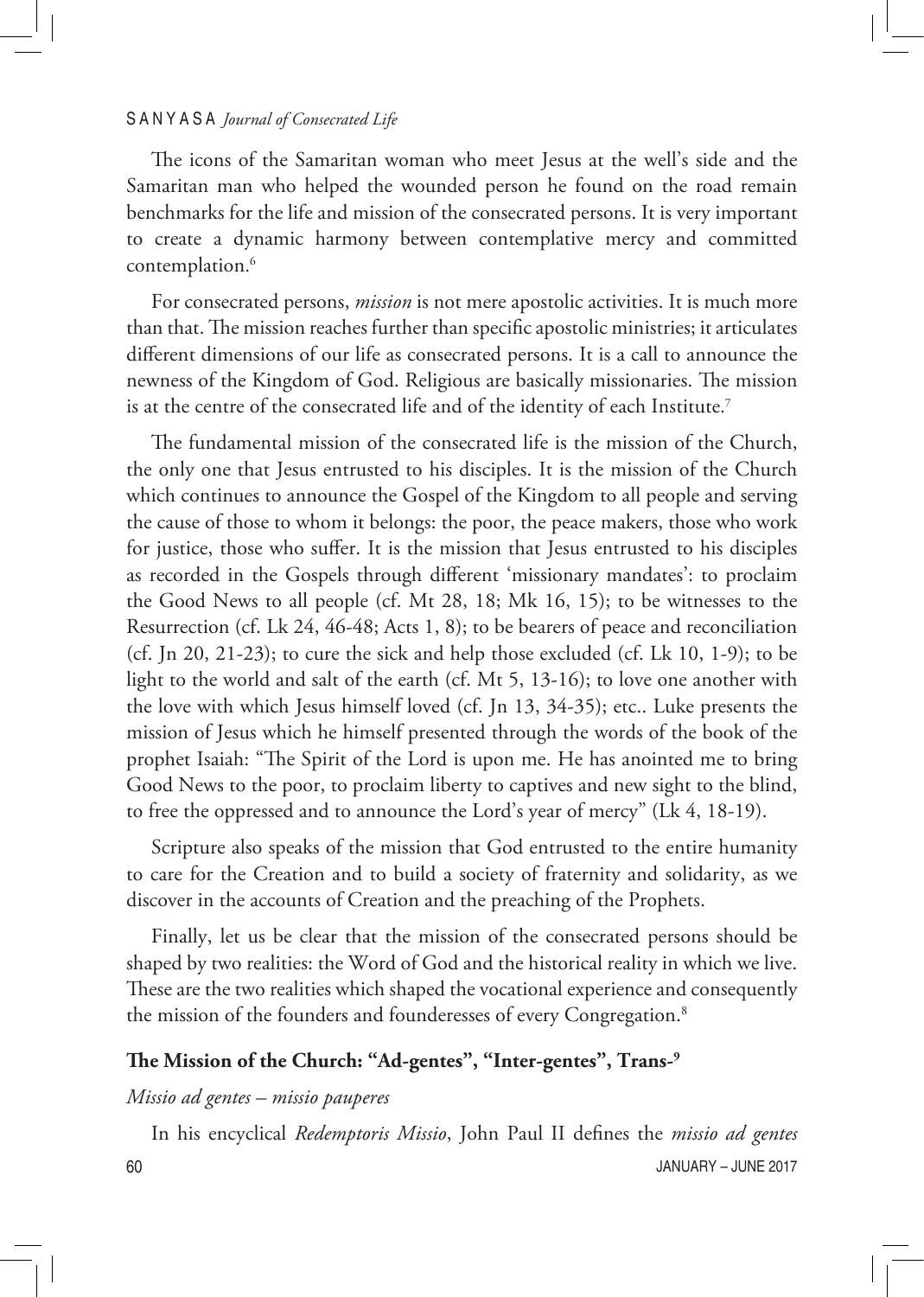The icons of the Samaritan woman who meet Jesus at the well's side and the Samaritan man who helped the wounded person he found on the road remain benchmarks for the life and mission of the consecrated persons. It is very important to create a dynamic harmony between contemplative mercy and committed contemplation.[6]

For consecrated persons, *mission* is not mere apostolic activities. It is much more than that. The mission reaches further than specific apostolic ministries; it articulates different dimensions of our life as consecrated persons. It is a call to announce the newness of the Kingdom of God. Religious are basically missionaries. The mission is at the centre of the consecrated life and of the identity of each Institute.[7]

The fundamental mission of the consecrated life is the mission of the Church, the only one that Jesus entrusted to his disciples. It is the mission of the Church which continues to announce the Gospel of the Kingdom to all people and serving the cause of those to whom it belongs: the poor, the peace makers, those who work for justice, those who suffer. It is the mission that Jesus entrusted to his disciples as recorded in the Gospels through different 'missionary mandates': to proclaim the Good News to all people (cf. Mt 28, 18; Mk 16, 15); to be witnesses to the Resurrection (cf. Lk 24, 46-48; Acts 1, 8); to be bearers of peace and reconciliation (cf. Jn 20, 21-23); to cure the sick and help those excluded (cf. Lk 10, 1-9); to be light to the world and salt of the earth (cf. Mt 5, 13-16); to love one another with the love with which Jesus himself loved (cf. Jn 13, 34-35); etc.. Luke presents the mission of Jesus which he himself presented through the words of the book of the prophet Isaiah: "The Spirit of the Lord is upon me. He has anointed me to bring Good News to the poor, to proclaim liberty to captives and new sight to the blind, to free the oppressed and to announce the Lord's year of mercy" (Lk 4, 18-19).

Scripture also speaks of the mission that God entrusted to the entire humanity to care for the Creation and to build a society of fraternity and solidarity, as we discover in the accounts of Creation and the preaching of the Prophets.

Finally, let us be clear that the mission of the consecrated persons should be shaped by two realities: the Word of God and the historical reality in which we live. These are the two realities which shaped the vocational experience and consequently the mission of the founders and founderesses of every Congregation.[8]

## The Mission of the Church: "Ad-gentes", "Inter-gentes", Trans-[9]

*Missio ad gentes – missio pauperes*

In his encyclical *Redemptoris Missio*, John Paul II defines the *missio ad gentes*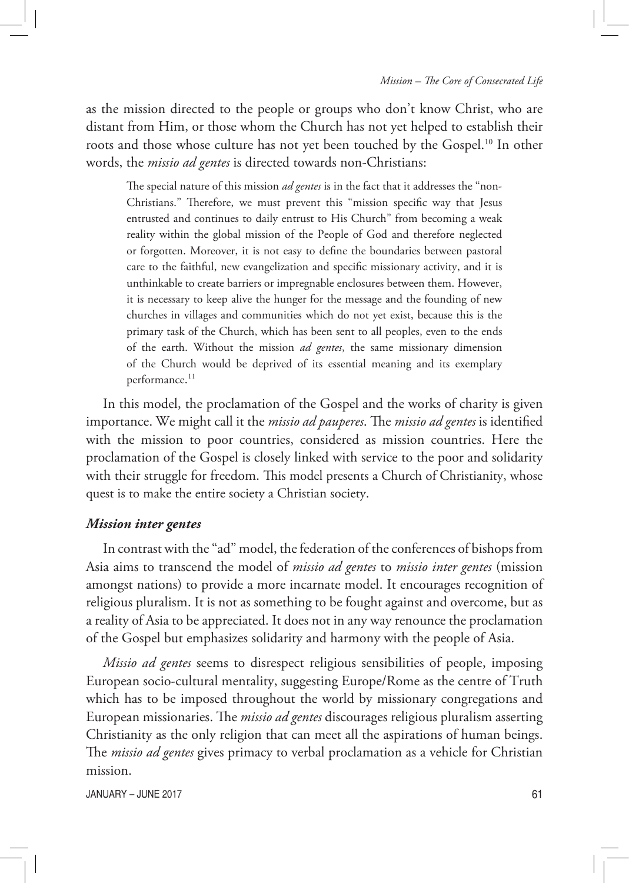as the mission directed to the people or groups who don't know Christ, who are distant from Him, or those whom the Church has not yet helped to establish their roots and those whose culture has not yet been touched by the Gospel.[10] In other words, the *missio ad gentes* is directed towards non-Christians:

> The special nature of this mission *ad gentes* is in the fact that it addresses the "non-Christians." Therefore, we must prevent this "mission specific way that Jesus entrusted and continues to daily entrust to His Church" from becoming a weak reality within the global mission of the People of God and therefore neglected or forgotten. Moreover, it is not easy to define the boundaries between pastoral care to the faithful, new evangelization and specific missionary activity, and it is unthinkable to create barriers or impregnable enclosures between them. However, it is necessary to keep alive the hunger for the message and the founding of new churches in villages and communities which do not yet exist, because this is the primary task of the Church, which has been sent to all peoples, even to the ends of the earth. Without the mission *ad gentes*, the same missionary dimension of the Church would be deprived of its essential meaning and its exemplary performance.[11]

In this model, the proclamation of the Gospel and the works of charity is given importance. We might call it the *missio ad pauperes*. The *missio ad gentes* is identified with the mission to poor countries, considered as mission countries. Here the proclamation of the Gospel is closely linked with service to the poor and solidarity with their struggle for freedom. This model presents a Church of Christianity, whose quest is to make the entire society a Christian society.

### *Mission inter gentes*

In contrast with the "ad" model, the federation of the conferences of bishops from Asia aims to transcend the model of *missio ad gentes* to *missio inter gentes* (mission amongst nations) to provide a more incarnate model. It encourages recognition of religious pluralism. It is not as something to be fought against and overcome, but as a reality of Asia to be appreciated. It does not in any way renounce the proclamation of the Gospel but emphasizes solidarity and harmony with the people of Asia.

*Missio ad gentes* seems to disrespect religious sensibilities of people, imposing European socio-cultural mentality, suggesting Europe/Rome as the centre of Truth which has to be imposed throughout the world by missionary congregations and European missionaries. The *missio ad gentes* discourages religious pluralism asserting Christianity as the only religion that can meet all the aspirations of human beings. The *missio ad gentes* gives primacy to verbal proclamation as a vehicle for Christian mission.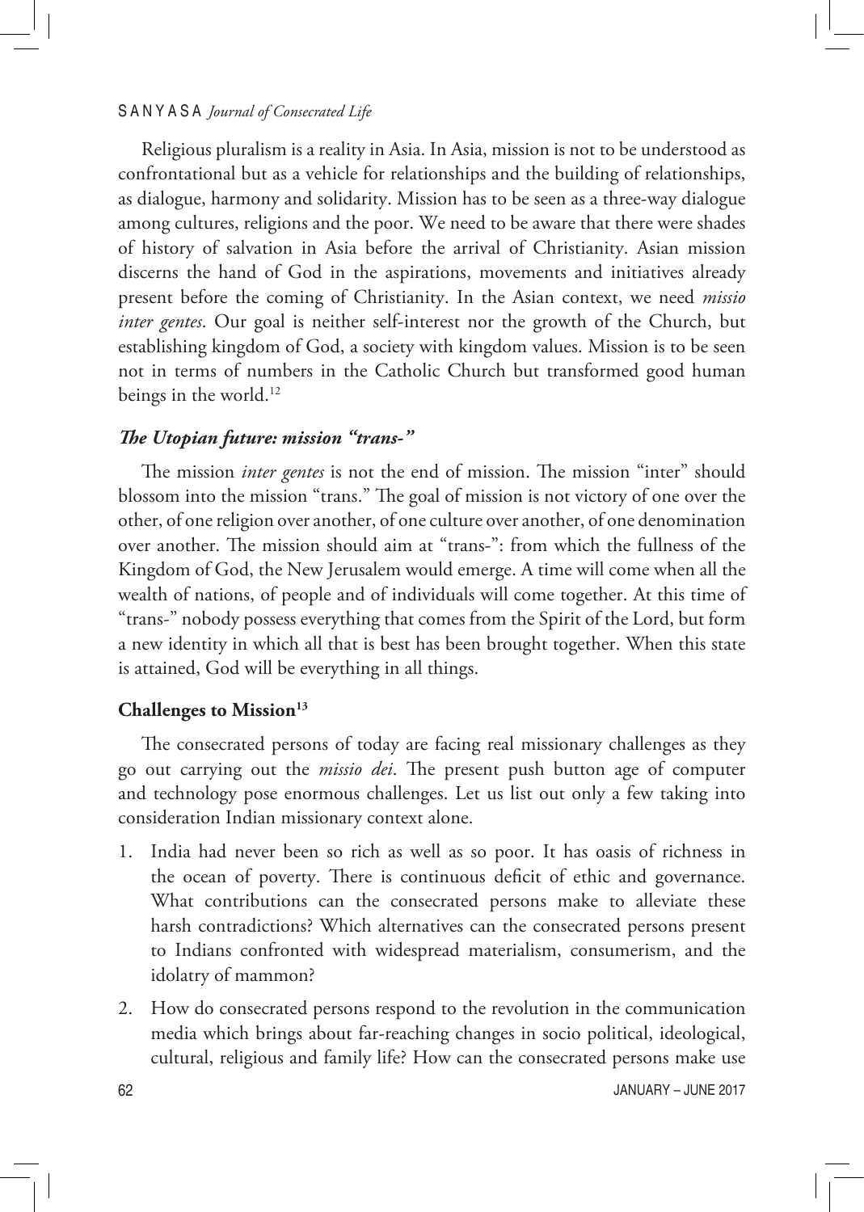Religious pluralism is a reality in Asia. In Asia, mission is not to be understood as confrontational but as a vehicle for relationships and the building of relationships, as dialogue, harmony and solidarity. Mission has to be seen as a three-way dialogue among cultures, religions and the poor. We need to be aware that there were shades of history of salvation in Asia before the arrival of Christianity. Asian mission discerns the hand of God in the aspirations, movements and initiatives already present before the coming of Christianity. In the Asian context, we need *missio inter gentes*. Our goal is neither self-interest nor the growth of the Church, but establishing kingdom of God, a society with kingdom values. Mission is to be seen not in terms of numbers in the Catholic Church but transformed good human beings in the world.[12]

### *The Utopian future: mission "trans-"*

The mission *inter gentes* is not the end of mission. The mission "inter" should blossom into the mission "trans." The goal of mission is not victory of one over the other, of one religion over another, of one culture over another, of one denomination over another. The mission should aim at "trans-": from which the fullness of the Kingdom of God, the New Jerusalem would emerge. A time will come when all the wealth of nations, of people and of individuals will come together. At this time of "trans-" nobody possess everything that comes from the Spirit of the Lord, but form a new identity in which all that is best has been brought together. When this state is attained, God will be everything in all things.

### **Challenges to Mission[13]**

The consecrated persons of today are facing real missionary challenges as they go out carrying out the *missio dei*. The present push button age of computer and technology pose enormous challenges. Let us list out only a few taking into consideration Indian missionary context alone.

1. India had never been so rich as well as so poor. It has oasis of richness in the ocean of poverty. There is continuous deficit of ethic and governance. What contributions can the consecrated persons make to alleviate these harsh contradictions? Which alternatives can the consecrated persons present to Indians confronted with widespread materialism, consumerism, and the idolatry of mammon?
2. How do consecrated persons respond to the revolution in the communication media which brings about far-reaching changes in socio political, ideological, cultural, religious and family life? How can the consecrated persons make use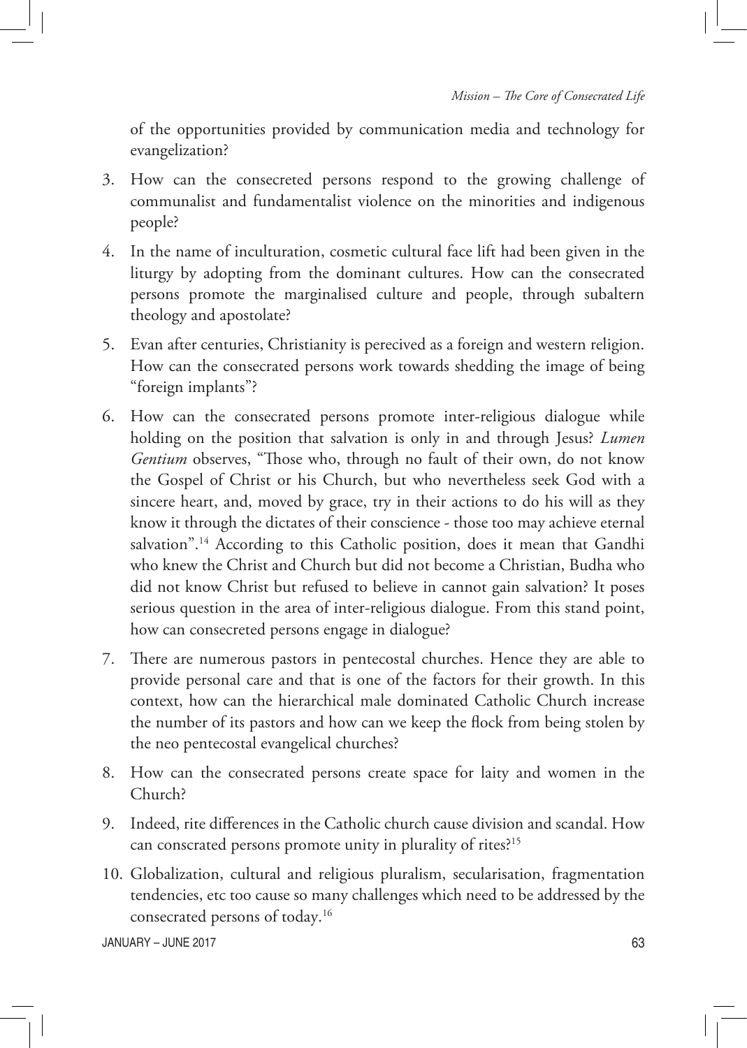of the opportunities provided by communication media and technology for evangelization?

3. How can the consecreted persons respond to the growing challenge of communalist and fundamentalist violence on the minorities and indigenous people?

4. In the name of inculturation, cosmetic cultural face lift had been given in the liturgy by adopting from the dominant cultures. How can the consecrated persons promote the marginalised culture and people, through subaltern theology and apostolate?

5. Evan after centuries, Christianity is perecived as a foreign and western religion. How can the consecrated persons work towards shedding the image of being "foreign implants"?

6. How can the consecrated persons promote inter-religious dialogue while holding on the position that salvation is only in and through Jesus? *Lumen Gentium* observes, "Those who, through no fault of their own, do not know the Gospel of Christ or his Church, but who nevertheless seek God with a sincere heart, and, moved by grace, try in their actions to do his will as they know it through the dictates of their conscience - those too may achieve eternal salvation".[14] According to this Catholic position, does it mean that Gandhi who knew the Christ and Church but did not become a Christian, Budha who did not know Christ but refused to believe in cannot gain salvation? It poses serious question in the area of inter-religious dialogue. From this stand point, how can consecreted persons engage in dialogue?

7. There are numerous pastors in pentecostal churches. Hence they are able to provide personal care and that is one of the factors for their growth. In this context, how can the hierarchical male dominated Catholic Church increase the number of its pastors and how can we keep the flock from being stolen by the neo pentecostal evangelical churches?

8. How can the consecrated persons create space for laity and women in the Church?

9. Indeed, rite differences in the Catholic church cause division and scandal. How can conscrated persons promote unity in plurality of rites?[15]

10. Globalization, cultural and religious pluralism, secularisation, fragmentation tendencies, etc too cause so many challenges which need to be addressed by the consecrated persons of today.[16]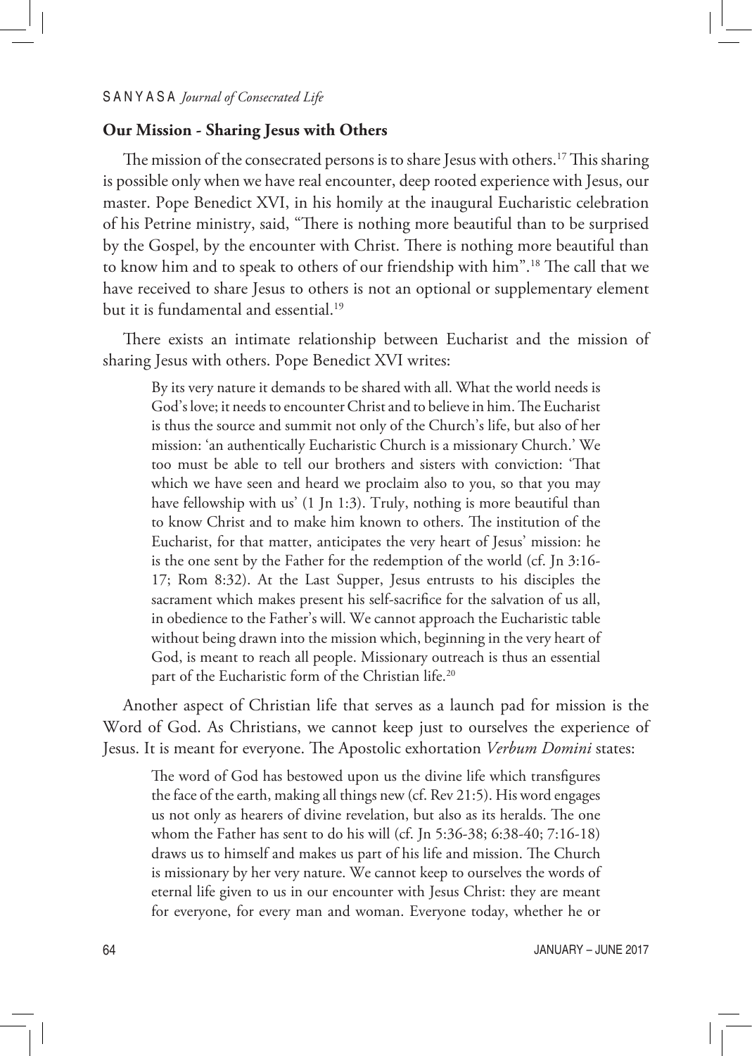## Our Mission - Sharing Jesus with Others

The mission of the consecrated persons is to share Jesus with others.[17] This sharing is possible only when we have real encounter, deep rooted experience with Jesus, our master. Pope Benedict XVI, in his homily at the inaugural Eucharistic celebration of his Petrine ministry, said, "There is nothing more beautiful than to be surprised by the Gospel, by the encounter with Christ. There is nothing more beautiful than to know him and to speak to others of our friendship with him".[18] The call that we have received to share Jesus to others is not an optional or supplementary element but it is fundamental and essential.[19]

There exists an intimate relationship between Eucharist and the mission of sharing Jesus with others. Pope Benedict XVI writes:

> By its very nature it demands to be shared with all. What the world needs is God's love; it needs to encounter Christ and to believe in him. The Eucharist is thus the source and summit not only of the Church's life, but also of her mission: 'an authentically Eucharistic Church is a missionary Church.' We too must be able to tell our brothers and sisters with conviction: 'That which we have seen and heard we proclaim also to you, so that you may have fellowship with us' (1 Jn 1:3). Truly, nothing is more beautiful than to know Christ and to make him known to others. The institution of the Eucharist, for that matter, anticipates the very heart of Jesus' mission: he is the one sent by the Father for the redemption of the world (cf. Jn 3:16-17; Rom 8:32). At the Last Supper, Jesus entrusts to his disciples the sacrament which makes present his self-sacrifice for the salvation of us all, in obedience to the Father's will. We cannot approach the Eucharistic table without being drawn into the mission which, beginning in the very heart of God, is meant to reach all people. Missionary outreach is thus an essential part of the Eucharistic form of the Christian life.[20]

Another aspect of Christian life that serves as a launch pad for mission is the Word of God. As Christians, we cannot keep just to ourselves the experience of Jesus. It is meant for everyone. The Apostolic exhortation *Verbum Domini* states:

> The word of God has bestowed upon us the divine life which transfigures the face of the earth, making all things new (cf. Rev 21:5). His word engages us not only as hearers of divine revelation, but also as its heralds. The one whom the Father has sent to do his will (cf. Jn 5:36-38; 6:38-40; 7:16-18) draws us to himself and makes us part of his life and mission. The Church is missionary by her very nature. We cannot keep to ourselves the words of eternal life given to us in our encounter with Jesus Christ: they are meant for everyone, for every man and woman. Everyone today, whether he or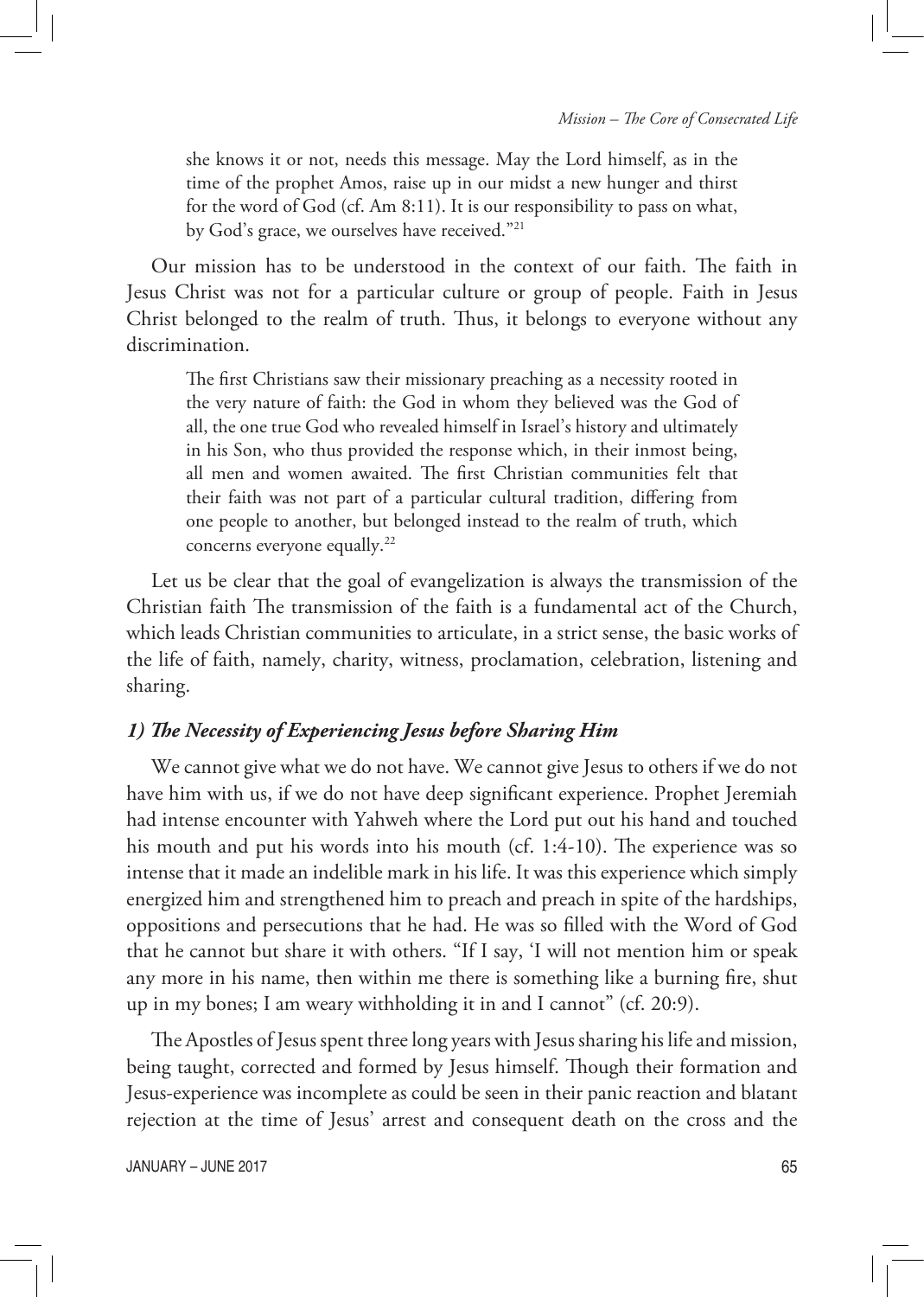> she knows it or not, needs this message. May the Lord himself, as in the time of the prophet Amos, raise up in our midst a new hunger and thirst for the word of God (cf. Am 8:11). It is our responsibility to pass on what, by God's grace, we ourselves have received."[21]

Our mission has to be understood in the context of our faith. The faith in Jesus Christ was not for a particular culture or group of people. Faith in Jesus Christ belonged to the realm of truth. Thus, it belongs to everyone without any discrimination.

> The first Christians saw their missionary preaching as a necessity rooted in the very nature of faith: the God in whom they believed was the God of all, the one true God who revealed himself in Israel's history and ultimately in his Son, who thus provided the response which, in their inmost being, all men and women awaited. The first Christian communities felt that their faith was not part of a particular cultural tradition, differing from one people to another, but belonged instead to the realm of truth, which concerns everyone equally.[22]

Let us be clear that the goal of evangelization is always the transmission of the Christian faith The transmission of the faith is a fundamental act of the Church, which leads Christian communities to articulate, in a strict sense, the basic works of the life of faith, namely, charity, witness, proclamation, celebration, listening and sharing.

### *1) The Necessity of Experiencing Jesus before Sharing Him*

We cannot give what we do not have. We cannot give Jesus to others if we do not have him with us, if we do not have deep significant experience. Prophet Jeremiah had intense encounter with Yahweh where the Lord put out his hand and touched his mouth and put his words into his mouth (cf. 1:4-10). The experience was so intense that it made an indelible mark in his life. It was this experience which simply energized him and strengthened him to preach and preach in spite of the hardships, oppositions and persecutions that he had. He was so filled with the Word of God that he cannot but share it with others. "If I say, 'I will not mention him or speak any more in his name, then within me there is something like a burning fire, shut up in my bones; I am weary withholding it in and I cannot" (cf. 20:9).

The Apostles of Jesus spent three long years with Jesus sharing his life and mission, being taught, corrected and formed by Jesus himself. Though their formation and Jesus-experience was incomplete as could be seen in their panic reaction and blatant rejection at the time of Jesus' arrest and consequent death on the cross and the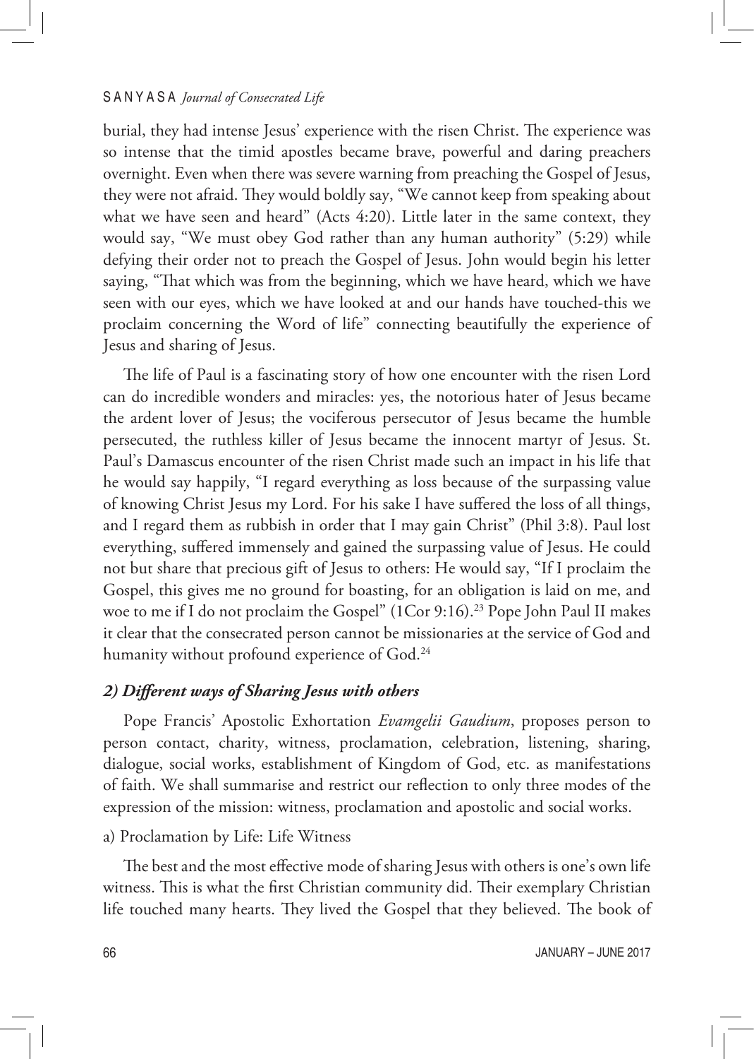burial, they had intense Jesus' experience with the risen Christ. The experience was so intense that the timid apostles became brave, powerful and daring preachers overnight. Even when there was severe warning from preaching the Gospel of Jesus, they were not afraid. They would boldly say, "We cannot keep from speaking about what we have seen and heard" (Acts 4:20). Little later in the same context, they would say, "We must obey God rather than any human authority" (5:29) while defying their order not to preach the Gospel of Jesus. John would begin his letter saying, "That which was from the beginning, which we have heard, which we have seen with our eyes, which we have looked at and our hands have touched-this we proclaim concerning the Word of life" connecting beautifully the experience of Jesus and sharing of Jesus.

The life of Paul is a fascinating story of how one encounter with the risen Lord can do incredible wonders and miracles: yes, the notorious hater of Jesus became the ardent lover of Jesus; the vociferous persecutor of Jesus became the humble persecuted, the ruthless killer of Jesus became the innocent martyr of Jesus. St. Paul's Damascus encounter of the risen Christ made such an impact in his life that he would say happily, "I regard everything as loss because of the surpassing value of knowing Christ Jesus my Lord. For his sake I have suffered the loss of all things, and I regard them as rubbish in order that I may gain Christ" (Phil 3:8). Paul lost everything, suffered immensely and gained the surpassing value of Jesus. He could not but share that precious gift of Jesus to others: He would say, "If I proclaim the Gospel, this gives me no ground for boasting, for an obligation is laid on me, and woe to me if I do not proclaim the Gospel" (1Cor 9:16).[23] Pope John Paul II makes it clear that the consecrated person cannot be missionaries at the service of God and humanity without profound experience of God.[24]

### *2) Different ways of Sharing Jesus with others*

Pope Francis' Apostolic Exhortation *Evamgelii Gaudium*, proposes person to person contact, charity, witness, proclamation, celebration, listening, sharing, dialogue, social works, establishment of Kingdom of God, etc. as manifestations of faith. We shall summarise and restrict our reflection to only three modes of the expression of the mission: witness, proclamation and apostolic and social works.

a) Proclamation by Life: Life Witness

The best and the most effective mode of sharing Jesus with others is one's own life witness. This is what the first Christian community did. Their exemplary Christian life touched many hearts. They lived the Gospel that they believed. The book of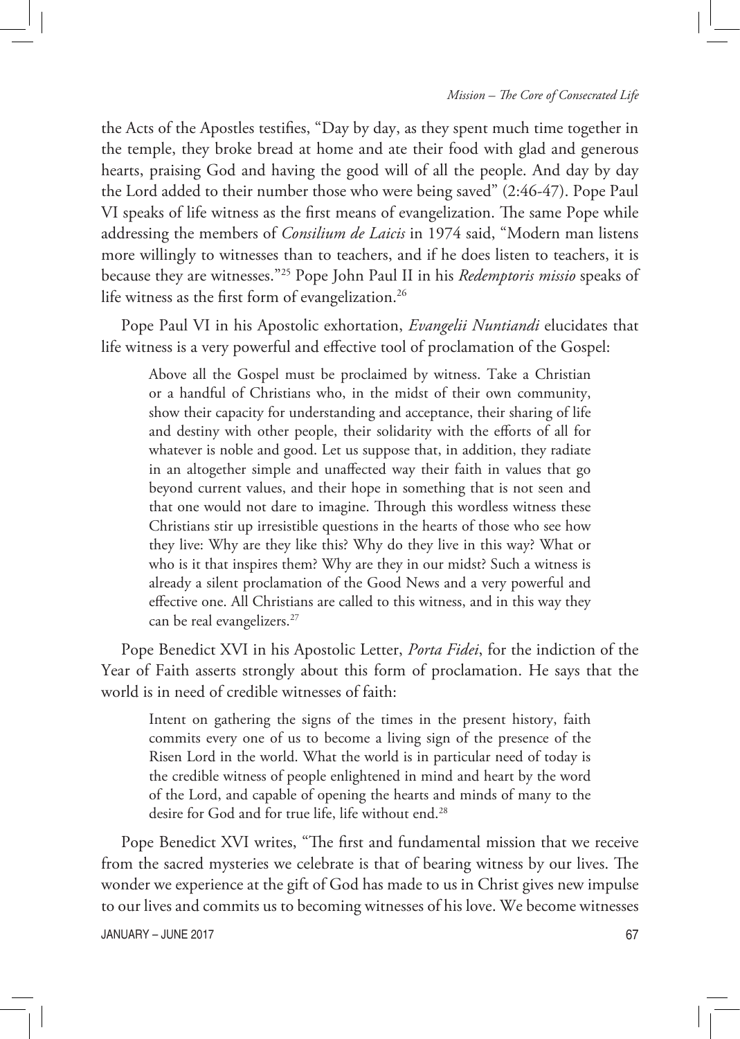the Acts of the Apostles testifies, “Day by day, as they spent much time together in the temple, they broke bread at home and ate their food with glad and generous hearts, praising God and having the good will of all the people. And day by day the Lord added to their number those who were being saved” (2:46-47). Pope Paul VI speaks of life witness as the first means of evangelization. The same Pope while addressing the members of *Consilium de Laicis* in 1974 said, “Modern man listens more willingly to witnesses than to teachers, and if he does listen to teachers, it is because they are witnesses.”[25] Pope John Paul II in his *Redemptoris missio* speaks of life witness as the first form of evangelization.[26]

Pope Paul VI in his Apostolic exhortation, *Evangelii Nuntiandi* elucidates that life witness is a very powerful and effective tool of proclamation of the Gospel:

> Above all the Gospel must be proclaimed by witness. Take a Christian or a handful of Christians who, in the midst of their own community, show their capacity for understanding and acceptance, their sharing of life and destiny with other people, their solidarity with the efforts of all for whatever is noble and good. Let us suppose that, in addition, they radiate in an altogether simple and unaffected way their faith in values that go beyond current values, and their hope in something that is not seen and that one would not dare to imagine. Through this wordless witness these Christians stir up irresistible questions in the hearts of those who see how they live: Why are they like this? Why do they live in this way? What or who is it that inspires them? Why are they in our midst? Such a witness is already a silent proclamation of the Good News and a very powerful and effective one. All Christians are called to this witness, and in this way they can be real evangelizers.[27]

Pope Benedict XVI in his Apostolic Letter, *Porta Fidei*, for the indiction of the Year of Faith asserts strongly about this form of proclamation. He says that the world is in need of credible witnesses of faith:

> Intent on gathering the signs of the times in the present history, faith commits every one of us to become a living sign of the presence of the Risen Lord in the world. What the world is in particular need of today is the credible witness of people enlightened in mind and heart by the word of the Lord, and capable of opening the hearts and minds of many to the desire for God and for true life, life without end.[28]

Pope Benedict XVI writes, “The first and fundamental mission that we receive from the sacred mysteries we celebrate is that of bearing witness by our lives. The wonder we experience at the gift of God has made to us in Christ gives new impulse to our lives and commits us to becoming witnesses of his love. We become witnesses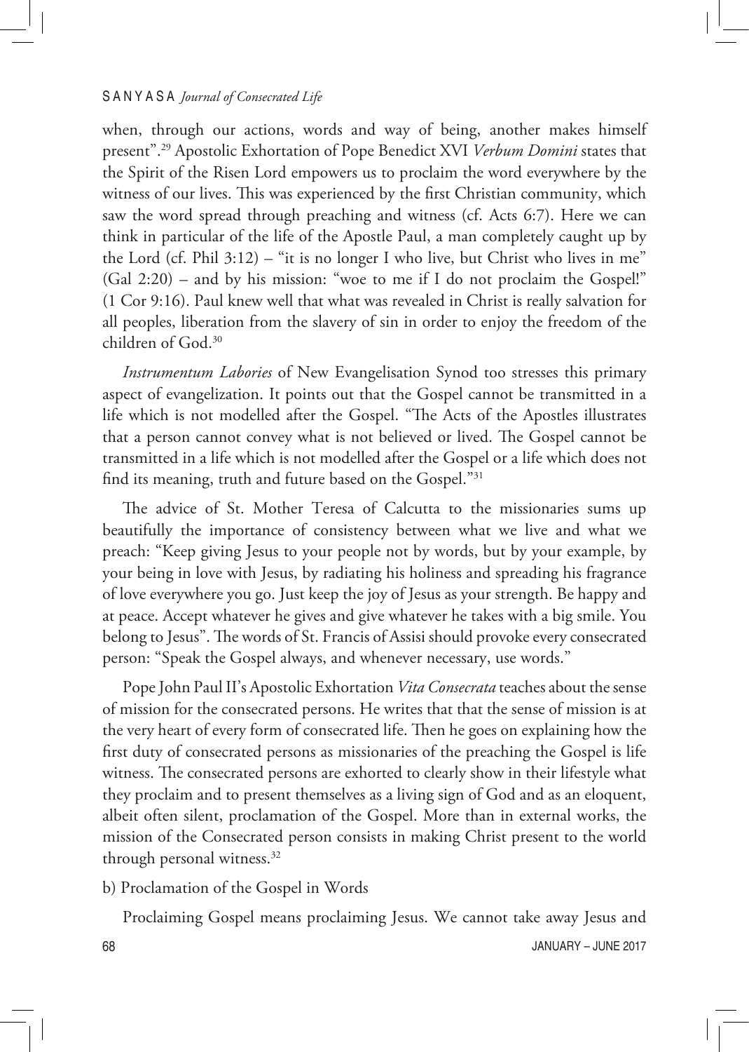when, through our actions, words and way of being, another makes himself present".[29] Apostolic Exhortation of Pope Benedict XVI *Verbum Domini* states that the Spirit of the Risen Lord empowers us to proclaim the word everywhere by the witness of our lives. This was experienced by the first Christian community, which saw the word spread through preaching and witness (cf. Acts 6:7). Here we can think in particular of the life of the Apostle Paul, a man completely caught up by the Lord (cf. Phil 3:12) – "it is no longer I who live, but Christ who lives in me" (Gal 2:20) – and by his mission: "woe to me if I do not proclaim the Gospel!" (1 Cor 9:16). Paul knew well that what was revealed in Christ is really salvation for all peoples, liberation from the slavery of sin in order to enjoy the freedom of the children of God.[30]

*Instrumentum Labories* of New Evangelisation Synod too stresses this primary aspect of evangelization. It points out that the Gospel cannot be transmitted in a life which is not modelled after the Gospel. "The Acts of the Apostles illustrates that a person cannot convey what is not believed or lived. The Gospel cannot be transmitted in a life which is not modelled after the Gospel or a life which does not find its meaning, truth and future based on the Gospel."[31]

The advice of St. Mother Teresa of Calcutta to the missionaries sums up beautifully the importance of consistency between what we live and what we preach: "Keep giving Jesus to your people not by words, but by your example, by your being in love with Jesus, by radiating his holiness and spreading his fragrance of love everywhere you go. Just keep the joy of Jesus as your strength. Be happy and at peace. Accept whatever he gives and give whatever he takes with a big smile. You belong to Jesus". The words of St. Francis of Assisi should provoke every consecrated person: "Speak the Gospel always, and whenever necessary, use words."

Pope John Paul II's Apostolic Exhortation *Vita Consecrata* teaches about the sense of mission for the consecrated persons. He writes that that the sense of mission is at the very heart of every form of consecrated life. Then he goes on explaining how the first duty of consecrated persons as missionaries of the preaching the Gospel is life witness. The consecrated persons are exhorted to clearly show in their lifestyle what they proclaim and to present themselves as a living sign of God and as an eloquent, albeit often silent, proclamation of the Gospel. More than in external works, the mission of the Consecrated person consists in making Christ present to the world through personal witness.[32]

b) Proclamation of the Gospel in Words

Proclaiming Gospel means proclaiming Jesus. We cannot take away Jesus and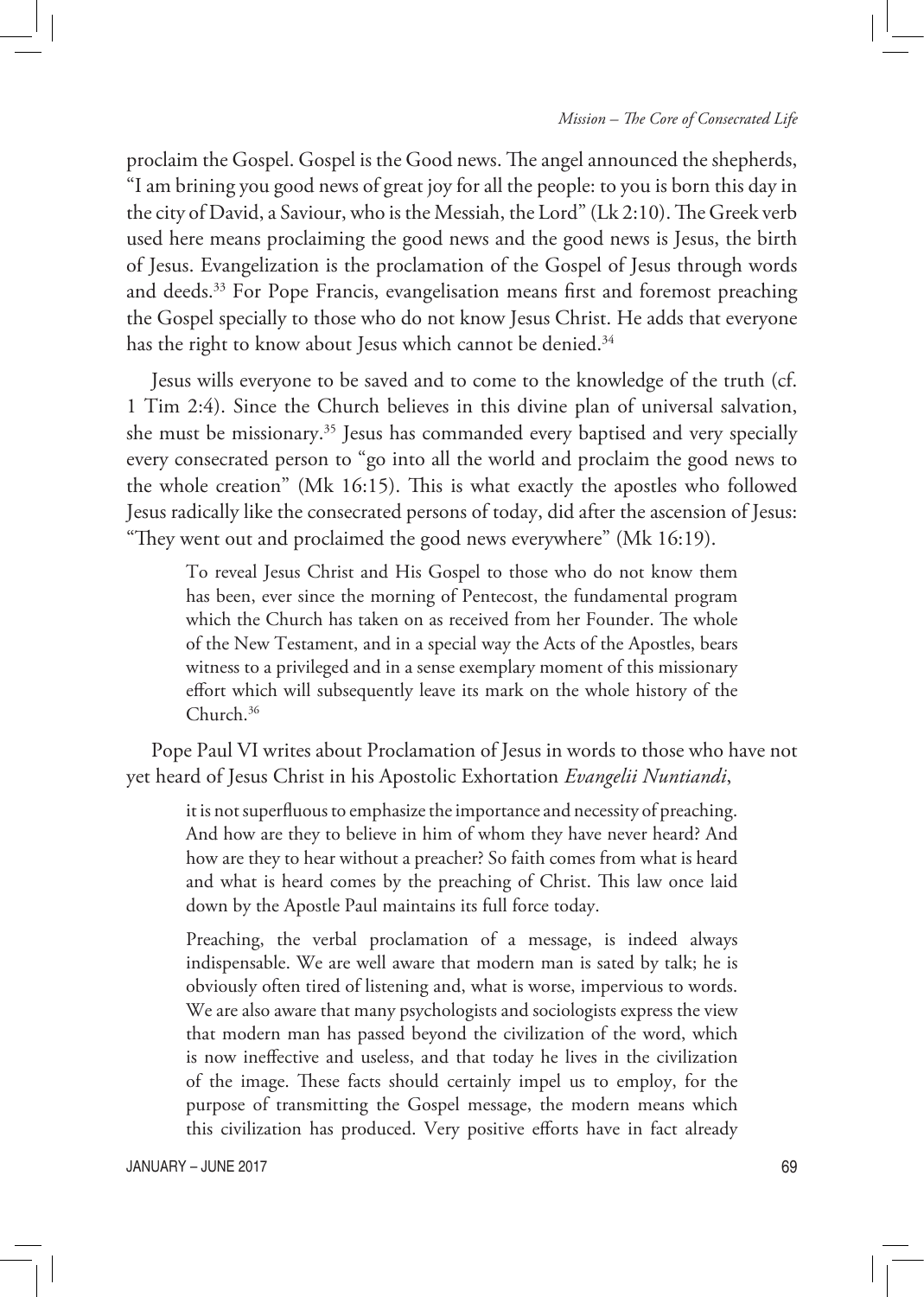proclaim the Gospel. Gospel is the Good news. The angel announced the shepherds, "I am brining you good news of great joy for all the people: to you is born this day in the city of David, a Saviour, who is the Messiah, the Lord" (Lk 2:10). The Greek verb used here means proclaiming the good news and the good news is Jesus, the birth of Jesus. Evangelization is the proclamation of the Gospel of Jesus through words and deeds.[33] For Pope Francis, evangelisation means first and foremost preaching the Gospel specially to those who do not know Jesus Christ. He adds that everyone has the right to know about Jesus which cannot be denied.[34]

Jesus wills everyone to be saved and to come to the knowledge of the truth (cf. 1 Tim 2:4). Since the Church believes in this divine plan of universal salvation, she must be missionary.[35] Jesus has commanded every baptised and very specially every consecrated person to "go into all the world and proclaim the good news to the whole creation" (Mk 16:15). This is what exactly the apostles who followed Jesus radically like the consecrated persons of today, did after the ascension of Jesus: "They went out and proclaimed the good news everywhere" (Mk 16:19).

> To reveal Jesus Christ and His Gospel to those who do not know them has been, ever since the morning of Pentecost, the fundamental program which the Church has taken on as received from her Founder. The whole of the New Testament, and in a special way the Acts of the Apostles, bears witness to a privileged and in a sense exemplary moment of this missionary effort which will subsequently leave its mark on the whole history of the Church.[36]

Pope Paul VI writes about Proclamation of Jesus in words to those who have not yet heard of Jesus Christ in his Apostolic Exhortation *Evangelii Nuntiandi*,

> it is not superfluous to emphasize the importance and necessity of preaching. And how are they to believe in him of whom they have never heard? And how are they to hear without a preacher? So faith comes from what is heard and what is heard comes by the preaching of Christ. This law once laid down by the Apostle Paul maintains its full force today.
>
> Preaching, the verbal proclamation of a message, is indeed always indispensable. We are well aware that modern man is sated by talk; he is obviously often tired of listening and, what is worse, impervious to words. We are also aware that many psychologists and sociologists express the view that modern man has passed beyond the civilization of the word, which is now ineffective and useless, and that today he lives in the civilization of the image. These facts should certainly impel us to employ, for the purpose of transmitting the Gospel message, the modern means which this civilization has produced. Very positive efforts have in fact already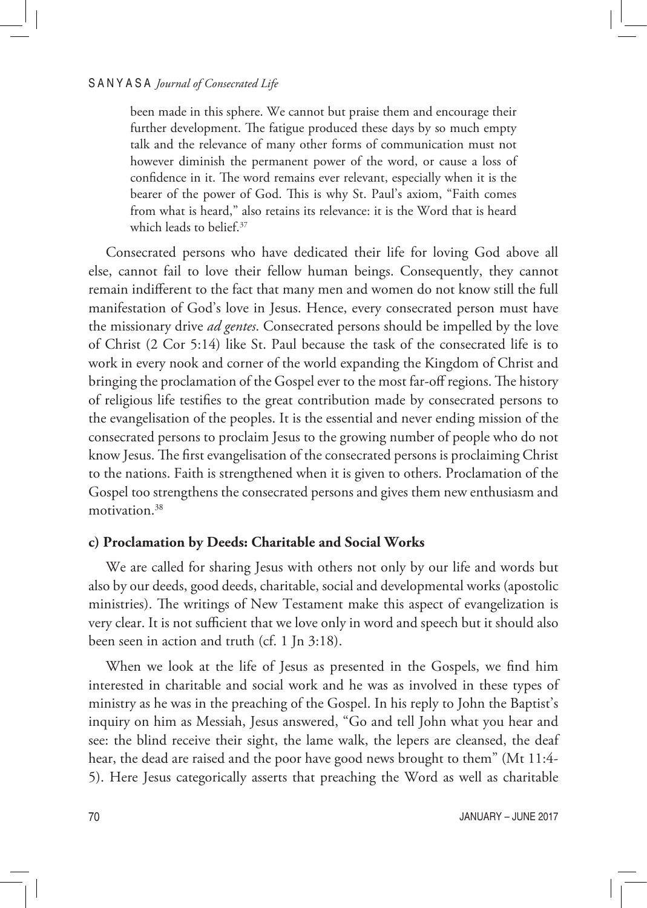> been made in this sphere. We cannot but praise them and encourage their further development. The fatigue produced these days by so much empty talk and the relevance of many other forms of communication must not however diminish the permanent power of the word, or cause a loss of confidence in it. The word remains ever relevant, especially when it is the bearer of the power of God. This is why St. Paul's axiom, "Faith comes from what is heard," also retains its relevance: it is the Word that is heard which leads to belief.[37]

Consecrated persons who have dedicated their life for loving God above all else, cannot fail to love their fellow human beings. Consequently, they cannot remain indifferent to the fact that many men and women do not know still the full manifestation of God's love in Jesus. Hence, every consecrated person must have the missionary drive *ad gentes*. Consecrated persons should be impelled by the love of Christ (2 Cor 5:14) like St. Paul because the task of the consecrated life is to work in every nook and corner of the world expanding the Kingdom of Christ and bringing the proclamation of the Gospel ever to the most far-off regions. The history of religious life testifies to the great contribution made by consecrated persons to the evangelisation of the peoples. It is the essential and never ending mission of the consecrated persons to proclaim Jesus to the growing number of people who do not know Jesus. The first evangelisation of the consecrated persons is proclaiming Christ to the nations. Faith is strengthened when it is given to others. Proclamation of the Gospel too strengthens the consecrated persons and gives them new enthusiasm and motivation.[38]

### c) Proclamation by Deeds: Charitable and Social Works

We are called for sharing Jesus with others not only by our life and words but also by our deeds, good deeds, charitable, social and developmental works (apostolic ministries). The writings of New Testament make this aspect of evangelization is very clear. It is not sufficient that we love only in word and speech but it should also been seen in action and truth (cf. 1 Jn 3:18).

When we look at the life of Jesus as presented in the Gospels, we find him interested in charitable and social work and he was as involved in these types of ministry as he was in the preaching of the Gospel. In his reply to John the Baptist's inquiry on him as Messiah, Jesus answered, "Go and tell John what you hear and see: the blind receive their sight, the lame walk, the lepers are cleansed, the deaf hear, the dead are raised and the poor have good news brought to them" (Mt 11:4-5). Here Jesus categorically asserts that preaching the Word as well as charitable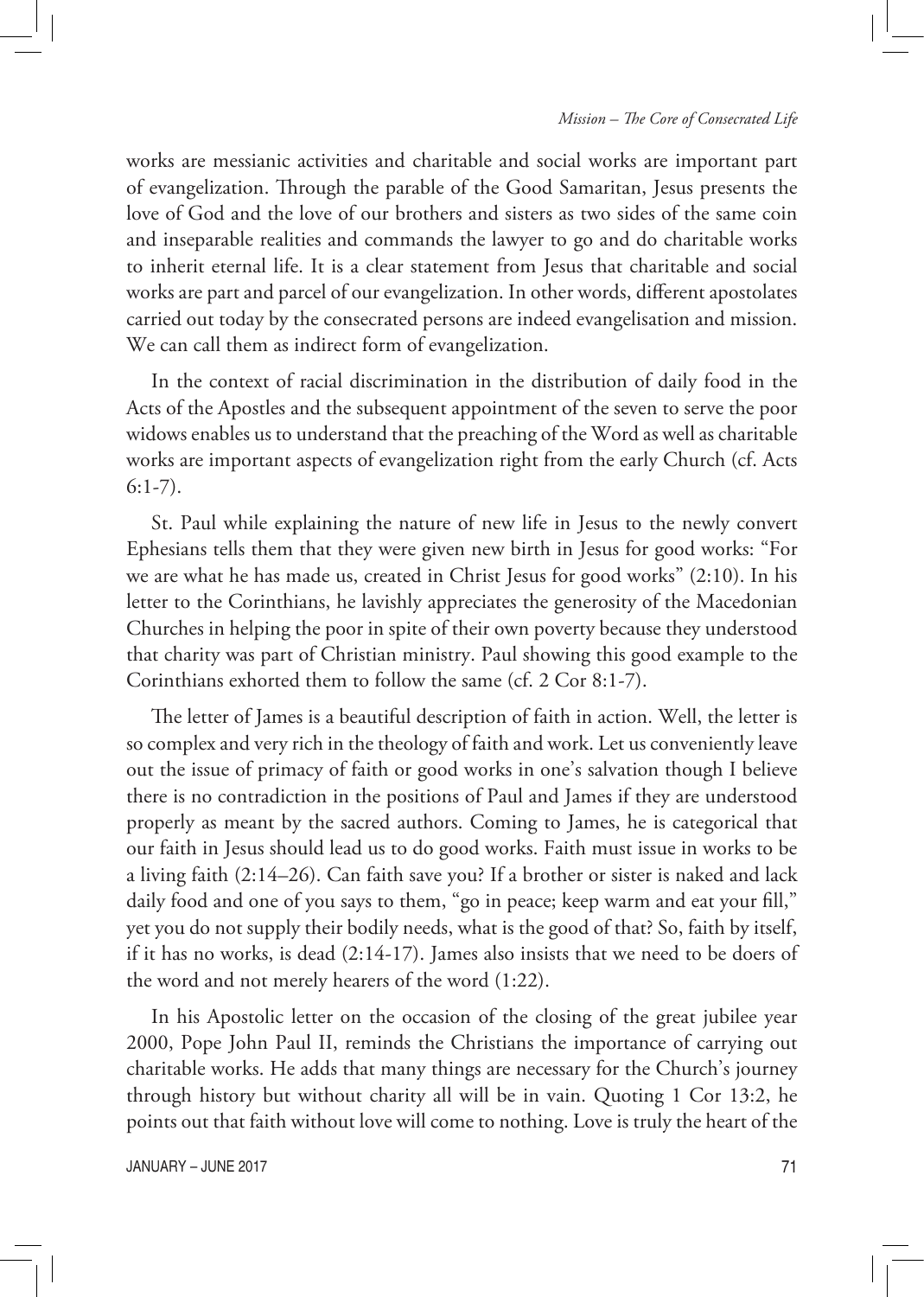works are messianic activities and charitable and social works are important part of evangelization. Through the parable of the Good Samaritan, Jesus presents the love of God and the love of our brothers and sisters as two sides of the same coin and inseparable realities and commands the lawyer to go and do charitable works to inherit eternal life. It is a clear statement from Jesus that charitable and social works are part and parcel of our evangelization. In other words, different apostolates carried out today by the consecrated persons are indeed evangelisation and mission. We can call them as indirect form of evangelization.

In the context of racial discrimination in the distribution of daily food in the Acts of the Apostles and the subsequent appointment of the seven to serve the poor widows enables us to understand that the preaching of the Word as well as charitable works are important aspects of evangelization right from the early Church (cf. Acts 6:1-7).

St. Paul while explaining the nature of new life in Jesus to the newly convert Ephesians tells them that they were given new birth in Jesus for good works: "For we are what he has made us, created in Christ Jesus for good works" (2:10). In his letter to the Corinthians, he lavishly appreciates the generosity of the Macedonian Churches in helping the poor in spite of their own poverty because they understood that charity was part of Christian ministry. Paul showing this good example to the Corinthians exhorted them to follow the same (cf. 2 Cor 8:1-7).

The letter of James is a beautiful description of faith in action. Well, the letter is so complex and very rich in the theology of faith and work. Let us conveniently leave out the issue of primacy of faith or good works in one's salvation though I believe there is no contradiction in the positions of Paul and James if they are understood properly as meant by the sacred authors. Coming to James, he is categorical that our faith in Jesus should lead us to do good works. Faith must issue in works to be a living faith (2:14–26). Can faith save you? If a brother or sister is naked and lack daily food and one of you says to them, "go in peace; keep warm and eat your fill," yet you do not supply their bodily needs, what is the good of that? So, faith by itself, if it has no works, is dead (2:14-17). James also insists that we need to be doers of the word and not merely hearers of the word (1:22).

In his Apostolic letter on the occasion of the closing of the great jubilee year 2000, Pope John Paul II, reminds the Christians the importance of carrying out charitable works. He adds that many things are necessary for the Church's journey through history but without charity all will be in vain. Quoting 1 Cor 13:2, he points out that faith without love will come to nothing. Love is truly the heart of the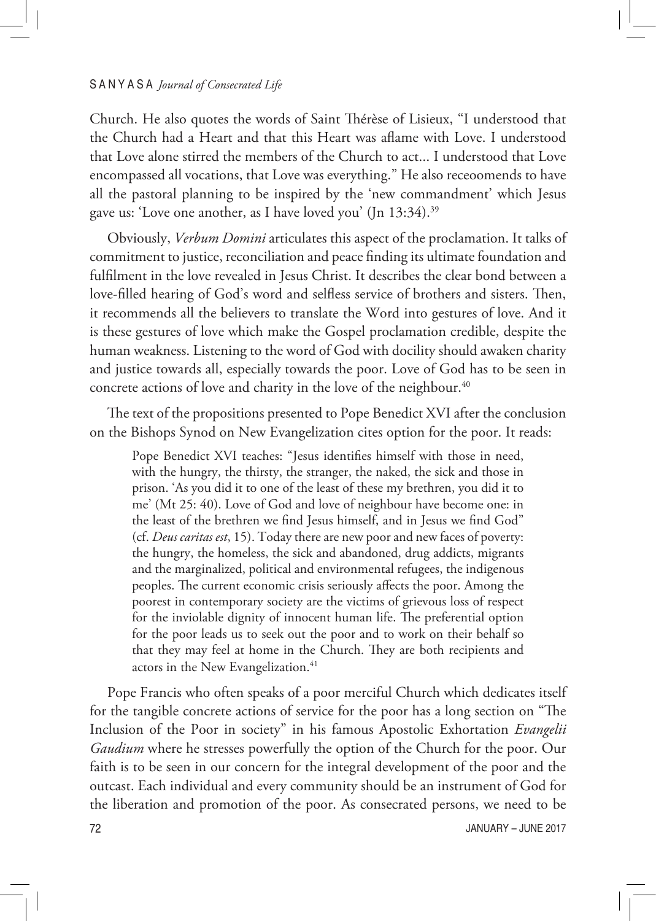Church. He also quotes the words of Saint Thérèse of Lisieux, "I understood that the Church had a Heart and that this Heart was aflame with Love. I understood that Love alone stirred the members of the Church to act... I understood that Love encompassed all vocations, that Love was everything." He also receoomends to have all the pastoral planning to be inspired by the 'new commandment' which Jesus gave us: 'Love one another, as I have loved you' (Jn 13:34).[39]

Obviously, *Verbum Domini* articulates this aspect of the proclamation. It talks of commitment to justice, reconciliation and peace finding its ultimate foundation and fulfilment in the love revealed in Jesus Christ. It describes the clear bond between a love-filled hearing of God's word and selfless service of brothers and sisters. Then, it recommends all the believers to translate the Word into gestures of love. And it is these gestures of love which make the Gospel proclamation credible, despite the human weakness. Listening to the word of God with docility should awaken charity and justice towards all, especially towards the poor. Love of God has to be seen in concrete actions of love and charity in the love of the neighbour.[40]

The text of the propositions presented to Pope Benedict XVI after the conclusion on the Bishops Synod on New Evangelization cites option for the poor. It reads:

> Pope Benedict XVI teaches: "Jesus identifies himself with those in need, with the hungry, the thirsty, the stranger, the naked, the sick and those in prison. 'As you did it to one of the least of these my brethren, you did it to me' (Mt 25: 40). Love of God and love of neighbour have become one: in the least of the brethren we find Jesus himself, and in Jesus we find God" (cf. *Deus caritas est*, 15). Today there are new poor and new faces of poverty: the hungry, the homeless, the sick and abandoned, drug addicts, migrants and the marginalized, political and environmental refugees, the indigenous peoples. The current economic crisis seriously affects the poor. Among the poorest in contemporary society are the victims of grievous loss of respect for the inviolable dignity of innocent human life. The preferential option for the poor leads us to seek out the poor and to work on their behalf so that they may feel at home in the Church. They are both recipients and actors in the New Evangelization.[41]

Pope Francis who often speaks of a poor merciful Church which dedicates itself for the tangible concrete actions of service for the poor has a long section on "The Inclusion of the Poor in society" in his famous Apostolic Exhortation *Evangelii Gaudium* where he stresses powerfully the option of the Church for the poor. Our faith is to be seen in our concern for the integral development of the poor and the outcast. Each individual and every community should be an instrument of God for the liberation and promotion of the poor. As consecrated persons, we need to be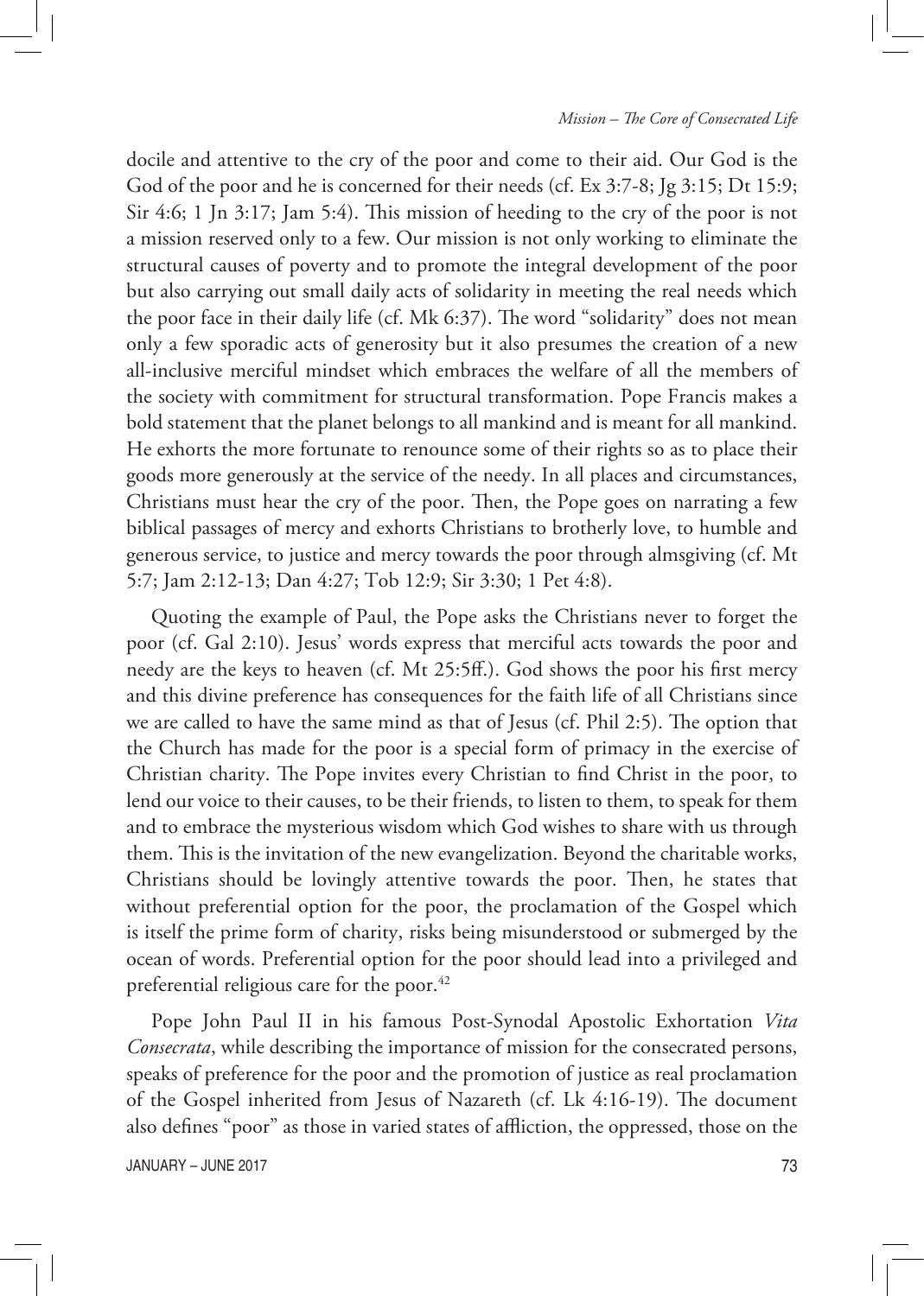docile and attentive to the cry of the poor and come to their aid. Our God is the God of the poor and he is concerned for their needs (cf. Ex 3:7-8; Jg 3:15; Dt 15:9; Sir 4:6; 1 Jn 3:17; Jam 5:4). This mission of heeding to the cry of the poor is not a mission reserved only to a few. Our mission is not only working to eliminate the structural causes of poverty and to promote the integral development of the poor but also carrying out small daily acts of solidarity in meeting the real needs which the poor face in their daily life (cf. Mk 6:37). The word "solidarity" does not mean only a few sporadic acts of generosity but it also presumes the creation of a new all-inclusive merciful mindset which embraces the welfare of all the members of the society with commitment for structural transformation. Pope Francis makes a bold statement that the planet belongs to all mankind and is meant for all mankind. He exhorts the more fortunate to renounce some of their rights so as to place their goods more generously at the service of the needy. In all places and circumstances, Christians must hear the cry of the poor. Then, the Pope goes on narrating a few biblical passages of mercy and exhorts Christians to brotherly love, to humble and generous service, to justice and mercy towards the poor through almsgiving (cf. Mt 5:7; Jam 2:12-13; Dan 4:27; Tob 12:9; Sir 3:30; 1 Pet 4:8).

Quoting the example of Paul, the Pope asks the Christians never to forget the poor (cf. Gal 2:10). Jesus' words express that merciful acts towards the poor and needy are the keys to heaven (cf. Mt 25:5ff.). God shows the poor his first mercy and this divine preference has consequences for the faith life of all Christians since we are called to have the same mind as that of Jesus (cf. Phil 2:5). The option that the Church has made for the poor is a special form of primacy in the exercise of Christian charity. The Pope invites every Christian to find Christ in the poor, to lend our voice to their causes, to be their friends, to listen to them, to speak for them and to embrace the mysterious wisdom which God wishes to share with us through them. This is the invitation of the new evangelization. Beyond the charitable works, Christians should be lovingly attentive towards the poor. Then, he states that without preferential option for the poor, the proclamation of the Gospel which is itself the prime form of charity, risks being misunderstood or submerged by the ocean of words. Preferential option for the poor should lead into a privileged and preferential religious care for the poor.[42]

Pope John Paul II in his famous Post-Synodal Apostolic Exhortation *Vita Consecrata*, while describing the importance of mission for the consecrated persons, speaks of preference for the poor and the promotion of justice as real proclamation of the Gospel inherited from Jesus of Nazareth (cf. Lk 4:16-19). The document also defines "poor" as those in varied states of affliction, the oppressed, those on the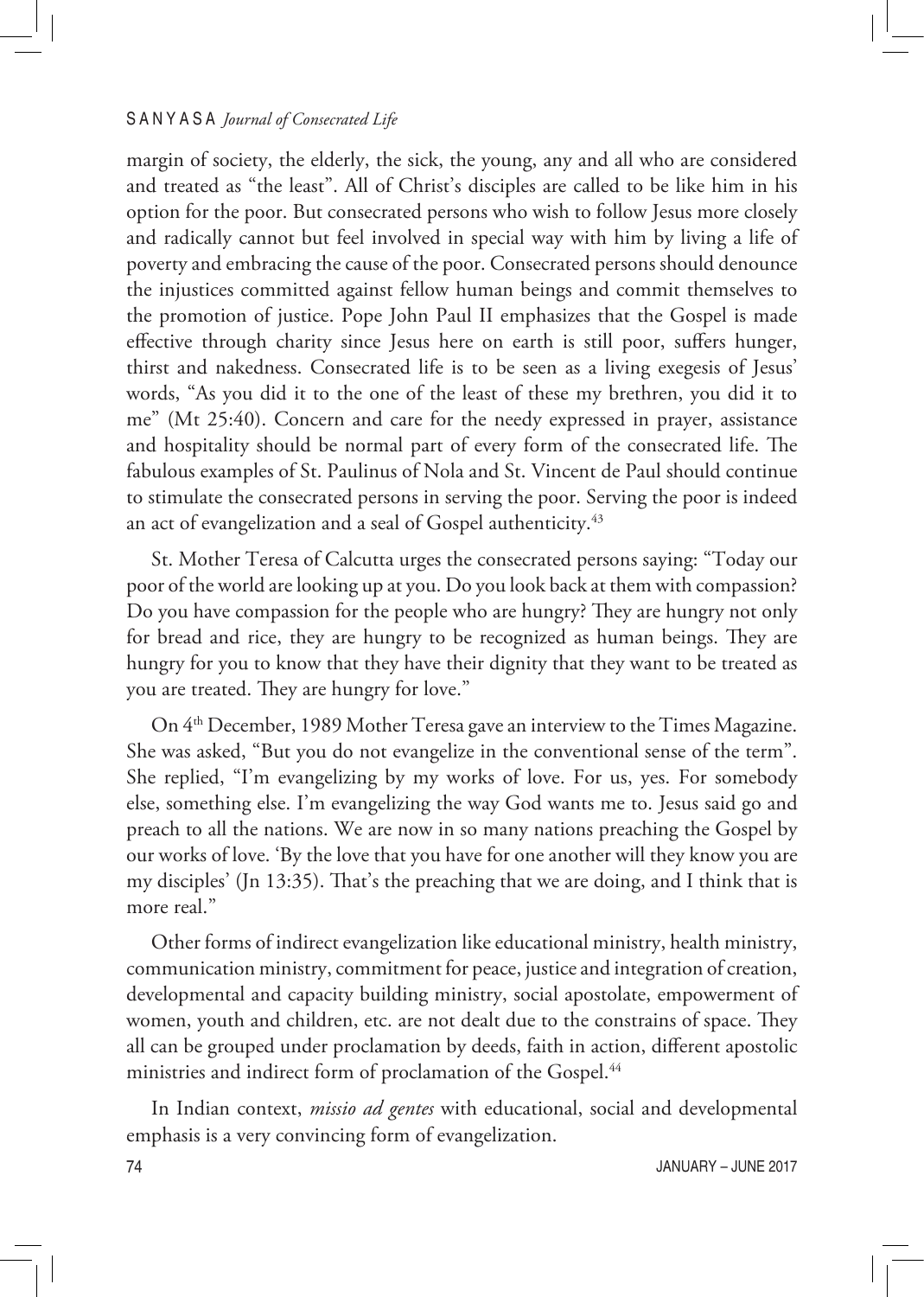margin of society, the elderly, the sick, the young, any and all who are considered and treated as "the least". All of Christ's disciples are called to be like him in his option for the poor. But consecrated persons who wish to follow Jesus more closely and radically cannot but feel involved in special way with him by living a life of poverty and embracing the cause of the poor. Consecrated persons should denounce the injustices committed against fellow human beings and commit themselves to the promotion of justice. Pope John Paul II emphasizes that the Gospel is made effective through charity since Jesus here on earth is still poor, suffers hunger, thirst and nakedness. Consecrated life is to be seen as a living exegesis of Jesus' words, "As you did it to the one of the least of these my brethren, you did it to me" (Mt 25:40). Concern and care for the needy expressed in prayer, assistance and hospitality should be normal part of every form of the consecrated life. The fabulous examples of St. Paulinus of Nola and St. Vincent de Paul should continue to stimulate the consecrated persons in serving the poor. Serving the poor is indeed an act of evangelization and a seal of Gospel authenticity.[43]

St. Mother Teresa of Calcutta urges the consecrated persons saying: "Today our poor of the world are looking up at you. Do you look back at them with compassion? Do you have compassion for the people who are hungry? They are hungry not only for bread and rice, they are hungry to be recognized as human beings. They are hungry for you to know that they have their dignity that they want to be treated as you are treated. They are hungry for love."

On 4th December, 1989 Mother Teresa gave an interview to the Times Magazine. She was asked, "But you do not evangelize in the conventional sense of the term". She replied, "I'm evangelizing by my works of love. For us, yes. For somebody else, something else. I'm evangelizing the way God wants me to. Jesus said go and preach to all the nations. We are now in so many nations preaching the Gospel by our works of love. 'By the love that you have for one another will they know you are my disciples' (Jn 13:35). That's the preaching that we are doing, and I think that is more real."

Other forms of indirect evangelization like educational ministry, health ministry, communication ministry, commitment for peace, justice and integration of creation, developmental and capacity building ministry, social apostolate, empowerment of women, youth and children, etc. are not dealt due to the constrains of space. They all can be grouped under proclamation by deeds, faith in action, different apostolic ministries and indirect form of proclamation of the Gospel.[44]

In Indian context, *missio ad gentes* with educational, social and developmental emphasis is a very convincing form of evangelization.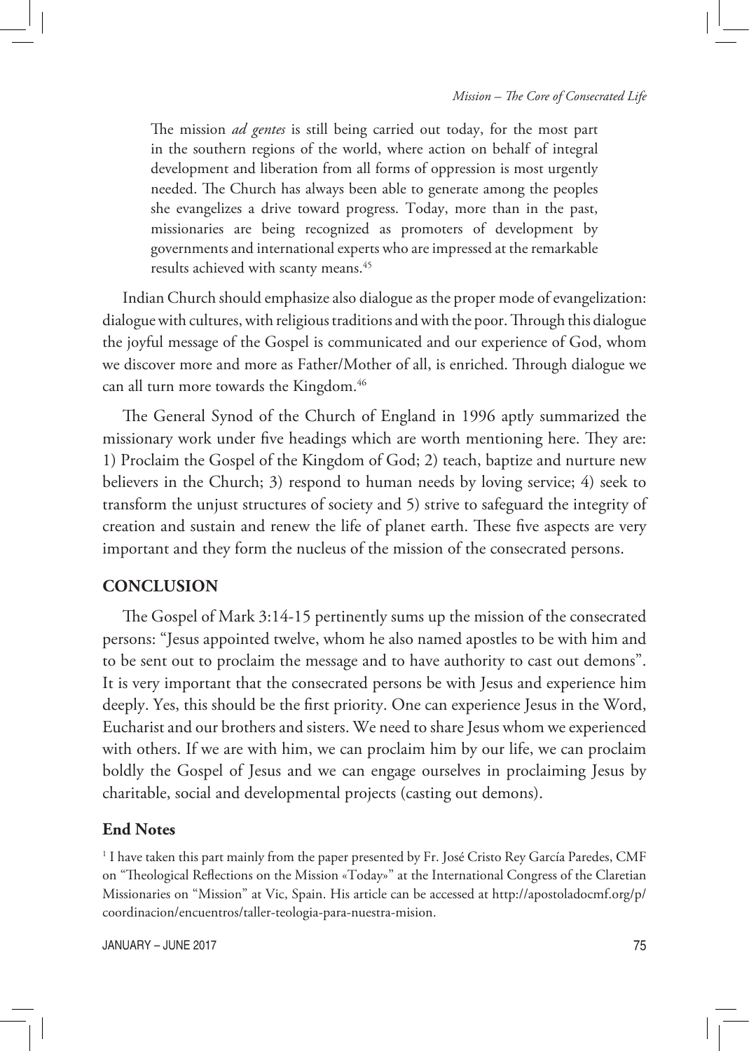> The mission *ad gentes* is still being carried out today, for the most part in the southern regions of the world, where action on behalf of integral development and liberation from all forms of oppression is most urgently needed. The Church has always been able to generate among the peoples she evangelizes a drive toward progress. Today, more than in the past, missionaries are being recognized as promoters of development by governments and international experts who are impressed at the remarkable results achieved with scanty means.[45]

Indian Church should emphasize also dialogue as the proper mode of evangelization: dialogue with cultures, with religious traditions and with the poor. Through this dialogue the joyful message of the Gospel is communicated and our experience of God, whom we discover more and more as Father/Mother of all, is enriched. Through dialogue we can all turn more towards the Kingdom.[46]

The General Synod of the Church of England in 1996 aptly summarized the missionary work under five headings which are worth mentioning here. They are: 1) Proclaim the Gospel of the Kingdom of God; 2) teach, baptize and nurture new believers in the Church; 3) respond to human needs by loving service; 4) seek to transform the unjust structures of society and 5) strive to safeguard the integrity of creation and sustain and renew the life of planet earth. These five aspects are very important and they form the nucleus of the mission of the consecrated persons.

## CONCLUSION

The Gospel of Mark 3:14-15 pertinently sums up the mission of the consecrated persons: "Jesus appointed twelve, whom he also named apostles to be with him and to be sent out to proclaim the message and to have authority to cast out demons". It is very important that the consecrated persons be with Jesus and experience him deeply. Yes, this should be the first priority. One can experience Jesus in the Word, Eucharist and our brothers and sisters. We need to share Jesus whom we experienced with others. If we are with him, we can proclaim him by our life, we can proclaim boldly the Gospel of Jesus and we can engage ourselves in proclaiming Jesus by charitable, social and developmental projects (casting out demons).

### End Notes

[1] I have taken this part mainly from the paper presented by Fr. José Cristo Rey García Paredes, CMF on "Theological Reflections on the Mission «Today»" at the International Congress of the Claretian Missionaries on "Mission" at Vic, Spain. His article can be accessed at http://apostoladocmf.org/p/coordinacion/encuentros/taller-teologia-para-nuestra-mision.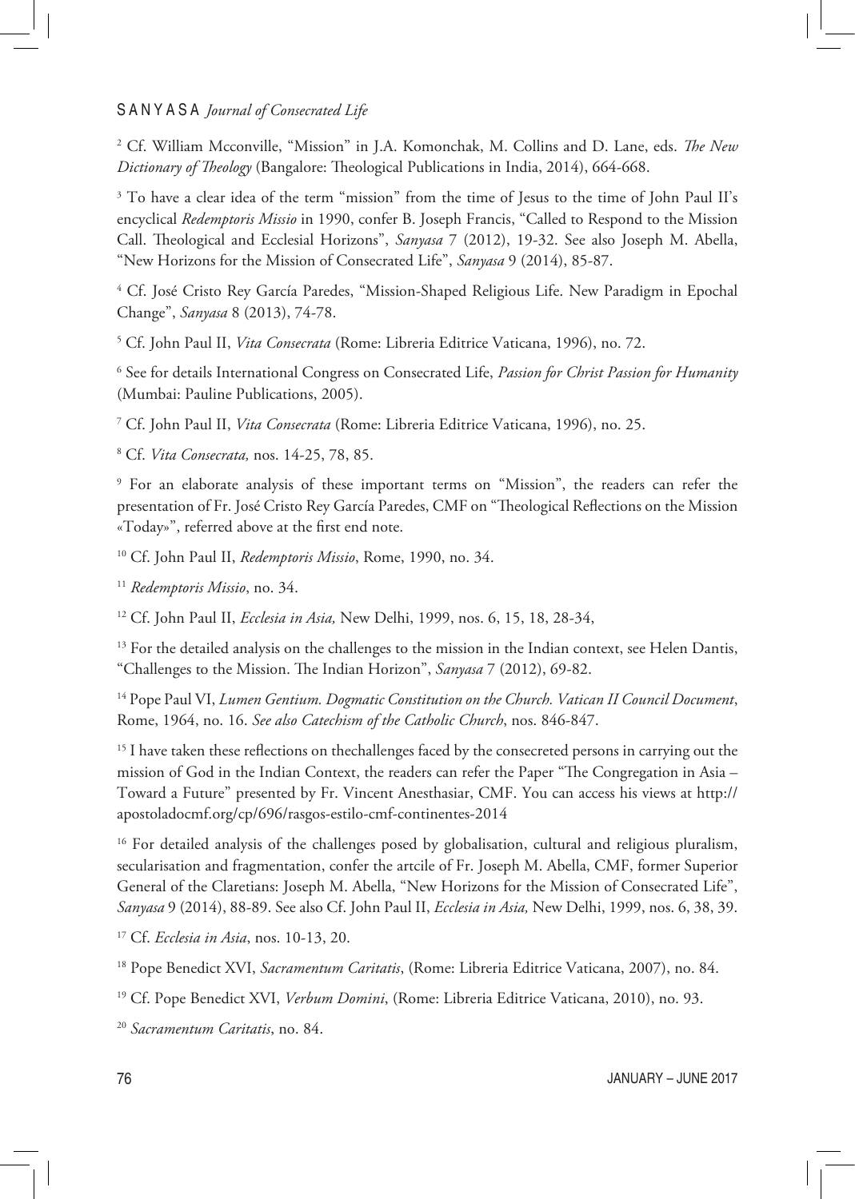[2] Cf. William Mcconville, "Mission" in J.A. Komonchak, M. Collins and D. Lane, eds. *The New Dictionary of Theology* (Bangalore: Theological Publications in India, 2014), 664-668.

[3] To have a clear idea of the term "mission" from the time of Jesus to the time of John Paul II's encyclical *Redemptoris Missio* in 1990, confer B. Joseph Francis, "Called to Respond to the Mission Call. Theological and Ecclesial Horizons", *Sanyasa* 7 (2012), 19-32. See also Joseph M. Abella, "New Horizons for the Mission of Consecrated Life", *Sanyasa* 9 (2014), 85-87.

[4] Cf. José Cristo Rey García Paredes, "Mission-Shaped Religious Life. New Paradigm in Epochal Change", *Sanyasa* 8 (2013), 74-78.

[5] Cf. John Paul II, *Vita Consecrata* (Rome: Libreria Editrice Vaticana, 1996), no. 72.

[6] See for details International Congress on Consecrated Life, *Passion for Christ Passion for Humanity* (Mumbai: Pauline Publications, 2005).

[7] Cf. John Paul II, *Vita Consecrata* (Rome: Libreria Editrice Vaticana, 1996), no. 25.

[8] Cf. *Vita Consecrata,* nos. 14-25, 78, 85.

[9] For an elaborate analysis of these important terms on "Mission", the readers can refer the presentation of Fr. José Cristo Rey García Paredes, CMF on "Theological Reflections on the Mission «Today»", referred above at the first end note.

[10] Cf. John Paul II, *Redemptoris Missio*, Rome, 1990, no. 34.

[11] *Redemptoris Missio*, no. 34.

[12] Cf. John Paul II, *Ecclesia in Asia,* New Delhi, 1999, nos. 6, 15, 18, 28-34,

[13] For the detailed analysis on the challenges to the mission in the Indian context, see Helen Dantis, "Challenges to the Mission. The Indian Horizon", *Sanyasa* 7 (2012), 69-82.

[14] Pope Paul VI, *Lumen Gentium. Dogmatic Constitution on the Church. Vatican II Council Document*, Rome, 1964, no. 16. *See also Catechism of the Catholic Church*, nos. 846-847.

[15] I have taken these reflections on thechallenges faced by the consecreted persons in carrying out the mission of God in the Indian Context, the readers can refer the Paper "The Congregation in Asia – Toward a Future" presented by Fr. Vincent Anesthasiar, CMF. You can access his views at http://apostoladocmf.org/cp/696/rasgos-estilo-cmf-continentes-2014

[16] For detailed analysis of the challenges posed by globalisation, cultural and religious pluralism, secularisation and fragmentation, confer the artcile of Fr. Joseph M. Abella, CMF, former Superior General of the Claretians: Joseph M. Abella, "New Horizons for the Mission of Consecrated Life", *Sanyasa* 9 (2014), 88-89. See also Cf. John Paul II, *Ecclesia in Asia,* New Delhi, 1999, nos. 6, 38, 39.

[17] Cf. *Ecclesia in Asia*, nos. 10-13, 20.

[18] Pope Benedict XVI, *Sacramentum Caritatis*, (Rome: Libreria Editrice Vaticana, 2007), no. 84.

[19] Cf. Pope Benedict XVI, *Verbum Domini*, (Rome: Libreria Editrice Vaticana, 2010), no. 93.

[20] *Sacramentum Caritatis*, no. 84.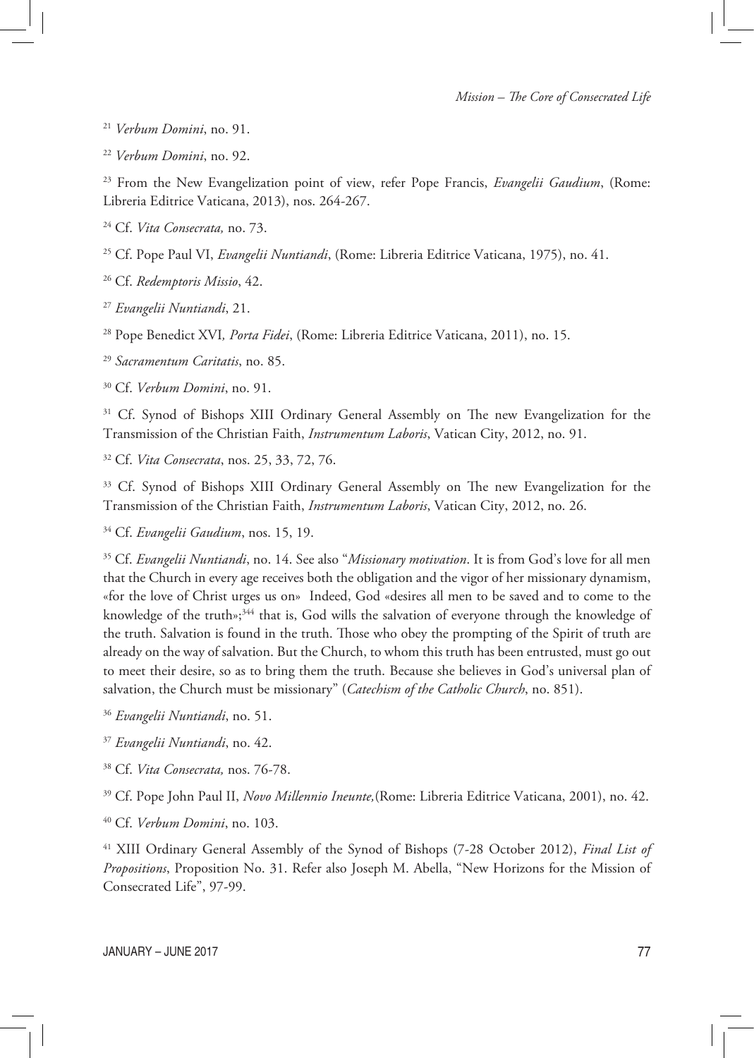[21] *Verbum Domini*, no. 91.

[22] *Verbum Domini*, no. 92.

[23] From the New Evangelization point of view, refer Pope Francis, *Evangelii Gaudium*, (Rome: Libreria Editrice Vaticana, 2013), nos. 264-267.

[24] Cf. *Vita Consecrata,* no. 73.

[25] Cf. Pope Paul VI, *Evangelii Nuntiandi*, (Rome: Libreria Editrice Vaticana, 1975), no. 41.

[26] Cf. *Redemptoris Missio*, 42.

[27] *Evangelii Nuntiandi*, 21.

[28] Pope Benedict XVI*, Porta Fidei*, (Rome: Libreria Editrice Vaticana, 2011), no. 15.

[29] *Sacramentum Caritatis*, no. 85.

[30] Cf. *Verbum Domini*, no. 91.

[31] Cf. Synod of Bishops XIII Ordinary General Assembly on The new Evangelization for the Transmission of the Christian Faith, *Instrumentum Laboris*, Vatican City, 2012, no. 91.

[32] Cf. *Vita Consecrata*, nos. 25, 33, 72, 76.

[33] Cf. Synod of Bishops XIII Ordinary General Assembly on The new Evangelization for the Transmission of the Christian Faith, *Instrumentum Laboris*, Vatican City, 2012, no. 26.

[34] Cf. *Evangelii Gaudium*, nos. 15, 19.

[35] Cf. *Evangelii Nuntiandi*, no. 14. See also "*Missionary motivation*. It is from God's love for all men that the Church in every age receives both the obligation and the vigor of her missionary dynamism, «for the love of Christ urges us on» Indeed, God «desires all men to be saved and to come to the knowledge of the truth»;[344] that is, God wills the salvation of everyone through the knowledge of the truth. Salvation is found in the truth. Those who obey the prompting of the Spirit of truth are already on the way of salvation. But the Church, to whom this truth has been entrusted, must go out to meet their desire, so as to bring them the truth. Because she believes in God's universal plan of salvation, the Church must be missionary" (*Catechism of the Catholic Church*, no. 851).

[36] *Evangelii Nuntiandi*, no. 51.

[37] *Evangelii Nuntiandi*, no. 42.

[38] Cf. *Vita Consecrata,* nos. 76-78.

[39] Cf. Pope John Paul II, *Novo Millennio Ineunte,*(Rome: Libreria Editrice Vaticana, 2001), no. 42.

[40] Cf. *Verbum Domini*, no. 103.

[41] XIII Ordinary General Assembly of the Synod of Bishops (7-28 October 2012), *Final List of Propositions*, Proposition No. 31. Refer also Joseph M. Abella, "New Horizons for the Mission of Consecrated Life", 97-99.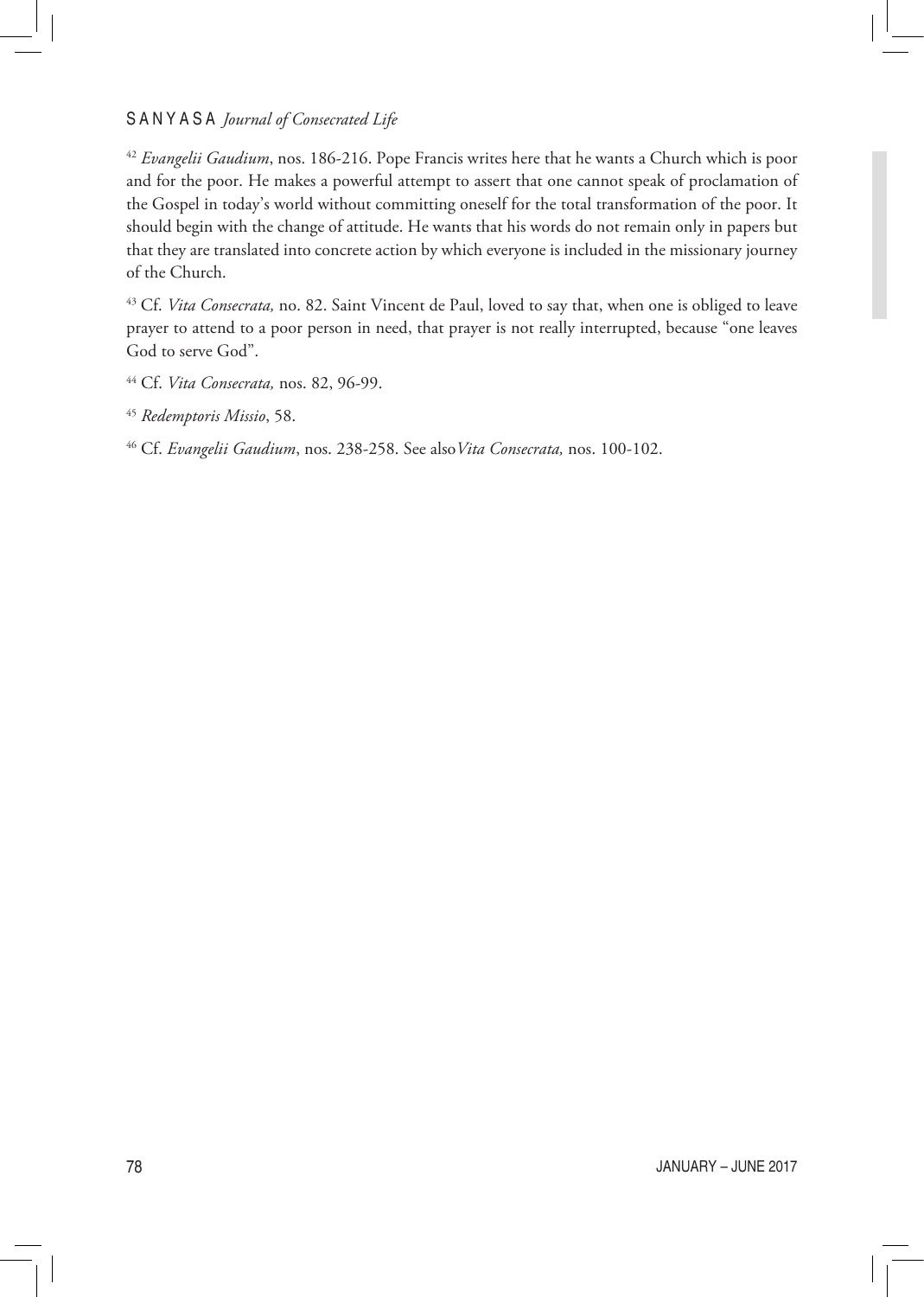[42] *Evangelii Gaudium*, nos. 186-216. Pope Francis writes here that he wants a Church which is poor and for the poor. He makes a powerful attempt to assert that one cannot speak of proclamation of the Gospel in today's world without committing oneself for the total transformation of the poor. It should begin with the change of attitude. He wants that his words do not remain only in papers but that they are translated into concrete action by which everyone is included in the missionary journey of the Church.

[43] Cf. *Vita Consecrata,* no. 82. Saint Vincent de Paul, loved to say that, when one is obliged to leave prayer to attend to a poor person in need, that prayer is not really interrupted, because "one leaves God to serve God".

[44] Cf. *Vita Consecrata,* nos. 82, 96-99.

[45] *Redemptoris Missio*, 58.

[46] Cf. *Evangelii Gaudium*, nos. 238-258. See also*Vita Consecrata,* nos. 100-102.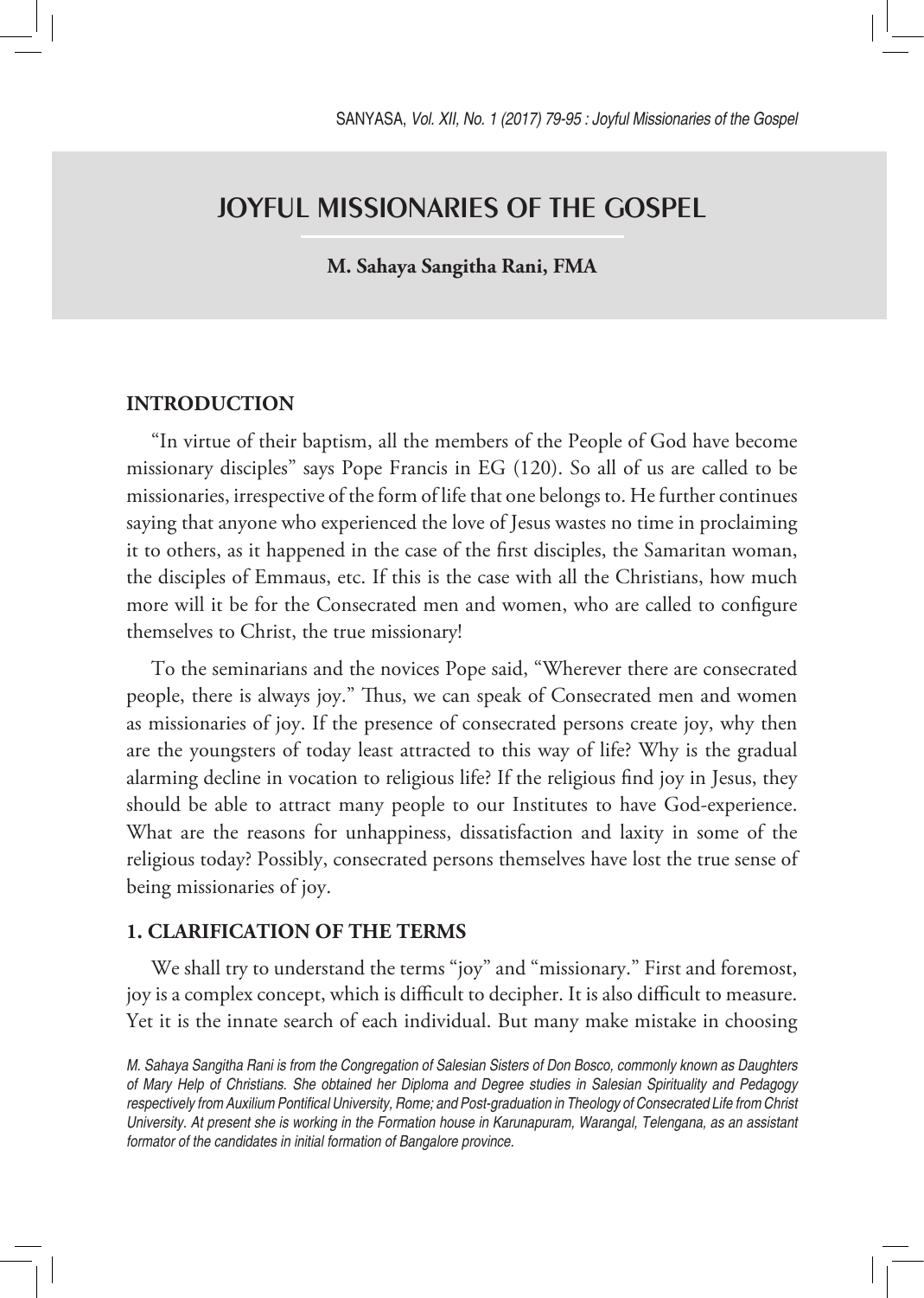# JOYFUL MISSIONARIES OF THE GOSPEL

**M. Sahaya Sangitha Rani, FMA**

## INTRODUCTION

"In virtue of their baptism, all the members of the People of God have become missionary disciples" says Pope Francis in EG (120). So all of us are called to be missionaries, irrespective of the form of life that one belongs to. He further continues saying that anyone who experienced the love of Jesus wastes no time in proclaiming it to others, as it happened in the case of the first disciples, the Samaritan woman, the disciples of Emmaus, etc. If this is the case with all the Christians, how much more will it be for the Consecrated men and women, who are called to configure themselves to Christ, the true missionary!

To the seminarians and the novices Pope said, "Wherever there are consecrated people, there is always joy." Thus, we can speak of Consecrated men and women as missionaries of joy. If the presence of consecrated persons create joy, why then are the youngsters of today least attracted to this way of life? Why is the gradual alarming decline in vocation to religious life? If the religious find joy in Jesus, they should be able to attract many people to our Institutes to have God-experience. What are the reasons for unhappiness, dissatisfaction and laxity in some of the religious today? Possibly, consecrated persons themselves have lost the true sense of being missionaries of joy.

## 1. CLARIFICATION OF THE TERMS

We shall try to understand the terms "joy" and "missionary." First and foremost, joy is a complex concept, which is difficult to decipher. It is also difficult to measure. Yet it is the innate search of each individual. But many make mistake in choosing

*M. Sahaya Sangitha Rani is from the Congregation of Salesian Sisters of Don Bosco, commonly known as Daughters of Mary Help of Christians. She obtained her Diploma and Degree studies in Salesian Spirituality and Pedagogy respectively from Auxilium Pontifical University, Rome; and Post-graduation in Theology of Consecrated Life from Christ University. At present she is working in the Formation house in Karunapuram, Warangal, Telengana, as an assistant formator of the candidates in initial formation of Bangalore province.*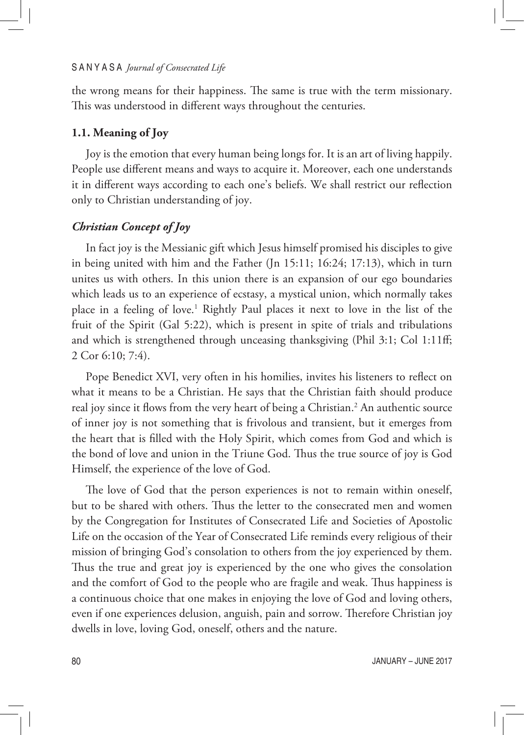the wrong means for their happiness. The same is true with the term missionary. This was understood in different ways throughout the centuries.

### 1.1. Meaning of Joy

Joy is the emotion that every human being longs for. It is an art of living happily. People use different means and ways to acquire it. Moreover, each one understands it in different ways according to each one's beliefs. We shall restrict our reflection only to Christian understanding of joy.

#### *Christian Concept of Joy*

In fact joy is the Messianic gift which Jesus himself promised his disciples to give in being united with him and the Father (Jn 15:11; 16:24; 17:13), which in turn unites us with others. In this union there is an expansion of our ego boundaries which leads us to an experience of ecstasy, a mystical union, which normally takes place in a feeling of love.[1] Rightly Paul places it next to love in the list of the fruit of the Spirit (Gal 5:22), which is present in spite of trials and tribulations and which is strengthened through unceasing thanksgiving (Phil 3:1; Col 1:11ff; 2 Cor 6:10; 7:4).

Pope Benedict XVI, very often in his homilies, invites his listeners to reflect on what it means to be a Christian. He says that the Christian faith should produce real joy since it flows from the very heart of being a Christian.[2] An authentic source of inner joy is not something that is frivolous and transient, but it emerges from the heart that is filled with the Holy Spirit, which comes from God and which is the bond of love and union in the Triune God. Thus the true source of joy is God Himself, the experience of the love of God.

The love of God that the person experiences is not to remain within oneself, but to be shared with others. Thus the letter to the consecrated men and women by the Congregation for Institutes of Consecrated Life and Societies of Apostolic Life on the occasion of the Year of Consecrated Life reminds every religious of their mission of bringing God's consolation to others from the joy experienced by them. Thus the true and great joy is experienced by the one who gives the consolation and the comfort of God to the people who are fragile and weak. Thus happiness is a continuous choice that one makes in enjoying the love of God and loving others, even if one experiences delusion, anguish, pain and sorrow. Therefore Christian joy dwells in love, loving God, oneself, others and the nature.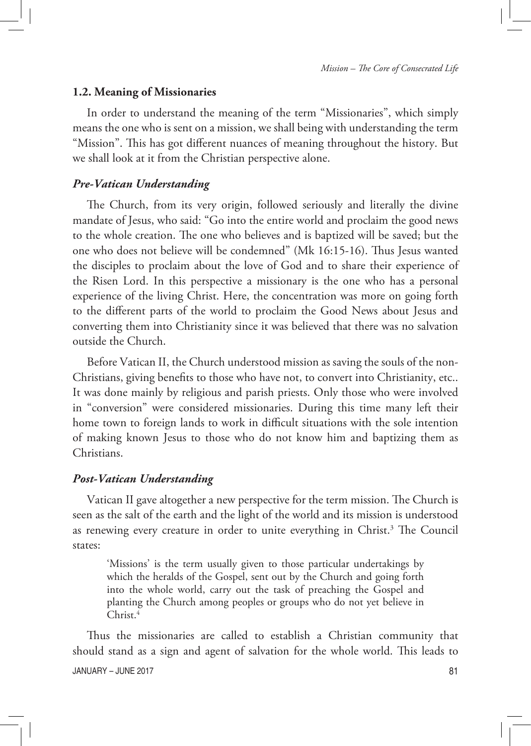### 1.2. Meaning of Missionaries

In order to understand the meaning of the term "Missionaries", which simply means the one who is sent on a mission, we shall being with understanding the term "Mission". This has got different nuances of meaning throughout the history. But we shall look at it from the Christian perspective alone.

#### *Pre-Vatican Understanding*

The Church, from its very origin, followed seriously and literally the divine mandate of Jesus, who said: "Go into the entire world and proclaim the good news to the whole creation. The one who believes and is baptized will be saved; but the one who does not believe will be condemned" (Mk 16:15-16). Thus Jesus wanted the disciples to proclaim about the love of God and to share their experience of the Risen Lord. In this perspective a missionary is the one who has a personal experience of the living Christ. Here, the concentration was more on going forth to the different parts of the world to proclaim the Good News about Jesus and converting them into Christianity since it was believed that there was no salvation outside the Church.

Before Vatican II, the Church understood mission as saving the souls of the non-Christians, giving benefits to those who have not, to convert into Christianity, etc.. It was done mainly by religious and parish priests. Only those who were involved in "conversion" were considered missionaries. During this time many left their home town to foreign lands to work in difficult situations with the sole intention of making known Jesus to those who do not know him and baptizing them as Christians.

#### *Post-Vatican Understanding*

Vatican II gave altogether a new perspective for the term mission. The Church is seen as the salt of the earth and the light of the world and its mission is understood as renewing every creature in order to unite everything in Christ.[3] The Council states:

> 'Missions' is the term usually given to those particular undertakings by which the heralds of the Gospel, sent out by the Church and going forth into the whole world, carry out the task of preaching the Gospel and planting the Church among peoples or groups who do not yet believe in Christ.[4]

Thus the missionaries are called to establish a Christian community that should stand as a sign and agent of salvation for the whole world. This leads to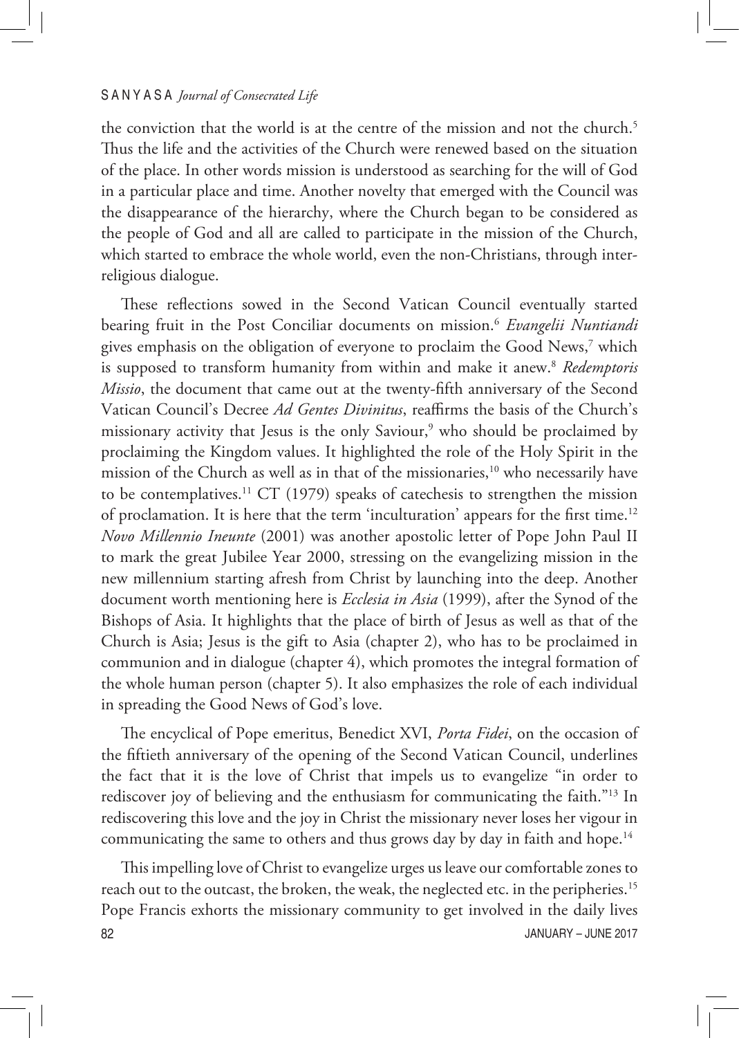the conviction that the world is at the centre of the mission and not the church.[5] Thus the life and the activities of the Church were renewed based on the situation of the place. In other words mission is understood as searching for the will of God in a particular place and time. Another novelty that emerged with the Council was the disappearance of the hierarchy, where the Church began to be considered as the people of God and all are called to participate in the mission of the Church, which started to embrace the whole world, even the non-Christians, through inter-religious dialogue.

These reflections sowed in the Second Vatican Council eventually started bearing fruit in the Post Conciliar documents on mission.[6] *Evangelii Nuntiandi* gives emphasis on the obligation of everyone to proclaim the Good News,[7] which is supposed to transform humanity from within and make it anew.[8] *Redemptoris Missio*, the document that came out at the twenty-fifth anniversary of the Second Vatican Council's Decree *Ad Gentes Divinitus*, reaffirms the basis of the Church's missionary activity that Jesus is the only Saviour,[9] who should be proclaimed by proclaiming the Kingdom values. It highlighted the role of the Holy Spirit in the mission of the Church as well as in that of the missionaries,[10] who necessarily have to be contemplatives.[11] CT (1979) speaks of catechesis to strengthen the mission of proclamation. It is here that the term 'inculturation' appears for the first time.[12] *Novo Millennio Ineunte* (2001) was another apostolic letter of Pope John Paul II to mark the great Jubilee Year 2000, stressing on the evangelizing mission in the new millennium starting afresh from Christ by launching into the deep. Another document worth mentioning here is *Ecclesia in Asia* (1999), after the Synod of the Bishops of Asia. It highlights that the place of birth of Jesus as well as that of the Church is Asia; Jesus is the gift to Asia (chapter 2), who has to be proclaimed in communion and in dialogue (chapter 4), which promotes the integral formation of the whole human person (chapter 5). It also emphasizes the role of each individual in spreading the Good News of God's love.

The encyclical of Pope emeritus, Benedict XVI, *Porta Fidei*, on the occasion of the fiftieth anniversary of the opening of the Second Vatican Council, underlines the fact that it is the love of Christ that impels us to evangelize "in order to rediscover joy of believing and the enthusiasm for communicating the faith."[13] In rediscovering this love and the joy in Christ the missionary never loses her vigour in communicating the same to others and thus grows day by day in faith and hope.[14]

This impelling love of Christ to evangelize urges us leave our comfortable zones to reach out to the outcast, the broken, the weak, the neglected etc. in the peripheries.[15] Pope Francis exhorts the missionary community to get involved in the daily lives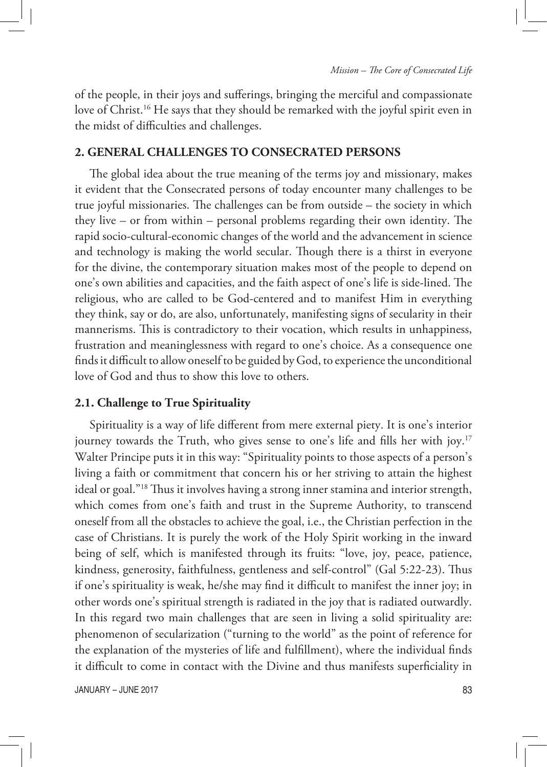of the people, in their joys and sufferings, bringing the merciful and compassionate love of Christ.[16] He says that they should be remarked with the joyful spirit even in the midst of difficulties and challenges.

## 2. GENERAL CHALLENGES TO CONSECRATED PERSONS

The global idea about the true meaning of the terms joy and missionary, makes it evident that the Consecrated persons of today encounter many challenges to be true joyful missionaries. The challenges can be from outside – the society in which they live – or from within – personal problems regarding their own identity. The rapid socio-cultural-economic changes of the world and the advancement in science and technology is making the world secular. Though there is a thirst in everyone for the divine, the contemporary situation makes most of the people to depend on one's own abilities and capacities, and the faith aspect of one's life is side-lined. The religious, who are called to be God-centered and to manifest Him in everything they think, say or do, are also, unfortunately, manifesting signs of secularity in their mannerisms. This is contradictory to their vocation, which results in unhappiness, frustration and meaninglessness with regard to one's choice. As a consequence one finds it difficult to allow oneself to be guided by God, to experience the unconditional love of God and thus to show this love to others.

### 2.1. Challenge to True Spirituality

Spirituality is a way of life different from mere external piety. It is one's interior journey towards the Truth, who gives sense to one's life and fills her with joy.[17] Walter Principe puts it in this way: "Spirituality points to those aspects of a person's living a faith or commitment that concern his or her striving to attain the highest ideal or goal."[18] Thus it involves having a strong inner stamina and interior strength, which comes from one's faith and trust in the Supreme Authority, to transcend oneself from all the obstacles to achieve the goal, i.e., the Christian perfection in the case of Christians. It is purely the work of the Holy Spirit working in the inward being of self, which is manifested through its fruits: "love, joy, peace, patience, kindness, generosity, faithfulness, gentleness and self-control" (Gal 5:22-23). Thus if one's spirituality is weak, he/she may find it difficult to manifest the inner joy; in other words one's spiritual strength is radiated in the joy that is radiated outwardly. In this regard two main challenges that are seen in living a solid spirituality are: phenomenon of secularization ("turning to the world" as the point of reference for the explanation of the mysteries of life and fulfillment), where the individual finds it difficult to come in contact with the Divine and thus manifests superficiality in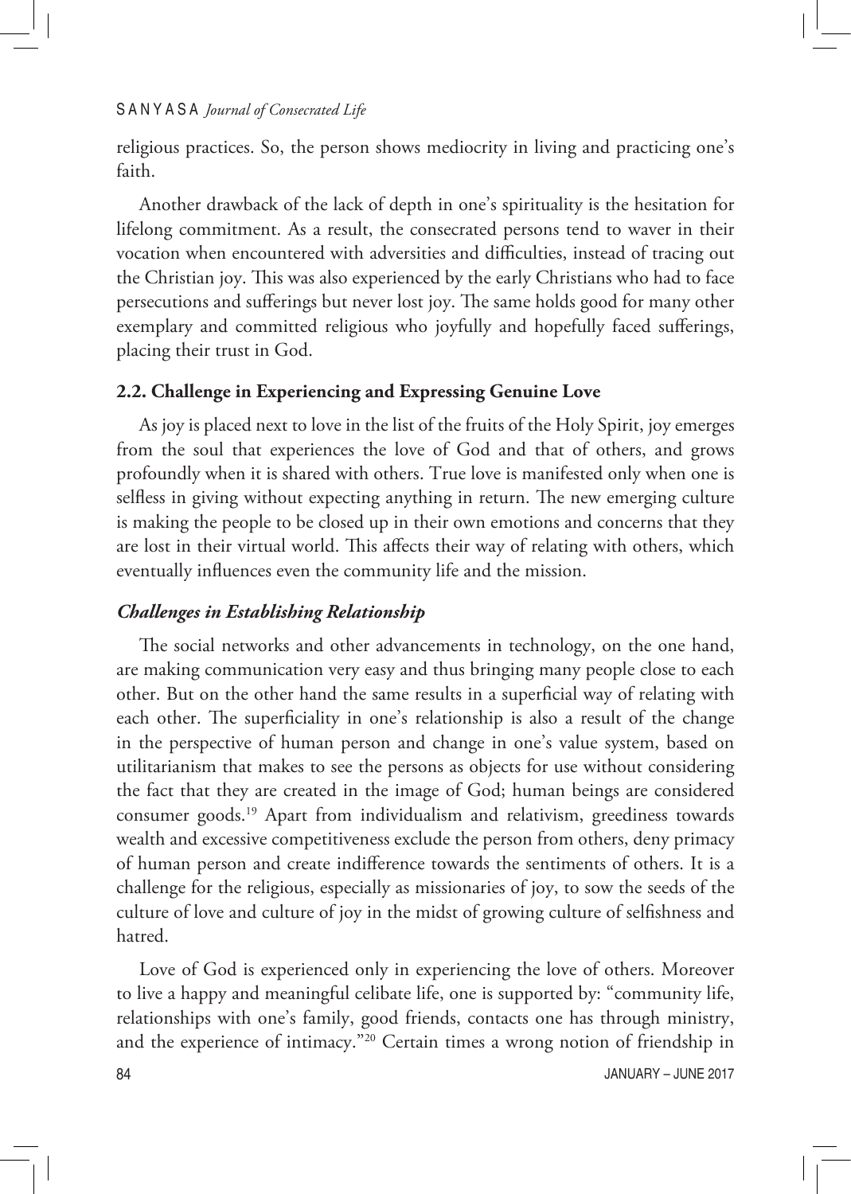religious practices. So, the person shows mediocrity in living and practicing one's faith.

Another drawback of the lack of depth in one's spirituality is the hesitation for lifelong commitment. As a result, the consecrated persons tend to waver in their vocation when encountered with adversities and difficulties, instead of tracing out the Christian joy. This was also experienced by the early Christians who had to face persecutions and sufferings but never lost joy. The same holds good for many other exemplary and committed religious who joyfully and hopefully faced sufferings, placing their trust in God.

### 2.2. Challenge in Experiencing and Expressing Genuine Love

As joy is placed next to love in the list of the fruits of the Holy Spirit, joy emerges from the soul that experiences the love of God and that of others, and grows profoundly when it is shared with others. True love is manifested only when one is selfless in giving without expecting anything in return. The new emerging culture is making the people to be closed up in their own emotions and concerns that they are lost in their virtual world. This affects their way of relating with others, which eventually influences even the community life and the mission.

#### *Challenges in Establishing Relationship*

The social networks and other advancements in technology, on the one hand, are making communication very easy and thus bringing many people close to each other. But on the other hand the same results in a superficial way of relating with each other. The superficiality in one's relationship is also a result of the change in the perspective of human person and change in one's value system, based on utilitarianism that makes to see the persons as objects for use without considering the fact that they are created in the image of God; human beings are considered consumer goods.[19] Apart from individualism and relativism, greediness towards wealth and excessive competitiveness exclude the person from others, deny primacy of human person and create indifference towards the sentiments of others. It is a challenge for the religious, especially as missionaries of joy, to sow the seeds of the culture of love and culture of joy in the midst of growing culture of selfishness and hatred.

Love of God is experienced only in experiencing the love of others. Moreover to live a happy and meaningful celibate life, one is supported by: "community life, relationships with one's family, good friends, contacts one has through ministry, and the experience of intimacy."[20] Certain times a wrong notion of friendship in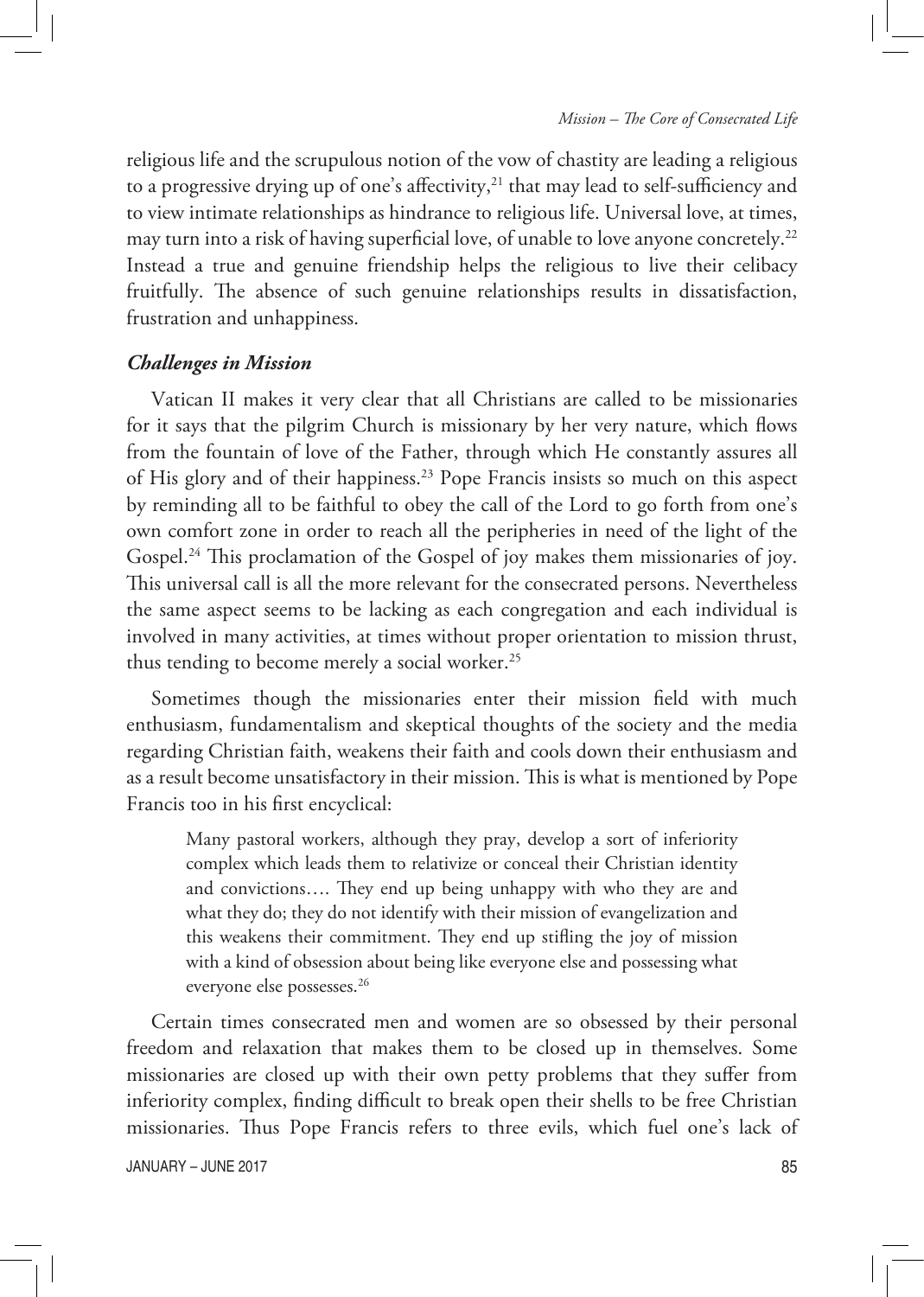religious life and the scrupulous notion of the vow of chastity are leading a religious to a progressive drying up of one's affectivity,[21] that may lead to self-sufficiency and to view intimate relationships as hindrance to religious life. Universal love, at times, may turn into a risk of having superficial love, of unable to love anyone concretely.[22] Instead a true and genuine friendship helps the religious to live their celibacy fruitfully. The absence of such genuine relationships results in dissatisfaction, frustration and unhappiness.

### *Challenges in Mission*

Vatican II makes it very clear that all Christians are called to be missionaries for it says that the pilgrim Church is missionary by her very nature, which flows from the fountain of love of the Father, through which He constantly assures all of His glory and of their happiness.[23] Pope Francis insists so much on this aspect by reminding all to be faithful to obey the call of the Lord to go forth from one's own comfort zone in order to reach all the peripheries in need of the light of the Gospel.[24] This proclamation of the Gospel of joy makes them missionaries of joy. This universal call is all the more relevant for the consecrated persons. Nevertheless the same aspect seems to be lacking as each congregation and each individual is involved in many activities, at times without proper orientation to mission thrust, thus tending to become merely a social worker.[25]

Sometimes though the missionaries enter their mission field with much enthusiasm, fundamentalism and skeptical thoughts of the society and the media regarding Christian faith, weakens their faith and cools down their enthusiasm and as a result become unsatisfactory in their mission. This is what is mentioned by Pope Francis too in his first encyclical:

> Many pastoral workers, although they pray, develop a sort of inferiority complex which leads them to relativize or conceal their Christian identity and convictions…. They end up being unhappy with who they are and what they do; they do not identify with their mission of evangelization and this weakens their commitment. They end up stifling the joy of mission with a kind of obsession about being like everyone else and possessing what everyone else possesses.[26]

Certain times consecrated men and women are so obsessed by their personal freedom and relaxation that makes them to be closed up in themselves. Some missionaries are closed up with their own petty problems that they suffer from inferiority complex, finding difficult to break open their shells to be free Christian missionaries. Thus Pope Francis refers to three evils, which fuel one's lack of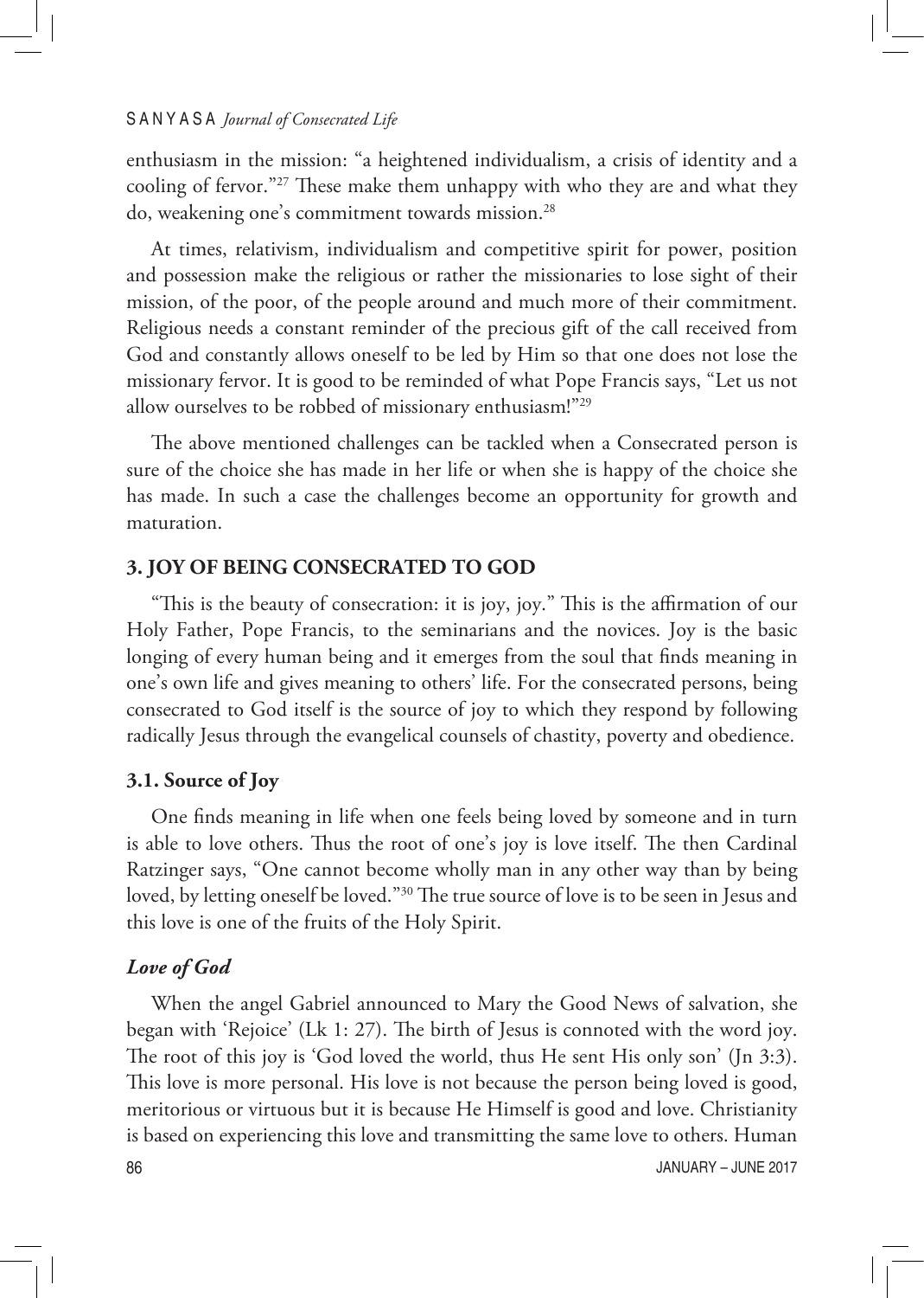enthusiasm in the mission: "a heightened individualism, a crisis of identity and a cooling of fervor."[27] These make them unhappy with who they are and what they do, weakening one's commitment towards mission.[28]

At times, relativism, individualism and competitive spirit for power, position and possession make the religious or rather the missionaries to lose sight of their mission, of the poor, of the people around and much more of their commitment. Religious needs a constant reminder of the precious gift of the call received from God and constantly allows oneself to be led by Him so that one does not lose the missionary fervor. It is good to be reminded of what Pope Francis says, "Let us not allow ourselves to be robbed of missionary enthusiasm!"[29]

The above mentioned challenges can be tackled when a Consecrated person is sure of the choice she has made in her life or when she is happy of the choice she has made. In such a case the challenges become an opportunity for growth and maturation.

## 3. JOY OF BEING CONSECRATED TO GOD

"This is the beauty of consecration: it is joy, joy." This is the affirmation of our Holy Father, Pope Francis, to the seminarians and the novices. Joy is the basic longing of every human being and it emerges from the soul that finds meaning in one's own life and gives meaning to others' life. For the consecrated persons, being consecrated to God itself is the source of joy to which they respond by following radically Jesus through the evangelical counsels of chastity, poverty and obedience.

### 3.1. Source of Joy

One finds meaning in life when one feels being loved by someone and in turn is able to love others. Thus the root of one's joy is love itself. The then Cardinal Ratzinger says, "One cannot become wholly man in any other way than by being loved, by letting oneself be loved."[30] The true source of love is to be seen in Jesus and this love is one of the fruits of the Holy Spirit.

#### *Love of God*

When the angel Gabriel announced to Mary the Good News of salvation, she began with 'Rejoice' (Lk 1: 27). The birth of Jesus is connoted with the word joy. The root of this joy is 'God loved the world, thus He sent His only son' (Jn 3:3). This love is more personal. His love is not because the person being loved is good, meritorious or virtuous but it is because He Himself is good and love. Christianity is based on experiencing this love and transmitting the same love to others. Human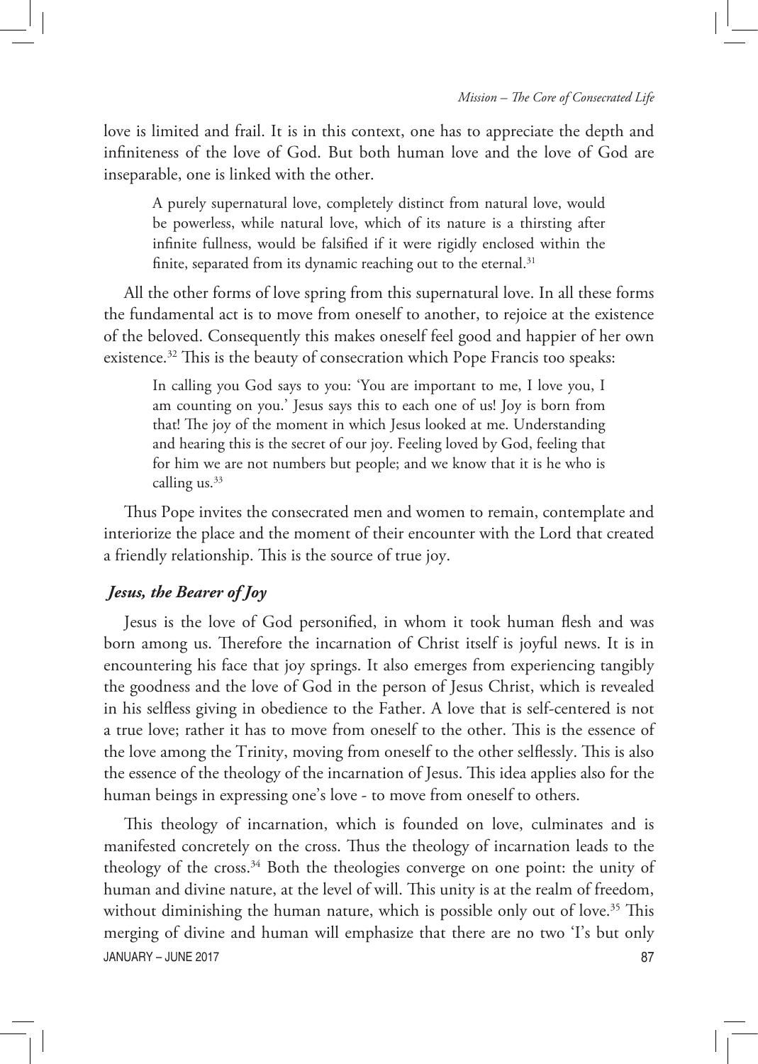love is limited and frail. It is in this context, one has to appreciate the depth and infiniteness of the love of God. But both human love and the love of God are inseparable, one is linked with the other.

> A purely supernatural love, completely distinct from natural love, would be powerless, while natural love, which of its nature is a thirsting after infinite fullness, would be falsified if it were rigidly enclosed within the finite, separated from its dynamic reaching out to the eternal.[31]

All the other forms of love spring from this supernatural love. In all these forms the fundamental act is to move from oneself to another, to rejoice at the existence of the beloved. Consequently this makes oneself feel good and happier of her own existence.[32] This is the beauty of consecration which Pope Francis too speaks:

> In calling you God says to you: 'You are important to me, I love you, I am counting on you.' Jesus says this to each one of us! Joy is born from that! The joy of the moment in which Jesus looked at me. Understanding and hearing this is the secret of our joy. Feeling loved by God, feeling that for him we are not numbers but people; and we know that it is he who is calling us.[33]

Thus Pope invites the consecrated men and women to remain, contemplate and interiorize the place and the moment of their encounter with the Lord that created a friendly relationship. This is the source of true joy.

### *Jesus, the Bearer of Joy*

Jesus is the love of God personified, in whom it took human flesh and was born among us. Therefore the incarnation of Christ itself is joyful news. It is in encountering his face that joy springs. It also emerges from experiencing tangibly the goodness and the love of God in the person of Jesus Christ, which is revealed in his selfless giving in obedience to the Father. A love that is self-centered is not a true love; rather it has to move from oneself to the other. This is the essence of the love among the Trinity, moving from oneself to the other selflessly. This is also the essence of the theology of the incarnation of Jesus. This idea applies also for the human beings in expressing one's love - to move from oneself to others.

This theology of incarnation, which is founded on love, culminates and is manifested concretely on the cross. Thus the theology of incarnation leads to the theology of the cross.[34] Both the theologies converge on one point: the unity of human and divine nature, at the level of will. This unity is at the realm of freedom, without diminishing the human nature, which is possible only out of love.[35] This merging of divine and human will emphasize that there are no two 'I's but only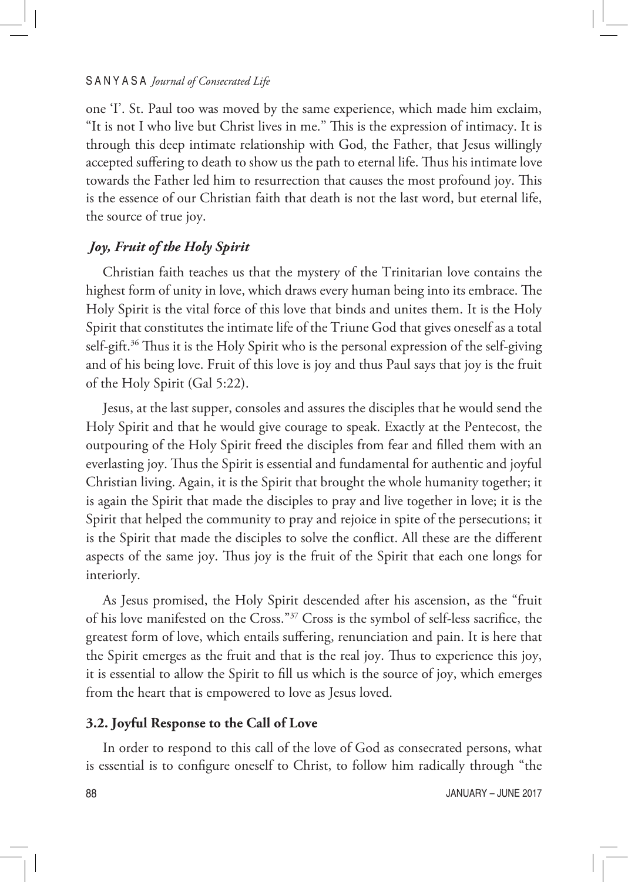one 'I'. St. Paul too was moved by the same experience, which made him exclaim, "It is not I who live but Christ lives in me." This is the expression of intimacy. It is through this deep intimate relationship with God, the Father, that Jesus willingly accepted suffering to death to show us the path to eternal life. Thus his intimate love towards the Father led him to resurrection that causes the most profound joy. This is the essence of our Christian faith that death is not the last word, but eternal life, the source of true joy.

***Joy, Fruit of the Holy Spirit***

Christian faith teaches us that the mystery of the Trinitarian love contains the highest form of unity in love, which draws every human being into its embrace. The Holy Spirit is the vital force of this love that binds and unites them. It is the Holy Spirit that constitutes the intimate life of the Triune God that gives oneself as a total self-gift.[36] Thus it is the Holy Spirit who is the personal expression of the self-giving and of his being love. Fruit of this love is joy and thus Paul says that joy is the fruit of the Holy Spirit (Gal 5:22).

Jesus, at the last supper, consoles and assures the disciples that he would send the Holy Spirit and that he would give courage to speak. Exactly at the Pentecost, the outpouring of the Holy Spirit freed the disciples from fear and filled them with an everlasting joy. Thus the Spirit is essential and fundamental for authentic and joyful Christian living. Again, it is the Spirit that brought the whole humanity together; it is again the Spirit that made the disciples to pray and live together in love; it is the Spirit that helped the community to pray and rejoice in spite of the persecutions; it is the Spirit that made the disciples to solve the conflict. All these are the different aspects of the same joy. Thus joy is the fruit of the Spirit that each one longs for interiorly.

As Jesus promised, the Holy Spirit descended after his ascension, as the "fruit of his love manifested on the Cross."[37] Cross is the symbol of self-less sacrifice, the greatest form of love, which entails suffering, renunciation and pain. It is here that the Spirit emerges as the fruit and that is the real joy. Thus to experience this joy, it is essential to allow the Spirit to fill us which is the source of joy, which emerges from the heart that is empowered to love as Jesus loved.

### 3.2. Joyful Response to the Call of Love

In order to respond to this call of the love of God as consecrated persons, what is essential is to configure oneself to Christ, to follow him radically through "the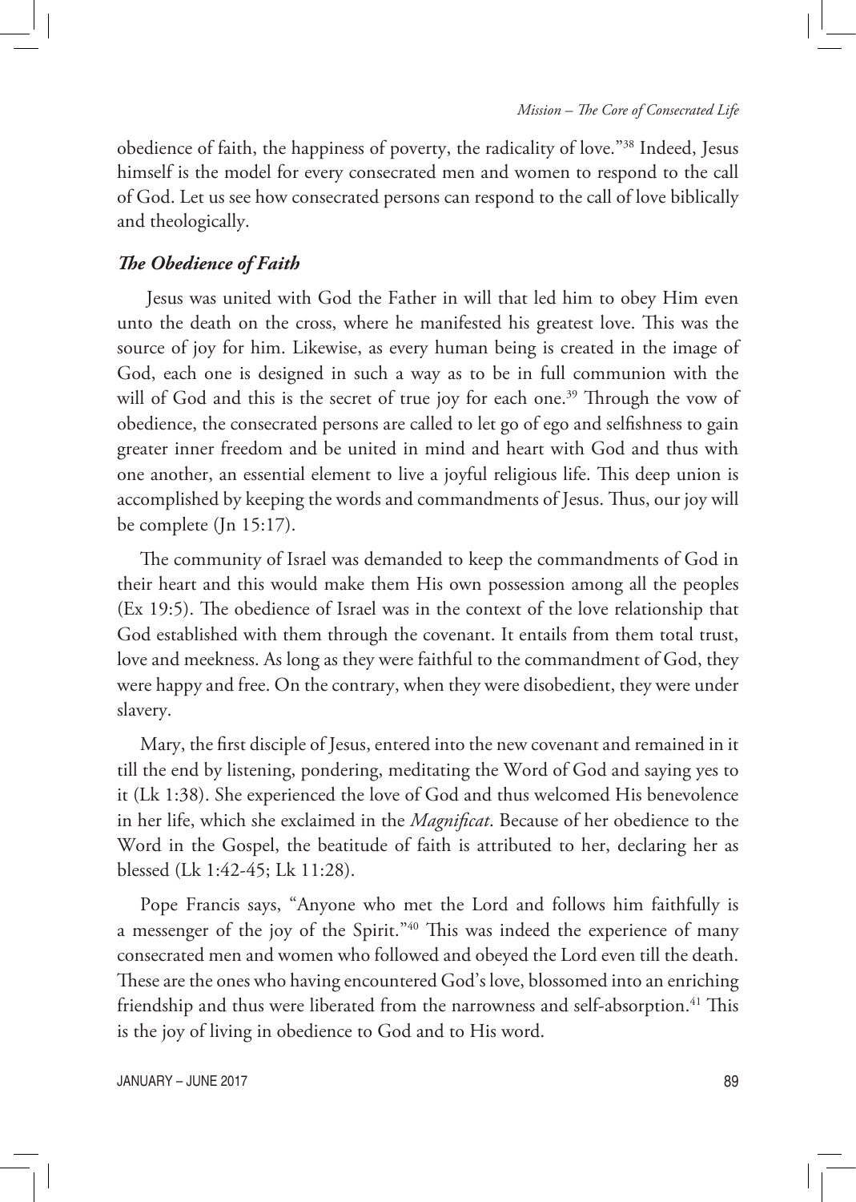obedience of faith, the happiness of poverty, the radicality of love."[38] Indeed, Jesus himself is the model for every consecrated men and women to respond to the call of God. Let us see how consecrated persons can respond to the call of love biblically and theologically.

### *The Obedience of Faith*

Jesus was united with God the Father in will that led him to obey Him even unto the death on the cross, where he manifested his greatest love. This was the source of joy for him. Likewise, as every human being is created in the image of God, each one is designed in such a way as to be in full communion with the will of God and this is the secret of true joy for each one.[39] Through the vow of obedience, the consecrated persons are called to let go of ego and selfishness to gain greater inner freedom and be united in mind and heart with God and thus with one another, an essential element to live a joyful religious life. This deep union is accomplished by keeping the words and commandments of Jesus. Thus, our joy will be complete (Jn 15:17).

The community of Israel was demanded to keep the commandments of God in their heart and this would make them His own possession among all the peoples (Ex 19:5). The obedience of Israel was in the context of the love relationship that God established with them through the covenant. It entails from them total trust, love and meekness. As long as they were faithful to the commandment of God, they were happy and free. On the contrary, when they were disobedient, they were under slavery.

Mary, the first disciple of Jesus, entered into the new covenant and remained in it till the end by listening, pondering, meditating the Word of God and saying yes to it (Lk 1:38). She experienced the love of God and thus welcomed His benevolence in her life, which she exclaimed in the *Magnificat*. Because of her obedience to the Word in the Gospel, the beatitude of faith is attributed to her, declaring her as blessed (Lk 1:42-45; Lk 11:28).

Pope Francis says, "Anyone who met the Lord and follows him faithfully is a messenger of the joy of the Spirit."[40] This was indeed the experience of many consecrated men and women who followed and obeyed the Lord even till the death. These are the ones who having encountered God's love, blossomed into an enriching friendship and thus were liberated from the narrowness and self-absorption.[41] This is the joy of living in obedience to God and to His word.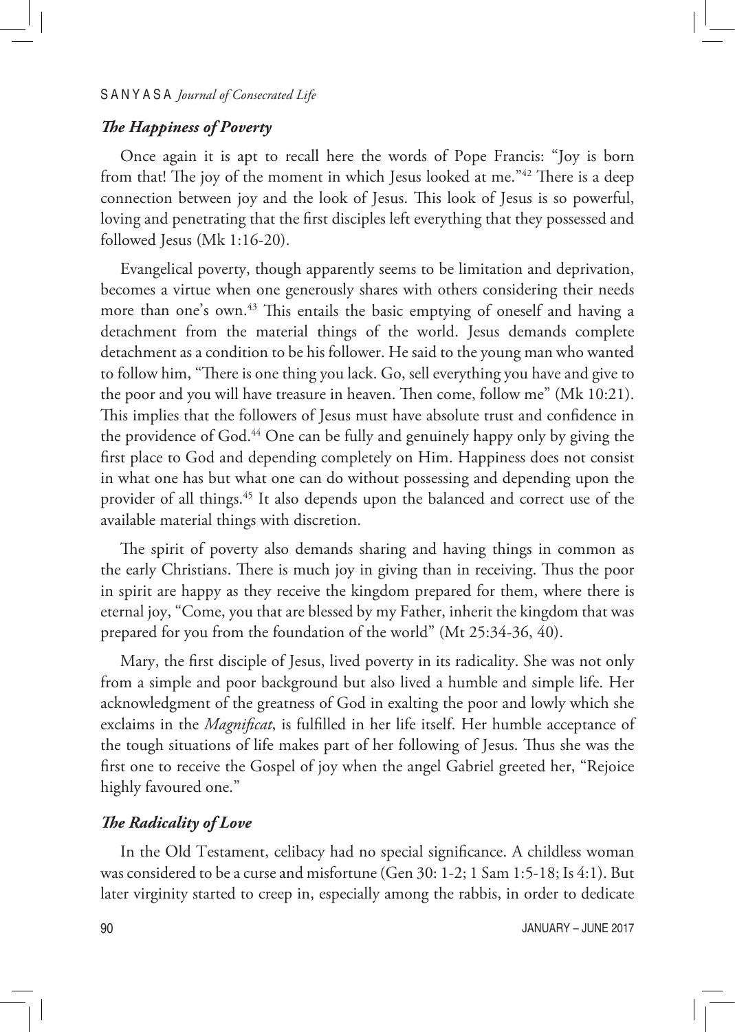### *The Happiness of Poverty*

Once again it is apt to recall here the words of Pope Francis: "Joy is born from that! The joy of the moment in which Jesus looked at me."[42] There is a deep connection between joy and the look of Jesus. This look of Jesus is so powerful, loving and penetrating that the first disciples left everything that they possessed and followed Jesus (Mk 1:16-20).

Evangelical poverty, though apparently seems to be limitation and deprivation, becomes a virtue when one generously shares with others considering their needs more than one's own.[43] This entails the basic emptying of oneself and having a detachment from the material things of the world. Jesus demands complete detachment as a condition to be his follower. He said to the young man who wanted to follow him, "There is one thing you lack. Go, sell everything you have and give to the poor and you will have treasure in heaven. Then come, follow me" (Mk 10:21). This implies that the followers of Jesus must have absolute trust and confidence in the providence of God.[44] One can be fully and genuinely happy only by giving the first place to God and depending completely on Him. Happiness does not consist in what one has but what one can do without possessing and depending upon the provider of all things.[45] It also depends upon the balanced and correct use of the available material things with discretion.

The spirit of poverty also demands sharing and having things in common as the early Christians. There is much joy in giving than in receiving. Thus the poor in spirit are happy as they receive the kingdom prepared for them, where there is eternal joy, "Come, you that are blessed by my Father, inherit the kingdom that was prepared for you from the foundation of the world" (Mt 25:34-36, 40).

Mary, the first disciple of Jesus, lived poverty in its radicality. She was not only from a simple and poor background but also lived a humble and simple life. Her acknowledgment of the greatness of God in exalting the poor and lowly which she exclaims in the *Magnificat*, is fulfilled in her life itself. Her humble acceptance of the tough situations of life makes part of her following of Jesus. Thus she was the first one to receive the Gospel of joy when the angel Gabriel greeted her, "Rejoice highly favoured one."

### *The Radicality of Love*

In the Old Testament, celibacy had no special significance. A childless woman was considered to be a curse and misfortune (Gen 30: 1-2; 1 Sam 1:5-18; Is 4:1). But later virginity started to creep in, especially among the rabbis, in order to dedicate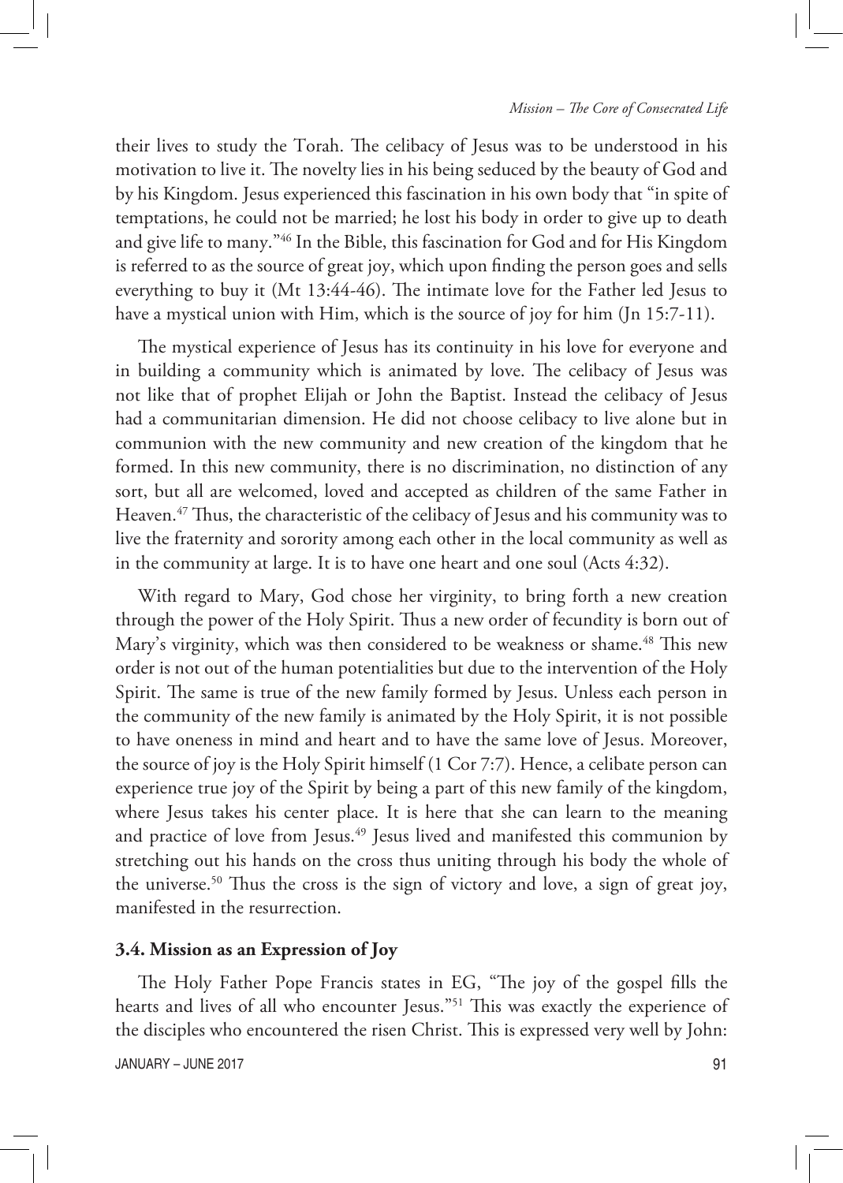their lives to study the Torah. The celibacy of Jesus was to be understood in his motivation to live it. The novelty lies in his being seduced by the beauty of God and by his Kingdom. Jesus experienced this fascination in his own body that "in spite of temptations, he could not be married; he lost his body in order to give up to death and give life to many."[46] In the Bible, this fascination for God and for His Kingdom is referred to as the source of great joy, which upon finding the person goes and sells everything to buy it (Mt 13:44-46). The intimate love for the Father led Jesus to have a mystical union with Him, which is the source of joy for him (Jn 15:7-11).

The mystical experience of Jesus has its continuity in his love for everyone and in building a community which is animated by love. The celibacy of Jesus was not like that of prophet Elijah or John the Baptist. Instead the celibacy of Jesus had a communitarian dimension. He did not choose celibacy to live alone but in communion with the new community and new creation of the kingdom that he formed. In this new community, there is no discrimination, no distinction of any sort, but all are welcomed, loved and accepted as children of the same Father in Heaven.[47] Thus, the characteristic of the celibacy of Jesus and his community was to live the fraternity and sorority among each other in the local community as well as in the community at large. It is to have one heart and one soul (Acts 4:32).

With regard to Mary, God chose her virginity, to bring forth a new creation through the power of the Holy Spirit. Thus a new order of fecundity is born out of Mary's virginity, which was then considered to be weakness or shame.[48] This new order is not out of the human potentialities but due to the intervention of the Holy Spirit. The same is true of the new family formed by Jesus. Unless each person in the community of the new family is animated by the Holy Spirit, it is not possible to have oneness in mind and heart and to have the same love of Jesus. Moreover, the source of joy is the Holy Spirit himself (1 Cor 7:7). Hence, a celibate person can experience true joy of the Spirit by being a part of this new family of the kingdom, where Jesus takes his center place. It is here that she can learn to the meaning and practice of love from Jesus.[49] Jesus lived and manifested this communion by stretching out his hands on the cross thus uniting through his body the whole of the universe.[50] Thus the cross is the sign of victory and love, a sign of great joy, manifested in the resurrection.

### 3.4. Mission as an Expression of Joy

The Holy Father Pope Francis states in EG, "The joy of the gospel fills the hearts and lives of all who encounter Jesus."[51] This was exactly the experience of the disciples who encountered the risen Christ. This is expressed very well by John: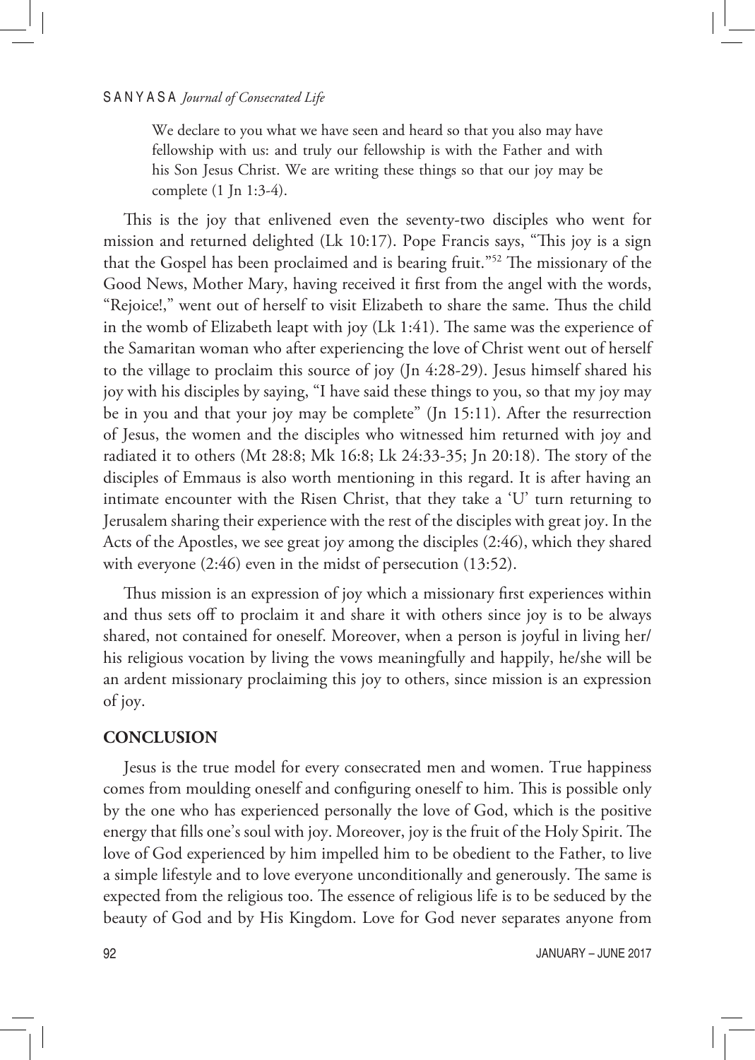> We declare to you what we have seen and heard so that you also may have fellowship with us: and truly our fellowship is with the Father and with his Son Jesus Christ. We are writing these things so that our joy may be complete (1 Jn 1:3-4).

This is the joy that enlivened even the seventy-two disciples who went for mission and returned delighted (Lk 10:17). Pope Francis says, "This joy is a sign that the Gospel has been proclaimed and is bearing fruit."[52] The missionary of the Good News, Mother Mary, having received it first from the angel with the words, "Rejoice!," went out of herself to visit Elizabeth to share the same. Thus the child in the womb of Elizabeth leapt with joy (Lk 1:41). The same was the experience of the Samaritan woman who after experiencing the love of Christ went out of herself to the village to proclaim this source of joy (Jn 4:28-29). Jesus himself shared his joy with his disciples by saying, "I have said these things to you, so that my joy may be in you and that your joy may be complete" (Jn 15:11). After the resurrection of Jesus, the women and the disciples who witnessed him returned with joy and radiated it to others (Mt 28:8; Mk 16:8; Lk 24:33-35; Jn 20:18). The story of the disciples of Emmaus is also worth mentioning in this regard. It is after having an intimate encounter with the Risen Christ, that they take a 'U' turn returning to Jerusalem sharing their experience with the rest of the disciples with great joy. In the Acts of the Apostles, we see great joy among the disciples (2:46), which they shared with everyone (2:46) even in the midst of persecution (13:52).

Thus mission is an expression of joy which a missionary first experiences within and thus sets off to proclaim it and share it with others since joy is to be always shared, not contained for oneself. Moreover, when a person is joyful in living her/his religious vocation by living the vows meaningfully and happily, he/she will be an ardent missionary proclaiming this joy to others, since mission is an expression of joy.

## CONCLUSION

Jesus is the true model for every consecrated men and women. True happiness comes from moulding oneself and configuring oneself to him. This is possible only by the one who has experienced personally the love of God, which is the positive energy that fills one's soul with joy. Moreover, joy is the fruit of the Holy Spirit. The love of God experienced by him impelled him to be obedient to the Father, to live a simple lifestyle and to love everyone unconditionally and generously. The same is expected from the religious too. The essence of religious life is to be seduced by the beauty of God and by His Kingdom. Love for God never separates anyone from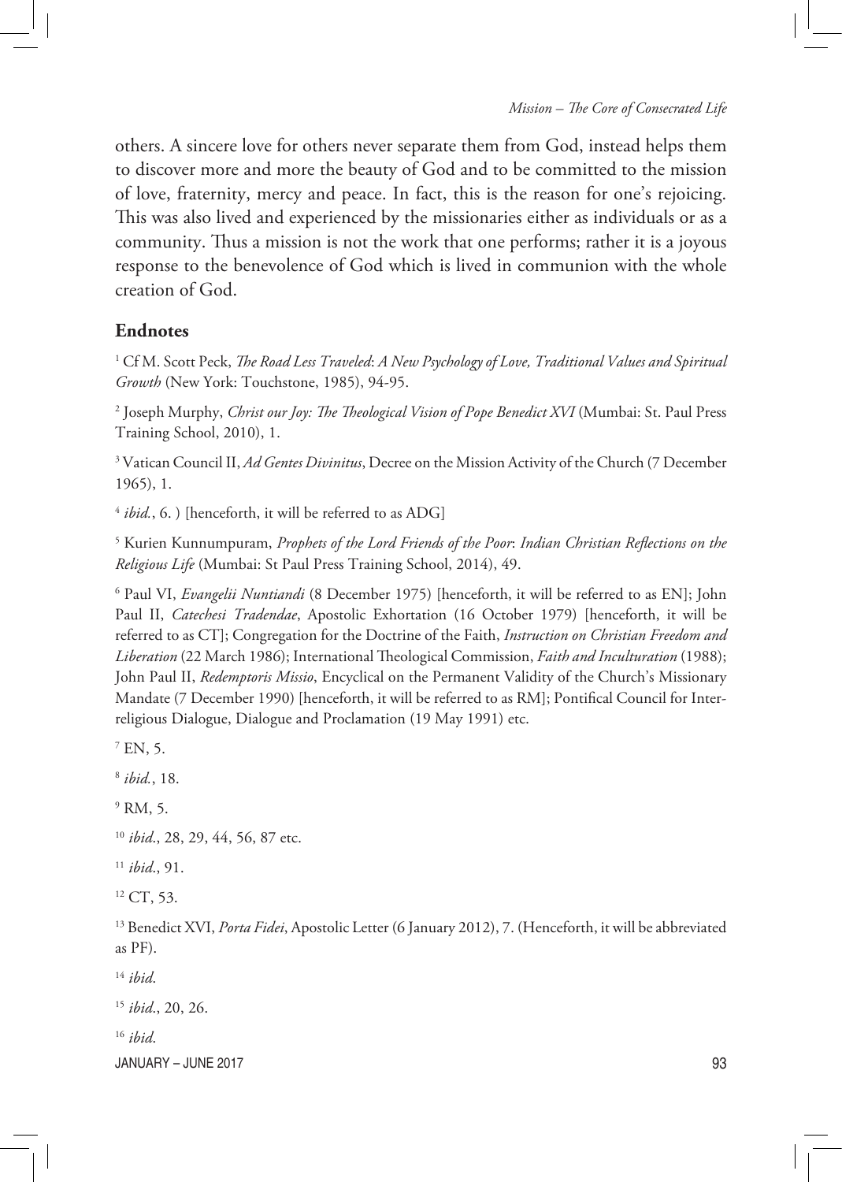others. A sincere love for others never separate them from God, instead helps them to discover more and more the beauty of God and to be committed to the mission of love, fraternity, mercy and peace. In fact, this is the reason for one's rejoicing. This was also lived and experienced by the missionaries either as individuals or as a community. Thus a mission is not the work that one performs; rather it is a joyous response to the benevolence of God which is lived in communion with the whole creation of God.

## Endnotes

[1] Cf M. Scott Peck, *The Road Less Traveled*: *A New Psychology of Love, Traditional Values and Spiritual Growth* (New York: Touchstone, 1985), 94-95.

[2] Joseph Murphy, *Christ our Joy: The Theological Vision of Pope Benedict XVI* (Mumbai: St. Paul Press Training School, 2010), 1.

[3] Vatican Council II, *Ad Gentes Divinitus*, Decree on the Mission Activity of the Church (7 December 1965), 1.

[4] *ibid.*, 6. ) [henceforth, it will be referred to as ADG]

[5] Kurien Kunnumpuram, *Prophets of the Lord Friends of the Poor*: *Indian Christian Reflections on the Religious Life* (Mumbai: St Paul Press Training School, 2014), 49.

[6] Paul VI, *Evangelii Nuntiandi* (8 December 1975) [henceforth, it will be referred to as EN]; John Paul II, *Catechesi Tradendae*, Apostolic Exhortation (16 October 1979) [henceforth, it will be referred to as CT]; Congregation for the Doctrine of the Faith, *Instruction on Christian Freedom and Liberation* (22 March 1986); International Theological Commission, *Faith and Inculturation* (1988); John Paul II, *Redemptoris Missio*, Encyclical on the Permanent Validity of the Church's Missionary Mandate (7 December 1990) [henceforth, it will be referred to as RM]; Pontifical Council for Inter-religious Dialogue, Dialogue and Proclamation (19 May 1991) etc.

[7] EN, 5.

[8] *ibid.*, 18.

[9] RM, 5.

[10] *ibid*., 28, 29, 44, 56, 87 etc.

[11] *ibid*., 91.

[12] CT, 53.

[13] Benedict XVI, *Porta Fidei*, Apostolic Letter (6 January 2012), 7. (Henceforth, it will be abbreviated as PF).

[14] *ibid*.

[15] *ibid*., 20, 26.

[16] *ibid*.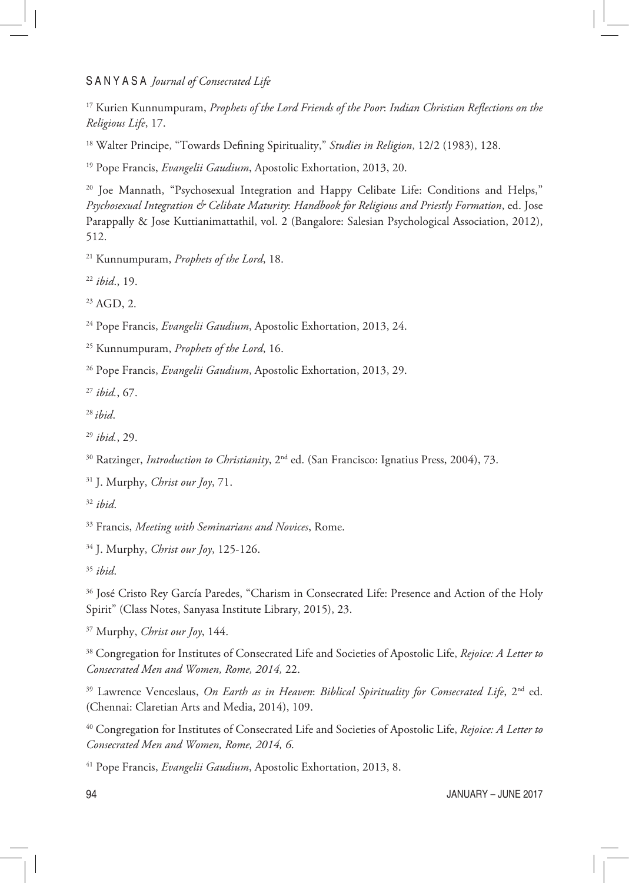[17] Kurien Kunnumpuram, *Prophets of the Lord Friends of the Poor*: *Indian Christian Reflections on the Religious Life*, 17.

[18] Walter Principe, "Towards Defining Spirituality," *Studies in Religion*, 12/2 (1983), 128.

[19] Pope Francis, *Evangelii Gaudium*, Apostolic Exhortation, 2013, 20.

[20] Joe Mannath, "Psychosexual Integration and Happy Celibate Life: Conditions and Helps," *Psychosexual Integration & Celibate Maturity*: *Handbook for Religious and Priestly Formation*, ed. Jose Parappally & Jose Kuttianimattathil, vol. 2 (Bangalore: Salesian Psychological Association, 2012), 512.

[21] Kunnumpuram, *Prophets of the Lord*, 18.

[22] *ibid*., 19.

[23] AGD, 2.

[24] Pope Francis, *Evangelii Gaudium*, Apostolic Exhortation, 2013, 24.

[25] Kunnumpuram, *Prophets of the Lord*, 16.

[26] Pope Francis, *Evangelii Gaudium*, Apostolic Exhortation, 2013, 29.

[27] *ibid.*, 67.

[28] *ibid*.

[29] *ibid.*, 29.

[30] Ratzinger, *Introduction to Christianity*, 2nd ed. (San Francisco: Ignatius Press, 2004), 73.

[31] J. Murphy, *Christ our Joy*, 71.

[32] *ibid*.

[33] Francis, *Meeting with Seminarians and Novices*, Rome.

[34] J. Murphy, *Christ our Joy*, 125-126.

[35] *ibid*.

[36] José Cristo Rey García Paredes, "Charism in Consecrated Life: Presence and Action of the Holy Spirit" (Class Notes, Sanyasa Institute Library, 2015), 23.

[37] Murphy, *Christ our Joy*, 144.

[38] Congregation for Institutes of Consecrated Life and Societies of Apostolic Life, *Rejoice: A Letter to Consecrated Men and Women, Rome, 2014,* 22.

[39] Lawrence Venceslaus, *On Earth as in Heaven*: *Biblical Spirituality for Consecrated Life*, 2nd ed. (Chennai: Claretian Arts and Media, 2014), 109.

[40] Congregation for Institutes of Consecrated Life and Societies of Apostolic Life, *Rejoice: A Letter to Consecrated Men and Women, Rome, 2014, 6.*

[41] Pope Francis, *Evangelii Gaudium*, Apostolic Exhortation, 2013, 8.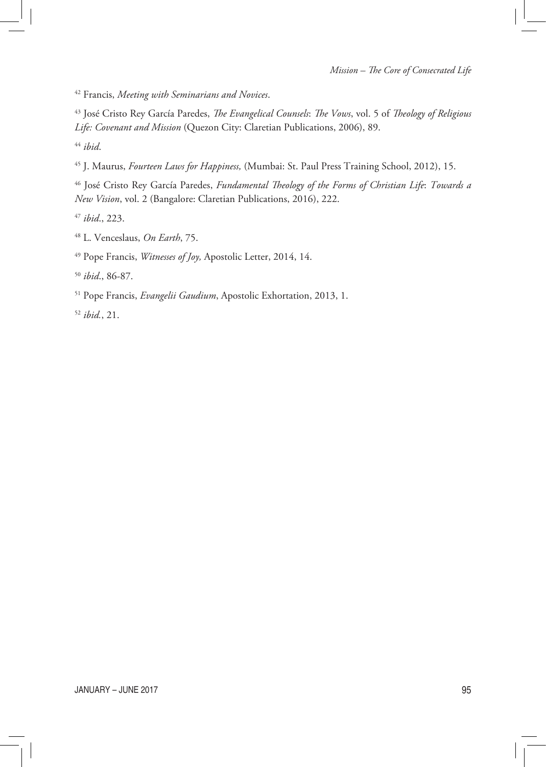[42] Francis, *Meeting with Seminarians and Novices*.

[43] José Cristo Rey García Paredes, *The Evangelical Counsels*: *The Vows*, vol. 5 of *Theology of Religious Life: Covenant and Mission* (Quezon City: Claretian Publications, 2006), 89.

[44] *ibid*.

[45] J. Maurus, *Fourteen Laws for Happiness,* (Mumbai: St. Paul Press Training School, 2012), 15.

[46] José Cristo Rey García Paredes, *Fundamental Theology of the Forms of Christian Life*: *Towards a New Vision*, vol. 2 (Bangalore: Claretian Publications, 2016), 222.

[47] *ibid*., 223.

[48] L. Venceslaus, *On Earth*, 75.

[49] Pope Francis, *Witnesses of Joy,* Apostolic Letter, 2014, 14.

[50] *ibid*., 86-87.

[51] Pope Francis, *Evangelii Gaudium*, Apostolic Exhortation, 2013, 1.

[52] *ibid.*, 21.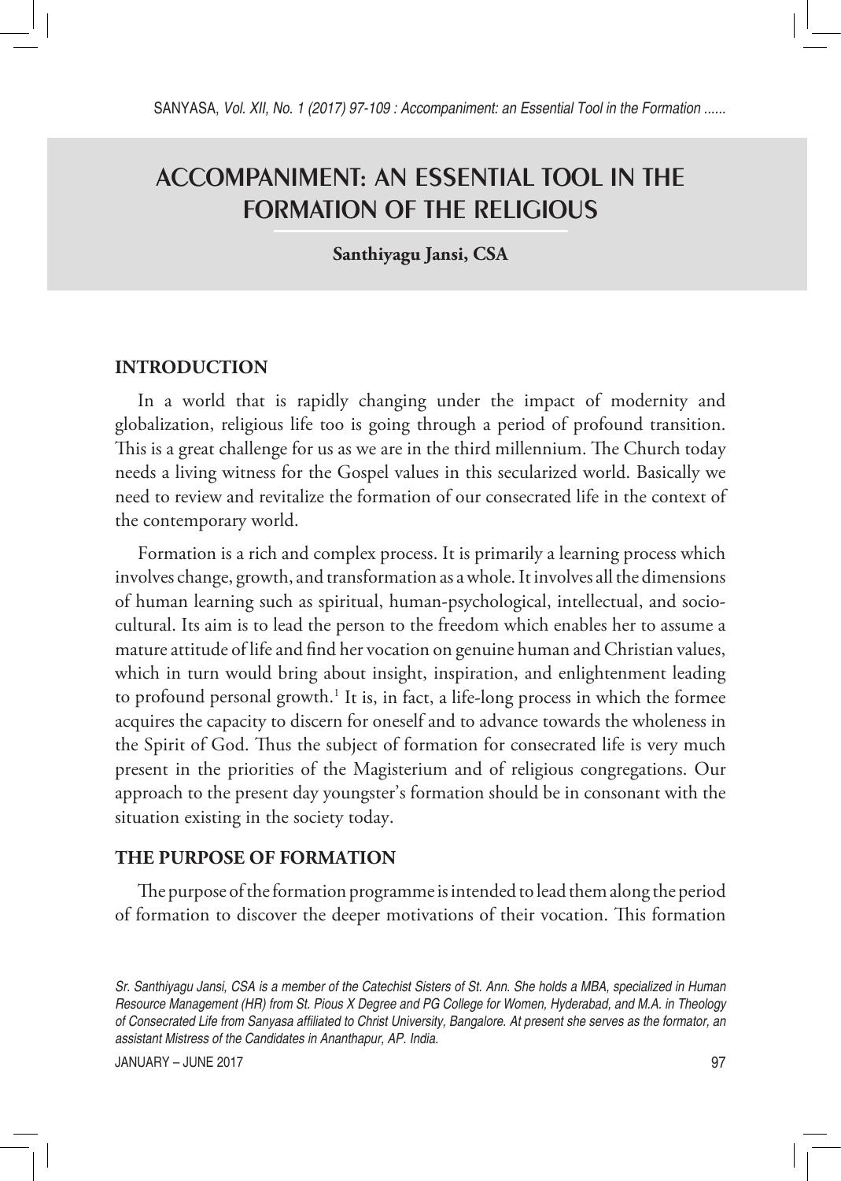# ACCOMPANIMENT: AN ESSENTIAL TOOL IN THE FORMATION OF THE RELIGIOUS

**Santhiyagu Jansi, CSA**

## INTRODUCTION

In a world that is rapidly changing under the impact of modernity and globalization, religious life too is going through a period of profound transition. This is a great challenge for us as we are in the third millennium. The Church today needs a living witness for the Gospel values in this secularized world. Basically we need to review and revitalize the formation of our consecrated life in the context of the contemporary world.

Formation is a rich and complex process. It is primarily a learning process which involves change, growth, and transformation as a whole. It involves all the dimensions of human learning such as spiritual, human-psychological, intellectual, and socio-cultural. Its aim is to lead the person to the freedom which enables her to assume a mature attitude of life and find her vocation on genuine human and Christian values, which in turn would bring about insight, inspiration, and enlightenment leading to profound personal growth.[1] It is, in fact, a life-long process in which the formee acquires the capacity to discern for oneself and to advance towards the wholeness in the Spirit of God. Thus the subject of formation for consecrated life is very much present in the priorities of the Magisterium and of religious congregations. Our approach to the present day youngster's formation should be in consonant with the situation existing in the society today.

## THE PURPOSE OF FORMATION

The purpose of the formation programme is intended to lead them along the period of formation to discover the deeper motivations of their vocation. This formation

*Sr. Santhiyagu Jansi, CSA is a member of the Catechist Sisters of St. Ann. She holds a MBA, specialized in Human Resource Management (HR) from St. Pious X Degree and PG College for Women, Hyderabad, and M.A. in Theology of Consecrated Life from Sanyasa affiliated to Christ University, Bangalore. At present she serves as the formator, an assistant Mistress of the Candidates in Ananthapur, AP. India.*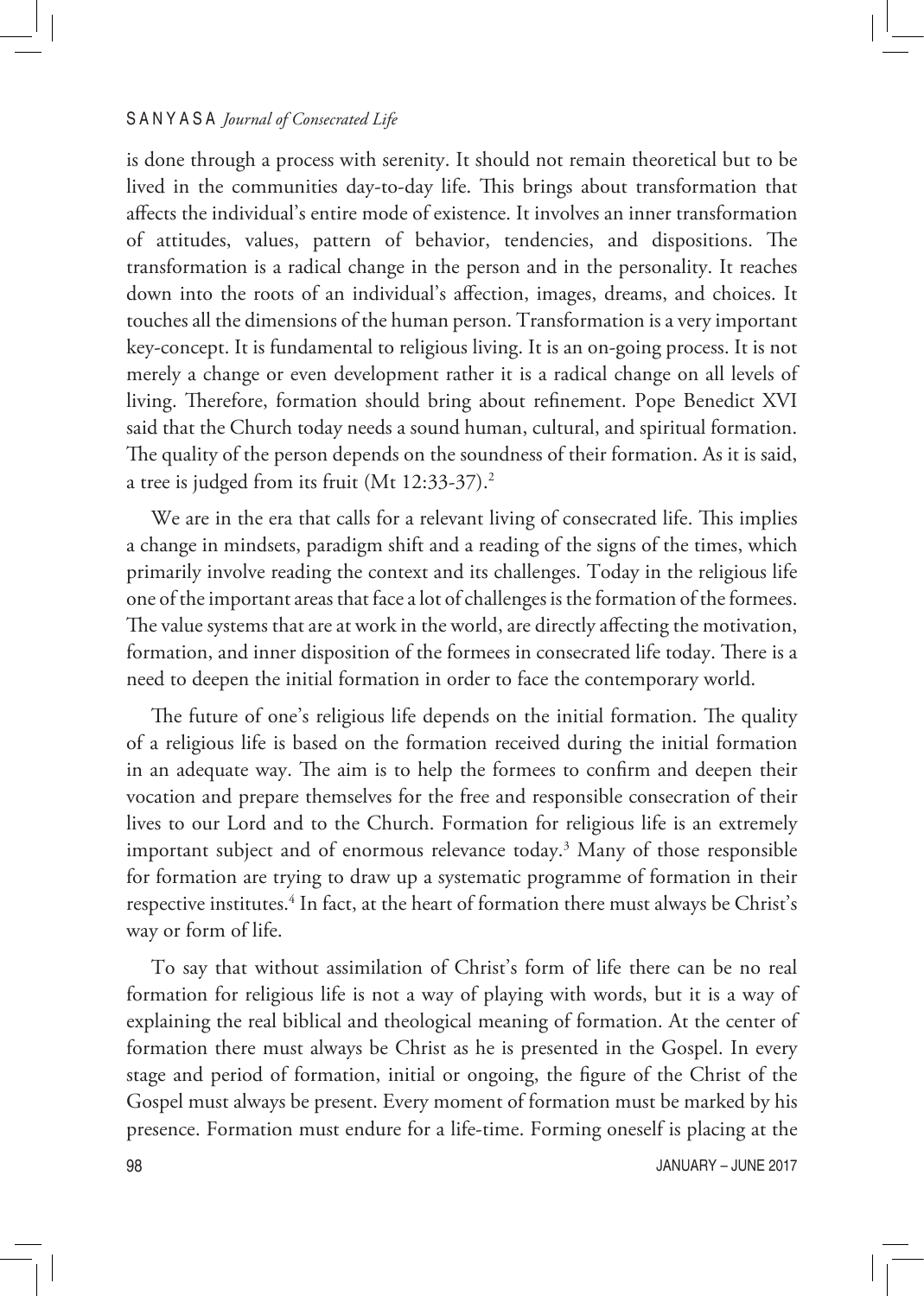is done through a process with serenity. It should not remain theoretical but to be lived in the communities day-to-day life. This brings about transformation that affects the individual's entire mode of existence. It involves an inner transformation of attitudes, values, pattern of behavior, tendencies, and dispositions. The transformation is a radical change in the person and in the personality. It reaches down into the roots of an individual's affection, images, dreams, and choices. It touches all the dimensions of the human person. Transformation is a very important key-concept. It is fundamental to religious living. It is an on-going process. It is not merely a change or even development rather it is a radical change on all levels of living. Therefore, formation should bring about refinement. Pope Benedict XVI said that the Church today needs a sound human, cultural, and spiritual formation. The quality of the person depends on the soundness of their formation. As it is said, a tree is judged from its fruit (Mt 12:33-37).[2]

We are in the era that calls for a relevant living of consecrated life. This implies a change in mindsets, paradigm shift and a reading of the signs of the times, which primarily involve reading the context and its challenges. Today in the religious life one of the important areas that face a lot of challenges is the formation of the formees. The value systems that are at work in the world, are directly affecting the motivation, formation, and inner disposition of the formees in consecrated life today. There is a need to deepen the initial formation in order to face the contemporary world.

The future of one's religious life depends on the initial formation. The quality of a religious life is based on the formation received during the initial formation in an adequate way. The aim is to help the formees to confirm and deepen their vocation and prepare themselves for the free and responsible consecration of their lives to our Lord and to the Church. Formation for religious life is an extremely important subject and of enormous relevance today.[3] Many of those responsible for formation are trying to draw up a systematic programme of formation in their respective institutes.[4] In fact, at the heart of formation there must always be Christ's way or form of life.

To say that without assimilation of Christ's form of life there can be no real formation for religious life is not a way of playing with words, but it is a way of explaining the real biblical and theological meaning of formation. At the center of formation there must always be Christ as he is presented in the Gospel. In every stage and period of formation, initial or ongoing, the figure of the Christ of the Gospel must always be present. Every moment of formation must be marked by his presence. Formation must endure for a life-time. Forming oneself is placing at the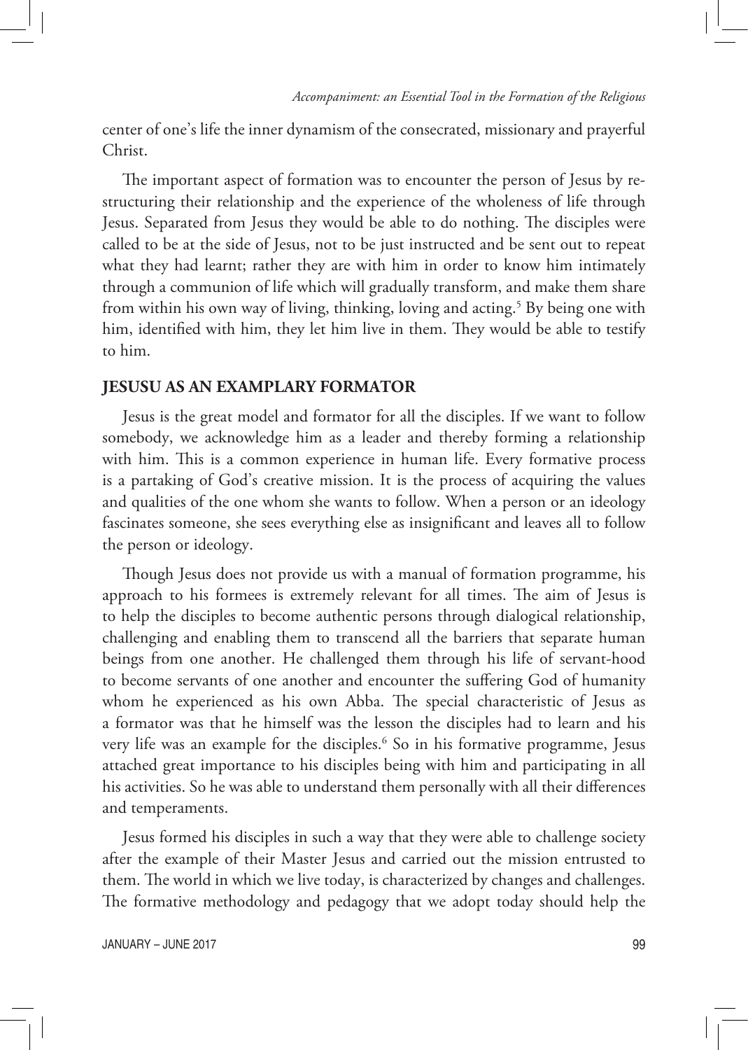center of one's life the inner dynamism of the consecrated, missionary and prayerful Christ.

The important aspect of formation was to encounter the person of Jesus by re-structuring their relationship and the experience of the wholeness of life through Jesus. Separated from Jesus they would be able to do nothing. The disciples were called to be at the side of Jesus, not to be just instructed and be sent out to repeat what they had learnt; rather they are with him in order to know him intimately through a communion of life which will gradually transform, and make them share from within his own way of living, thinking, loving and acting.[5] By being one with him, identified with him, they let him live in them. They would be able to testify to him.

## JESUSU AS AN EXAMPLARY FORMATOR

Jesus is the great model and formator for all the disciples. If we want to follow somebody, we acknowledge him as a leader and thereby forming a relationship with him. This is a common experience in human life. Every formative process is a partaking of God's creative mission. It is the process of acquiring the values and qualities of the one whom she wants to follow. When a person or an ideology fascinates someone, she sees everything else as insignificant and leaves all to follow the person or ideology.

Though Jesus does not provide us with a manual of formation programme, his approach to his formees is extremely relevant for all times. The aim of Jesus is to help the disciples to become authentic persons through dialogical relationship, challenging and enabling them to transcend all the barriers that separate human beings from one another. He challenged them through his life of servant-hood to become servants of one another and encounter the suffering God of humanity whom he experienced as his own Abba. The special characteristic of Jesus as a formator was that he himself was the lesson the disciples had to learn and his very life was an example for the disciples.[6] So in his formative programme, Jesus attached great importance to his disciples being with him and participating in all his activities. So he was able to understand them personally with all their differences and temperaments.

Jesus formed his disciples in such a way that they were able to challenge society after the example of their Master Jesus and carried out the mission entrusted to them. The world in which we live today, is characterized by changes and challenges. The formative methodology and pedagogy that we adopt today should help the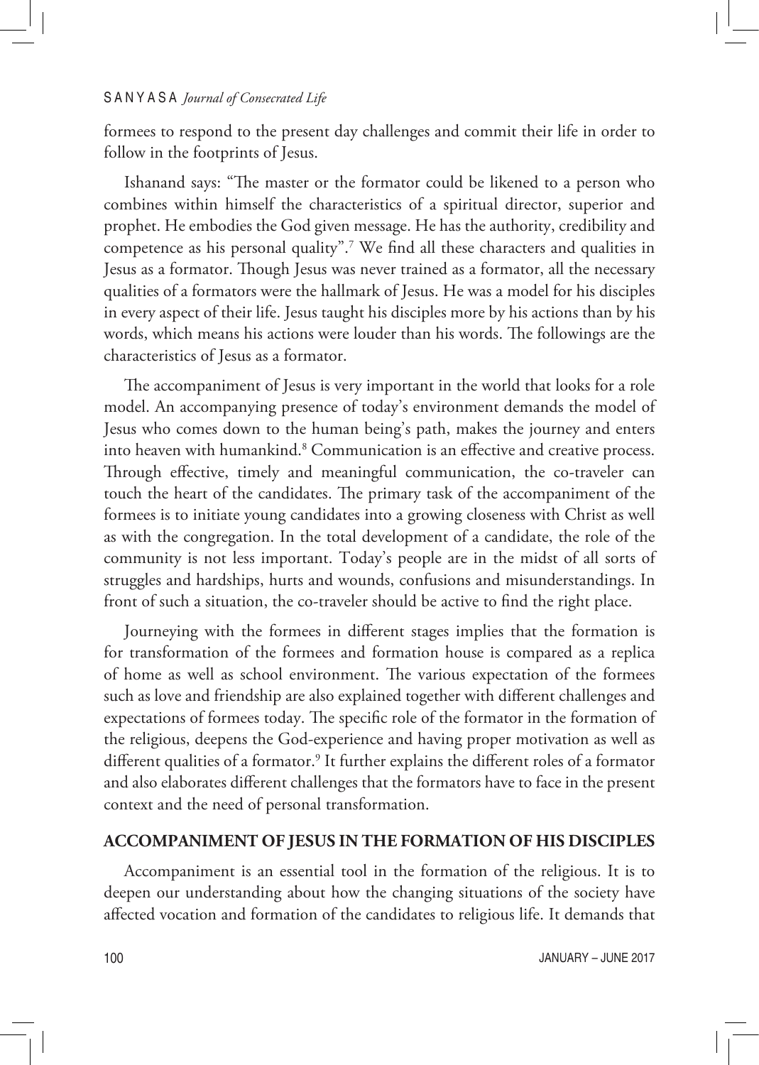formees to respond to the present day challenges and commit their life in order to follow in the footprints of Jesus.

Ishanand says: "The master or the formator could be likened to a person who combines within himself the characteristics of a spiritual director, superior and prophet. He embodies the God given message. He has the authority, credibility and competence as his personal quality".[7] We find all these characters and qualities in Jesus as a formator. Though Jesus was never trained as a formator, all the necessary qualities of a formators were the hallmark of Jesus. He was a model for his disciples in every aspect of their life. Jesus taught his disciples more by his actions than by his words, which means his actions were louder than his words. The followings are the characteristics of Jesus as a formator.

The accompaniment of Jesus is very important in the world that looks for a role model. An accompanying presence of today's environment demands the model of Jesus who comes down to the human being's path, makes the journey and enters into heaven with humankind.[8] Communication is an effective and creative process. Through effective, timely and meaningful communication, the co-traveler can touch the heart of the candidates. The primary task of the accompaniment of the formees is to initiate young candidates into a growing closeness with Christ as well as with the congregation. In the total development of a candidate, the role of the community is not less important. Today's people are in the midst of all sorts of struggles and hardships, hurts and wounds, confusions and misunderstandings. In front of such a situation, the co-traveler should be active to find the right place.

Journeying with the formees in different stages implies that the formation is for transformation of the formees and formation house is compared as a replica of home as well as school environment. The various expectation of the formees such as love and friendship are also explained together with different challenges and expectations of formees today. The specific role of the formator in the formation of the religious, deepens the God-experience and having proper motivation as well as different qualities of a formator.[9] It further explains the different roles of a formator and also elaborates different challenges that the formators have to face in the present context and the need of personal transformation.

## ACCOMPANIMENT OF JESUS IN THE FORMATION OF HIS DISCIPLES

Accompaniment is an essential tool in the formation of the religious. It is to deepen our understanding about how the changing situations of the society have affected vocation and formation of the candidates to religious life. It demands that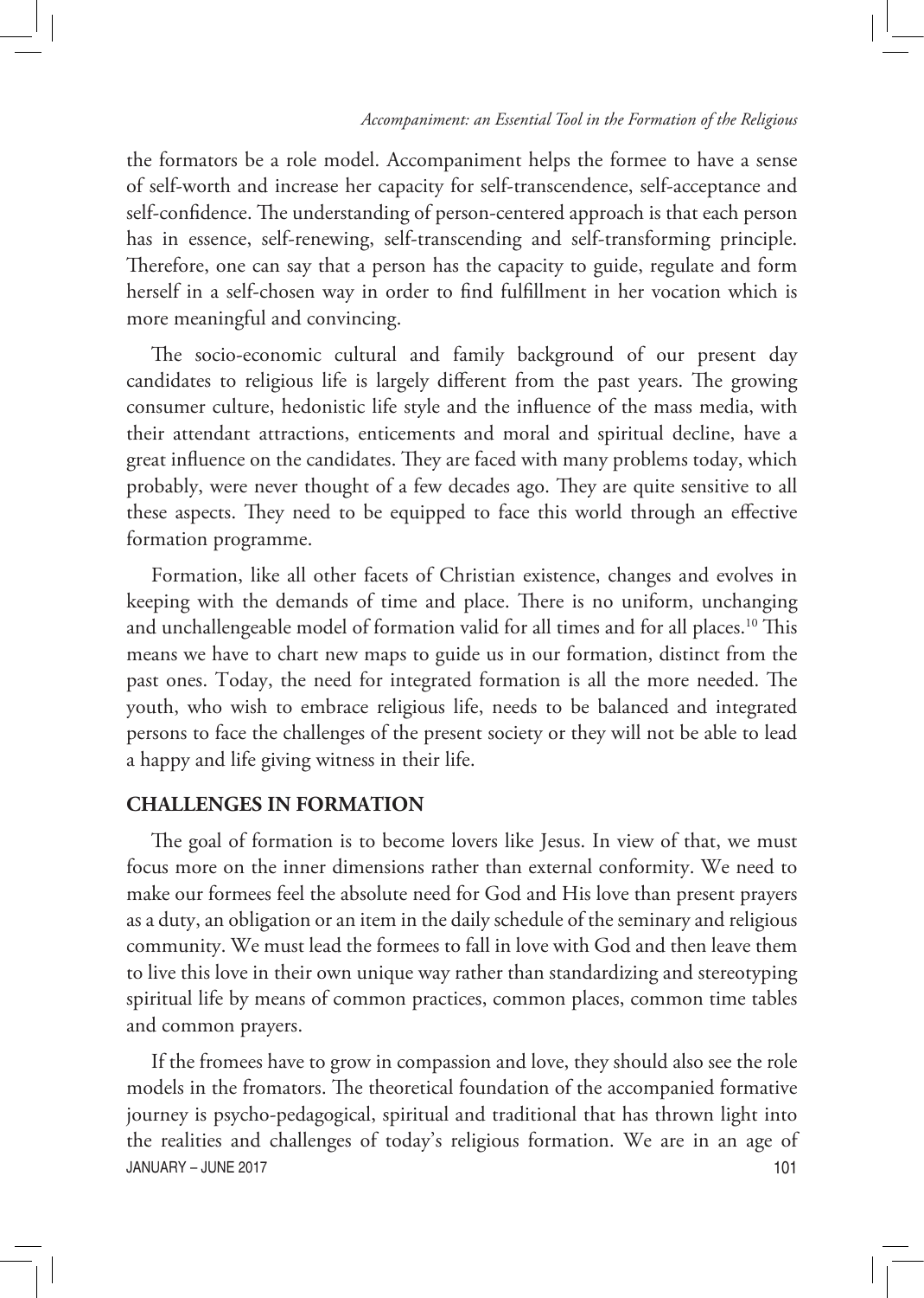the formators be a role model. Accompaniment helps the formee to have a sense of self-worth and increase her capacity for self-transcendence, self-acceptance and self-confidence. The understanding of person-centered approach is that each person has in essence, self-renewing, self-transcending and self-transforming principle. Therefore, one can say that a person has the capacity to guide, regulate and form herself in a self-chosen way in order to find fulfillment in her vocation which is more meaningful and convincing.

The socio-economic cultural and family background of our present day candidates to religious life is largely different from the past years. The growing consumer culture, hedonistic life style and the influence of the mass media, with their attendant attractions, enticements and moral and spiritual decline, have a great influence on the candidates. They are faced with many problems today, which probably, were never thought of a few decades ago. They are quite sensitive to all these aspects. They need to be equipped to face this world through an effective formation programme.

Formation, like all other facets of Christian existence, changes and evolves in keeping with the demands of time and place. There is no uniform, unchanging and unchallengeable model of formation valid for all times and for all places.[10] This means we have to chart new maps to guide us in our formation, distinct from the past ones. Today, the need for integrated formation is all the more needed. The youth, who wish to embrace religious life, needs to be balanced and integrated persons to face the challenges of the present society or they will not be able to lead a happy and life giving witness in their life.

## CHALLENGES IN FORMATION

The goal of formation is to become lovers like Jesus. In view of that, we must focus more on the inner dimensions rather than external conformity. We need to make our formees feel the absolute need for God and His love than present prayers as a duty, an obligation or an item in the daily schedule of the seminary and religious community. We must lead the formees to fall in love with God and then leave them to live this love in their own unique way rather than standardizing and stereotyping spiritual life by means of common practices, common places, common time tables and common prayers.

If the fromees have to grow in compassion and love, they should also see the role models in the fromators. The theoretical foundation of the accompanied formative journey is psycho-pedagogical, spiritual and traditional that has thrown light into the realities and challenges of today's religious formation. We are in an age of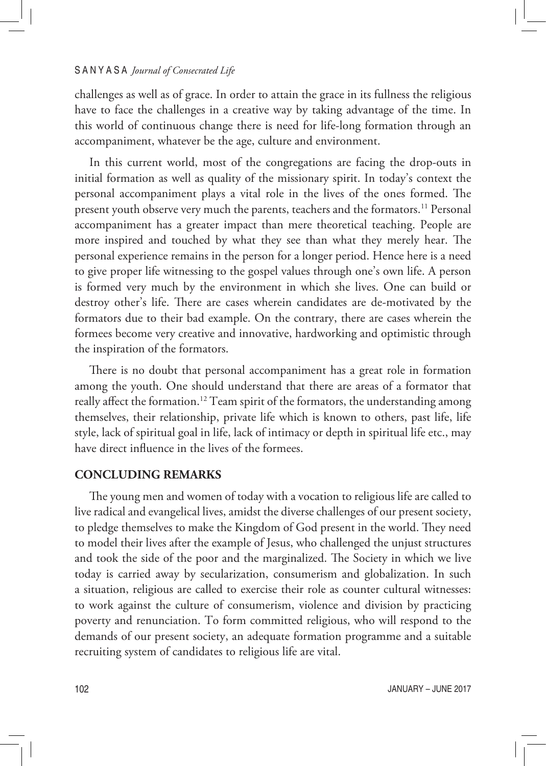challenges as well as of grace. In order to attain the grace in its fullness the religious have to face the challenges in a creative way by taking advantage of the time. In this world of continuous change there is need for life-long formation through an accompaniment, whatever be the age, culture and environment.

In this current world, most of the congregations are facing the drop-outs in initial formation as well as quality of the missionary spirit. In today's context the personal accompaniment plays a vital role in the lives of the ones formed. The present youth observe very much the parents, teachers and the formators.[11] Personal accompaniment has a greater impact than mere theoretical teaching. People are more inspired and touched by what they see than what they merely hear. The personal experience remains in the person for a longer period. Hence here is a need to give proper life witnessing to the gospel values through one's own life. A person is formed very much by the environment in which she lives. One can build or destroy other's life. There are cases wherein candidates are de-motivated by the formators due to their bad example. On the contrary, there are cases wherein the formees become very creative and innovative, hardworking and optimistic through the inspiration of the formators.

There is no doubt that personal accompaniment has a great role in formation among the youth. One should understand that there are areas of a formator that really affect the formation.[12] Team spirit of the formators, the understanding among themselves, their relationship, private life which is known to others, past life, life style, lack of spiritual goal in life, lack of intimacy or depth in spiritual life etc., may have direct influence in the lives of the formees.

## CONCLUDING REMARKS

The young men and women of today with a vocation to religious life are called to live radical and evangelical lives, amidst the diverse challenges of our present society, to pledge themselves to make the Kingdom of God present in the world. They need to model their lives after the example of Jesus, who challenged the unjust structures and took the side of the poor and the marginalized. The Society in which we live today is carried away by secularization, consumerism and globalization. In such a situation, religious are called to exercise their role as counter cultural witnesses: to work against the culture of consumerism, violence and division by practicing poverty and renunciation. To form committed religious, who will respond to the demands of our present society, an adequate formation programme and a suitable recruiting system of candidates to religious life are vital.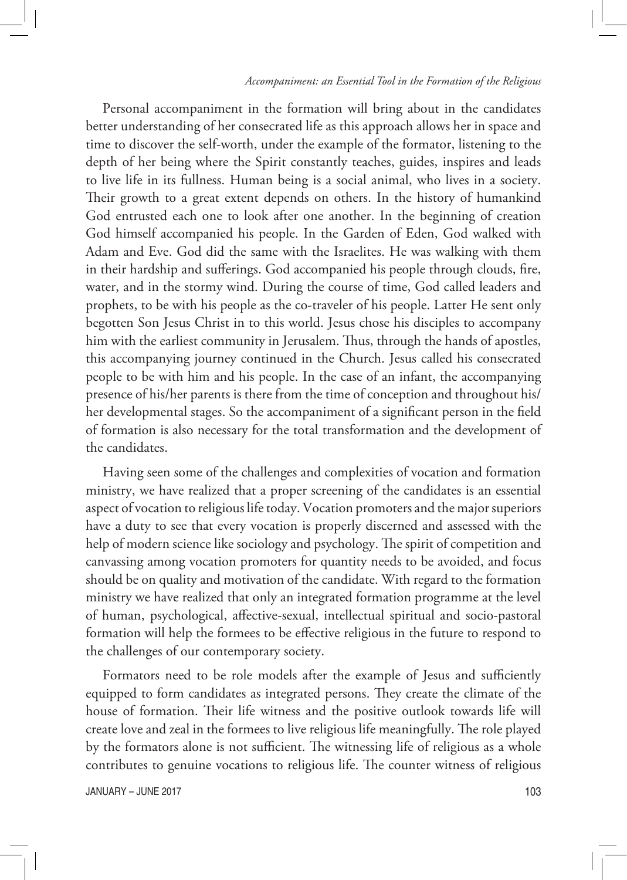Personal accompaniment in the formation will bring about in the candidates better understanding of her consecrated life as this approach allows her in space and time to discover the self-worth, under the example of the formator, listening to the depth of her being where the Spirit constantly teaches, guides, inspires and leads to live life in its fullness. Human being is a social animal, who lives in a society. Their growth to a great extent depends on others. In the history of humankind God entrusted each one to look after one another. In the beginning of creation God himself accompanied his people. In the Garden of Eden, God walked with Adam and Eve. God did the same with the Israelites. He was walking with them in their hardship and sufferings. God accompanied his people through clouds, fire, water, and in the stormy wind. During the course of time, God called leaders and prophets, to be with his people as the co-traveler of his people. Latter He sent only begotten Son Jesus Christ in to this world. Jesus chose his disciples to accompany him with the earliest community in Jerusalem. Thus, through the hands of apostles, this accompanying journey continued in the Church. Jesus called his consecrated people to be with him and his people. In the case of an infant, the accompanying presence of his/her parents is there from the time of conception and throughout his/her developmental stages. So the accompaniment of a significant person in the field of formation is also necessary for the total transformation and the development of the candidates.

Having seen some of the challenges and complexities of vocation and formation ministry, we have realized that a proper screening of the candidates is an essential aspect of vocation to religious life today. Vocation promoters and the major superiors have a duty to see that every vocation is properly discerned and assessed with the help of modern science like sociology and psychology. The spirit of competition and canvassing among vocation promoters for quantity needs to be avoided, and focus should be on quality and motivation of the candidate. With regard to the formation ministry we have realized that only an integrated formation programme at the level of human, psychological, affective-sexual, intellectual spiritual and socio-pastoral formation will help the formees to be effective religious in the future to respond to the challenges of our contemporary society.

Formators need to be role models after the example of Jesus and sufficiently equipped to form candidates as integrated persons. They create the climate of the house of formation. Their life witness and the positive outlook towards life will create love and zeal in the formees to live religious life meaningfully. The role played by the formators alone is not sufficient. The witnessing life of religious as a whole contributes to genuine vocations to religious life. The counter witness of religious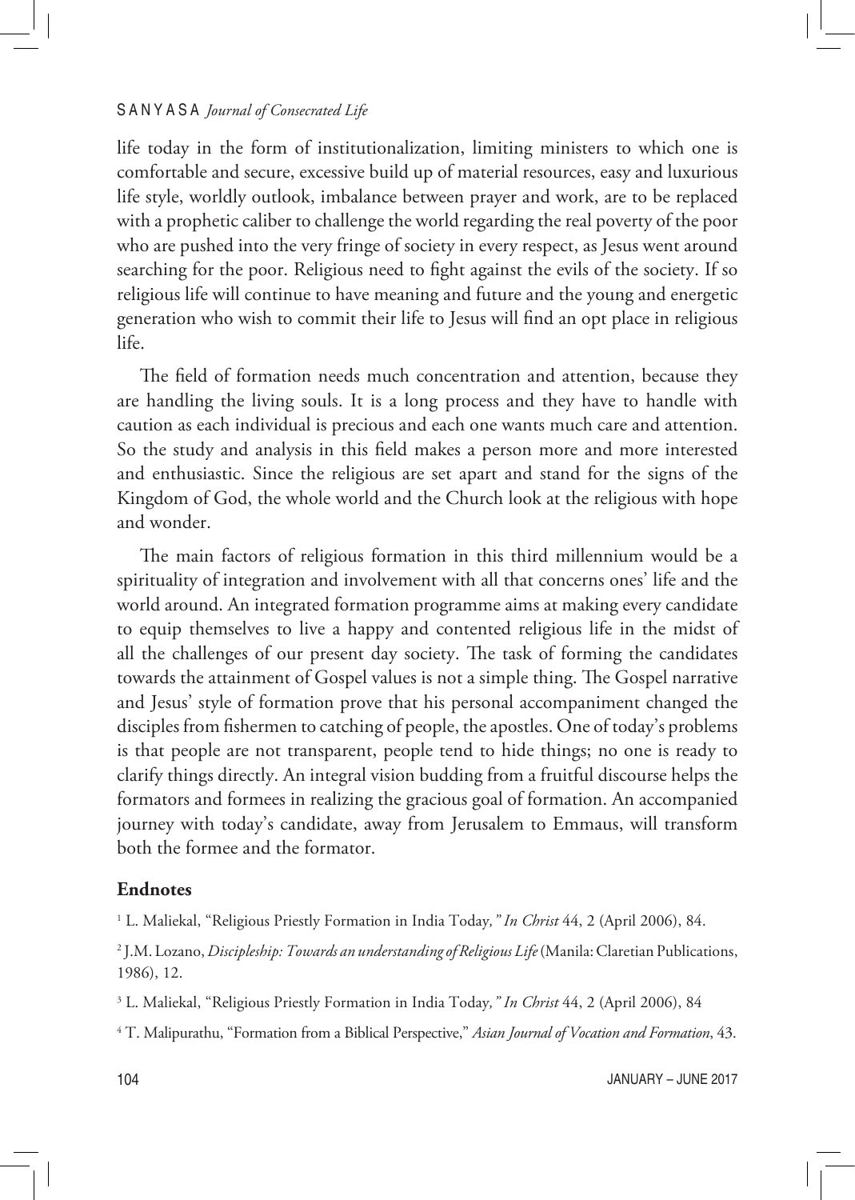life today in the form of institutionalization, limiting ministers to which one is comfortable and secure, excessive build up of material resources, easy and luxurious life style, worldly outlook, imbalance between prayer and work, are to be replaced with a prophetic caliber to challenge the world regarding the real poverty of the poor who are pushed into the very fringe of society in every respect, as Jesus went around searching for the poor. Religious need to fight against the evils of the society. If so religious life will continue to have meaning and future and the young and energetic generation who wish to commit their life to Jesus will find an opt place in religious life.

The field of formation needs much concentration and attention, because they are handling the living souls. It is a long process and they have to handle with caution as each individual is precious and each one wants much care and attention. So the study and analysis in this field makes a person more and more interested and enthusiastic. Since the religious are set apart and stand for the signs of the Kingdom of God, the whole world and the Church look at the religious with hope and wonder.

The main factors of religious formation in this third millennium would be a spirituality of integration and involvement with all that concerns ones' life and the world around. An integrated formation programme aims at making every candidate to equip themselves to live a happy and contented religious life in the midst of all the challenges of our present day society. The task of forming the candidates towards the attainment of Gospel values is not a simple thing. The Gospel narrative and Jesus' style of formation prove that his personal accompaniment changed the disciples from fishermen to catching of people, the apostles. One of today's problems is that people are not transparent, people tend to hide things; no one is ready to clarify things directly. An integral vision budding from a fruitful discourse helps the formators and formees in realizing the gracious goal of formation. An accompanied journey with today's candidate, away from Jerusalem to Emmaus, will transform both the formee and the formator.

## Endnotes

[1] L. Maliekal, "Religious Priestly Formation in India Today," *In Christ* 44, 2 (April 2006), 84.

[2] J.M. Lozano, *Discipleship: Towards an understanding of Religious Life* (Manila: Claretian Publications, 1986), 12.

[3] L. Maliekal, "Religious Priestly Formation in India Today," *In Christ* 44, 2 (April 2006), 84

[4] T. Malipurathu, "Formation from a Biblical Perspective," *Asian Journal of Vocation and Formation*, 43.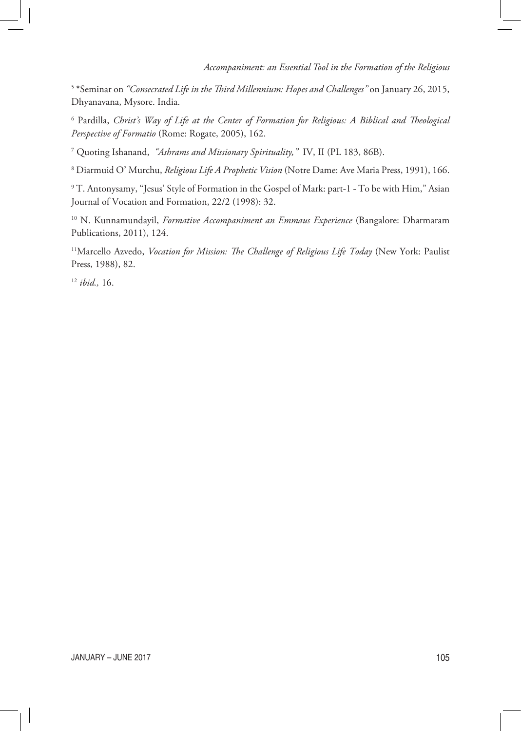[5] *Seminar on *"Consecrated Life in the Third Millennium: Hopes and Challenges"* on January 26, 2015, Dhyanavana, Mysore. India.

[6] Pardilla, *Christ's Way of Life at the Center of Formation for Religious: A Biblical and Theological Perspective of Formatio* (Rome: Rogate, 2005), 162.

[7] Quoting Ishanand, *"Ashrams and Missionary Spirituality,"* IV, II (PL 183, 86B).

[8] Diarmuid O' Murchu, *Religious Life A Prophetic Vision* (Notre Dame: Ave Maria Press, 1991), 166.

[9] T. Antonysamy, "Jesus' Style of Formation in the Gospel of Mark: part-1 - To be with Him," Asian Journal of Vocation and Formation, 22/2 (1998): 32.

[10] N. Kunnamundayil, *Formative Accompaniment an Emmaus Experience* (Bangalore: Dharmaram Publications, 2011), 124.

[11] Marcello Azvedo, *Vocation for Mission: The Challenge of Religious Life Today* (New York: Paulist Press, 1988), 82.

[12] *ibid.,* 16.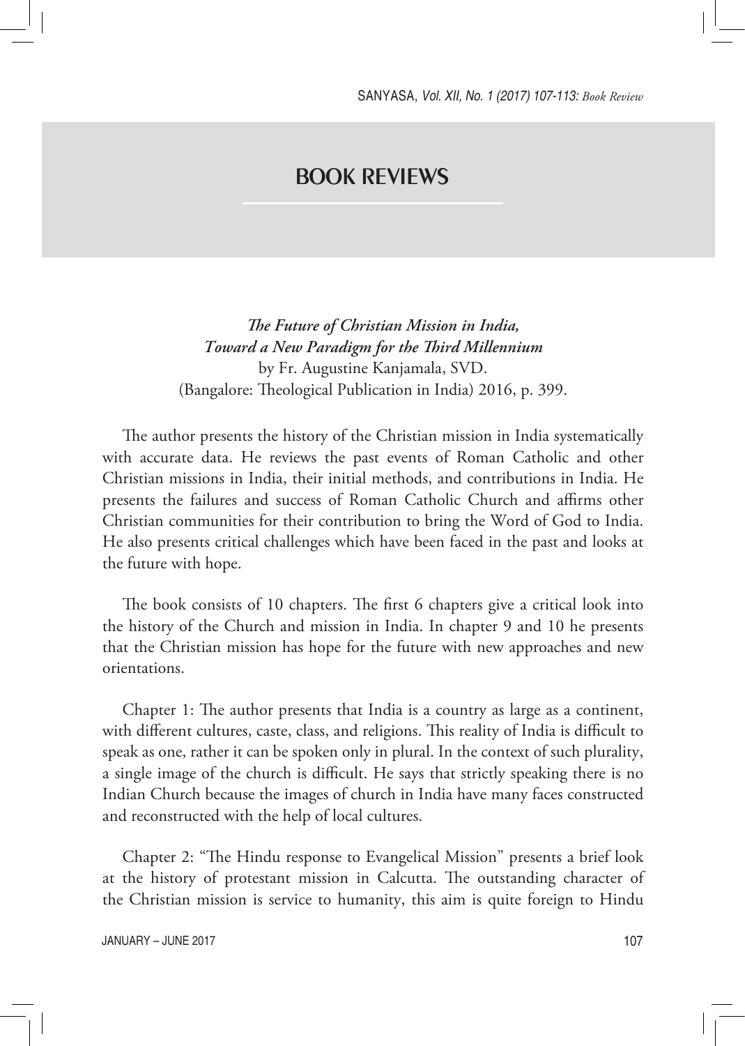# BOOK REVIEWS

***The Future of Christian Mission in India, Toward a New Paradigm for the Third Millennium***
by Fr. Augustine Kanjamala, SVD.
(Bangalore: Theological Publication in India) 2016, p. 399.

The author presents the history of the Christian mission in India systematically with accurate data. He reviews the past events of Roman Catholic and other Christian missions in India, their initial methods, and contributions in India. He presents the failures and success of Roman Catholic Church and affirms other Christian communities for their contribution to bring the Word of God to India. He also presents critical challenges which have been faced in the past and looks at the future with hope.

The book consists of 10 chapters. The first 6 chapters give a critical look into the history of the Church and mission in India. In chapter 9 and 10 he presents that the Christian mission has hope for the future with new approaches and new orientations.

Chapter 1: The author presents that India is a country as large as a continent, with different cultures, caste, class, and religions. This reality of India is difficult to speak as one, rather it can be spoken only in plural. In the context of such plurality, a single image of the church is difficult. He says that strictly speaking there is no Indian Church because the images of church in India have many faces constructed and reconstructed with the help of local cultures.

Chapter 2: "The Hindu response to Evangelical Mission" presents a brief look at the history of protestant mission in Calcutta. The outstanding character of the Christian mission is service to humanity, this aim is quite foreign to Hindu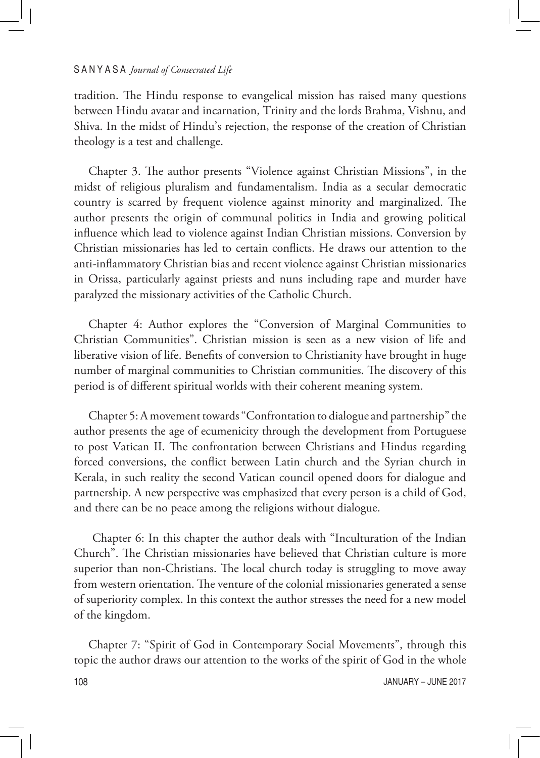tradition. The Hindu response to evangelical mission has raised many questions between Hindu avatar and incarnation, Trinity and the lords Brahma, Vishnu, and Shiva. In the midst of Hindu's rejection, the response of the creation of Christian theology is a test and challenge.

Chapter 3. The author presents "Violence against Christian Missions", in the midst of religious pluralism and fundamentalism. India as a secular democratic country is scarred by frequent violence against minority and marginalized. The author presents the origin of communal politics in India and growing political influence which lead to violence against Indian Christian missions. Conversion by Christian missionaries has led to certain conflicts. He draws our attention to the anti-inflammatory Christian bias and recent violence against Christian missionaries in Orissa, particularly against priests and nuns including rape and murder have paralyzed the missionary activities of the Catholic Church.

Chapter 4: Author explores the "Conversion of Marginal Communities to Christian Communities". Christian mission is seen as a new vision of life and liberative vision of life. Benefits of conversion to Christianity have brought in huge number of marginal communities to Christian communities. The discovery of this period is of different spiritual worlds with their coherent meaning system.

Chapter 5: A movement towards "Confrontation to dialogue and partnership" the author presents the age of ecumenicity through the development from Portuguese to post Vatican II. The confrontation between Christians and Hindus regarding forced conversions, the conflict between Latin church and the Syrian church in Kerala, in such reality the second Vatican council opened doors for dialogue and partnership. A new perspective was emphasized that every person is a child of God, and there can be no peace among the religions without dialogue.

Chapter 6: In this chapter the author deals with "Inculturation of the Indian Church". The Christian missionaries have believed that Christian culture is more superior than non-Christians. The local church today is struggling to move away from western orientation. The venture of the colonial missionaries generated a sense of superiority complex. In this context the author stresses the need for a new model of the kingdom.

Chapter 7: "Spirit of God in Contemporary Social Movements", through this topic the author draws our attention to the works of the spirit of God in the whole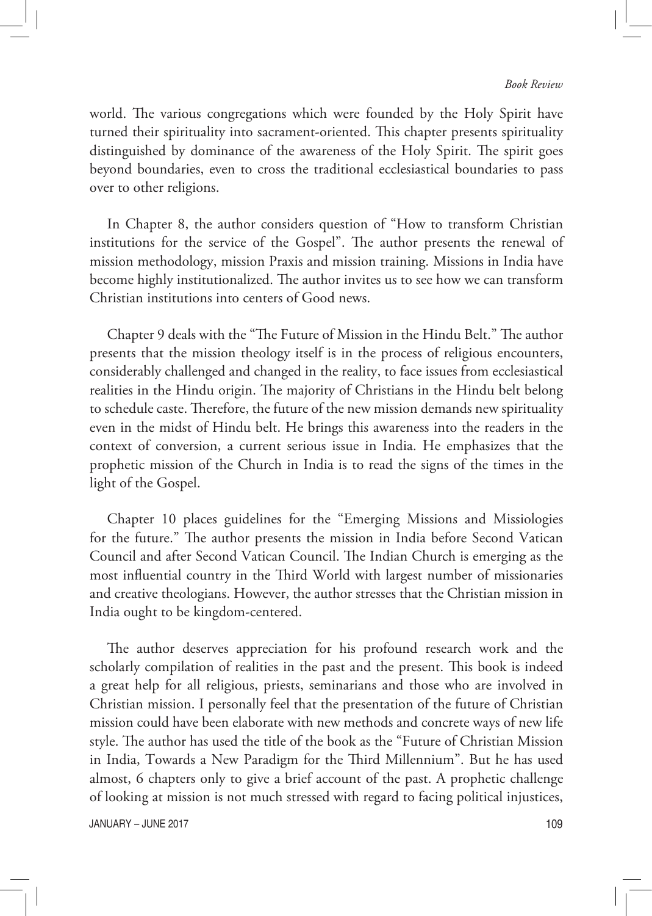world. The various congregations which were founded by the Holy Spirit have turned their spirituality into sacrament-oriented. This chapter presents spirituality distinguished by dominance of the awareness of the Holy Spirit. The spirit goes beyond boundaries, even to cross the traditional ecclesiastical boundaries to pass over to other religions.

In Chapter 8, the author considers question of "How to transform Christian institutions for the service of the Gospel". The author presents the renewal of mission methodology, mission Praxis and mission training. Missions in India have become highly institutionalized. The author invites us to see how we can transform Christian institutions into centers of Good news.

Chapter 9 deals with the "The Future of Mission in the Hindu Belt." The author presents that the mission theology itself is in the process of religious encounters, considerably challenged and changed in the reality, to face issues from ecclesiastical realities in the Hindu origin. The majority of Christians in the Hindu belt belong to schedule caste. Therefore, the future of the new mission demands new spirituality even in the midst of Hindu belt. He brings this awareness into the readers in the context of conversion, a current serious issue in India. He emphasizes that the prophetic mission of the Church in India is to read the signs of the times in the light of the Gospel.

Chapter 10 places guidelines for the "Emerging Missions and Missiologies for the future." The author presents the mission in India before Second Vatican Council and after Second Vatican Council. The Indian Church is emerging as the most influential country in the Third World with largest number of missionaries and creative theologians. However, the author stresses that the Christian mission in India ought to be kingdom-centered.

The author deserves appreciation for his profound research work and the scholarly compilation of realities in the past and the present. This book is indeed a great help for all religious, priests, seminarians and those who are involved in Christian mission. I personally feel that the presentation of the future of Christian mission could have been elaborate with new methods and concrete ways of new life style. The author has used the title of the book as the "Future of Christian Mission in India, Towards a New Paradigm for the Third Millennium". But he has used almost, 6 chapters only to give a brief account of the past. A prophetic challenge of looking at mission is not much stressed with regard to facing political injustices,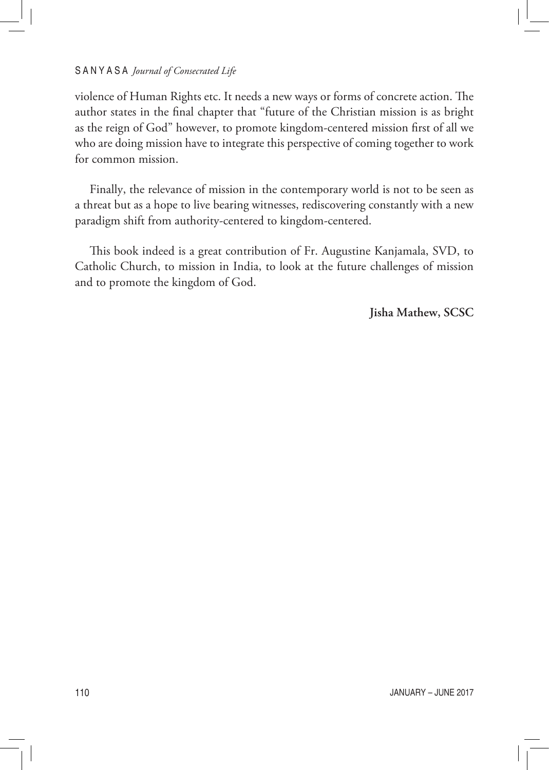violence of Human Rights etc. It needs a new ways or forms of concrete action. The author states in the final chapter that "future of the Christian mission is as bright as the reign of God" however, to promote kingdom-centered mission first of all we who are doing mission have to integrate this perspective of coming together to work for common mission.

Finally, the relevance of mission in the contemporary world is not to be seen as a threat but as a hope to live bearing witnesses, rediscovering constantly with a new paradigm shift from authority-centered to kingdom-centered.

This book indeed is a great contribution of Fr. Augustine Kanjamala, SVD, to Catholic Church, to mission in India, to look at the future challenges of mission and to promote the kingdom of God.

**Jisha Mathew, SCSC**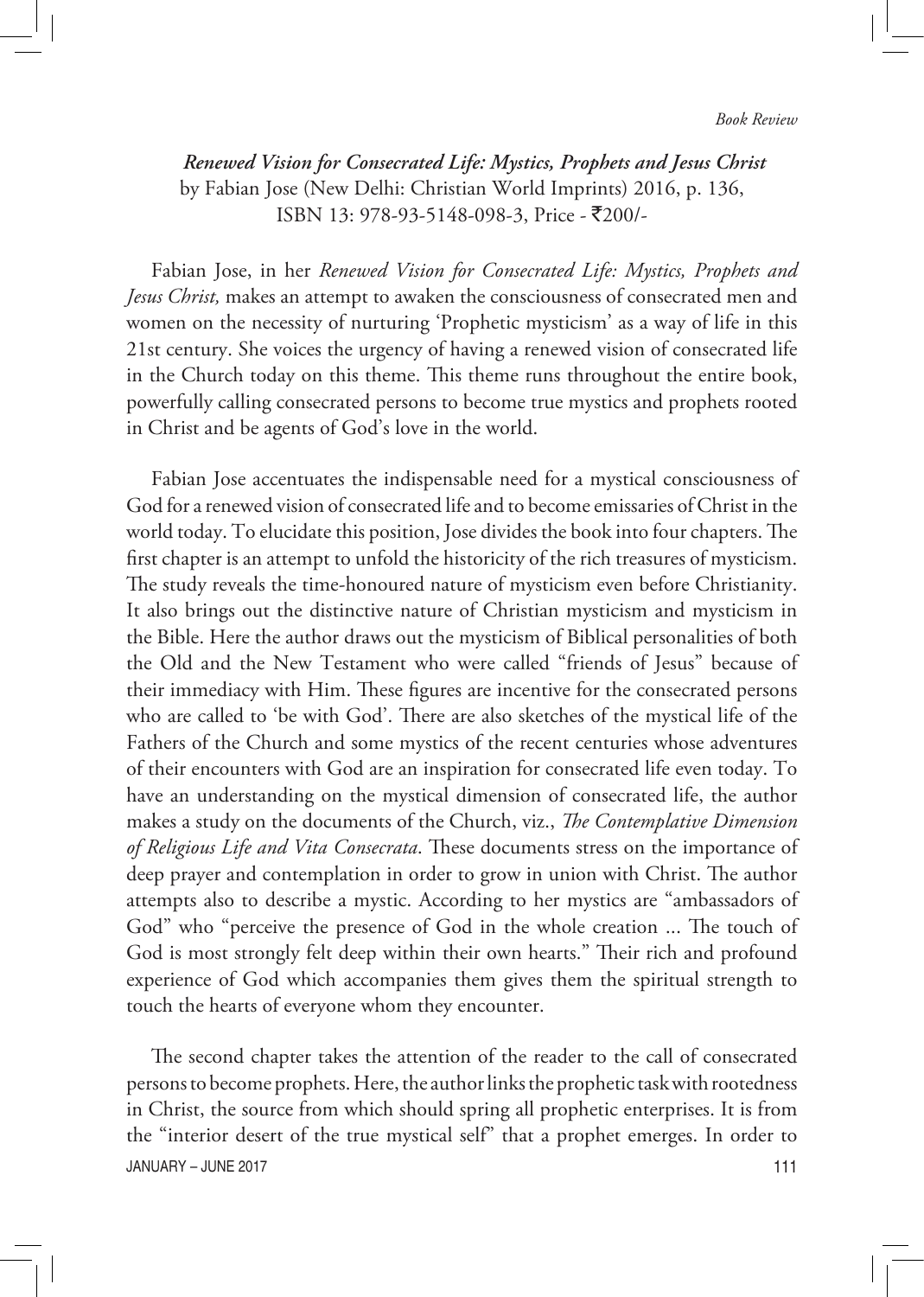*Renewed Vision for Consecrated Life: Mystics, Prophets and Jesus Christ* by Fabian Jose (New Delhi: Christian World Imprints) 2016, p. 136, ISBN 13: 978-93-5148-098-3, Price - ₹200/-

Fabian Jose, in her *Renewed Vision for Consecrated Life: Mystics, Prophets and Jesus Christ,* makes an attempt to awaken the consciousness of consecrated men and women on the necessity of nurturing 'Prophetic mysticism' as a way of life in this 21st century. She voices the urgency of having a renewed vision of consecrated life in the Church today on this theme. This theme runs throughout the entire book, powerfully calling consecrated persons to become true mystics and prophets rooted in Christ and be agents of God's love in the world.

Fabian Jose accentuates the indispensable need for a mystical consciousness of God for a renewed vision of consecrated life and to become emissaries of Christ in the world today. To elucidate this position, Jose divides the book into four chapters. The first chapter is an attempt to unfold the historicity of the rich treasures of mysticism. The study reveals the time-honoured nature of mysticism even before Christianity. It also brings out the distinctive nature of Christian mysticism and mysticism in the Bible. Here the author draws out the mysticism of Biblical personalities of both the Old and the New Testament who were called "friends of Jesus" because of their immediacy with Him. These figures are incentive for the consecrated persons who are called to 'be with God'. There are also sketches of the mystical life of the Fathers of the Church and some mystics of the recent centuries whose adventures of their encounters with God are an inspiration for consecrated life even today. To have an understanding on the mystical dimension of consecrated life, the author makes a study on the documents of the Church, viz., *The Contemplative Dimension of Religious Life and Vita Consecrata*. These documents stress on the importance of deep prayer and contemplation in order to grow in union with Christ. The author attempts also to describe a mystic. According to her mystics are "ambassadors of God" who "perceive the presence of God in the whole creation ... The touch of God is most strongly felt deep within their own hearts." Their rich and profound experience of God which accompanies them gives them the spiritual strength to touch the hearts of everyone whom they encounter.

The second chapter takes the attention of the reader to the call of consecrated persons to become prophets. Here, the author links the prophetic task with rootedness in Christ, the source from which should spring all prophetic enterprises. It is from the "interior desert of the true mystical self" that a prophet emerges. In order to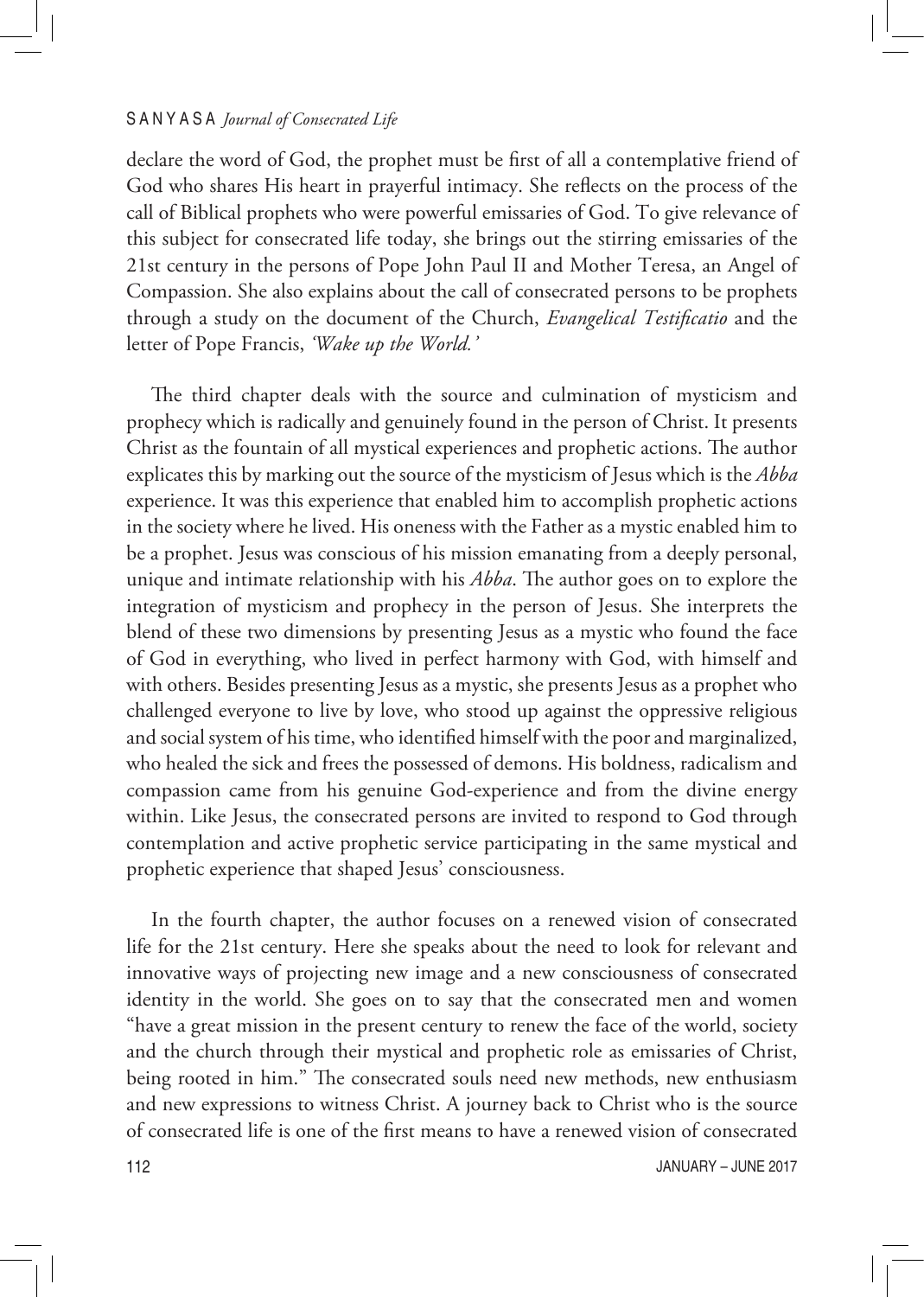declare the word of God, the prophet must be first of all a contemplative friend of God who shares His heart in prayerful intimacy. She reflects on the process of the call of Biblical prophets who were powerful emissaries of God. To give relevance of this subject for consecrated life today, she brings out the stirring emissaries of the 21st century in the persons of Pope John Paul II and Mother Teresa, an Angel of Compassion. She also explains about the call of consecrated persons to be prophets through a study on the document of the Church, *Evangelical Testificatio* and the letter of Pope Francis, *'Wake up the World.'*

The third chapter deals with the source and culmination of mysticism and prophecy which is radically and genuinely found in the person of Christ. It presents Christ as the fountain of all mystical experiences and prophetic actions. The author explicates this by marking out the source of the mysticism of Jesus which is the *Abba* experience. It was this experience that enabled him to accomplish prophetic actions in the society where he lived. His oneness with the Father as a mystic enabled him to be a prophet. Jesus was conscious of his mission emanating from a deeply personal, unique and intimate relationship with his *Abba*. The author goes on to explore the integration of mysticism and prophecy in the person of Jesus. She interprets the blend of these two dimensions by presenting Jesus as a mystic who found the face of God in everything, who lived in perfect harmony with God, with himself and with others. Besides presenting Jesus as a mystic, she presents Jesus as a prophet who challenged everyone to live by love, who stood up against the oppressive religious and social system of his time, who identified himself with the poor and marginalized, who healed the sick and frees the possessed of demons. His boldness, radicalism and compassion came from his genuine God-experience and from the divine energy within. Like Jesus, the consecrated persons are invited to respond to God through contemplation and active prophetic service participating in the same mystical and prophetic experience that shaped Jesus' consciousness.

In the fourth chapter, the author focuses on a renewed vision of consecrated life for the 21st century. Here she speaks about the need to look for relevant and innovative ways of projecting new image and a new consciousness of consecrated identity in the world. She goes on to say that the consecrated men and women "have a great mission in the present century to renew the face of the world, society and the church through their mystical and prophetic role as emissaries of Christ, being rooted in him." The consecrated souls need new methods, new enthusiasm and new expressions to witness Christ. A journey back to Christ who is the source of consecrated life is one of the first means to have a renewed vision of consecrated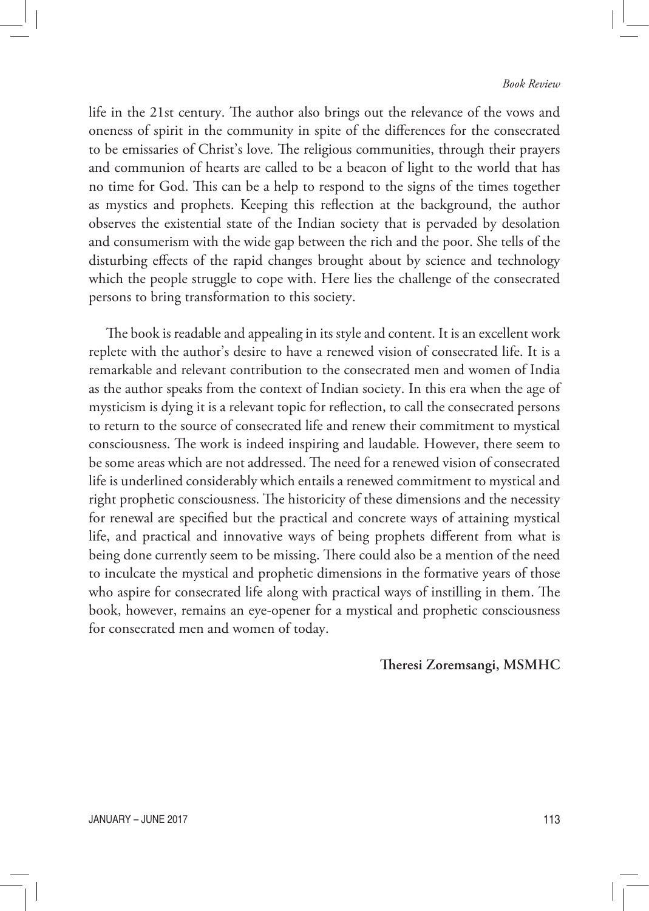life in the 21st century. The author also brings out the relevance of the vows and oneness of spirit in the community in spite of the differences for the consecrated to be emissaries of Christ's love. The religious communities, through their prayers and communion of hearts are called to be a beacon of light to the world that has no time for God. This can be a help to respond to the signs of the times together as mystics and prophets. Keeping this reflection at the background, the author observes the existential state of the Indian society that is pervaded by desolation and consumerism with the wide gap between the rich and the poor. She tells of the disturbing effects of the rapid changes brought about by science and technology which the people struggle to cope with. Here lies the challenge of the consecrated persons to bring transformation to this society.

The book is readable and appealing in its style and content. It is an excellent work replete with the author's desire to have a renewed vision of consecrated life. It is a remarkable and relevant contribution to the consecrated men and women of India as the author speaks from the context of Indian society. In this era when the age of mysticism is dying it is a relevant topic for reflection, to call the consecrated persons to return to the source of consecrated life and renew their commitment to mystical consciousness. The work is indeed inspiring and laudable. However, there seem to be some areas which are not addressed. The need for a renewed vision of consecrated life is underlined considerably which entails a renewed commitment to mystical and right prophetic consciousness. The historicity of these dimensions and the necessity for renewal are specified but the practical and concrete ways of attaining mystical life, and practical and innovative ways of being prophets different from what is being done currently seem to be missing. There could also be a mention of the need to inculcate the mystical and prophetic dimensions in the formative years of those who aspire for consecrated life along with practical ways of instilling in them. The book, however, remains an eye-opener for a mystical and prophetic consciousness for consecrated men and women of today.

**Theresi Zoremsangi, MSMHC**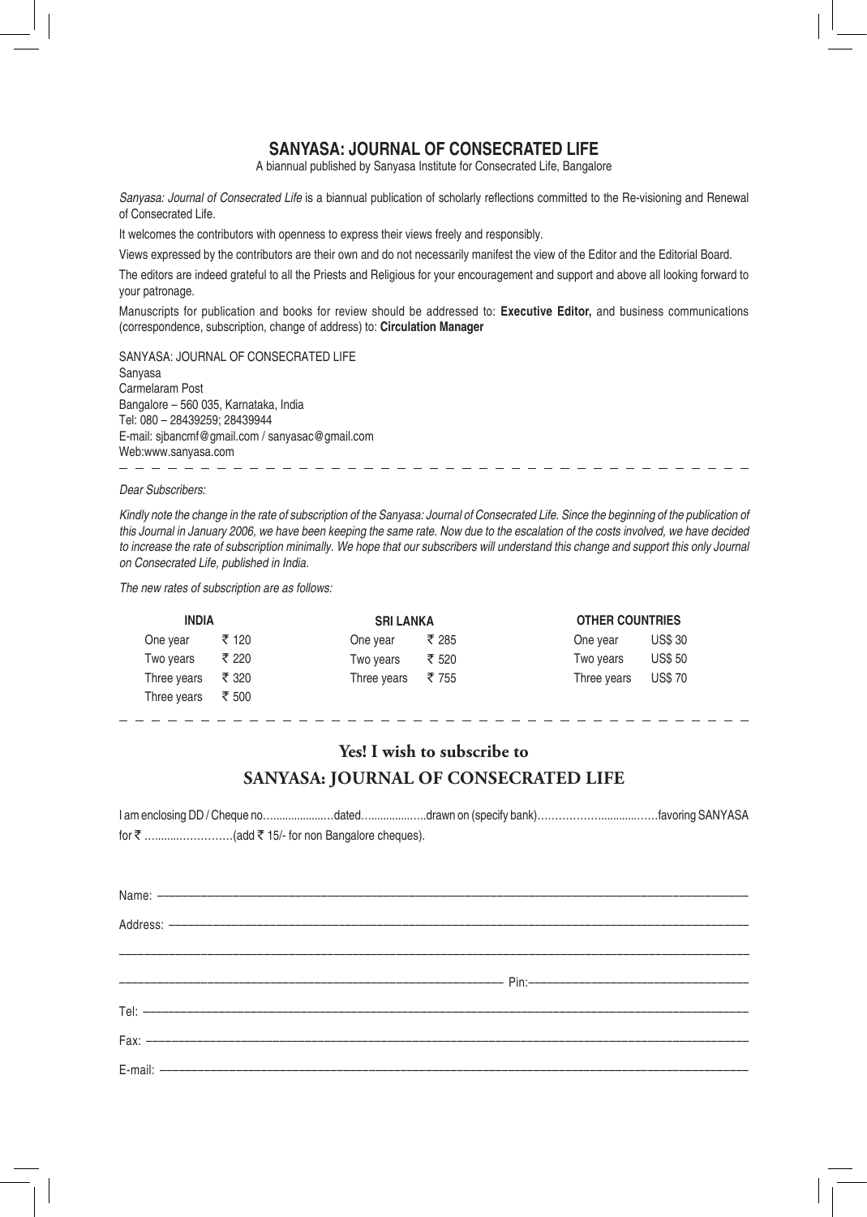# SANYASA: JOURNAL OF CONSECRATED LIFE

A biannual published by Sanyasa Institute for Consecrated Life, Bangalore

*Sanyasa: Journal of Consecrated Life* is a biannual publication of scholarly reflections committed to the Re-visioning and Renewal of Consecrated Life.

It welcomes the contributors with openness to express their views freely and responsibly.

Views expressed by the contributors are their own and do not necessarily manifest the view of the Editor and the Editorial Board.

The editors are indeed grateful to all the Priests and Religious for your encouragement and support and above all looking forward to your patronage.

Manuscripts for publication and books for review should be addressed to: **Executive Editor,** and business communications (correspondence, subscription, change of address) to: **Circulation Manager**

SANYASA: JOURNAL OF CONSECRATED LIFE
Sanyasa
Carmelaram Post
Bangalore – 560 035, Karnataka, India
Tel: 080 – 28439259; 28439944
E-mail: sjbancmf@gmail.com / sanyasac@gmail.com
Web:www.sanyasa.com

---

*Dear Subscribers:*

*Kindly note the change in the rate of subscription of the Sanyasa: Journal of Consecrated Life. Since the beginning of the publication of this Journal in January 2006, we have been keeping the same rate. Now due to the escalation of the costs involved, we have decided to increase the rate of subscription minimally. We hope that our subscribers will understand this change and support this only Journal on Consecrated Life, published in India.*

*The new rates of subscription are as follows:*

| INDIA | | SRI LANKA | | OTHER COUNTRIES | |
|---|---|---|---|---|---|
| One year | ₹ 120 | One year | ₹ 285 | One year | US$ 30 |
| Two years | ₹ 220 | Two years | ₹ 520 | Two years | US$ 50 |
| Three years | ₹ 320 | Three years | ₹ 755 | Three years | US$ 70 |
| Three years | ₹ 500 | | | | |

---

## Yes! I wish to subscribe to
## SANYASA: JOURNAL OF CONSECRATED LIFE

I am enclosing DD / Cheque no…...................…dated…...............…..drawn on (specify bank)……………….............……favoring SANYASA for ₹ …........……………(add ₹ 15/- for non Bangalore cheques).

Name: ——————————————————————————

Address: ——————————————————————————

——————————————————————————

—————————————————— Pin:——————————

Tel: ——————————————————————————

Fax: ——————————————————————————

E-mail: ——————————————————————————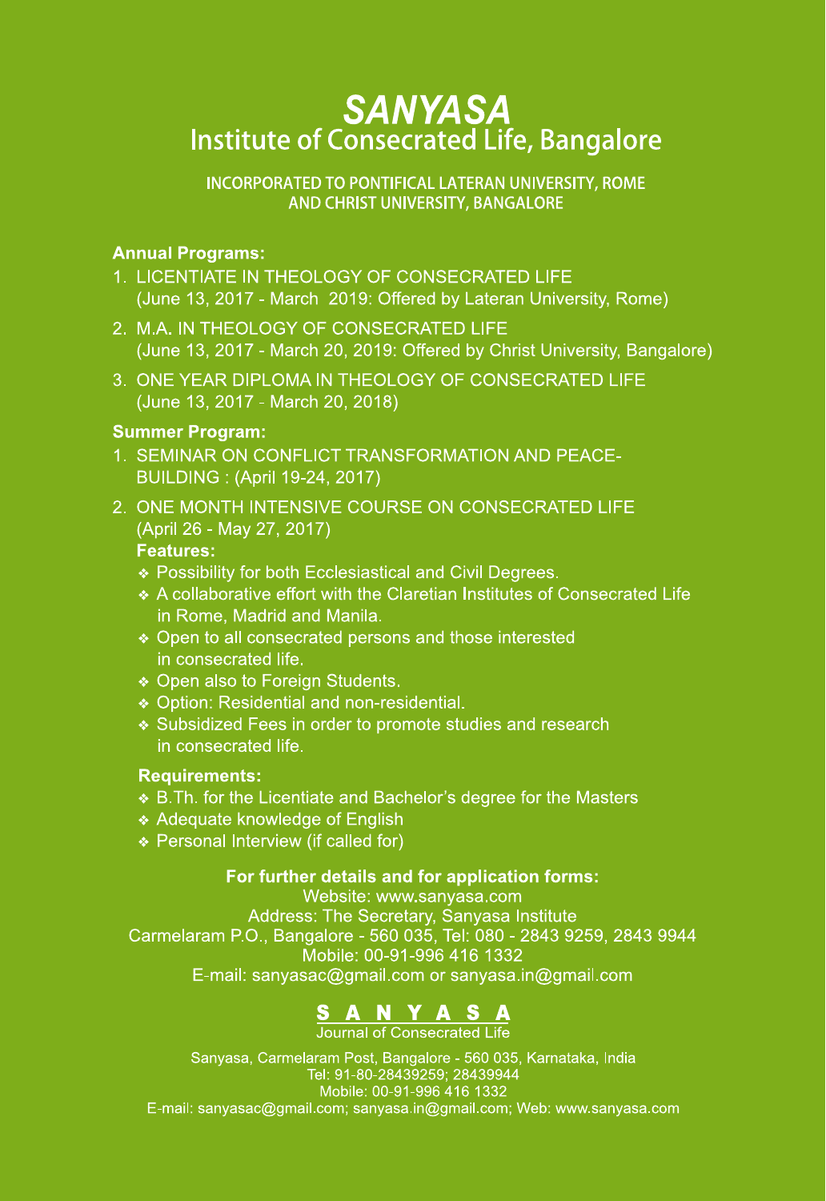# *SANYASA*
## Institute of Consecrated Life, Bangalore

INCORPORATED TO PONTIFICAL LATERAN UNIVERSITY, ROME
AND CHRIST UNIVERSITY, BANGALORE

**Annual Programs:**

1. LICENTIATE IN THEOLOGY OF CONSECRATED LIFE
   (June 13, 2017 - March 2019: Offered by Lateran University, Rome)
2. M.A. IN THEOLOGY OF CONSECRATED LIFE
   (June 13, 2017 - March 20, 2019: Offered by Christ University, Bangalore)
3. ONE YEAR DIPLOMA IN THEOLOGY OF CONSECRATED LIFE
   (June 13, 2017 - March 20, 2018)

**Summer Program:**

1. SEMINAR ON CONFLICT TRANSFORMATION AND PEACE-BUILDING : (April 19-24, 2017)
2. ONE MONTH INTENSIVE COURSE ON CONSECRATED LIFE
   (April 26 - May 27, 2017)

**Features:**

- Possibility for both Ecclesiastical and Civil Degrees.
- A collaborative effort with the Claretian Institutes of Consecrated Life in Rome, Madrid and Manila.
- Open to all consecrated persons and those interested in consecrated life.
- Open also to Foreign Students.
- Option: Residential and non-residential.
- Subsidized Fees in order to promote studies and research in consecrated life.

**Requirements:**

- B.Th. for the Licentiate and Bachelor's degree for the Masters
- Adequate knowledge of English
- Personal Interview (if called for)

**For further details and for application forms:**

Website: www.sanyasa.com
Address: The Secretary, Sanyasa Institute
Carmelaram P.O., Bangalore - 560 035, Tel: 080 - 2843 9259, 2843 9944
Mobile: 00-91-996 416 1332
E-mail: sanyasac@gmail.com or sanyasa.in@gmail.com

**SANYASA**
Journal of Consecrated Life

Sanyasa, Carmelaram Post, Bangalore - 560 035, Karnataka, India
Tel: 91-80-28439259; 28439944
Mobile: 00-91-996 416 1332
E-mail: sanyasac@gmail.com; sanyasa.in@gmail.com; Web: www.sanyasa.com